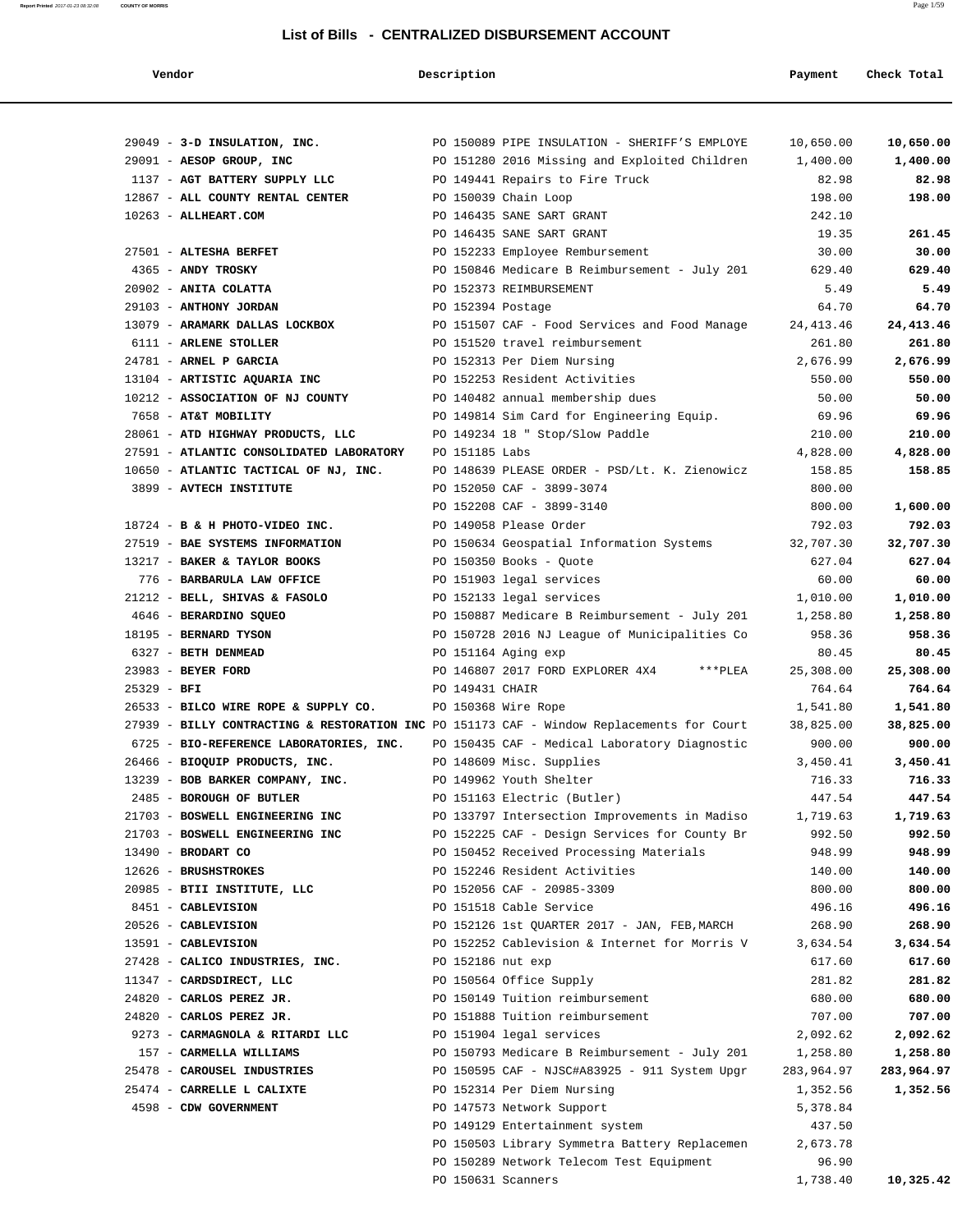# List of Bills - CENTRALIZED DISBURSEMENT ACCOUNT

| Vendor | Description | Payment | Check Total |
|---|---|---|---|
| 29049 - **3-D INSULATION, INC.** | PO 150089 PIPE INSULATION - SHERIFF'S EMPLOYE | 10,650.00 | **10,650.00** |
| 29091 - **AESOP GROUP, INC** | PO 151280 2016 Missing and Exploited Children | 1,400.00 | **1,400.00** |
| 1137 - **AGT BATTERY SUPPLY LLC** | PO 149441 Repairs to Fire Truck | 82.98 | **82.98** |
| 12867 - **ALL COUNTY RENTAL CENTER** | PO 150039 Chain Loop | 198.00 | **198.00** |
| 10263 - **ALLHEART.COM** | PO 146435 SANE SART GRANT | 242.10 | |
| | PO 146435 SANE SART GRANT | 19.35 | **261.45** |
| 27501 - **ALTESHA BERFET** | PO 152233 Employee Rembursement | 30.00 | **30.00** |
| 4365 - **ANDY TROSKY** | PO 150846 Medicare B Reimbursement - July 201 | 629.40 | **629.40** |
| 20902 - **ANITA COLATTA** | PO 152373 REIMBURSEMENT | 5.49 | **5.49** |
| 29103 - **ANTHONY JORDAN** | PO 152394 Postage | 64.70 | **64.70** |
| 13079 - **ARAMARK DALLAS LOCKBOX** | PO 151507 CAF - Food Services and Food Manage | 24,413.46 | **24,413.46** |
| 6111 - **ARLENE STOLLER** | PO 151520 travel reimbursement | 261.80 | **261.80** |
| 24781 - **ARNEL P GARCIA** | PO 152313 Per Diem Nursing | 2,676.99 | **2,676.99** |
| 13104 - **ARTISTIC AQUARIA INC** | PO 152253 Resident Activities | 550.00 | **550.00** |
| 10212 - **ASSOCIATION OF NJ COUNTY** | PO 140482 annual membership dues | 50.00 | **50.00** |
| 7658 - **AT&T MOBILITY** | PO 149814 Sim Card for Engineering Equip. | 69.96 | **69.96** |
| 28061 - **ATD HIGHWAY PRODUCTS, LLC** | PO 149234 18 " Stop/Slow Paddle | 210.00 | **210.00** |
| 27591 - **ATLANTIC CONSOLIDATED LABORATORY** | PO 151185 Labs | 4,828.00 | **4,828.00** |
| 10650 - **ATLANTIC TACTICAL OF NJ, INC.** | PO 148639 PLEASE ORDER - PSD/Lt. K. Zienowicz | 158.85 | **158.85** |
| 3899 - **AVTECH INSTITUTE** | PO 152050 CAF - 3899-3074 | 800.00 | |
| | PO 152208 CAF - 3899-3140 | 800.00 | **1,600.00** |
| 18724 - **B & H PHOTO-VIDEO INC.** | PO 149058 Please Order | 792.03 | **792.03** |
| 27519 - **BAE SYSTEMS INFORMATION** | PO 150634 Geospatial Information Systems | 32,707.30 | **32,707.30** |
| 13217 - **BAKER & TAYLOR BOOKS** | PO 150350 Books - Quote | 627.04 | **627.04** |
| 776 - **BARBARULA LAW OFFICE** | PO 151903 legal services | 60.00 | **60.00** |
| 21212 - **BELL, SHIVAS & FASOLO** | PO 152133 legal services | 1,010.00 | **1,010.00** |
| 4646 - **BERARDINO SQUEO** | PO 150887 Medicare B Reimbursement - July 201 | 1,258.80 | **1,258.80** |
| 18195 - **BERNARD TYSON** | PO 150728 2016 NJ League of Municipalities Co | 958.36 | **958.36** |
| 6327 - **BETH DENMEAD** | PO 151164 Aging exp | 80.45 | **80.45** |
| 23983 - **BEYER FORD** | PO 146807 2017 FORD EXPLORER 4X4 ***PLEA | 25,308.00 | **25,308.00** |
| 25329 - **BFI** | PO 149431 CHAIR | 764.64 | **764.64** |
| 26533 - **BILCO WIRE ROPE & SUPPLY CO.** | PO 150368 Wire Rope | 1,541.80 | **1,541.80** |
| 27939 - **BILLY CONTRACTING & RESTORATION INC** | PO 151173 CAF - Window Replacements for Court | 38,825.00 | **38,825.00** |
| 6725 - **BIO-REFERENCE LABORATORIES, INC.** | PO 150435 CAF - Medical Laboratory Diagnostic | 900.00 | **900.00** |
| 26466 - **BIOQUIP PRODUCTS, INC.** | PO 148609 Misc. Supplies | 3,450.41 | **3,450.41** |
| 13239 - **BOB BARKER COMPANY, INC.** | PO 149962 Youth Shelter | 716.33 | **716.33** |
| 2485 - **BOROUGH OF BUTLER** | PO 151163 Electric (Butler) | 447.54 | **447.54** |
| 21703 - **BOSWELL ENGINEERING INC** | PO 133797 Intersection Improvements in Madiso | 1,719.63 | **1,719.63** |
| 21703 - **BOSWELL ENGINEERING INC** | PO 152225 CAF - Design Services for County Br | 992.50 | **992.50** |
| 13490 - **BRODART CO** | PO 150452 Received Processing Materials | 948.99 | **948.99** |
| 12626 - **BRUSHSTROKES** | PO 152246 Resident Activities | 140.00 | **140.00** |
| 20985 - **BTII INSTITUTE, LLC** | PO 152056 CAF - 20985-3309 | 800.00 | **800.00** |
| 8451 - **CABLEVISION** | PO 151518 Cable Service | 496.16 | **496.16** |
| 20526 - **CABLEVISION** | PO 152126 1st QUARTER 2017 - JAN, FEB,MARCH | 268.90 | **268.90** |
| 13591 - **CABLEVISION** | PO 152252 Cablevision & Internet for Morris V | 3,634.54 | **3,634.54** |
| 27428 - **CALICO INDUSTRIES, INC.** | PO 152186 nut exp | 617.60 | **617.60** |
| 11347 - **CARDSDIRECT, LLC** | PO 150564 Office Supply | 281.82 | **281.82** |
| 24820 - **CARLOS PEREZ JR.** | PO 150149 Tuition reimbursement | 680.00 | **680.00** |
| 24820 - **CARLOS PEREZ JR.** | PO 151888 Tuition reimbursement | 707.00 | **707.00** |
| 9273 - **CARMAGNOLA & RITARDI LLC** | PO 151904 legal services | 2,092.62 | **2,092.62** |
| 157 - **CARMELLA WILLIAMS** | PO 150793 Medicare B Reimbursement - July 201 | 1,258.80 | **1,258.80** |
| 25478 - **CAROUSEL INDUSTRIES** | PO 150595 CAF - NJSC#A83925 - 911 System Upgr | 283,964.97 | **283,964.97** |
| 25474 - **CARRELLE L CALIXTE** | PO 152314 Per Diem Nursing | 1,352.56 | **1,352.56** |
| 4598 - **CDW GOVERNMENT** | PO 147573 Network Support | 5,378.84 | |
| | PO 149129 Entertainment system | 437.50 | |
| | PO 150503 Library Symmetra Battery Replacemen | 2,673.78 | |
| | PO 150289 Network Telecom Test Equipment | 96.90 | |
| | PO 150631 Scanners | 1,738.40 | **10,325.42** |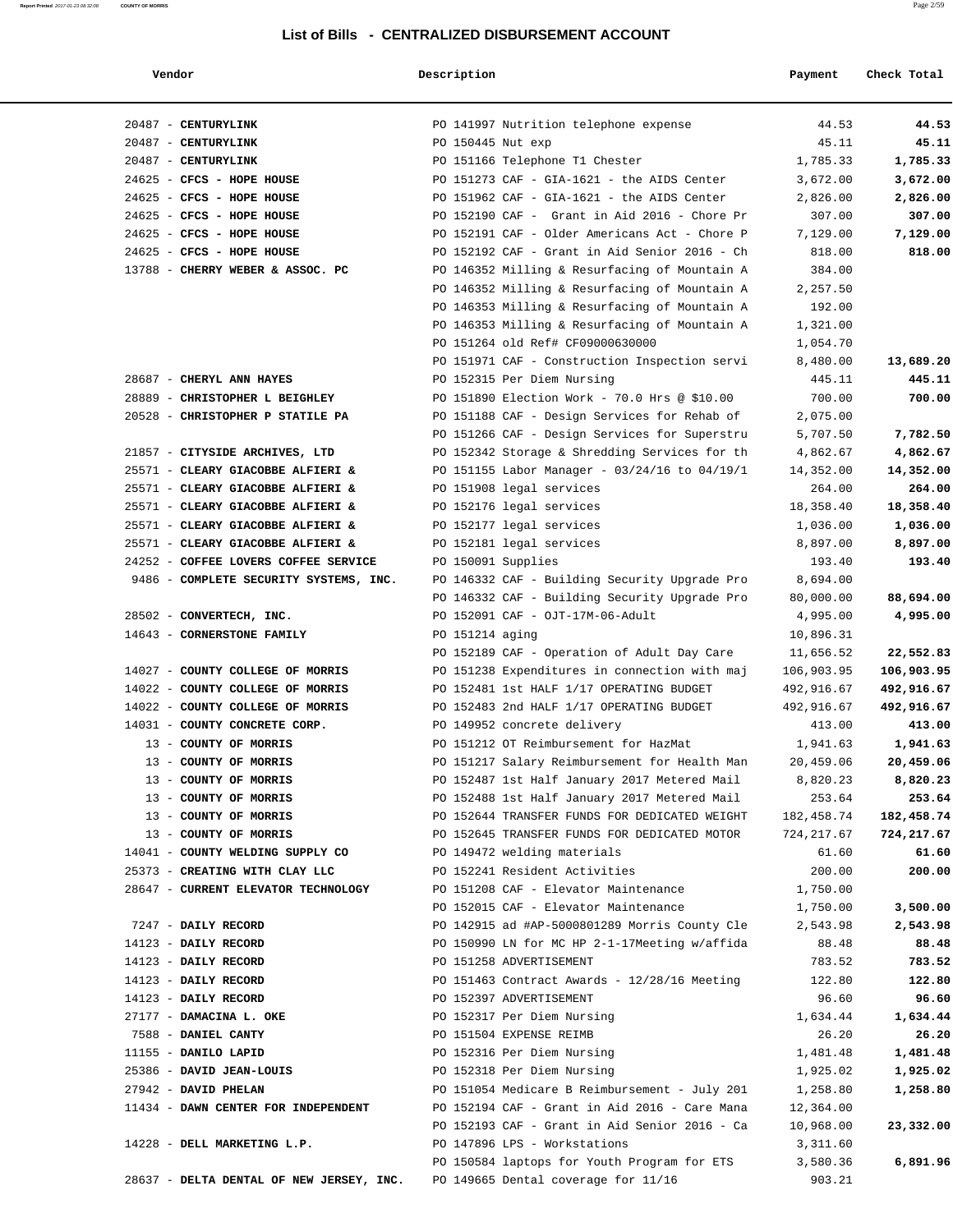## List of Bills - CENTRALIZED DISBURSEMENT ACCOUNT

| Vendor | Description | Payment | Check Total |
|---|---|---|---|
| 20487 - **CENTURYLINK** | PO 141997 Nutrition telephone expense | 44.53 | **44.53** |
| 20487 - **CENTURYLINK** | PO 150445 Nut exp | 45.11 | **45.11** |
| 20487 - **CENTURYLINK** | PO 151166 Telephone T1 Chester | 1,785.33 | **1,785.33** |
| 24625 - **CFCS - HOPE HOUSE** | PO 151273 CAF - GIA-1621 - the AIDS Center | 3,672.00 | **3,672.00** |
| 24625 - **CFCS - HOPE HOUSE** | PO 151962 CAF - GIA-1621 - the AIDS Center | 2,826.00 | **2,826.00** |
| 24625 - **CFCS - HOPE HOUSE** | PO 152190 CAF - Grant in Aid 2016 - Chore Pr | 307.00 | **307.00** |
| 24625 - **CFCS - HOPE HOUSE** | PO 152191 CAF - Older Americans Act - Chore P | 7,129.00 | **7,129.00** |
| 24625 - **CFCS - HOPE HOUSE** | PO 152192 CAF - Grant in Aid Senior 2016 - Ch | 818.00 | **818.00** |
| 13788 - **CHERRY WEBER & ASSOC. PC** | PO 146352 Milling & Resurfacing of Mountain A | 384.00 | |
| | PO 146352 Milling & Resurfacing of Mountain A | 2,257.50 | |
| | PO 146353 Milling & Resurfacing of Mountain A | 192.00 | |
| | PO 146353 Milling & Resurfacing of Mountain A | 1,321.00 | |
| | PO 151264 old Ref# CF09000630000 | 1,054.70 | |
| | PO 151971 CAF - Construction Inspection servi | 8,480.00 | **13,689.20** |
| 28687 - **CHERYL ANN HAYES** | PO 152315 Per Diem Nursing | 445.11 | **445.11** |
| 28889 - **CHRISTOPHER L BEIGHLEY** | PO 151890 Election Work - 70.0 Hrs @ $10.00 | 700.00 | **700.00** |
| 20528 - **CHRISTOPHER P STATILE PA** | PO 151188 CAF - Design Services for Rehab of | 2,075.00 | |
| | PO 151266 CAF - Design Services for Superstru | 5,707.50 | **7,782.50** |
| 21857 - **CITYSIDE ARCHIVES, LTD** | PO 152342 Storage & Shredding Services for th | 4,862.67 | **4,862.67** |
| 25571 - **CLEARY GIACOBBE ALFIERI &** | PO 151155 Labor Manager - 03/24/16 to 04/19/1 | 14,352.00 | **14,352.00** |
| 25571 - **CLEARY GIACOBBE ALFIERI &** | PO 151908 legal services | 264.00 | **264.00** |
| 25571 - **CLEARY GIACOBBE ALFIERI &** | PO 152176 legal services | 18,358.40 | **18,358.40** |
| 25571 - **CLEARY GIACOBBE ALFIERI &** | PO 152177 legal services | 1,036.00 | **1,036.00** |
| 25571 - **CLEARY GIACOBBE ALFIERI &** | PO 152181 legal services | 8,897.00 | **8,897.00** |
| 24252 - **COFFEE LOVERS COFFEE SERVICE** | PO 150091 Supplies | 193.40 | **193.40** |
| 9486 - **COMPLETE SECURITY SYSTEMS, INC.** | PO 146332 CAF - Building Security Upgrade Pro | 8,694.00 | |
| | PO 146332 CAF - Building Security Upgrade Pro | 80,000.00 | **88,694.00** |
| 28502 - **CONVERTECH, INC.** | PO 152091 CAF - OJT-17M-06-Adult | 4,995.00 | **4,995.00** |
| 14643 - **CORNERSTONE FAMILY** | PO 151214 aging | 10,896.31 | |
| | PO 152189 CAF - Operation of Adult Day Care | 11,656.52 | **22,552.83** |
| 14027 - **COUNTY COLLEGE OF MORRIS** | PO 151238 Expenditures in connection with maj | 106,903.95 | **106,903.95** |
| 14022 - **COUNTY COLLEGE OF MORRIS** | PO 152481 1st HALF 1/17 OPERATING BUDGET | 492,916.67 | **492,916.67** |
| 14022 - **COUNTY COLLEGE OF MORRIS** | PO 152483 2nd HALF 1/17 OPERATING BUDGET | 492,916.67 | **492,916.67** |
| 14031 - **COUNTY CONCRETE CORP.** | PO 149952 concrete delivery | 413.00 | **413.00** |
| 13 - **COUNTY OF MORRIS** | PO 151212 OT Reimbursement for HazMat | 1,941.63 | **1,941.63** |
| 13 - **COUNTY OF MORRIS** | PO 151217 Salary Reimbursement for Health Man | 20,459.06 | **20,459.06** |
| 13 - **COUNTY OF MORRIS** | PO 152487 1st Half January 2017 Metered Mail | 8,820.23 | **8,820.23** |
| 13 - **COUNTY OF MORRIS** | PO 152488 1st Half January 2017 Metered Mail | 253.64 | **253.64** |
| 13 - **COUNTY OF MORRIS** | PO 152644 TRANSFER FUNDS FOR DEDICATED WEIGHT | 182,458.74 | **182,458.74** |
| 13 - **COUNTY OF MORRIS** | PO 152645 TRANSFER FUNDS FOR DEDICATED MOTOR | 724,217.67 | **724,217.67** |
| 14041 - **COUNTY WELDING SUPPLY CO** | PO 149472 welding materials | 61.60 | **61.60** |
| 25373 - **CREATING WITH CLAY LLC** | PO 152241 Resident Activities | 200.00 | **200.00** |
| 28647 - **CURRENT ELEVATOR TECHNOLOGY** | PO 151208 CAF - Elevator Maintenance | 1,750.00 | |
| | PO 152015 CAF - Elevator Maintenance | 1,750.00 | **3,500.00** |
| 7247 - **DAILY RECORD** | PO 142915 ad #AP-5000801289 Morris County Cle | 2,543.98 | **2,543.98** |
| 14123 - **DAILY RECORD** | PO 150990 LN for MC HP 2-1-17Meeting w/affida | 88.48 | **88.48** |
| 14123 - **DAILY RECORD** | PO 151258 ADVERTISEMENT | 783.52 | **783.52** |
| 14123 - **DAILY RECORD** | PO 151463 Contract Awards - 12/28/16 Meeting | 122.80 | **122.80** |
| 14123 - **DAILY RECORD** | PO 152397 ADVERTISEMENT | 96.60 | **96.60** |
| 27177 - **DAMACINA L. OKE** | PO 152317 Per Diem Nursing | 1,634.44 | **1,634.44** |
| 7588 - **DANIEL CANTY** | PO 151504 EXPENSE REIMB | 26.20 | **26.20** |
| 11155 - **DANILO LAPID** | PO 152316 Per Diem Nursing | 1,481.48 | **1,481.48** |
| 25386 - **DAVID JEAN-LOUIS** | PO 152318 Per Diem Nursing | 1,925.02 | **1,925.02** |
| 27942 - **DAVID PHELAN** | PO 151054 Medicare B Reimbursement - July 201 | 1,258.80 | **1,258.80** |
| 11434 - **DAWN CENTER FOR INDEPENDENT** | PO 152194 CAF - Grant in Aid 2016 - Care Mana | 12,364.00 | |
| | PO 152193 CAF - Grant in Aid Senior 2016 - Ca | 10,968.00 | **23,332.00** |
| 14228 - **DELL MARKETING L.P.** | PO 147896 LPS - Workstations | 3,311.60 | |
| | PO 150584 laptops for Youth Program for ETS | 3,580.36 | **6,891.96** |
| 28637 - **DELTA DENTAL OF NEW JERSEY, INC.** | PO 149665 Dental coverage for 11/16 | 903.21 | |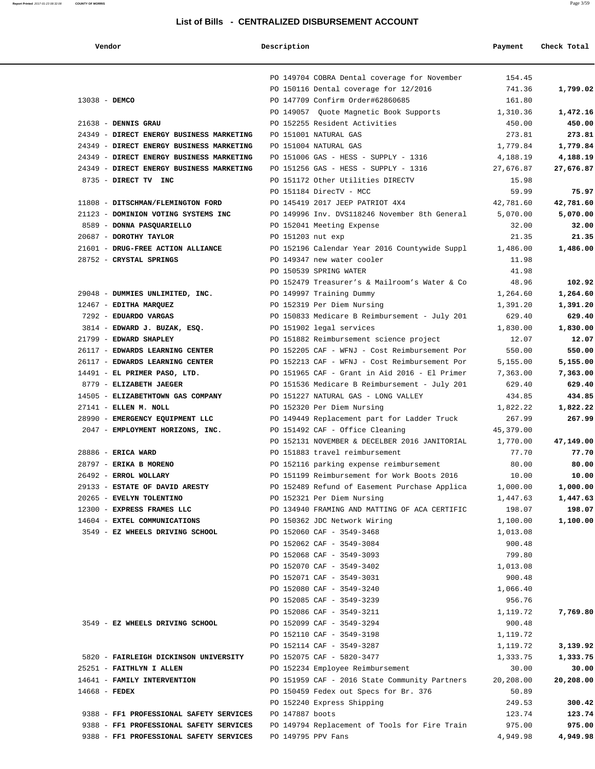## List of Bills - CENTRALIZED DISBURSEMENT ACCOUNT

| Vendor | Description | Payment | Check Total |
|---|---|---|---|
| | PO 149704 COBRA Dental coverage for November | 154.45 | |
| | PO 150116 Dental coverage for 12/2016 | 741.36 | **1,799.02** |
| 13038 - **DEMCO** | PO 147709 Confirm Order#62860685 | 161.80 | |
| | PO 149057 Quote Magnetic Book Supports | 1,310.36 | **1,472.16** |
| 21638 - **DENNIS GRAU** | PO 152255 Resident Activities | 450.00 | **450.00** |
| 24349 - **DIRECT ENERGY BUSINESS MARKETING** | PO 151001 NATURAL GAS | 273.81 | **273.81** |
| 24349 - **DIRECT ENERGY BUSINESS MARKETING** | PO 151004 NATURAL GAS | 1,779.84 | **1,779.84** |
| 24349 - **DIRECT ENERGY BUSINESS MARKETING** | PO 151006 GAS - HESS - SUPPLY - 1316 | 4,188.19 | **4,188.19** |
| 24349 - **DIRECT ENERGY BUSINESS MARKETING** | PO 151256 GAS - HESS - SUPPLY - 1316 | 27,676.87 | **27,676.87** |
| 8735 - **DIRECT TV INC** | PO 151172 Other Utilities DIRECTV | 15.98 | |
| | PO 151184 DirecTV - MCC | 59.99 | **75.97** |
| 11808 - **DITSCHMAN/FLEMINGTON FORD** | PO 145419 2017 JEEP PATRIOT 4X4 | 42,781.60 | **42,781.60** |
| 21123 - **DOMINION VOTING SYSTEMS INC** | PO 149996 Inv. DVS118246 November 8th General | 5,070.00 | **5,070.00** |
| 8589 - **DONNA PASQUARIELLO** | PO 152041 Meeting Expense | 32.00 | **32.00** |
| 20687 - **DOROTHY TAYLOR** | PO 151203 nut exp | 21.35 | **21.35** |
| 21601 - **DRUG-FREE ACTION ALLIANCE** | PO 152196 Calendar Year 2016 Countywide Suppl | 1,486.00 | **1,486.00** |
| 28752 - **CRYSTAL SPRINGS** | PO 149347 new water cooler | 11.98 | |
| | PO 150539 SPRING WATER | 41.98 | |
| | PO 152479 Treasurer's & Mailroom's Water & Co | 48.96 | **102.92** |
| 29048 - **DUMMIES UNLIMITED, INC.** | PO 149997 Training Dummy | 1,264.60 | **1,264.60** |
| 12467 - **EDITHA MARQUEZ** | PO 152319 Per Diem Nursing | 1,391.20 | **1,391.20** |
| 7292 - **EDUARDO VARGAS** | PO 150833 Medicare B Reimbursement - July 201 | 629.40 | **629.40** |
| 3814 - **EDWARD J. BUZAK, ESQ.** | PO 151902 legal services | 1,830.00 | **1,830.00** |
| 21799 - **EDWARD SHAPLEY** | PO 151882 Reimbursement science project | 12.07 | **12.07** |
| 26117 - **EDWARDS LEARNING CENTER** | PO 152205 CAF - WFNJ - Cost Reimbursement Por | 550.00 | **550.00** |
| 26117 - **EDWARDS LEARNING CENTER** | PO 152213 CAF - WFNJ - Cost Reimbursement Por | 5,155.00 | **5,155.00** |
| 14491 - **EL PRIMER PASO, LTD.** | PO 151965 CAF - Grant in Aid 2016 - El Primer | 7,363.00 | **7,363.00** |
| 8779 - **ELIZABETH JAEGER** | PO 151536 Medicare B Reimbursement - July 201 | 629.40 | **629.40** |
| 14505 - **ELIZABETHTOWN GAS COMPANY** | PO 151227 NATURAL GAS - LONG VALLEY | 434.85 | **434.85** |
| 27141 - **ELLEN M. NOLL** | PO 152320 Per Diem Nursing | 1,822.22 | **1,822.22** |
| 28990 - **EMERGENCY EQUIPMENT LLC** | PO 149449 Replacement part for Ladder Truck | 267.99 | **267.99** |
| 2047 - **EMPLOYMENT HORIZONS, INC.** | PO 151492 CAF - Office Cleaning | 45,379.00 | |
| | PO 152131 NOVEMBER & DECELBER 2016 JANITORIAL | 1,770.00 | **47,149.00** |
| 28886 - **ERICA WARD** | PO 151883 travel reimbursement | 77.70 | **77.70** |
| 28797 - **ERIKA B MORENO** | PO 152116 parking expense reimbursement | 80.00 | **80.00** |
| 26492 - **ERROL WOLLARY** | PO 151199 Reimbursement for Work Boots 2016 | 10.00 | **10.00** |
| 29133 - **ESTATE OF DAVID ARESTY** | PO 152489 Refund of Easement Purchase Applica | 1,000.00 | **1,000.00** |
| 20265 - **EVELYN TOLENTINO** | PO 152321 Per Diem Nursing | 1,447.63 | **1,447.63** |
| 12300 - **EXPRESS FRAMES LLC** | PO 134940 FRAMING AND MATTING OF ACA CERTIFIC | 198.07 | **198.07** |
| 14604 - **EXTEL COMMUNICATIONS** | PO 150362 JDC Network Wiring | 1,100.00 | **1,100.00** |
| 3549 - **EZ WHEELS DRIVING SCHOOL** | PO 152060 CAF - 3549-3468 | 1,013.08 | |
| | PO 152062 CAF - 3549-3084 | 900.48 | |
| | PO 152068 CAF - 3549-3093 | 799.80 | |
| | PO 152070 CAF - 3549-3402 | 1,013.08 | |
| | PO 152071 CAF - 3549-3031 | 900.48 | |
| | PO 152080 CAF - 3549-3240 | 1,066.40 | |
| | PO 152085 CAF - 3549-3239 | 956.76 | |
| | PO 152086 CAF - 3549-3211 | 1,119.72 | **7,769.80** |
| 3549 - **EZ WHEELS DRIVING SCHOOL** | PO 152099 CAF - 3549-3294 | 900.48 | |
| | PO 152110 CAF - 3549-3198 | 1,119.72 | |
| | PO 152114 CAF - 3549-3287 | 1,119.72 | **3,139.92** |
| 5820 - **FAIRLEIGH DICKINSON UNIVERSITY** | PO 152075 CAF - 5820-3477 | 1,333.75 | **1,333.75** |
| 25251 - **FAITHLYN I ALLEN** | PO 152234 Employee Reimbursement | 30.00 | **30.00** |
| 14641 - **FAMILY INTERVENTION** | PO 151959 CAF - 2016 State Community Partners | 20,208.00 | **20,208.00** |
| 14668 - **FEDEX** | PO 150459 Fedex out Specs for Br. 376 | 50.89 | |
| | PO 152240 Express Shipping | 249.53 | **300.42** |
| 9388 - **FF1 PROFESSIONAL SAFETY SERVICES** | PO 147887 boots | 123.74 | **123.74** |
| 9388 - **FF1 PROFESSIONAL SAFETY SERVICES** | PO 149794 Replacement of Tools for Fire Train | 975.00 | **975.00** |
| 9388 - **FF1 PROFESSIONAL SAFETY SERVICES** | PO 149795 PPV Fans | 4,949.98 | **4,949.98** |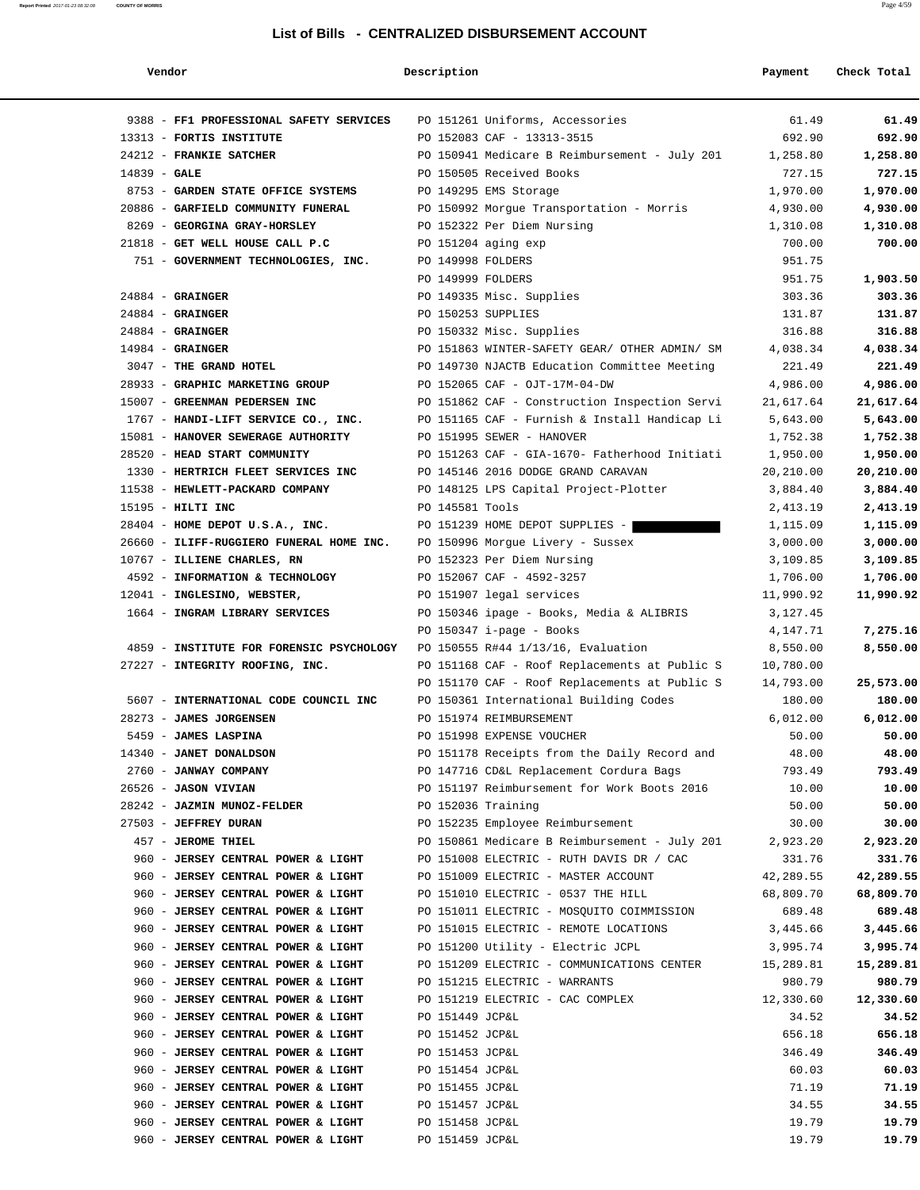## List of Bills - CENTRALIZED DISBURSEMENT ACCOUNT

| Vendor | Description | Payment | Check Total |
|---|---|---|---|
| 9388 - **FF1 PROFESSIONAL SAFETY SERVICES** | PO 151261 Uniforms, Accessories | 61.49 | **61.49** |
| 13313 - **FORTIS INSTITUTE** | PO 152083 CAF - 13313-3515 | 692.90 | **692.90** |
| 24212 - **FRANKIE SATCHER** | PO 150941 Medicare B Reimbursement - July 201 | 1,258.80 | **1,258.80** |
| 14839 - **GALE** | PO 150505 Received Books | 727.15 | **727.15** |
| 8753 - **GARDEN STATE OFFICE SYSTEMS** | PO 149295 EMS Storage | 1,970.00 | **1,970.00** |
| 20886 - **GARFIELD COMMUNITY FUNERAL** | PO 150992 Morgue Transportation - Morris | 4,930.00 | **4,930.00** |
| 8269 - **GEORGINA GRAY-HORSLEY** | PO 152322 Per Diem Nursing | 1,310.08 | **1,310.08** |
| 21818 - **GET WELL HOUSE CALL P.C** | PO 151204 aging exp | 700.00 | **700.00** |
| 751 - **GOVERNMENT TECHNOLOGIES, INC.** | PO 149998 FOLDERS | 951.75 | |
| | PO 149999 FOLDERS | 951.75 | **1,903.50** |
| 24884 - **GRAINGER** | PO 149335 Misc. Supplies | 303.36 | **303.36** |
| 24884 - **GRAINGER** | PO 150253 SUPPLIES | 131.87 | **131.87** |
| 24884 - **GRAINGER** | PO 150332 Misc. Supplies | 316.88 | **316.88** |
| 14984 - **GRAINGER** | PO 151863 WINTER-SAFETY GEAR/ OTHER ADMIN/ SM | 4,038.34 | **4,038.34** |
| 3047 - **THE GRAND HOTEL** | PO 149730 NJACTB Education Committee Meeting | 221.49 | **221.49** |
| 28933 - **GRAPHIC MARKETING GROUP** | PO 152065 CAF - OJT-17M-04-DW | 4,986.00 | **4,986.00** |
| 15007 - **GREENMAN PEDERSEN INC** | PO 151862 CAF - Construction Inspection Servi | 21,617.64 | **21,617.64** |
| 1767 - **HANDI-LIFT SERVICE CO., INC.** | PO 151165 CAF - Furnish & Install Handicap Li | 5,643.00 | **5,643.00** |
| 15081 - **HANOVER SEWERAGE AUTHORITY** | PO 151995 SEWER - HANOVER | 1,752.38 | **1,752.38** |
| 28520 - **HEAD START COMMUNITY** | PO 151263 CAF - GIA-1670- Fatherhood Initiati | 1,950.00 | **1,950.00** |
| 1330 - **HERTRICH FLEET SERVICES INC** | PO 145146 2016 DODGE GRAND CARAVAN | 20,210.00 | **20,210.00** |
| 11538 - **HEWLETT-PACKARD COMPANY** | PO 148125 LPS Capital Project-Plotter | 3,884.40 | **3,884.40** |
| 15195 - **HILTI INC** | PO 145581 Tools | 2,413.19 | **2,413.19** |
| 28404 - **HOME DEPOT U.S.A., INC.** | PO 151239 HOME DEPOT SUPPLIES - | 1,115.09 | **1,115.09** |
| 26660 - **ILIFF-RUGGIERO FUNERAL HOME INC.** | PO 150996 Morgue Livery - Sussex | 3,000.00 | **3,000.00** |
| 10767 - **ILLIENE CHARLES, RN** | PO 152323 Per Diem Nursing | 3,109.85 | **3,109.85** |
| 4592 - **INFORMATION & TECHNOLOGY** | PO 152067 CAF - 4592-3257 | 1,706.00 | **1,706.00** |
| 12041 - **INGLESINO, WEBSTER,** | PO 151907 legal services | 11,990.92 | **11,990.92** |
| 1664 - **INGRAM LIBRARY SERVICES** | PO 150346 ipage - Books, Media & ALIBRIS | 3,127.45 | |
| | PO 150347 i-page - Books | 4,147.71 | **7,275.16** |
| 4859 - **INSTITUTE FOR FORENSIC PSYCHOLOGY** | PO 150555 R#44 1/13/16, Evaluation | 8,550.00 | **8,550.00** |
| 27227 - **INTEGRITY ROOFING, INC.** | PO 151168 CAF - Roof Replacements at Public S | 10,780.00 | |
| | PO 151170 CAF - Roof Replacements at Public S | 14,793.00 | **25,573.00** |
| 5607 - **INTERNATIONAL CODE COUNCIL INC** | PO 150361 International Building Codes | 180.00 | **180.00** |
| 28273 - **JAMES JORGENSEN** | PO 151974 REIMBURSEMENT | 6,012.00 | **6,012.00** |
| 5459 - **JAMES LASPINA** | PO 151998 EXPENSE VOUCHER | 50.00 | **50.00** |
| 14340 - **JANET DONALDSON** | PO 151178 Receipts from the Daily Record and | 48.00 | **48.00** |
| 2760 - **JANWAY COMPANY** | PO 147716 CD&L Replacement Cordura Bags | 793.49 | **793.49** |
| 26526 - **JASON VIVIAN** | PO 151197 Reimbursement for Work Boots 2016 | 10.00 | **10.00** |
| 28242 - **JAZMIN MUNOZ-FELDER** | PO 152036 Training | 50.00 | **50.00** |
| 27503 - **JEFFREY DURAN** | PO 152235 Employee Reimbursement | 30.00 | **30.00** |
| 457 - **JEROME THIEL** | PO 150861 Medicare B Reimbursement - July 201 | 2,923.20 | **2,923.20** |
| 960 - **JERSEY CENTRAL POWER & LIGHT** | PO 151008 ELECTRIC - RUTH DAVIS DR / CAC | 331.76 | **331.76** |
| 960 - **JERSEY CENTRAL POWER & LIGHT** | PO 151009 ELECTRIC - MASTER ACCOUNT | 42,289.55 | **42,289.55** |
| 960 - **JERSEY CENTRAL POWER & LIGHT** | PO 151010 ELECTRIC - 0537 THE HILL | 68,809.70 | **68,809.70** |
| 960 - **JERSEY CENTRAL POWER & LIGHT** | PO 151011 ELECTRIC - MOSQUITO COIMMISSION | 689.48 | **689.48** |
| 960 - **JERSEY CENTRAL POWER & LIGHT** | PO 151015 ELECTRIC - REMOTE LOCATIONS | 3,445.66 | **3,445.66** |
| 960 - **JERSEY CENTRAL POWER & LIGHT** | PO 151200 Utility - Electric JCPL | 3,995.74 | **3,995.74** |
| 960 - **JERSEY CENTRAL POWER & LIGHT** | PO 151209 ELECTRIC - COMMUNICATIONS CENTER | 15,289.81 | **15,289.81** |
| 960 - **JERSEY CENTRAL POWER & LIGHT** | PO 151215 ELECTRIC - WARRANTS | 980.79 | **980.79** |
| 960 - **JERSEY CENTRAL POWER & LIGHT** | PO 151219 ELECTRIC - CAC COMPLEX | 12,330.60 | **12,330.60** |
| 960 - **JERSEY CENTRAL POWER & LIGHT** | PO 151449 JCP&L | 34.52 | **34.52** |
| 960 - **JERSEY CENTRAL POWER & LIGHT** | PO 151452 JCP&L | 656.18 | **656.18** |
| 960 - **JERSEY CENTRAL POWER & LIGHT** | PO 151453 JCP&L | 346.49 | **346.49** |
| 960 - **JERSEY CENTRAL POWER & LIGHT** | PO 151454 JCP&L | 60.03 | **60.03** |
| 960 - **JERSEY CENTRAL POWER & LIGHT** | PO 151455 JCP&L | 71.19 | **71.19** |
| 960 - **JERSEY CENTRAL POWER & LIGHT** | PO 151457 JCP&L | 34.55 | **34.55** |
| 960 - **JERSEY CENTRAL POWER & LIGHT** | PO 151458 JCP&L | 19.79 | **19.79** |
| 960 - **JERSEY CENTRAL POWER & LIGHT** | PO 151459 JCP&L | 19.79 | **19.79** |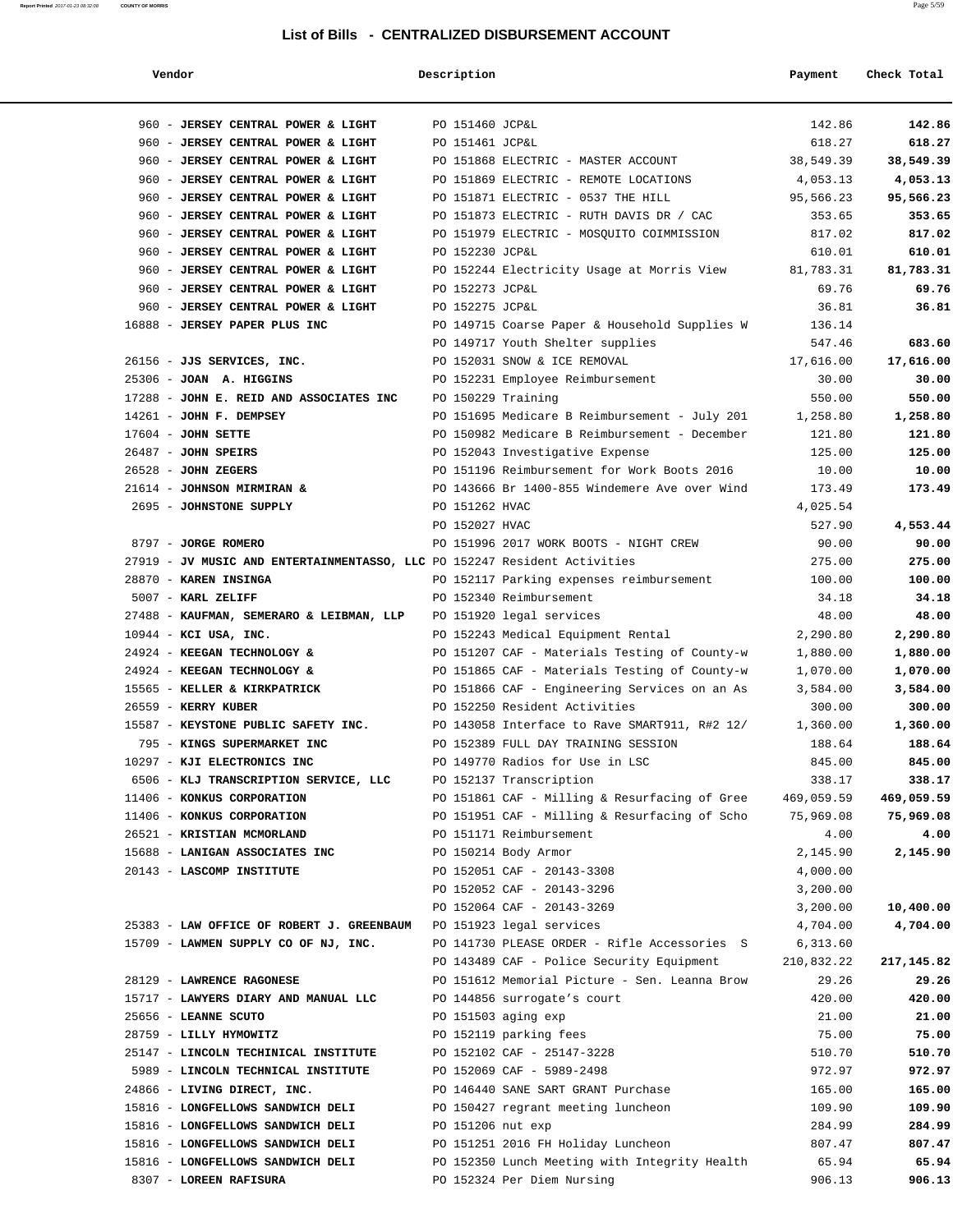## List of Bills - CENTRALIZED DISBURSEMENT ACCOUNT

| Vendor | Description | Payment | Check Total |
|---|---|---|---|
| 960 - **JERSEY CENTRAL POWER & LIGHT** | PO 151460 JCP&L | 142.86 | **142.86** |
| 960 - **JERSEY CENTRAL POWER & LIGHT** | PO 151461 JCP&L | 618.27 | **618.27** |
| 960 - **JERSEY CENTRAL POWER & LIGHT** | PO 151868 ELECTRIC - MASTER ACCOUNT | 38,549.39 | **38,549.39** |
| 960 - **JERSEY CENTRAL POWER & LIGHT** | PO 151869 ELECTRIC - REMOTE LOCATIONS | 4,053.13 | **4,053.13** |
| 960 - **JERSEY CENTRAL POWER & LIGHT** | PO 151871 ELECTRIC - 0537 THE HILL | 95,566.23 | **95,566.23** |
| 960 - **JERSEY CENTRAL POWER & LIGHT** | PO 151873 ELECTRIC - RUTH DAVIS DR / CAC | 353.65 | **353.65** |
| 960 - **JERSEY CENTRAL POWER & LIGHT** | PO 151979 ELECTRIC - MOSQUITO COIMMISSION | 817.02 | **817.02** |
| 960 - **JERSEY CENTRAL POWER & LIGHT** | PO 152230 JCP&L | 610.01 | **610.01** |
| 960 - **JERSEY CENTRAL POWER & LIGHT** | PO 152244 Electricity Usage at Morris View | 81,783.31 | **81,783.31** |
| 960 - **JERSEY CENTRAL POWER & LIGHT** | PO 152273 JCP&L | 69.76 | **69.76** |
| 960 - **JERSEY CENTRAL POWER & LIGHT** | PO 152275 JCP&L | 36.81 | **36.81** |
| 16888 - **JERSEY PAPER PLUS INC** | PO 149715 Coarse Paper & Household Supplies W | 136.14 | |
| | PO 149717 Youth Shelter supplies | 547.46 | **683.60** |
| 26156 - **JJS SERVICES, INC.** | PO 152031 SNOW & ICE REMOVAL | 17,616.00 | **17,616.00** |
| 25306 - **JOAN A. HIGGINS** | PO 152231 Employee Reimbursement | 30.00 | **30.00** |
| 17288 - **JOHN E. REID AND ASSOCIATES INC** | PO 150229 Training | 550.00 | **550.00** |
| 14261 - **JOHN F. DEMPSEY** | PO 151695 Medicare B Reimbursement - July 201 | 1,258.80 | **1,258.80** |
| 17604 - **JOHN SETTE** | PO 150982 Medicare B Reimbursement - December | 121.80 | **121.80** |
| 26487 - **JOHN SPEIRS** | PO 152043 Investigative Expense | 125.00 | **125.00** |
| 26528 - **JOHN ZEGERS** | PO 151196 Reimbursement for Work Boots 2016 | 10.00 | **10.00** |
| 21614 - **JOHNSON MIRMIRAN &** | PO 143666 Br 1400-855 Windemere Ave over Wind | 173.49 | **173.49** |
| 2695 - **JOHNSTONE SUPPLY** | PO 151262 HVAC | 4,025.54 | |
| | PO 152027 HVAC | 527.90 | **4,553.44** |
| 8797 - **JORGE ROMERO** | PO 151996 2017 WORK BOOTS - NIGHT CREW | 90.00 | **90.00** |
| 27919 - **JV MUSIC AND ENTERTAINMENTASSO, LLC** | PO 152247 Resident Activities | 275.00 | **275.00** |
| 28870 - **KAREN INSINGA** | PO 152117 Parking expenses reimbursement | 100.00 | **100.00** |
| 5007 - **KARL ZELIFF** | PO 152340 Reimbursement | 34.18 | **34.18** |
| 27488 - **KAUFMAN, SEMERARO & LEIBMAN, LLP** | PO 151920 legal services | 48.00 | **48.00** |
| 10944 - **KCI USA, INC.** | PO 152243 Medical Equipment Rental | 2,290.80 | **2,290.80** |
| 24924 - **KEEGAN TECHNOLOGY &** | PO 151207 CAF - Materials Testing of County-w | 1,880.00 | **1,880.00** |
| 24924 - **KEEGAN TECHNOLOGY &** | PO 151865 CAF - Materials Testing of County-w | 1,070.00 | **1,070.00** |
| 15565 - **KELLER & KIRKPATRICK** | PO 151866 CAF - Engineering Services on an As | 3,584.00 | **3,584.00** |
| 26559 - **KERRY KUBER** | PO 152250 Resident Activities | 300.00 | **300.00** |
| 15587 - **KEYSTONE PUBLIC SAFETY INC.** | PO 143058 Interface to Rave SMART911, R#2 12/ | 1,360.00 | **1,360.00** |
| 795 - **KINGS SUPERMARKET INC** | PO 152389 FULL DAY TRAINING SESSION | 188.64 | **188.64** |
| 10297 - **KJI ELECTRONICS INC** | PO 149770 Radios for Use in LSC | 845.00 | **845.00** |
| 6506 - **KLJ TRANSCRIPTION SERVICE, LLC** | PO 152137 Transcription | 338.17 | **338.17** |
| 11406 - **KONKUS CORPORATION** | PO 151861 CAF - Milling & Resurfacing of Gree | 469,059.59 | **469,059.59** |
| 11406 - **KONKUS CORPORATION** | PO 151951 CAF - Milling & Resurfacing of Scho | 75,969.08 | **75,969.08** |
| 26521 - **KRISTIAN MCMORLAND** | PO 151171 Reimbursement | 4.00 | **4.00** |
| 15688 - **LANIGAN ASSOCIATES INC** | PO 150214 Body Armor | 2,145.90 | **2,145.90** |
| 20143 - **LASCOMP INSTITUTE** | PO 152051 CAF - 20143-3308 | 4,000.00 | |
| | PO 152052 CAF - 20143-3296 | 3,200.00 | |
| | PO 152064 CAF - 20143-3269 | 3,200.00 | **10,400.00** |
| 25383 - **LAW OFFICE OF ROBERT J. GREENBAUM** | PO 151923 legal services | 4,704.00 | **4,704.00** |
| 15709 - **LAWMEN SUPPLY CO OF NJ, INC.** | PO 141730 PLEASE ORDER - Rifle Accessories S | 6,313.60 | |
| | PO 143489 CAF - Police Security Equipment | 210,832.22 | **217,145.82** |
| 28129 - **LAWRENCE RAGONESE** | PO 151612 Memorial Picture - Sen. Leanna Brow | 29.26 | **29.26** |
| 15717 - **LAWYERS DIARY AND MANUAL LLC** | PO 144856 surrogate's court | 420.00 | **420.00** |
| 25656 - **LEANNE SCUTO** | PO 151503 aging exp | 21.00 | **21.00** |
| 28759 - **LILLY HYMOWITZ** | PO 152119 parking fees | 75.00 | **75.00** |
| 25147 - **LINCOLN TECHINICAL INSTITUTE** | PO 152102 CAF - 25147-3228 | 510.70 | **510.70** |
| 5989 - **LINCOLN TECHNICAL INSTITUTE** | PO 152069 CAF - 5989-2498 | 972.97 | **972.97** |
| 24866 - **LIVING DIRECT, INC.** | PO 146440 SANE SART GRANT Purchase | 165.00 | **165.00** |
| 15816 - **LONGFELLOWS SANDWICH DELI** | PO 150427 regrant meeting luncheon | 109.90 | **109.90** |
| 15816 - **LONGFELLOWS SANDWICH DELI** | PO 151206 nut exp | 284.99 | **284.99** |
| 15816 - **LONGFELLOWS SANDWICH DELI** | PO 151251 2016 FH Holiday Luncheon | 807.47 | **807.47** |
| 15816 - **LONGFELLOWS SANDWICH DELI** | PO 152350 Lunch Meeting with Integrity Health | 65.94 | **65.94** |
| 8307 - **LOREEN RAFISURA** | PO 152324 Per Diem Nursing | 906.13 | **906.13** |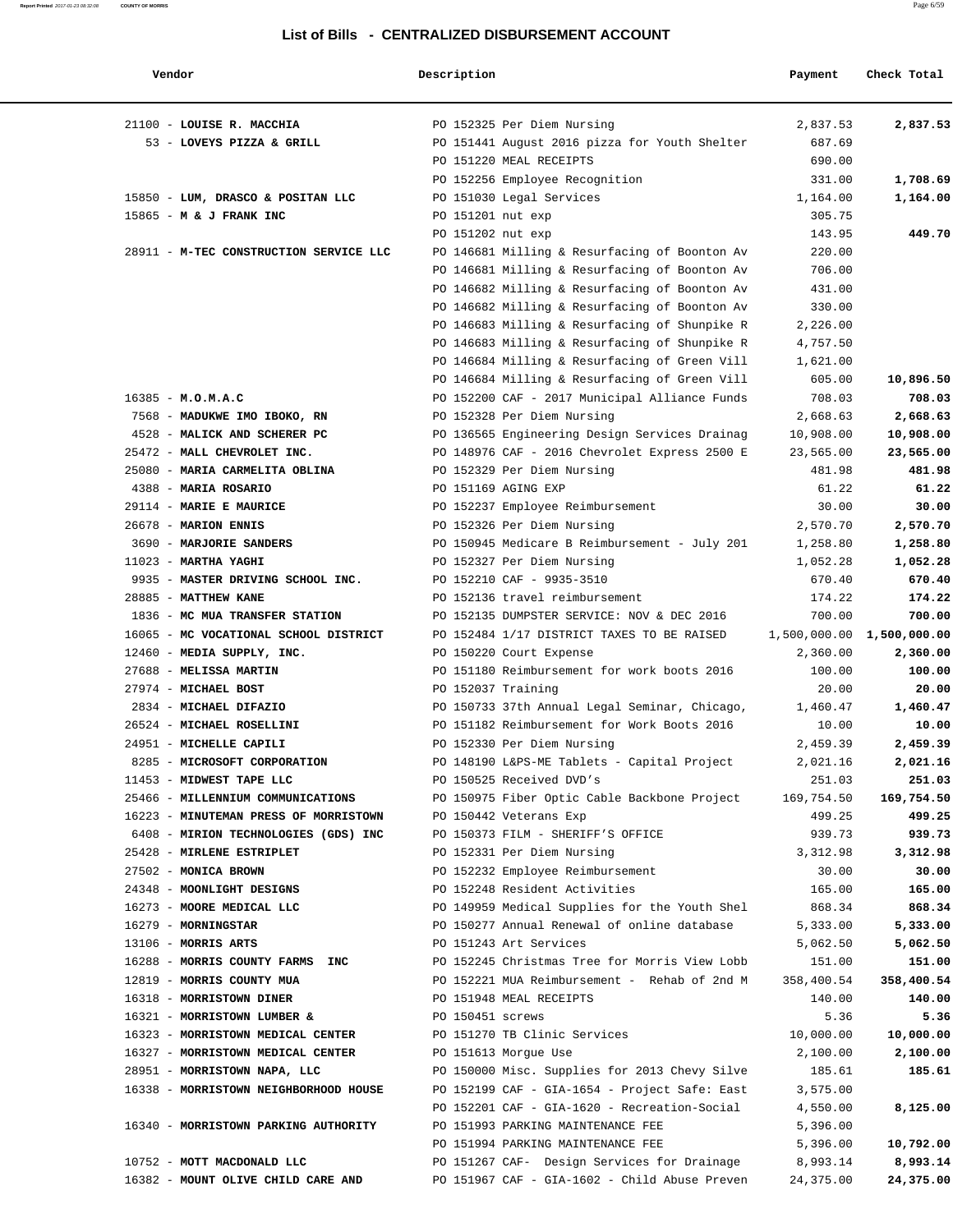## List of Bills - CENTRALIZED DISBURSEMENT ACCOUNT

| Vendor | Description | Payment | Check Total |
|---|---|---|---|
| 21100 - **LOUISE R. MACCHIA** | PO 152325 Per Diem Nursing | 2,837.53 | **2,837.53** |
| 53 - **LOVEYS PIZZA & GRILL** | PO 151441 August 2016 pizza for Youth Shelter | 687.69 | |
| | PO 151220 MEAL RECEIPTS | 690.00 | |
| | PO 152256 Employee Recognition | 331.00 | **1,708.69** |
| 15850 - **LUM, DRASCO & POSITAN LLC** | PO 151030 Legal Services | 1,164.00 | **1,164.00** |
| 15865 - **M & J FRANK INC** | PO 151201 nut exp | 305.75 | |
| | PO 151202 nut exp | 143.95 | **449.70** |
| 28911 - **M-TEC CONSTRUCTION SERVICE LLC** | PO 146681 Milling & Resurfacing of Boonton Av | 220.00 | |
| | PO 146681 Milling & Resurfacing of Boonton Av | 706.00 | |
| | PO 146682 Milling & Resurfacing of Boonton Av | 431.00 | |
| | PO 146682 Milling & Resurfacing of Boonton Av | 330.00 | |
| | PO 146683 Milling & Resurfacing of Shunpike R | 2,226.00 | |
| | PO 146683 Milling & Resurfacing of Shunpike R | 4,757.50 | |
| | PO 146684 Milling & Resurfacing of Green Vill | 1,621.00 | |
| | PO 146684 Milling & Resurfacing of Green Vill | 605.00 | **10,896.50** |
| 16385 - **M.O.M.A.C** | PO 152200 CAF - 2017 Municipal Alliance Funds | 708.03 | **708.03** |
| 7568 - **MADUKWE IMO IBOKO, RN** | PO 152328 Per Diem Nursing | 2,668.63 | **2,668.63** |
| 4528 - **MALICK AND SCHERER PC** | PO 136565 Engineering Design Services Drainag | 10,908.00 | **10,908.00** |
| 25472 - **MALL CHEVROLET INC.** | PO 148976 CAF - 2016 Chevrolet Express 2500 E | 23,565.00 | **23,565.00** |
| 25080 - **MARIA CARMELITA OBLINA** | PO 152329 Per Diem Nursing | 481.98 | **481.98** |
| 4388 - **MARIA ROSARIO** | PO 151169 AGING EXP | 61.22 | **61.22** |
| 29114 - **MARIE E MAURICE** | PO 152237 Employee Reimbursement | 30.00 | **30.00** |
| 26678 - **MARION ENNIS** | PO 152326 Per Diem Nursing | 2,570.70 | **2,570.70** |
| 3690 - **MARJORIE SANDERS** | PO 150945 Medicare B Reimbursement - July 201 | 1,258.80 | **1,258.80** |
| 11023 - **MARTHA YAGHI** | PO 152327 Per Diem Nursing | 1,052.28 | **1,052.28** |
| 9935 - **MASTER DRIVING SCHOOL INC.** | PO 152210 CAF - 9935-3510 | 670.40 | **670.40** |
| 28885 - **MATTHEW KANE** | PO 152136 travel reimbursement | 174.22 | **174.22** |
| 1836 - **MC MUA TRANSFER STATION** | PO 152135 DUMPSTER SERVICE: NOV & DEC 2016 | 700.00 | **700.00** |
| 16065 - **MC VOCATIONAL SCHOOL DISTRICT** | PO 152484 1/17 DISTRICT TAXES TO BE RAISED | 1,500,000.00 | **1,500,000.00** |
| 12460 - **MEDIA SUPPLY, INC.** | PO 150220 Court Expense | 2,360.00 | **2,360.00** |
| 27688 - **MELISSA MARTIN** | PO 151180 Reimbursement for work boots 2016 | 100.00 | **100.00** |
| 27974 - **MICHAEL BOST** | PO 152037 Training | 20.00 | **20.00** |
| 2834 - **MICHAEL DIFAZIO** | PO 150733 37th Annual Legal Seminar, Chicago, | 1,460.47 | **1,460.47** |
| 26524 - **MICHAEL ROSELLINI** | PO 151182 Reimbursement for Work Boots 2016 | 10.00 | **10.00** |
| 24951 - **MICHELLE CAPILI** | PO 152330 Per Diem Nursing | 2,459.39 | **2,459.39** |
| 8285 - **MICROSOFT CORPORATION** | PO 148190 L&PS-ME Tablets - Capital Project | 2,021.16 | **2,021.16** |
| 11453 - **MIDWEST TAPE LLC** | PO 150525 Received DVD's | 251.03 | **251.03** |
| 25466 - **MILLENNIUM COMMUNICATIONS** | PO 150975 Fiber Optic Cable Backbone Project | 169,754.50 | **169,754.50** |
| 16223 - **MINUTEMAN PRESS OF MORRISTOWN** | PO 150442 Veterans Exp | 499.25 | **499.25** |
| 6408 - **MIRION TECHNOLOGIES (GDS) INC** | PO 150373 FILM - SHERIFF'S OFFICE | 939.73 | **939.73** |
| 25428 - **MIRLENE ESTRIPLET** | PO 152331 Per Diem Nursing | 3,312.98 | **3,312.98** |
| 27502 - **MONICA BROWN** | PO 152232 Employee Reimbursement | 30.00 | **30.00** |
| 24348 - **MOONLIGHT DESIGNS** | PO 152248 Resident Activities | 165.00 | **165.00** |
| 16273 - **MOORE MEDICAL LLC** | PO 149959 Medical Supplies for the Youth Shel | 868.34 | **868.34** |
| 16279 - **MORNINGSTAR** | PO 150277 Annual Renewal of online database | 5,333.00 | **5,333.00** |
| 13106 - **MORRIS ARTS** | PO 151243 Art Services | 5,062.50 | **5,062.50** |
| 16288 - **MORRIS COUNTY FARMS INC** | PO 152245 Christmas Tree for Morris View Lobb | 151.00 | **151.00** |
| 12819 - **MORRIS COUNTY MUA** | PO 152221 MUA Reimbursement - Rehab of 2nd M | 358,400.54 | **358,400.54** |
| 16318 - **MORRISTOWN DINER** | PO 151948 MEAL RECEIPTS | 140.00 | **140.00** |
| 16321 - **MORRISTOWN LUMBER &** | PO 150451 screws | 5.36 | **5.36** |
| 16323 - **MORRISTOWN MEDICAL CENTER** | PO 151270 TB Clinic Services | 10,000.00 | **10,000.00** |
| 16327 - **MORRISTOWN MEDICAL CENTER** | PO 151613 Morgue Use | 2,100.00 | **2,100.00** |
| 28951 - **MORRISTOWN NAPA, LLC** | PO 150000 Misc. Supplies for 2013 Chevy Silve | 185.61 | **185.61** |
| 16338 - **MORRISTOWN NEIGHBORHOOD HOUSE** | PO 152199 CAF - GIA-1654 - Project Safe: East | 3,575.00 | |
| | PO 152201 CAF - GIA-1620 - Recreation-Social | 4,550.00 | **8,125.00** |
| 16340 - **MORRISTOWN PARKING AUTHORITY** | PO 151993 PARKING MAINTENANCE FEE | 5,396.00 | |
| | PO 151994 PARKING MAINTENANCE FEE | 5,396.00 | **10,792.00** |
| 10752 - **MOTT MACDONALD LLC** | PO 151267 CAF- Design Services for Drainage | 8,993.14 | **8,993.14** |
| 16382 - **MOUNT OLIVE CHILD CARE AND** | PO 151967 CAF - GIA-1602 - Child Abuse Preven | 24,375.00 | **24,375.00** |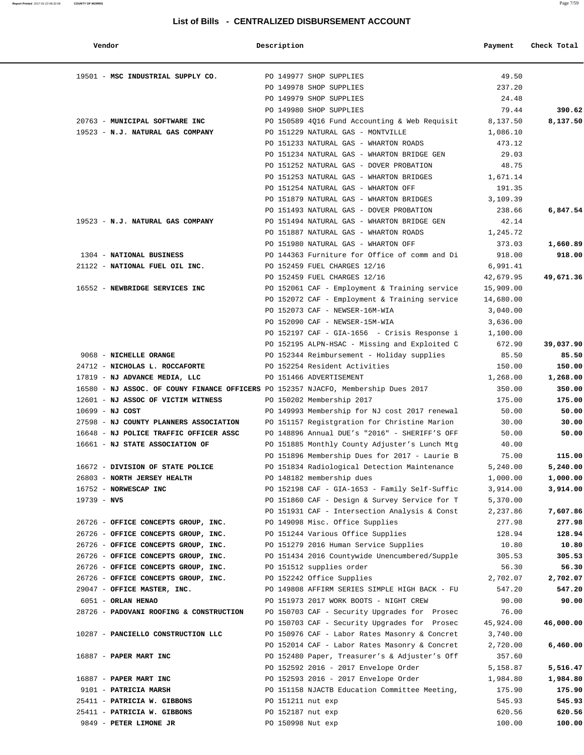# List of Bills - CENTRALIZED DISBURSEMENT ACCOUNT

| Vendor | Description | Payment | Check Total |
|---|---|---|---|
| 19501 - **MSC INDUSTRIAL SUPPLY CO.** | PO 149977 SHOP SUPPLIES | 49.50 | |
| | PO 149978 SHOP SUPPLIES | 237.20 | |
| | PO 149979 SHOP SUPPLIES | 24.48 | |
| | PO 149980 SHOP SUPPLIES | 79.44 | **390.62** |
| 20763 - **MUNICIPAL SOFTWARE INC** | PO 150589 4Q16 Fund Accounting & Web Requisit | 8,137.50 | **8,137.50** |
| 19523 - **N.J. NATURAL GAS COMPANY** | PO 151229 NATURAL GAS - MONTVILLE | 1,086.10 | |
| | PO 151233 NATURAL GAS - WHARTON ROADS | 473.12 | |
| | PO 151234 NATURAL GAS - WHARTON BRIDGE GEN | 29.03 | |
| | PO 151252 NATURAL GAS - DOVER PROBATION | 48.75 | |
| | PO 151253 NATURAL GAS - WHARTON BRIDGES | 1,671.14 | |
| | PO 151254 NATURAL GAS - WHARTON OFF | 191.35 | |
| | PO 151879 NATURAL GAS - WHARTON BRIDGES | 3,109.39 | |
| | PO 151493 NATURAL GAS - DOVER PROBATION | 238.66 | **6,847.54** |
| 19523 - **N.J. NATURAL GAS COMPANY** | PO 151494 NATURAL GAS - WHARTON BRIDGE GEN | 42.14 | |
| | PO 151887 NATURAL GAS - WHARTON ROADS | 1,245.72 | |
| | PO 151980 NATURAL GAS - WHARTON OFF | 373.03 | **1,660.89** |
| 1304 - **NATIONAL BUSINESS** | PO 144363 Furniture for Office of comm and Di | 918.00 | **918.00** |
| 21122 - **NATIONAL FUEL OIL INC.** | PO 152459 FUEL CHARGES 12/16 | 6,991.41 | |
| | PO 152459 FUEL CHARGES 12/16 | 42,679.95 | **49,671.36** |
| 16552 - **NEWBRIDGE SERVICES INC** | PO 152061 CAF - Employment & Training service | 15,909.00 | |
| | PO 152072 CAF - Employment & Training service | 14,680.00 | |
| | PO 152073 CAF - NEWSER-16M-WIA | 3,040.00 | |
| | PO 152090 CAF - NEWSER-15M-WIA | 3,636.00 | |
| | PO 152197 CAF - GIA-1656 - Crisis Response i | 1,100.00 | |
| | PO 152195 ALPN-HSAC - Missing and Exploited C | 672.90 | **39,037.90** |
| 9068 - **NICHELLE ORANGE** | PO 152344 Reimbursement - Holiday supplies | 85.50 | **85.50** |
| 24712 - **NICHOLAS L. ROCCAFORTE** | PO 152254 Resident Activities | 150.00 | **150.00** |
| 17819 - **NJ ADVANCE MEDIA, LLC** | PO 151466 ADVERTISEMENT | 1,268.00 | **1,268.00** |
| 16580 - **NJ ASSOC. OF COUNY FINANCE OFFICERS** | PO 152357 NJACFO, Membership Dues 2017 | 350.00 | **350.00** |
| 12601 - **NJ ASSOC OF VICTIM WITNESS** | PO 150202 Membership 2017 | 175.00 | **175.00** |
| 10699 - **NJ COST** | PO 149993 Membership for NJ cost 2017 renewal | 50.00 | **50.00** |
| 27598 - **NJ COUNTY PLANNERS ASSOCIATION** | PO 151157 Registgration for Christine Marion | 30.00 | **30.00** |
| 16648 - **NJ POLICE TRAFFIC OFFICER ASSC** | PO 148896 Annual DUE'S "2016" - SHERIFF'S OFF | 50.00 | **50.00** |
| 16661 - **NJ STATE ASSOCIATION OF** | PO 151885 Monthly County Adjuster's Lunch Mtg | 40.00 | |
| | PO 151896 Membership Dues for 2017 - Laurie B | 75.00 | **115.00** |
| 16672 - **DIVISION OF STATE POLICE** | PO 151834 Radiological Detection Maintenance | 5,240.00 | **5,240.00** |
| 26803 - **NORTH JERSEY HEALTH** | PO 148182 membership dues | 1,000.00 | **1,000.00** |
| 16752 - **NORWESCAP INC** | PO 152198 CAF - GIA-1653 - Family Self-Suffic | 3,914.00 | **3,914.00** |
| 19739 - **NV5** | PO 151860 CAF - Design & Survey Service for T | 5,370.00 | |
| | PO 151931 CAF - Intersection Analysis & Const | 2,237.86 | **7,607.86** |
| 26726 - **OFFICE CONCEPTS GROUP, INC.** | PO 149098 Misc. Office Supplies | 277.98 | **277.98** |
| 26726 - **OFFICE CONCEPTS GROUP, INC.** | PO 151244 Various Office Supplies | 128.94 | **128.94** |
| 26726 - **OFFICE CONCEPTS GROUP, INC.** | PO 151279 2016 Human Service Supplies | 10.80 | **10.80** |
| 26726 - **OFFICE CONCEPTS GROUP, INC.** | PO 151434 2016 Countywide Unencumbered/Supple | 305.53 | **305.53** |
| 26726 - **OFFICE CONCEPTS GROUP, INC.** | PO 151512 supplies order | 56.30 | **56.30** |
| 26726 - **OFFICE CONCEPTS GROUP, INC.** | PO 152242 Office Supplies | 2,702.07 | **2,702.07** |
| 29047 - **OFFICE MASTER, INC.** | PO 149808 AFFIRM SERIES SIMPLE HIGH BACK - FU | 547.20 | **547.20** |
| 6051 - **ORLAN HENAO** | PO 151973 2017 WORK BOOTS - NIGHT CREW | 90.00 | **90.00** |
| 28726 - **PADOVANI ROOFING & CONSTRUCTION** | PO 150703 CAF - Security Upgrades for Prosec | 76.00 | |
| | PO 150703 CAF - Security Upgrades for Prosec | 45,924.00 | **46,000.00** |
| 10287 - **PANCIELLO CONSTRUCTION LLC** | PO 150976 CAF - Labor Rates Masonry & Concret | 3,740.00 | |
| | PO 152014 CAF - Labor Rates Masonry & Concret | 2,720.00 | **6,460.00** |
| 16887 - **PAPER MART INC** | PO 152480 Paper, Treasurer's & Adjuster's Off | 357.60 | |
| | PO 152592 2016 - 2017 Envelope Order | 5,158.87 | **5,516.47** |
| 16887 - **PAPER MART INC** | PO 152593 2016 - 2017 Envelope Order | 1,984.80 | **1,984.80** |
| 9101 - **PATRICIA MARSH** | PO 151158 NJACTB Education Committee Meeting, | 175.90 | **175.90** |
| 25411 - **PATRICIA W. GIBBONS** | PO 151211 nut exp | 545.93 | **545.93** |
| 25411 - **PATRICIA W. GIBBONS** | PO 152187 nut exp | 620.56 | **620.56** |
| 9849 - **PETER LIMONE JR** | PO 150998 Nut exp | 100.00 | **100.00** |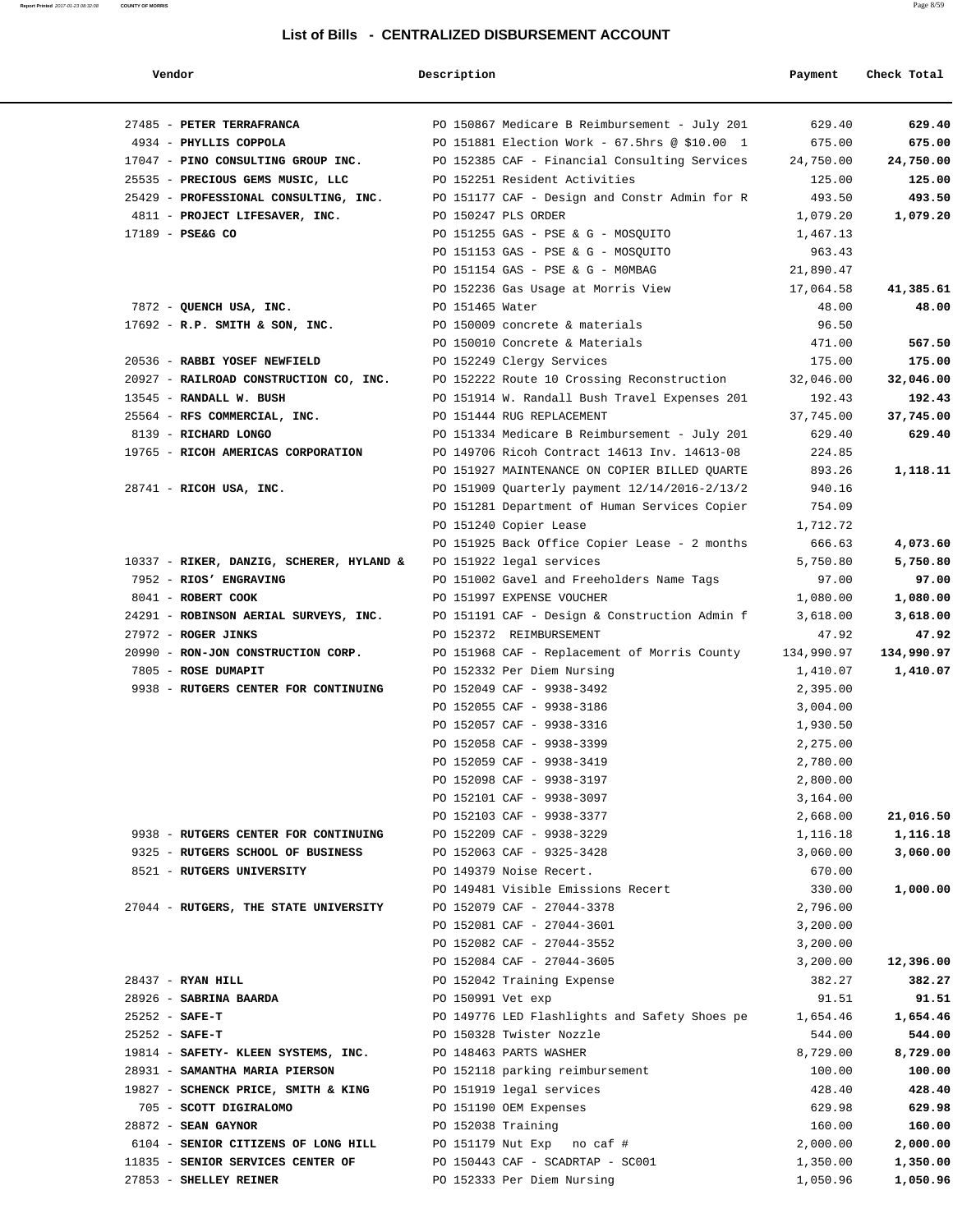## List of Bills - CENTRALIZED DISBURSEMENT ACCOUNT

| Vendor | Description | Payment | Check Total |
|---|---|---|---|
| 27485 - **PETER TERRAFRANCA** | PO 150867 Medicare B Reimbursement - July 201 | 629.40 | **629.40** |
| 4934 - **PHYLLIS COPPOLA** | PO 151881 Election Work - 67.5hrs @ $10.00 1 | 675.00 | **675.00** |
| 17047 - **PINO CONSULTING GROUP INC.** | PO 152385 CAF - Financial Consulting Services | 24,750.00 | **24,750.00** |
| 25535 - **PRECIOUS GEMS MUSIC, LLC** | PO 152251 Resident Activities | 125.00 | **125.00** |
| 25429 - **PROFESSIONAL CONSULTING, INC.** | PO 151177 CAF - Design and Constr Admin for R | 493.50 | **493.50** |
| 4811 - **PROJECT LIFESAVER, INC.** | PO 150247 PLS ORDER | 1,079.20 | **1,079.20** |
| 17189 - **PSE&G CO** | PO 151255 GAS - PSE & G - MOSQUITO | 1,467.13 | |
| | PO 151153 GAS - PSE & G - MOSQUITO | 963.43 | |
| | PO 151154 GAS - PSE & G - M0MBAG | 21,890.47 | |
| | PO 152236 Gas Usage at Morris View | 17,064.58 | **41,385.61** |
| 7872 - **QUENCH USA, INC.** | PO 151465 Water | 48.00 | **48.00** |
| 17692 - **R.P. SMITH & SON, INC.** | PO 150009 concrete & materials | 96.50 | |
| | PO 150010 Concrete & Materials | 471.00 | **567.50** |
| 20536 - **RABBI YOSEF NEWFIELD** | PO 152249 Clergy Services | 175.00 | **175.00** |
| 20927 - **RAILROAD CONSTRUCTION CO, INC.** | PO 152222 Route 10 Crossing Reconstruction | 32,046.00 | **32,046.00** |
| 13545 - **RANDALL W. BUSH** | PO 151914 W. Randall Bush Travel Expenses 201 | 192.43 | **192.43** |
| 25564 - **RFS COMMERCIAL, INC.** | PO 151444 RUG REPLACEMENT | 37,745.00 | **37,745.00** |
| 8139 - **RICHARD LONGO** | PO 151334 Medicare B Reimbursement - July 201 | 629.40 | **629.40** |
| 19765 - **RICOH AMERICAS CORPORATION** | PO 149706 Ricoh Contract 14613 Inv. 14613-08 | 224.85 | |
| | PO 151927 MAINTENANCE ON COPIER BILLED QUARTE | 893.26 | **1,118.11** |
| 28741 - **RICOH USA, INC.** | PO 151909 Quarterly payment 12/14/2016-2/13/2 | 940.16 | |
| | PO 151281 Department of Human Services Copier | 754.09 | |
| | PO 151240 Copier Lease | 1,712.72 | |
| | PO 151925 Back Office Copier Lease - 2 months | 666.63 | **4,073.60** |
| 10337 - **RIKER, DANZIG, SCHERER, HYLAND &** | PO 151922 legal services | 5,750.80 | **5,750.80** |
| 7952 - **RIOS' ENGRAVING** | PO 151002 Gavel and Freeholders Name Tags | 97.00 | **97.00** |
| 8041 - **ROBERT COOK** | PO 151997 EXPENSE VOUCHER | 1,080.00 | **1,080.00** |
| 24291 - **ROBINSON AERIAL SURVEYS, INC.** | PO 151191 CAF - Design & Construction Admin f | 3,618.00 | **3,618.00** |
| 27972 - **ROGER JINKS** | PO 152372 REIMBURSEMENT | 47.92 | **47.92** |
| 20990 - **RON-JON CONSTRUCTION CORP.** | PO 151968 CAF - Replacement of Morris County | 134,990.97 | **134,990.97** |
| 7805 - **ROSE DUMAPIT** | PO 152332 Per Diem Nursing | 1,410.07 | **1,410.07** |
| 9938 - **RUTGERS CENTER FOR CONTINUING** | PO 152049 CAF - 9938-3492 | 2,395.00 | |
| | PO 152055 CAF - 9938-3186 | 3,004.00 | |
| | PO 152057 CAF - 9938-3316 | 1,930.50 | |
| | PO 152058 CAF - 9938-3399 | 2,275.00 | |
| | PO 152059 CAF - 9938-3419 | 2,780.00 | |
| | PO 152098 CAF - 9938-3197 | 2,800.00 | |
| | PO 152101 CAF - 9938-3097 | 3,164.00 | |
| | PO 152103 CAF - 9938-3377 | 2,668.00 | **21,016.50** |
| 9938 - **RUTGERS CENTER FOR CONTINUING** | PO 152209 CAF - 9938-3229 | 1,116.18 | **1,116.18** |
| 9325 - **RUTGERS SCHOOL OF BUSINESS** | PO 152063 CAF - 9325-3428 | 3,060.00 | **3,060.00** |
| 8521 - **RUTGERS UNIVERSITY** | PO 149379 Noise Recert. | 670.00 | |
| | PO 149481 Visible Emissions Recert | 330.00 | **1,000.00** |
| 27044 - **RUTGERS, THE STATE UNIVERSITY** | PO 152079 CAF - 27044-3378 | 2,796.00 | |
| | PO 152081 CAF - 27044-3601 | 3,200.00 | |
| | PO 152082 CAF - 27044-3552 | 3,200.00 | |
| | PO 152084 CAF - 27044-3605 | 3,200.00 | **12,396.00** |
| 28437 - **RYAN HILL** | PO 152042 Training Expense | 382.27 | **382.27** |
| 28926 - **SABRINA BAARDA** | PO 150991 Vet exp | 91.51 | **91.51** |
| 25252 - **SAFE-T** | PO 149776 LED Flashlights and Safety Shoes pe | 1,654.46 | **1,654.46** |
| 25252 - **SAFE-T** | PO 150328 Twister Nozzle | 544.00 | **544.00** |
| 19814 - **SAFETY- KLEEN SYSTEMS, INC.** | PO 148463 PARTS WASHER | 8,729.00 | **8,729.00** |
| 28931 - **SAMANTHA MARIA PIERSON** | PO 152118 parking reimbursement | 100.00 | **100.00** |
| 19827 - **SCHENCK PRICE, SMITH & KING** | PO 151919 legal services | 428.40 | **428.40** |
| 705 - **SCOTT DIGIRALOMO** | PO 151190 OEM Expenses | 629.98 | **629.98** |
| 28872 - **SEAN GAYNOR** | PO 152038 Training | 160.00 | **160.00** |
| 6104 - **SENIOR CITIZENS OF LONG HILL** | PO 151179 Nut Exp no caf # | 2,000.00 | **2,000.00** |
| 11835 - **SENIOR SERVICES CENTER OF** | PO 150443 CAF - SCADRTAP - SC001 | 1,350.00 | **1,350.00** |
| 27853 - **SHELLEY REINER** | PO 152333 Per Diem Nursing | 1,050.96 | **1,050.96** |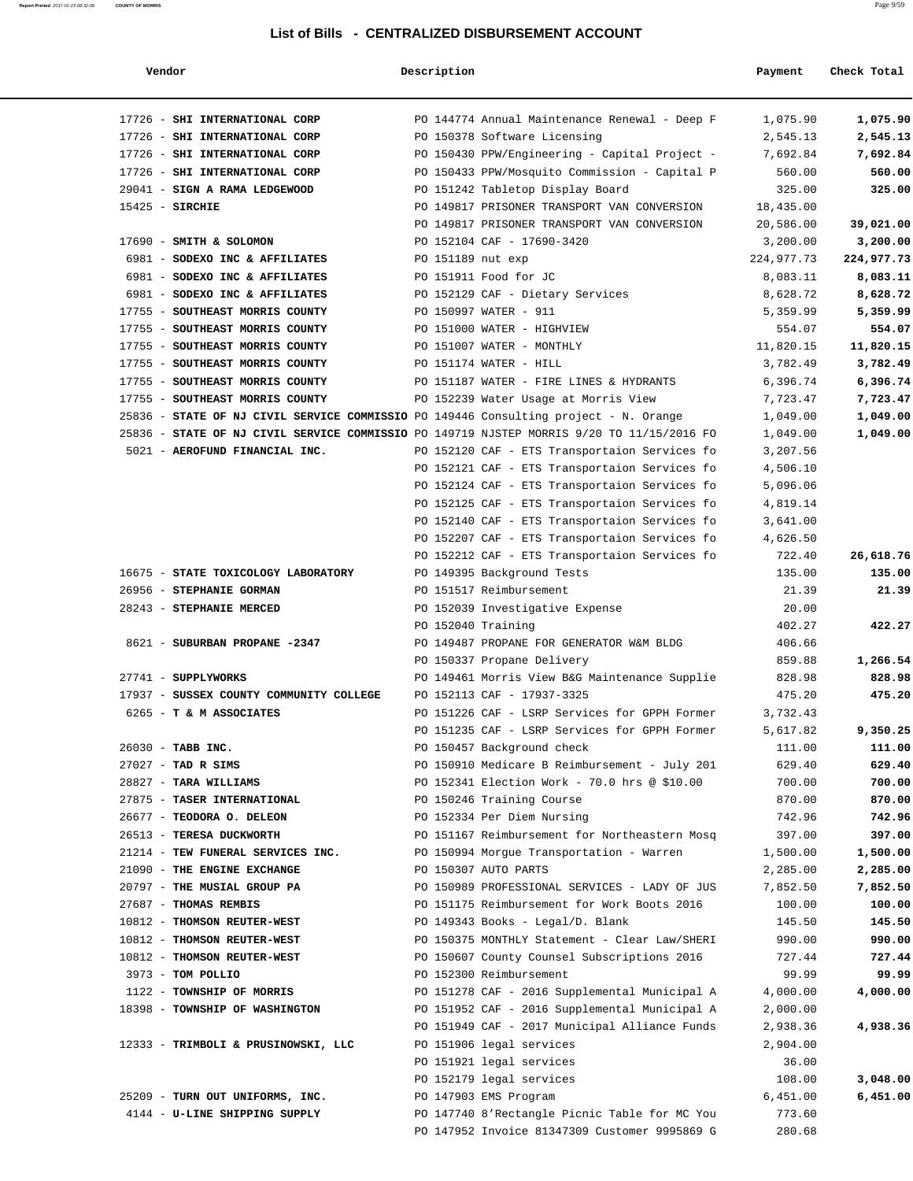## List of Bills - CENTRALIZED DISBURSEMENT ACCOUNT

| Vendor | Description | Payment | Check Total |
|---|---|---|---|
| 17726 - **SHI INTERNATIONAL CORP** | PO 144774 Annual Maintenance Renewal - Deep F | 1,075.90 | **1,075.90** |
| 17726 - **SHI INTERNATIONAL CORP** | PO 150378 Software Licensing | 2,545.13 | **2,545.13** |
| 17726 - **SHI INTERNATIONAL CORP** | PO 150430 PPW/Engineering - Capital Project - | 7,692.84 | **7,692.84** |
| 17726 - **SHI INTERNATIONAL CORP** | PO 150433 PPW/Mosquito Commission - Capital P | 560.00 | **560.00** |
| 29041 - **SIGN A RAMA LEDGEWOOD** | PO 151242 Tabletop Display Board | 325.00 | **325.00** |
| 15425 - **SIRCHIE** | PO 149817 PRISONER TRANSPORT VAN CONVERSION | 18,435.00 | |
| | PO 149817 PRISONER TRANSPORT VAN CONVERSION | 20,586.00 | **39,021.00** |
| 17690 - **SMITH & SOLOMON** | PO 152104 CAF - 17690-3420 | 3,200.00 | **3,200.00** |
| 6981 - **SODEXO INC & AFFILIATES** | PO 151189 nut exp | 224,977.73 | **224,977.73** |
| 6981 - **SODEXO INC & AFFILIATES** | PO 151911 Food for JC | 8,083.11 | **8,083.11** |
| 6981 - **SODEXO INC & AFFILIATES** | PO 152129 CAF - Dietary Services | 8,628.72 | **8,628.72** |
| 17755 - **SOUTHEAST MORRIS COUNTY** | PO 150997 WATER - 911 | 5,359.99 | **5,359.99** |
| 17755 - **SOUTHEAST MORRIS COUNTY** | PO 151000 WATER - HIGHVIEW | 554.07 | **554.07** |
| 17755 - **SOUTHEAST MORRIS COUNTY** | PO 151007 WATER - MONTHLY | 11,820.15 | **11,820.15** |
| 17755 - **SOUTHEAST MORRIS COUNTY** | PO 151174 WATER - HILL | 3,782.49 | **3,782.49** |
| 17755 - **SOUTHEAST MORRIS COUNTY** | PO 151187 WATER - FIRE LINES & HYDRANTS | 6,396.74 | **6,396.74** |
| 17755 - **SOUTHEAST MORRIS COUNTY** | PO 152239 Water Usage at Morris View | 7,723.47 | **7,723.47** |
| 25836 - **STATE OF NJ CIVIL SERVICE COMMISSIO** | PO 149446 Consulting project - N. Orange | 1,049.00 | **1,049.00** |
| 25836 - **STATE OF NJ CIVIL SERVICE COMMISSIO** | PO 149719 NJSTEP MORRIS 9/20 TO 11/15/2016 FO | 1,049.00 | **1,049.00** |
| 5021 - **AEROFUND FINANCIAL INC.** | PO 152120 CAF - ETS Transportaion Services fo | 3,207.56 | |
| | PO 152121 CAF - ETS Transportaion Services fo | 4,506.10 | |
| | PO 152124 CAF - ETS Transportaion Services fo | 5,096.06 | |
| | PO 152125 CAF - ETS Transportaion Services fo | 4,819.14 | |
| | PO 152140 CAF - ETS Transportaion Services fo | 3,641.00 | |
| | PO 152207 CAF - ETS Transportaion Services fo | 4,626.50 | |
| | PO 152212 CAF - ETS Transportaion Services fo | 722.40 | **26,618.76** |
| 16675 - **STATE TOXICOLOGY LABORATORY** | PO 149395 Background Tests | 135.00 | **135.00** |
| 26956 - **STEPHANIE GORMAN** | PO 151517 Reimbursement | 21.39 | **21.39** |
| 28243 - **STEPHANIE MERCED** | PO 152039 Investigative Expense | 20.00 | |
| | PO 152040 Training | 402.27 | **422.27** |
| 8621 - **SUBURBAN PROPANE -2347** | PO 149487 PROPANE FOR GENERATOR W&M BLDG | 406.66 | |
| | PO 150337 Propane Delivery | 859.88 | **1,266.54** |
| 27741 - **SUPPLYWORKS** | PO 149461 Morris View B&G Maintenance Supplie | 828.98 | **828.98** |
| 17937 - **SUSSEX COUNTY COMMUNITY COLLEGE** | PO 152113 CAF - 17937-3325 | 475.20 | **475.20** |
| 6265 - **T & M ASSOCIATES** | PO 151226 CAF - LSRP Services for GPPH Former | 3,732.43 | |
| | PO 151235 CAF - LSRP Services for GPPH Former | 5,617.82 | **9,350.25** |
| 26030 - **TABB INC.** | PO 150457 Background check | 111.00 | **111.00** |
| 27027 - **TAD R SIMS** | PO 150910 Medicare B Reimbursement - July 201 | 629.40 | **629.40** |
| 28827 - **TARA WILLIAMS** | PO 152341 Election Work - 70.0 hrs @ $10.00 | 700.00 | **700.00** |
| 27875 - **TASER INTERNATIONAL** | PO 150246 Training Course | 870.00 | **870.00** |
| 26677 - **TEODORA O. DELEON** | PO 152334 Per Diem Nursing | 742.96 | **742.96** |
| 26513 - **TERESA DUCKWORTH** | PO 151167 Reimbursement for Northeastern Mosq | 397.00 | **397.00** |
| 21214 - **TEW FUNERAL SERVICES INC.** | PO 150994 Morgue Transportation - Warren | 1,500.00 | **1,500.00** |
| 21090 - **THE ENGINE EXCHANGE** | PO 150307 AUTO PARTS | 2,285.00 | **2,285.00** |
| 20797 - **THE MUSIAL GROUP PA** | PO 150989 PROFESSIONAL SERVICES - LADY OF JUS | 7,852.50 | **7,852.50** |
| 27687 - **THOMAS REMBIS** | PO 151175 Reimbursement for Work Boots 2016 | 100.00 | **100.00** |
| 10812 - **THOMSON REUTER-WEST** | PO 149343 Books - Legal/D. Blank | 145.50 | **145.50** |
| 10812 - **THOMSON REUTER-WEST** | PO 150375 MONTHLY Statement - Clear Law/SHERI | 990.00 | **990.00** |
| 10812 - **THOMSON REUTER-WEST** | PO 150607 County Counsel Subscriptions 2016 | 727.44 | **727.44** |
| 3973 - **TOM POLLIO** | PO 152300 Reimbursement | 99.99 | **99.99** |
| 1122 - **TOWNSHIP OF MORRIS** | PO 151278 CAF - 2016 Supplemental Municipal A | 4,000.00 | **4,000.00** |
| 18398 - **TOWNSHIP OF WASHINGTON** | PO 151952 CAF - 2016 Supplemental Municipal A | 2,000.00 | |
| | PO 151949 CAF - 2017 Municipal Alliance Funds | 2,938.36 | **4,938.36** |
| 12333 - **TRIMBOLI & PRUSINOWSKI, LLC** | PO 151906 legal services | 2,904.00 | |
| | PO 151921 legal services | 36.00 | |
| | PO 152179 legal services | 108.00 | **3,048.00** |
| 25209 - **TURN OUT UNIFORMS, INC.** | PO 147903 EMS Program | 6,451.00 | **6,451.00** |
| 4144 - **U-LINE SHIPPING SUPPLY** | PO 147740 8'Rectangle Picnic Table for MC You | 773.60 | |
| | PO 147952 Invoice 81347309 Customer 9995869 G | 280.68 | |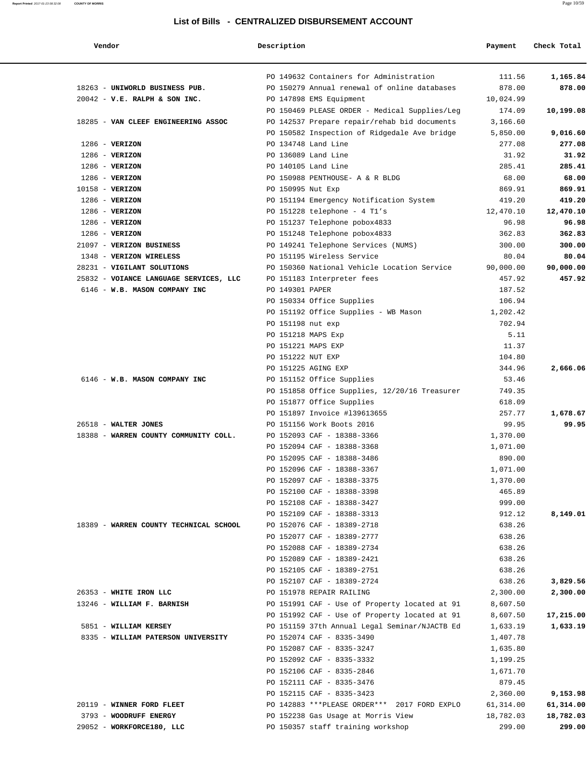## List of Bills - CENTRALIZED DISBURSEMENT ACCOUNT

| Vendor | Description | Payment | Check Total |
|---|---|---|---|
| | PO 149632 Containers for Administration | 111.56 | 1,165.84 |
| 18263 - **UNIWORLD BUSINESS PUB.** | PO 150279 Annual renewal of online databases | 878.00 | 878.00 |
| 20042 - **V.E. RALPH & SON INC.** | PO 147898 EMS Equipment | 10,024.99 | |
| | PO 150469 PLEASE ORDER - Medical Supplies/Leg | 174.09 | 10,199.08 |
| 18285 - **VAN CLEEF ENGINEERING ASSOC** | PO 142537 Prepare repair/rehab bid documents | 3,166.60 | |
| | PO 150582 Inspection of Ridgedale Ave bridge | 5,850.00 | 9,016.60 |
| 1286 - **VERIZON** | PO 134748 Land Line | 277.08 | 277.08 |
| 1286 - **VERIZON** | PO 136089 Land Line | 31.92 | 31.92 |
| 1286 - **VERIZON** | PO 140105 Land Line | 285.41 | 285.41 |
| 1286 - **VERIZON** | PO 150988 PENTHOUSE- A & R BLDG | 68.00 | 68.00 |
| 10158 - **VERIZON** | PO 150995 Nut Exp | 869.91 | 869.91 |
| 1286 - **VERIZON** | PO 151194 Emergency Notification System | 419.20 | 419.20 |
| 1286 - **VERIZON** | PO 151228 telephone - 4 T1's | 12,470.10 | 12,470.10 |
| 1286 - **VERIZON** | PO 151237 Telephone pobox4833 | 96.98 | 96.98 |
| 1286 - **VERIZON** | PO 151248 Telephone pobox4833 | 362.83 | 362.83 |
| 21097 - **VERIZON BUSINESS** | PO 149241 Telephone Services (NUMS) | 300.00 | 300.00 |
| 1348 - **VERIZON WIRELESS** | PO 151195 Wireless Service | 80.04 | 80.04 |
| 28231 - **VIGILANT SOLUTIONS** | PO 150360 National Vehicle Location Service | 90,000.00 | 90,000.00 |
| 25832 - **VOIANCE LANGUAGE SERVICES, LLC** | PO 151183 Interpreter fees | 457.92 | 457.92 |
| 6146 - **W.B. MASON COMPANY INC** | PO 149301 PAPER | 187.52 | |
| | PO 150334 Office Supplies | 106.94 | |
| | PO 151192 Office Supplies - WB Mason | 1,202.42 | |
| | PO 151198 nut exp | 702.94 | |
| | PO 151218 MAPS Exp | 5.11 | |
| | PO 151221 MAPS EXP | 11.37 | |
| | PO 151222 NUT EXP | 104.80 | |
| | PO 151225 AGING EXP | 344.96 | 2,666.06 |
| 6146 - **W.B. MASON COMPANY INC** | PO 151152 Office Supplies | 53.46 | |
| | PO 151858 Office Supplies, 12/20/16 Treasurer | 749.35 | |
| | PO 151877 Office Supplies | 618.09 | |
| | PO 151897 Invoice #139613655 | 257.77 | 1,678.67 |
| 26518 - **WALTER JONES** | PO 151156 Work Boots 2016 | 99.95 | 99.95 |
| 18388 - **WARREN COUNTY COMMUNITY COLL.** | PO 152093 CAF - 18388-3366 | 1,370.00 | |
| | PO 152094 CAF - 18388-3368 | 1,071.00 | |
| | PO 152095 CAF - 18388-3486 | 890.00 | |
| | PO 152096 CAF - 18388-3367 | 1,071.00 | |
| | PO 152097 CAF - 18388-3375 | 1,370.00 | |
| | PO 152100 CAF - 18388-3398 | 465.89 | |
| | PO 152108 CAF - 18388-3427 | 999.00 | |
| | PO 152109 CAF - 18388-3313 | 912.12 | 8,149.01 |
| 18389 - **WARREN COUNTY TECHNICAL SCHOOL** | PO 152076 CAF - 18389-2718 | 638.26 | |
| | PO 152077 CAF - 18389-2777 | 638.26 | |
| | PO 152088 CAF - 18389-2734 | 638.26 | |
| | PO 152089 CAF - 18389-2421 | 638.26 | |
| | PO 152105 CAF - 18389-2751 | 638.26 | |
| | PO 152107 CAF - 18389-2724 | 638.26 | 3,829.56 |
| 26353 - **WHITE IRON LLC** | PO 151978 REPAIR RAILING | 2,300.00 | 2,300.00 |
| 13246 - **WILLIAM F. BARNISH** | PO 151991 CAF - Use of Property located at 91 | 8,607.50 | |
| | PO 151992 CAF - Use of Property located at 91 | 8,607.50 | 17,215.00 |
| 5851 - **WILLIAM KERSEY** | PO 151159 37th Annual Legal Seminar/NJACTB Ed | 1,633.19 | 1,633.19 |
| 8335 - **WILLIAM PATERSON UNIVERSITY** | PO 152074 CAF - 8335-3490 | 1,407.78 | |
| | PO 152087 CAF - 8335-3247 | 1,635.80 | |
| | PO 152092 CAF - 8335-3332 | 1,199.25 | |
| | PO 152106 CAF - 8335-2846 | 1,671.70 | |
| | PO 152111 CAF - 8335-3476 | 879.45 | |
| | PO 152115 CAF - 8335-3423 | 2,360.00 | 9,153.98 |
| 20119 - **WINNER FORD FLEET** | PO 142883 ***PLEASE ORDER*** 2017 FORD EXPLO | 61,314.00 | 61,314.00 |
| 3793 - **WOODRUFF ENERGY** | PO 152238 Gas Usage at Morris View | 18,782.03 | 18,782.03 |
| 29052 - **WORKFORCE180, LLC** | PO 150357 staff training workshop | 299.00 | 299.00 |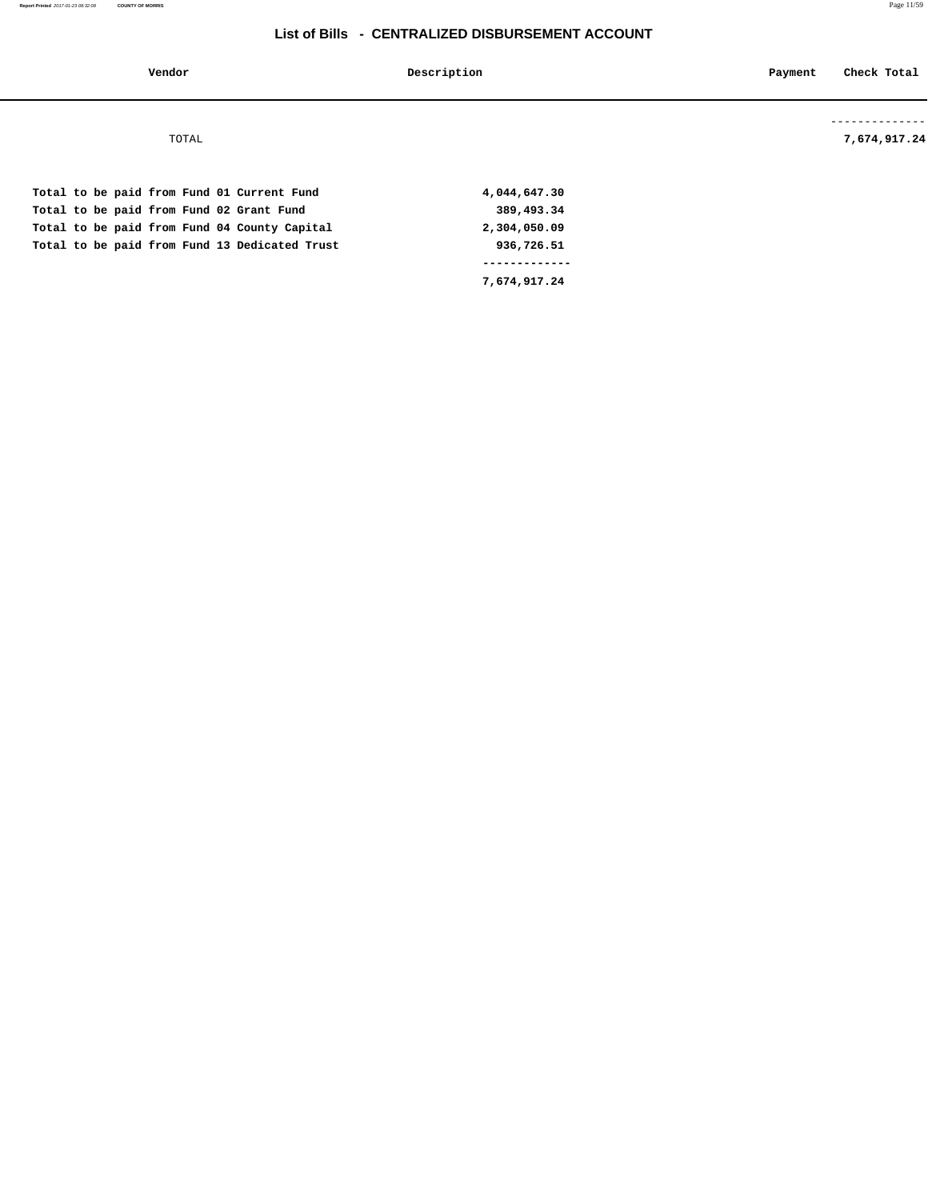## List of Bills - CENTRALIZED DISBURSEMENT ACCOUNT

| Vendor | Description | Payment | Check Total |
| --- | --- | --- | --- |
| | | | -------------- |
| TOTAL | | | 7,674,917.24 |

| | |
| --- | --- |
| **Total to be paid from Fund 01 Current Fund** | **4,044,647.30** |
| **Total to be paid from Fund 02 Grant Fund** | **389,493.34** |
| **Total to be paid from Fund 04 County Capital** | **2,304,050.09** |
| **Total to be paid from Fund 13 Dedicated Trust** | **936,726.51** |
| | ------------- |
| | **7,674,917.24** |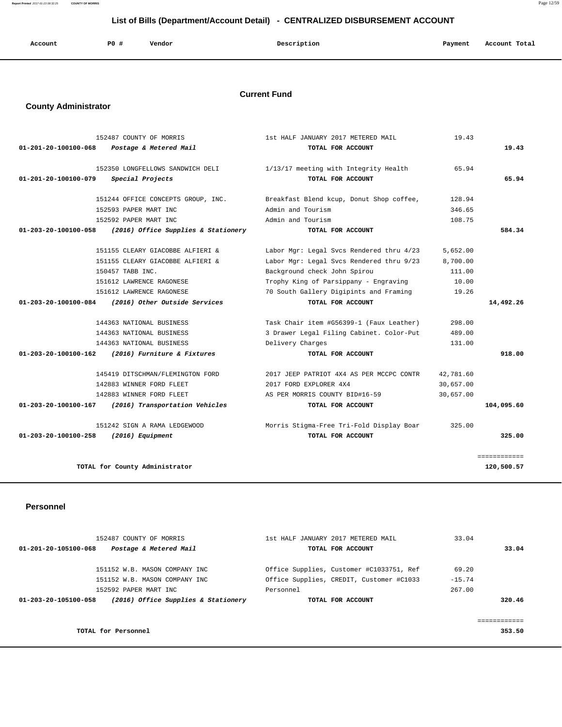## List of Bills (Department/Account Detail) - CENTRALIZED DISBURSEMENT ACCOUNT

| Account | PO # | Vendor | Description | Payment | Account Total |
|---|---|---|---|---|---|

### Current Fund

#### County Administrator

| Account | PO # | Vendor | Description | Payment | Account Total |
|---|---|---|---|---|---|
| | 152487 | COUNTY OF MORRIS | 1st HALF JANUARY 2017 METERED MAIL | 19.43 | |
| **01-201-20-100100-068** | | ***Postage & Metered Mail*** | **TOTAL FOR ACCOUNT** | | **19.43** |
| | 152350 | LONGFELLOWS SANDWICH DELI | 1/13/17 meeting with Integrity Health | 65.94 | |
| **01-201-20-100100-079** | | ***Special Projects*** | **TOTAL FOR ACCOUNT** | | **65.94** |
| | 151244 | OFFICE CONCEPTS GROUP, INC. | Breakfast Blend kcup, Donut Shop coffee, | 128.94 | |
| | 152593 | PAPER MART INC | Admin and Tourism | 346.65 | |
| | 152592 | PAPER MART INC | Admin and Tourism | 108.75 | |
| **01-203-20-100100-058** | | ***(2016) Office Supplies & Stationery*** | **TOTAL FOR ACCOUNT** | | **584.34** |
| | 151155 | CLEARY GIACOBBE ALFIERI & | Labor Mgr: Legal Svcs Rendered thru 4/23 | 5,652.00 | |
| | 151155 | CLEARY GIACOBBE ALFIERI & | Labor Mgr: Legal Svcs Rendered thru 9/23 | 8,700.00 | |
| | 150457 | TABB INC. | Background check John Spirou | 111.00 | |
| | 151612 | LAWRENCE RAGONESE | Trophy King of Parsippany - Engraving | 10.00 | |
| | 151612 | LAWRENCE RAGONESE | 70 South Gallery Digipints and Framing | 19.26 | |
| **01-203-20-100100-084** | | ***(2016) Other Outside Services*** | **TOTAL FOR ACCOUNT** | | **14,492.26** |
| | 144363 | NATIONAL BUSINESS | Task Chair item #G56399-1 (Faux Leather) | 298.00 | |
| | 144363 | NATIONAL BUSINESS | 3 Drawer Legal Filing Cabinet. Color-Put | 489.00 | |
| | 144363 | NATIONAL BUSINESS | Delivery Charges | 131.00 | |
| **01-203-20-100100-162** | | ***(2016) Furniture & Fixtures*** | **TOTAL FOR ACCOUNT** | | **918.00** |
| | 145419 | DITSCHMAN/FLEMINGTON FORD | 2017 JEEP PATRIOT 4X4 AS PER MCCPC CONTR | 42,781.60 | |
| | 142883 | WINNER FORD FLEET | 2017 FORD EXPLORER 4X4 | 30,657.00 | |
| | 142883 | WINNER FORD FLEET | AS PER MORRIS COUNTY BID#16-59 | 30,657.00 | |
| **01-203-20-100100-167** | | ***(2016) Transportation Vehicles*** | **TOTAL FOR ACCOUNT** | | **104,095.60** |
| | 151242 | SIGN A RAMA LEDGEWOOD | Morris Stigma-Free Tri-Fold Display Boar | 325.00 | |
| **01-203-20-100100-258** | | ***(2016) Equipment*** | **TOTAL FOR ACCOUNT** | | **325.00** |
| | | | | | ============ |
| | | **TOTAL for County Administrator** | | | **120,500.57** |

#### Personnel

| Account | PO # | Vendor | Description | Payment | Account Total |
|---|---|---|---|---|---|
| | 152487 | COUNTY OF MORRIS | 1st HALF JANUARY 2017 METERED MAIL | 33.04 | |
| **01-201-20-105100-068** | | ***Postage & Metered Mail*** | **TOTAL FOR ACCOUNT** | | **33.04** |
| | 151152 | W.B. MASON COMPANY INC | Office Supplies, Customer #C1033751, Ref | 69.20 | |
| | 151152 | W.B. MASON COMPANY INC | Office Supplies, CREDIT, Customer #C1033 | -15.74 | |
| | 152592 | PAPER MART INC | Personnel | 267.00 | |
| **01-203-20-105100-058** | | ***(2016) Office Supplies & Stationery*** | **TOTAL FOR ACCOUNT** | | **320.46** |
| | | | | | ============ |
| | | **TOTAL for Personnel** | | | **353.50** |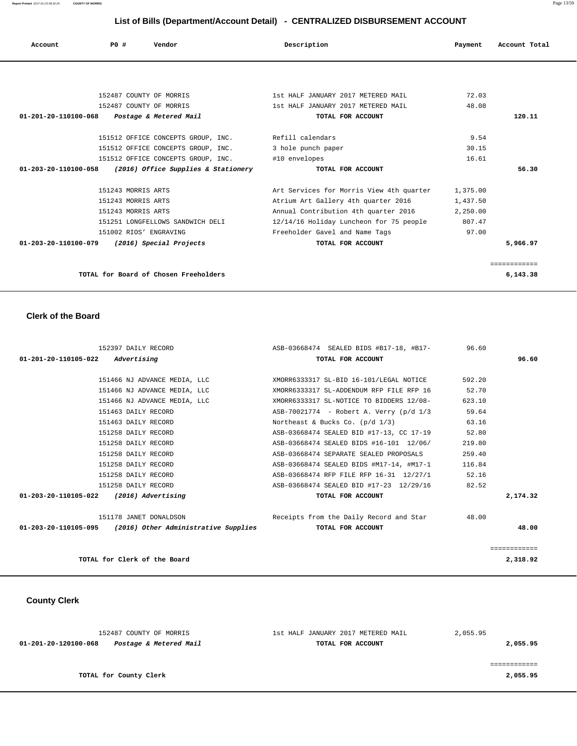## List of Bills (Department/Account Detail) - CENTRALIZED DISBURSEMENT ACCOUNT

| Account | PO # | Vendor | Description | Payment | Account Total |
|---|---|---|---|---|---|
| | 152487 | COUNTY OF MORRIS | 1st HALF JANUARY 2017 METERED MAIL | 72.03 | |
| | 152487 | COUNTY OF MORRIS | 1st HALF JANUARY 2017 METERED MAIL | 48.08 | |
| **01-201-20-110100-068** | | ***Postage & Metered Mail*** | **TOTAL FOR ACCOUNT** | | **120.11** |
| | 151512 | OFFICE CONCEPTS GROUP, INC. | Refill calendars | 9.54 | |
| | 151512 | OFFICE CONCEPTS GROUP, INC. | 3 hole punch paper | 30.15 | |
| | 151512 | OFFICE CONCEPTS GROUP, INC. | #10 envelopes | 16.61 | |
| **01-203-20-110100-058** | | ***(2016) Office Supplies & Stationery*** | **TOTAL FOR ACCOUNT** | | **56.30** |
| | 151243 | MORRIS ARTS | Art Services for Morris View 4th quarter | 1,375.00 | |
| | 151243 | MORRIS ARTS | Atrium Art Gallery 4th quarter 2016 | 1,437.50 | |
| | 151243 | MORRIS ARTS | Annual Contribution 4th quarter 2016 | 2,250.00 | |
| | 151251 | LONGFELLOWS SANDWICH DELI | 12/14/16 Holiday Luncheon for 75 people | 807.47 | |
| | 151002 | RIOS' ENGRAVING | Freeholder Gavel and Name Tags | 97.00 | |
| **01-203-20-110100-079** | | ***(2016) Special Projects*** | **TOTAL FOR ACCOUNT** | | **5,966.97** |
| | | **TOTAL for Board of Chosen Freeholders** | | | **6,143.38** |

### Clerk of the Board

| Account | PO # | Vendor | Description | Payment | Account Total |
|---|---|---|---|---|---|
| | 152397 | DAILY RECORD | ASB-03668474 SEALED BIDS #B17-18, #B17- | 96.60 | |
| **01-201-20-110105-022** | | ***Advertising*** | **TOTAL FOR ACCOUNT** | | **96.60** |
| | 151466 | NJ ADVANCE MEDIA, LLC | XMORR6333317 SL-BID 16-101/LEGAL NOTICE | 592.20 | |
| | 151466 | NJ ADVANCE MEDIA, LLC | XMORR6333317 SL-ADDENDUM RFP FILE RFP 16 | 52.70 | |
| | 151466 | NJ ADVANCE MEDIA, LLC | XMORR6333317 SL-NOTICE TO BIDDERS 12/08- | 623.10 | |
| | 151463 | DAILY RECORD | ASB-70021774 - Robert A. Verry (p/d 1/3 | 59.64 | |
| | 151463 | DAILY RECORD | Northeast & Bucks Co. (p/d 1/3) | 63.16 | |
| | 151258 | DAILY RECORD | ASB-03668474 SEALED BID #17-13, CC 17-19 | 52.80 | |
| | 151258 | DAILY RECORD | ASB-03668474 SEALED BIDS #16-101 12/06/ | 219.80 | |
| | 151258 | DAILY RECORD | ASB-03668474 SEPARATE SEALED PROPOSALS | 259.40 | |
| | 151258 | DAILY RECORD | ASB-03668474 SEALED BIDS #M17-14, #M17-1 | 116.84 | |
| | 151258 | DAILY RECORD | ASB-03668474 RFP FILE RFP 16-31 12/27/1 | 52.16 | |
| | 151258 | DAILY RECORD | ASB-03668474 SEALED BID #17-23 12/29/16 | 82.52 | |
| **01-203-20-110105-022** | | ***(2016) Advertising*** | **TOTAL FOR ACCOUNT** | | **2,174.32** |
| | 151178 | JANET DONALDSON | Receipts from the Daily Record and Star | 48.00 | |
| **01-203-20-110105-095** | | ***(2016) Other Administrative Supplies*** | **TOTAL FOR ACCOUNT** | | **48.00** |
| | | **TOTAL for Clerk of the Board** | | | **2,318.92** |

### County Clerk

| Account | PO # | Vendor | Description | Payment | Account Total |
|---|---|---|---|---|---|
| | 152487 | COUNTY OF MORRIS | 1st HALF JANUARY 2017 METERED MAIL | 2,055.95 | |
| **01-201-20-120100-068** | | ***Postage & Metered Mail*** | **TOTAL FOR ACCOUNT** | | **2,055.95** |
| | | **TOTAL for County Clerk** | | | **2,055.95** |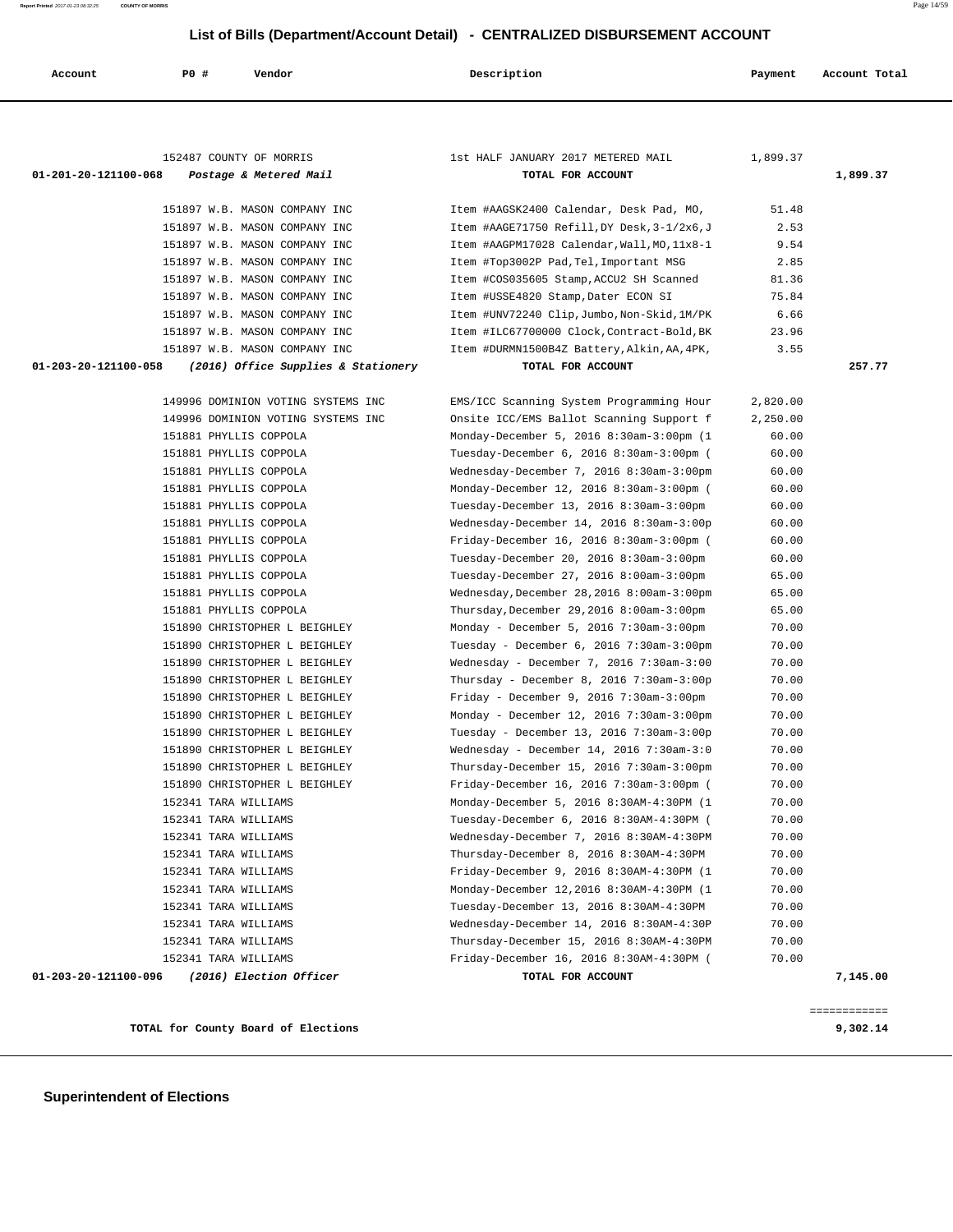## List of Bills (Department/Account Detail) - CENTRALIZED DISBURSEMENT ACCOUNT

| Account | PO # | Vendor | Description | Payment | Account Total |
|---|---|---|---|---|---|
| | 152487 | COUNTY OF MORRIS | 1st HALF JANUARY 2017 METERED MAIL | 1,899.37 | |
| 01-201-20-121100-068 | | *Postage & Metered Mail* | **TOTAL FOR ACCOUNT** | | **1,899.37** |
| | 151897 | W.B. MASON COMPANY INC | Item #AAGSK2400 Calendar, Desk Pad, MO, | 51.48 | |
| | 151897 | W.B. MASON COMPANY INC | Item #AAGE71750 Refill,DY Desk,3-1/2x6,J | 2.53 | |
| | 151897 | W.B. MASON COMPANY INC | Item #AAGPM17028 Calendar,Wall,MO,11x8-1 | 9.54 | |
| | 151897 | W.B. MASON COMPANY INC | Item #Top3002P Pad,Tel,Important MSG | 2.85 | |
| | 151897 | W.B. MASON COMPANY INC | Item #COS035605 Stamp,ACCU2 SH Scanned | 81.36 | |
| | 151897 | W.B. MASON COMPANY INC | Item #USSE4820 Stamp,Dater ECON SI | 75.84 | |
| | 151897 | W.B. MASON COMPANY INC | Item #UNV72240 Clip,Jumbo,Non-Skid,1M/PK | 6.66 | |
| | 151897 | W.B. MASON COMPANY INC | Item #ILC67700000 Clock,Contract-Bold,BK | 23.96 | |
| | 151897 | W.B. MASON COMPANY INC | Item #DURMN1500B4Z Battery,Alkin,AA,4PK, | 3.55 | |
| 01-203-20-121100-058 | | *(2016) Office Supplies & Stationery* | **TOTAL FOR ACCOUNT** | | **257.77** |
| | 149996 | DOMINION VOTING SYSTEMS INC | EMS/ICC Scanning System Programming Hour | 2,820.00 | |
| | 149996 | DOMINION VOTING SYSTEMS INC | Onsite ICC/EMS Ballot Scanning Support f | 2,250.00 | |
| | 151881 | PHYLLIS COPPOLA | Monday-December 5, 2016 8:30am-3:00pm (1 | 60.00 | |
| | 151881 | PHYLLIS COPPOLA | Tuesday-December 6, 2016 8:30am-3:00pm ( | 60.00 | |
| | 151881 | PHYLLIS COPPOLA | Wednesday-December 7, 2016 8:30am-3:00pm | 60.00 | |
| | 151881 | PHYLLIS COPPOLA | Monday-December 12, 2016 8:30am-3:00pm ( | 60.00 | |
| | 151881 | PHYLLIS COPPOLA | Tuesday-December 13, 2016 8:30am-3:00pm | 60.00 | |
| | 151881 | PHYLLIS COPPOLA | Wednesday-December 14, 2016 8:30am-3:00p | 60.00 | |
| | 151881 | PHYLLIS COPPOLA | Friday-December 16, 2016 8:30am-3:00pm ( | 60.00 | |
| | 151881 | PHYLLIS COPPOLA | Tuesday-December 20, 2016 8:30am-3:00pm | 60.00 | |
| | 151881 | PHYLLIS COPPOLA | Tuesday-December 27, 2016 8:00am-3:00pm | 65.00 | |
| | 151881 | PHYLLIS COPPOLA | Wednesday,December 28,2016 8:00am-3:00pm | 65.00 | |
| | 151881 | PHYLLIS COPPOLA | Thursday,December 29,2016 8:00am-3:00pm | 65.00 | |
| | 151890 | CHRISTOPHER L BEIGHLEY | Monday - December 5, 2016 7:30am-3:00pm | 70.00 | |
| | 151890 | CHRISTOPHER L BEIGHLEY | Tuesday - December 6, 2016 7:30am-3:00pm | 70.00 | |
| | 151890 | CHRISTOPHER L BEIGHLEY | Wednesday - December 7, 2016 7:30am-3:00 | 70.00 | |
| | 151890 | CHRISTOPHER L BEIGHLEY | Thursday - December 8, 2016 7:30am-3:00p | 70.00 | |
| | 151890 | CHRISTOPHER L BEIGHLEY | Friday - December 9, 2016 7:30am-3:00pm | 70.00 | |
| | 151890 | CHRISTOPHER L BEIGHLEY | Monday - December 12, 2016 7:30am-3:00pm | 70.00 | |
| | 151890 | CHRISTOPHER L BEIGHLEY | Tuesday - December 13, 2016 7:30am-3:00p | 70.00 | |
| | 151890 | CHRISTOPHER L BEIGHLEY | Wednesday - December 14, 2016 7:30am-3:0 | 70.00 | |
| | 151890 | CHRISTOPHER L BEIGHLEY | Thursday-December 15, 2016 7:30am-3:00pm | 70.00 | |
| | 151890 | CHRISTOPHER L BEIGHLEY | Friday-December 16, 2016 7:30am-3:00pm ( | 70.00 | |
| | 152341 | TARA WILLIAMS | Monday-December 5, 2016 8:30AM-4:30PM (1 | 70.00 | |
| | 152341 | TARA WILLIAMS | Tuesday-December 6, 2016 8:30AM-4:30PM ( | 70.00 | |
| | 152341 | TARA WILLIAMS | Wednesday-December 7, 2016 8:30AM-4:30PM | 70.00 | |
| | 152341 | TARA WILLIAMS | Thursday-December 8, 2016 8:30AM-4:30PM | 70.00 | |
| | 152341 | TARA WILLIAMS | Friday-December 9, 2016 8:30AM-4:30PM (1 | 70.00 | |
| | 152341 | TARA WILLIAMS | Monday-December 12,2016 8:30AM-4:30PM (1 | 70.00 | |
| | 152341 | TARA WILLIAMS | Tuesday-December 13, 2016 8:30AM-4:30PM | 70.00 | |
| | 152341 | TARA WILLIAMS | Wednesday-December 14, 2016 8:30AM-4:30P | 70.00 | |
| | 152341 | TARA WILLIAMS | Thursday-December 15, 2016 8:30AM-4:30PM | 70.00 | |
| | 152341 | TARA WILLIAMS | Friday-December 16, 2016 8:30AM-4:30PM ( | 70.00 | |
| 01-203-20-121100-096 | | *(2016) Election Officer* | **TOTAL FOR ACCOUNT** | | **7,145.00** |

============

**TOTAL for County Board of Elections** **9,302.14**

### Superintendent of Elections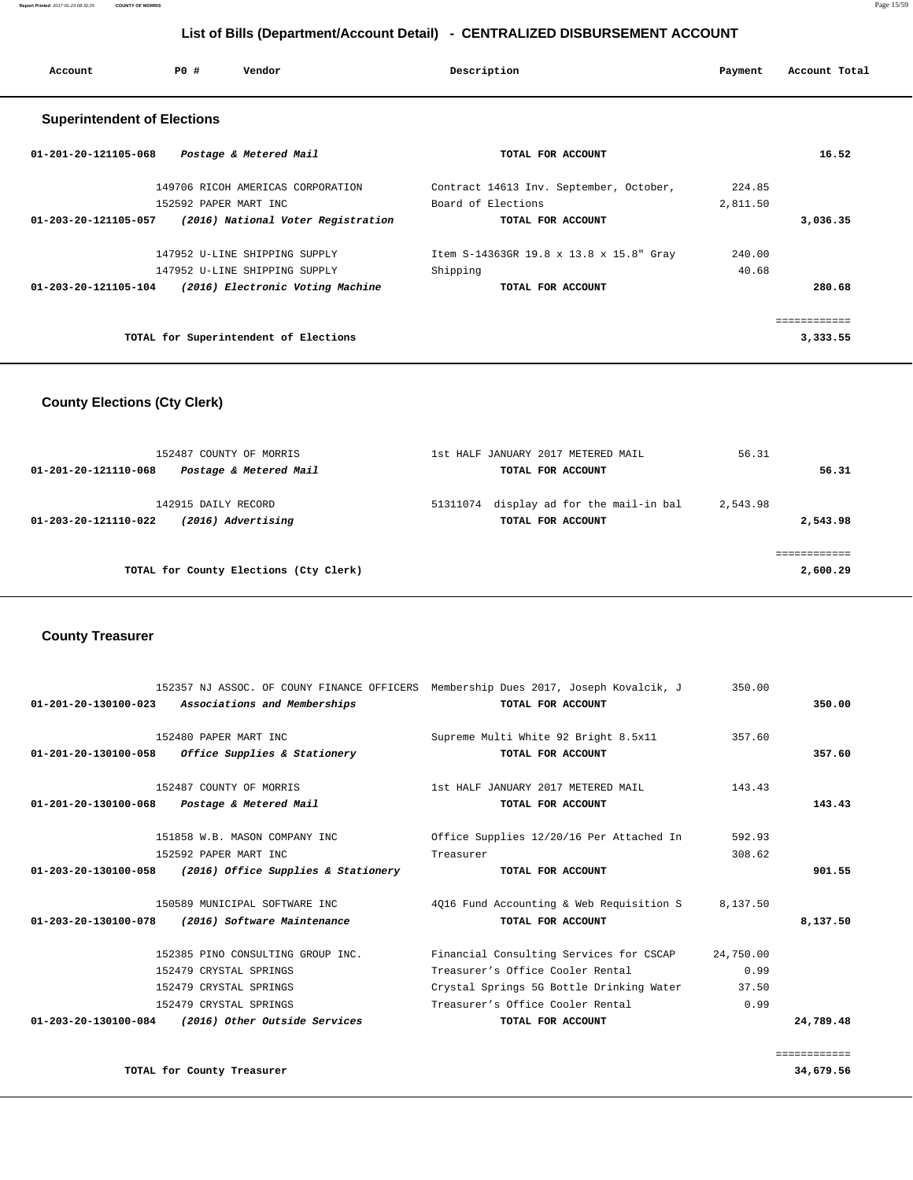## List of Bills (Department/Account Detail) - CENTRALIZED DISBURSEMENT ACCOUNT

| Account | PO # | Vendor | Description | Payment | Account Total |
|---|---|---|---|---|---|

### Superintendent of Elections

| Account | PO # | Vendor | Description | Payment | Account Total |
|---|---|---|---|---|---|
| 01-201-20-121105-068 | | *Postage & Metered Mail* | TOTAL FOR ACCOUNT | | 16.52 |
| | 149706 | RICOH AMERICAS CORPORATION | Contract 14613 Inv. September, October, | 224.85 | |
| | 152592 | PAPER MART INC | Board of Elections | 2,811.50 | |
| 01-203-20-121105-057 | | *(2016) National Voter Registration* | TOTAL FOR ACCOUNT | | 3,036.35 |
| | 147952 | U-LINE SHIPPING SUPPLY | Item S-14363GR 19.8 x 13.8 x 15.8" Gray | 240.00 | |
| | 147952 | U-LINE SHIPPING SUPPLY | Shipping | 40.68 | |
| 01-203-20-121105-104 | | *(2016) Electronic Voting Machine* | TOTAL FOR ACCOUNT | | 280.68 |
| | | | | | ============ |
| | | TOTAL for Superintendent of Elections | | | 3,333.55 |

### County Elections (Cty Clerk)

| Account | PO # | Vendor | Description | Payment | Account Total |
|---|---|---|---|---|---|
| | 152487 | COUNTY OF MORRIS | 1st HALF JANUARY 2017 METERED MAIL | 56.31 | |
| 01-201-20-121110-068 | | *Postage & Metered Mail* | TOTAL FOR ACCOUNT | | 56.31 |
| | 142915 | DAILY RECORD | 51311074 display ad for the mail-in bal | 2,543.98 | |
| 01-203-20-121110-022 | | *(2016) Advertising* | TOTAL FOR ACCOUNT | | 2,543.98 |
| | | | | | ============ |
| | | TOTAL for County Elections (Cty Clerk) | | | 2,600.29 |

### County Treasurer

| Account | PO # | Vendor | Description | Payment | Account Total |
|---|---|---|---|---|---|
| | 152357 | NJ ASSOC. OF COUNY FINANCE OFFICERS | Membership Dues 2017, Joseph Kovalcik, J | 350.00 | |
| 01-201-20-130100-023 | | *Associations and Memberships* | TOTAL FOR ACCOUNT | | 350.00 |
| | 152480 | PAPER MART INC | Supreme Multi White 92 Bright 8.5x11 | 357.60 | |
| 01-201-20-130100-058 | | *Office Supplies & Stationery* | TOTAL FOR ACCOUNT | | 357.60 |
| | 152487 | COUNTY OF MORRIS | 1st HALF JANUARY 2017 METERED MAIL | 143.43 | |
| 01-201-20-130100-068 | | *Postage & Metered Mail* | TOTAL FOR ACCOUNT | | 143.43 |
| | 151858 | W.B. MASON COMPANY INC | Office Supplies 12/20/16 Per Attached In | 592.93 | |
| | 152592 | PAPER MART INC | Treasurer | 308.62 | |
| 01-203-20-130100-058 | | *(2016) Office Supplies & Stationery* | TOTAL FOR ACCOUNT | | 901.55 |
| | 150589 | MUNICIPAL SOFTWARE INC | 4Q16 Fund Accounting & Web Requisition S | 8,137.50 | |
| 01-203-20-130100-078 | | *(2016) Software Maintenance* | TOTAL FOR ACCOUNT | | 8,137.50 |
| | 152385 | PINO CONSULTING GROUP INC. | Financial Consulting Services for CSCAP | 24,750.00 | |
| | 152479 | CRYSTAL SPRINGS | Treasurer's Office Cooler Rental | 0.99 | |
| | 152479 | CRYSTAL SPRINGS | Crystal Springs 5G Bottle Drinking Water | 37.50 | |
| | 152479 | CRYSTAL SPRINGS | Treasurer's Office Cooler Rental | 0.99 | |
| 01-203-20-130100-084 | | *(2016) Other Outside Services* | TOTAL FOR ACCOUNT | | 24,789.48 |
| | | | | | ============ |
| | | TOTAL for County Treasurer | | | 34,679.56 |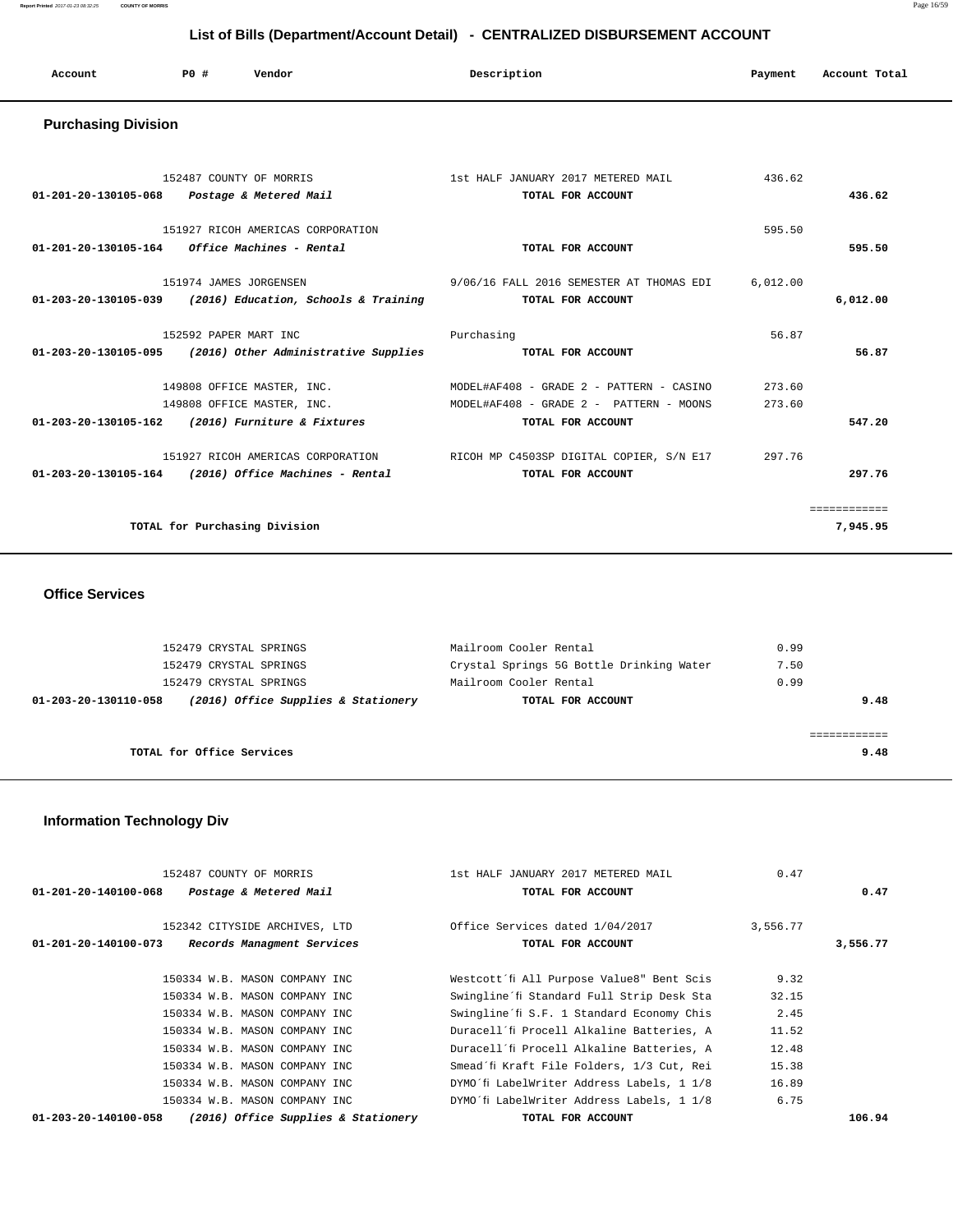## List of Bills (Department/Account Detail) - CENTRALIZED DISBURSEMENT ACCOUNT

| Account | PO # | Vendor | Description | Payment | Account Total |
|---|---|---|---|---|---|

### Purchasing Division

| Account | PO # | Vendor | Description | Payment | Account Total |
|---|---|---|---|---|---|
| | 152487 | COUNTY OF MORRIS | 1st HALF JANUARY 2017 METERED MAIL | 436.62 | |
| **01-201-20-130105-068** | | ***Postage & Metered Mail*** | **TOTAL FOR ACCOUNT** | | **436.62** |
| | 151927 | RICOH AMERICAS CORPORATION | | 595.50 | |
| **01-201-20-130105-164** | | ***Office Machines - Rental*** | **TOTAL FOR ACCOUNT** | | **595.50** |
| | 151974 | JAMES JORGENSEN | 9/06/16 FALL 2016 SEMESTER AT THOMAS EDI | 6,012.00 | |
| **01-203-20-130105-039** | | ***(2016) Education, Schools & Training*** | **TOTAL FOR ACCOUNT** | | **6,012.00** |
| | 152592 | PAPER MART INC | Purchasing | 56.87 | |
| **01-203-20-130105-095** | | ***(2016) Other Administrative Supplies*** | **TOTAL FOR ACCOUNT** | | **56.87** |
| | 149808 | OFFICE MASTER, INC. | MODEL#AF408 - GRADE 2 - PATTERN - CASINO | 273.60 | |
| | 149808 | OFFICE MASTER, INC. | MODEL#AF408 - GRADE 2 - PATTERN - MOONS | 273.60 | |
| **01-203-20-130105-162** | | ***(2016) Furniture & Fixtures*** | **TOTAL FOR ACCOUNT** | | **547.20** |
| | 151927 | RICOH AMERICAS CORPORATION | RICOH MP C4503SP DIGITAL COPIER, S/N E17 | 297.76 | |
| **01-203-20-130105-164** | | ***(2016) Office Machines - Rental*** | **TOTAL FOR ACCOUNT** | | **297.76** |
| | | | | | ============ |
| | | **TOTAL for Purchasing Division** | | | **7,945.95** |

### Office Services

| Account | PO # | Vendor | Description | Payment | Account Total |
|---|---|---|---|---|---|
| | 152479 | CRYSTAL SPRINGS | Mailroom Cooler Rental | 0.99 | |
| | 152479 | CRYSTAL SPRINGS | Crystal Springs 5G Bottle Drinking Water | 7.50 | |
| | 152479 | CRYSTAL SPRINGS | Mailroom Cooler Rental | 0.99 | |
| **01-203-20-130110-058** | | ***(2016) Office Supplies & Stationery*** | **TOTAL FOR ACCOUNT** | | **9.48** |
| | | | | | ============ |
| | | **TOTAL for Office Services** | | | **9.48** |

### Information Technology Div

| Account | PO # | Vendor | Description | Payment | Account Total |
|---|---|---|---|---|---|
| | 152487 | COUNTY OF MORRIS | 1st HALF JANUARY 2017 METERED MAIL | 0.47 | |
| **01-201-20-140100-068** | | ***Postage & Metered Mail*** | **TOTAL FOR ACCOUNT** | | **0.47** |
| | 152342 | CITYSIDE ARCHIVES, LTD | Office Services dated 1/04/2017 | 3,556.77 | |
| **01-201-20-140100-073** | | ***Records Managment Services*** | **TOTAL FOR ACCOUNT** | | **3,556.77** |
| | 150334 | W.B. MASON COMPANY INC | Westcott´fi All Purpose Value8" Bent Scis | 9.32 | |
| | 150334 | W.B. MASON COMPANY INC | Swingline´fi Standard Full Strip Desk Sta | 32.15 | |
| | 150334 | W.B. MASON COMPANY INC | Swingline´fi S.F. 1 Standard Economy Chis | 2.45 | |
| | 150334 | W.B. MASON COMPANY INC | Duracell´fi Procell Alkaline Batteries, A | 11.52 | |
| | 150334 | W.B. MASON COMPANY INC | Duracell´fi Procell Alkaline Batteries, A | 12.48 | |
| | 150334 | W.B. MASON COMPANY INC | Smead´fi Kraft File Folders, 1/3 Cut, Rei | 15.38 | |
| | 150334 | W.B. MASON COMPANY INC | DYMO´fi LabelWriter Address Labels, 1 1/8 | 16.89 | |
| | 150334 | W.B. MASON COMPANY INC | DYMO´fi LabelWriter Address Labels, 1 1/8 | 6.75 | |
| **01-203-20-140100-058** | | ***(2016) Office Supplies & Stationery*** | **TOTAL FOR ACCOUNT** | | **106.94** |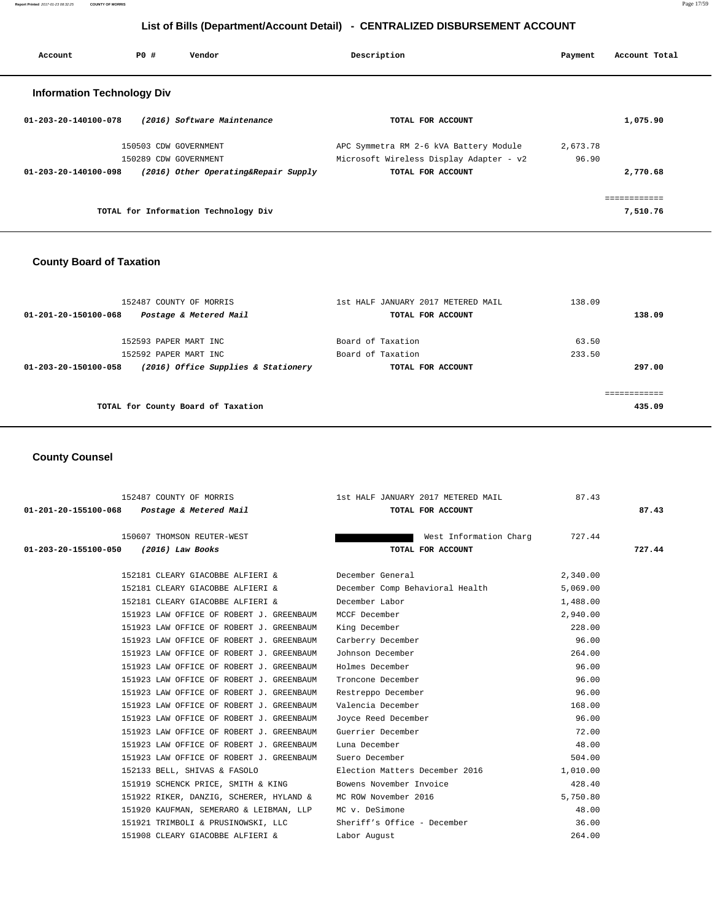## List of Bills (Department/Account Detail) - CENTRALIZED DISBURSEMENT ACCOUNT

| Account | PO # | Vendor | Description | Payment | Account Total |
|---|---|---|---|---|---|

### Information Technology Div

| Account | PO # | Vendor | Description | Payment | Account Total |
|---|---|---|---|---|---|
| 01-203-20-140100-078 | | *(2016) Software Maintenance* | **TOTAL FOR ACCOUNT** | | **1,075.90** |
| | 150503 | CDW GOVERNMENT | APC Symmetra RM 2-6 kVA Battery Module | 2,673.78 | |
| | 150289 | CDW GOVERNMENT | Microsoft Wireless Display Adapter - v2 | 96.90 | |
| 01-203-20-140100-098 | | *(2016) Other Operating&Repair Supply* | **TOTAL FOR ACCOUNT** | | **2,770.68** |
| | | **TOTAL for Information Technology Div** | | | **7,510.76** |

### County Board of Taxation

| Account | PO # | Vendor | Description | Payment | Account Total |
|---|---|---|---|---|---|
| | 152487 | COUNTY OF MORRIS | 1st HALF JANUARY 2017 METERED MAIL | 138.09 | |
| 01-201-20-150100-068 | | *Postage & Metered Mail* | **TOTAL FOR ACCOUNT** | | **138.09** |
| | 152593 | PAPER MART INC | Board of Taxation | 63.50 | |
| | 152592 | PAPER MART INC | Board of Taxation | 233.50 | |
| 01-203-20-150100-058 | | *(2016) Office Supplies & Stationery* | **TOTAL FOR ACCOUNT** | | **297.00** |
| | | **TOTAL for County Board of Taxation** | | | **435.09** |

### County Counsel

| Account | PO # | Vendor | Description | Payment | Account Total |
|---|---|---|---|---|---|
| | 152487 | COUNTY OF MORRIS | 1st HALF JANUARY 2017 METERED MAIL | 87.43 | |
| 01-201-20-155100-068 | | *Postage & Metered Mail* | **TOTAL FOR ACCOUNT** | | **87.43** |
| | 150607 | THOMSON REUTER-WEST | [REDACTED] West Information Charg | 727.44 | |
| 01-203-20-155100-050 | | *(2016) Law Books* | **TOTAL FOR ACCOUNT** | | **727.44** |
| | 152181 | CLEARY GIACOBBE ALFIERI & | December General | 2,340.00 | |
| | 152181 | CLEARY GIACOBBE ALFIERI & | December Comp Behavioral Health | 5,069.00 | |
| | 152181 | CLEARY GIACOBBE ALFIERI & | December Labor | 1,488.00 | |
| | 151923 | LAW OFFICE OF ROBERT J. GREENBAUM | MCCF December | 2,940.00 | |
| | 151923 | LAW OFFICE OF ROBERT J. GREENBAUM | King December | 228.00 | |
| | 151923 | LAW OFFICE OF ROBERT J. GREENBAUM | Carberry December | 96.00 | |
| | 151923 | LAW OFFICE OF ROBERT J. GREENBAUM | Johnson December | 264.00 | |
| | 151923 | LAW OFFICE OF ROBERT J. GREENBAUM | Holmes December | 96.00 | |
| | 151923 | LAW OFFICE OF ROBERT J. GREENBAUM | Troncone December | 96.00 | |
| | 151923 | LAW OFFICE OF ROBERT J. GREENBAUM | Restreppo December | 96.00 | |
| | 151923 | LAW OFFICE OF ROBERT J. GREENBAUM | Valencia December | 168.00 | |
| | 151923 | LAW OFFICE OF ROBERT J. GREENBAUM | Joyce Reed December | 96.00 | |
| | 151923 | LAW OFFICE OF ROBERT J. GREENBAUM | Guerrier December | 72.00 | |
| | 151923 | LAW OFFICE OF ROBERT J. GREENBAUM | Luna December | 48.00 | |
| | 151923 | LAW OFFICE OF ROBERT J. GREENBAUM | Suero December | 504.00 | |
| | 152133 | BELL, SHIVAS & FASOLO | Election Matters December 2016 | 1,010.00 | |
| | 151919 | SCHENCK PRICE, SMITH & KING | Bowens November Invoice | 428.40 | |
| | 151922 | RIKER, DANZIG, SCHERER, HYLAND & | MC ROW November 2016 | 5,750.80 | |
| | 151920 | KAUFMAN, SEMERARO & LEIBMAN, LLP | MC v. DeSimone | 48.00 | |
| | 151921 | TRIMBOLI & PRUSINOWSKI, LLC | Sheriff's Office - December | 36.00 | |
| | 151908 | CLEARY GIACOBBE ALFIERI & | Labor August | 264.00 | |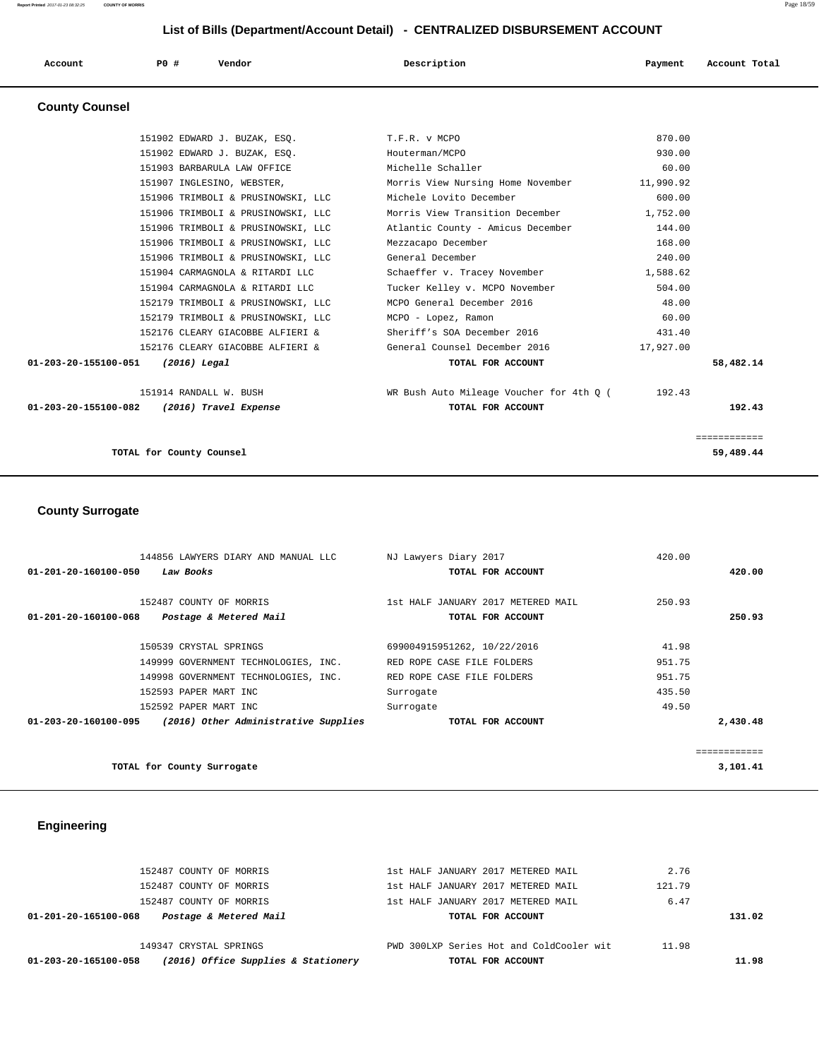## List of Bills (Department/Account Detail) - CENTRALIZED DISBURSEMENT ACCOUNT

| Account | PO # | Vendor | Description | Payment | Account Total |
|---|---|---|---|---|---|

### County Counsel

| Account | PO # | Vendor | Description | Payment | Account Total |
|---|---|---|---|---|---|
| | 151902 | EDWARD J. BUZAK, ESQ. | T.F.R. v MCPO | 870.00 | |
| | 151902 | EDWARD J. BUZAK, ESQ. | Houterman/MCPO | 930.00 | |
| | 151903 | BARBARULA LAW OFFICE | Michelle Schaller | 60.00 | |
| | 151907 | INGLESINO, WEBSTER, | Morris View Nursing Home November | 11,990.92 | |
| | 151906 | TRIMBOLI & PRUSINOWSKI, LLC | Michele Lovito December | 600.00 | |
| | 151906 | TRIMBOLI & PRUSINOWSKI, LLC | Morris View Transition December | 1,752.00 | |
| | 151906 | TRIMBOLI & PRUSINOWSKI, LLC | Atlantic County - Amicus December | 144.00 | |
| | 151906 | TRIMBOLI & PRUSINOWSKI, LLC | Mezzacapo December | 168.00 | |
| | 151906 | TRIMBOLI & PRUSINOWSKI, LLC | General December | 240.00 | |
| | 151904 | CARMAGNOLA & RITARDI LLC | Schaeffer v. Tracey November | 1,588.62 | |
| | 151904 | CARMAGNOLA & RITARDI LLC | Tucker Kelley v. MCPO November | 504.00 | |
| | 152179 | TRIMBOLI & PRUSINOWSKI, LLC | MCPO General December 2016 | 48.00 | |
| | 152179 | TRIMBOLI & PRUSINOWSKI, LLC | MCPO - Lopez, Ramon | 60.00 | |
| | 152176 | CLEARY GIACOBBE ALFIERI & | Sheriff's SOA December 2016 | 431.40 | |
| | 152176 | CLEARY GIACOBBE ALFIERI & | General Counsel December 2016 | 17,927.00 | |
| **01-203-20-155100-051** | | ***(2016) Legal*** | **TOTAL FOR ACCOUNT** | | **58,482.14** |
| | 151914 | RANDALL W. BUSH | WR Bush Auto Mileage Voucher for 4th Q ( | 192.43 | |
| **01-203-20-155100-082** | | ***(2016) Travel Expense*** | **TOTAL FOR ACCOUNT** | | **192.43** |
| | | | | | ============ |
| | | **TOTAL for County Counsel** | | | **59,489.44** |

### County Surrogate

| Account | PO # | Vendor | Description | Payment | Account Total |
|---|---|---|---|---|---|
| | 144856 | LAWYERS DIARY AND MANUAL LLC | NJ Lawyers Diary 2017 | 420.00 | |
| **01-201-20-160100-050** | | ***Law Books*** | **TOTAL FOR ACCOUNT** | | **420.00** |
| | 152487 | COUNTY OF MORRIS | 1st HALF JANUARY 2017 METERED MAIL | 250.93 | |
| **01-201-20-160100-068** | | ***Postage & Metered Mail*** | **TOTAL FOR ACCOUNT** | | **250.93** |
| | 150539 | CRYSTAL SPRINGS | 699004915951262, 10/22/2016 | 41.98 | |
| | 149999 | GOVERNMENT TECHNOLOGIES, INC. | RED ROPE CASE FILE FOLDERS | 951.75 | |
| | 149998 | GOVERNMENT TECHNOLOGIES, INC. | RED ROPE CASE FILE FOLDERS | 951.75 | |
| | 152593 | PAPER MART INC | Surrogate | 435.50 | |
| | 152592 | PAPER MART INC | Surrogate | 49.50 | |
| **01-203-20-160100-095** | | ***(2016) Other Administrative Supplies*** | **TOTAL FOR ACCOUNT** | | **2,430.48** |
| | | | | | ============ |
| | | **TOTAL for County Surrogate** | | | **3,101.41** |

### Engineering

| Account | PO # | Vendor | Description | Payment | Account Total |
|---|---|---|---|---|---|
| | 152487 | COUNTY OF MORRIS | 1st HALF JANUARY 2017 METERED MAIL | 2.76 | |
| | 152487 | COUNTY OF MORRIS | 1st HALF JANUARY 2017 METERED MAIL | 121.79 | |
| | 152487 | COUNTY OF MORRIS | 1st HALF JANUARY 2017 METERED MAIL | 6.47 | |
| **01-201-20-165100-068** | | ***Postage & Metered Mail*** | **TOTAL FOR ACCOUNT** | | **131.02** |
| | 149347 | CRYSTAL SPRINGS | PWD 300LXP Series Hot and ColdCooler wit | 11.98 | |
| **01-203-20-165100-058** | | ***(2016) Office Supplies & Stationery*** | **TOTAL FOR ACCOUNT** | | **11.98** |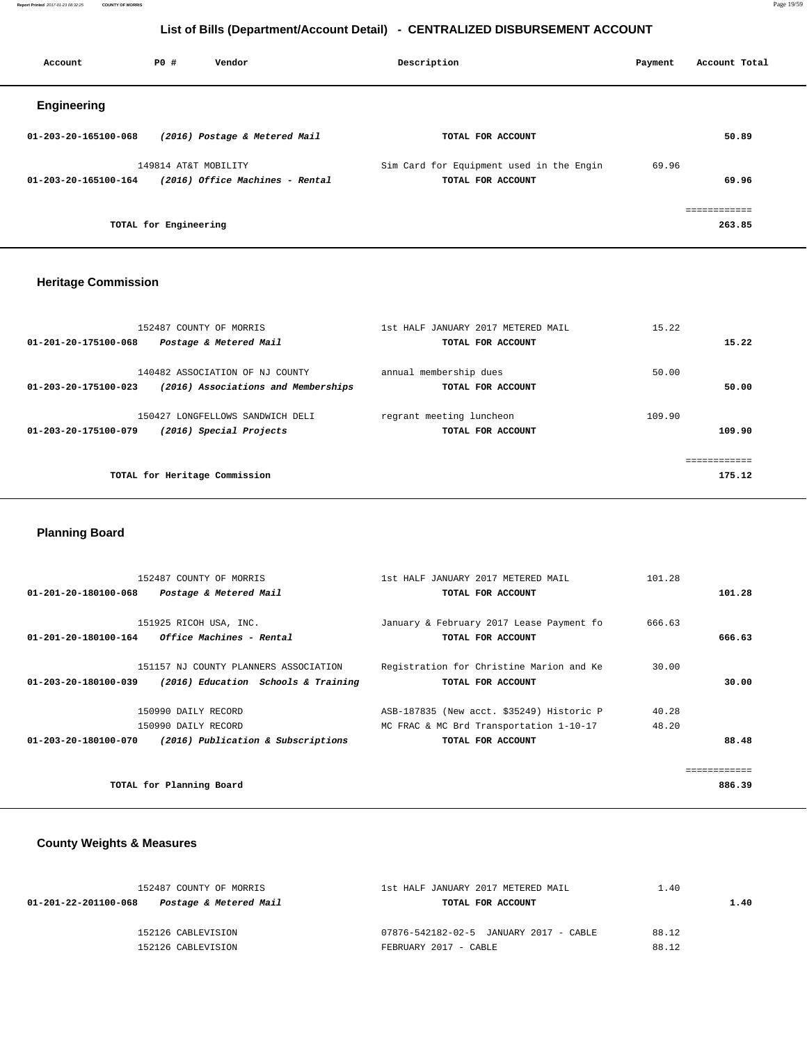# List of Bills (Department/Account Detail) - CENTRALIZED DISBURSEMENT ACCOUNT

| Account | PO # | Vendor | Description | Payment | Account Total |
|---|---|---|---|---|---|

## Engineering

| Account | PO # | Vendor | Description | Payment | Account Total |
|---|---|---|---|---|---|
| 01-203-20-165100-068 | | *(2016) Postage & Metered Mail* | **TOTAL FOR ACCOUNT** | | **50.89** |
| | 149814 | AT&T MOBILITY | Sim Card for Equipment used in the Engin | 69.96 | |
| 01-203-20-165100-164 | | *(2016) Office Machines - Rental* | **TOTAL FOR ACCOUNT** | | **69.96** |
| | | | | | ============ |
| | | **TOTAL for Engineering** | | | **263.85** |

## Heritage Commission

| Account | PO # | Vendor | Description | Payment | Account Total |
|---|---|---|---|---|---|
| | 152487 | COUNTY OF MORRIS | 1st HALF JANUARY 2017 METERED MAIL | 15.22 | |
| 01-201-20-175100-068 | | *Postage & Metered Mail* | **TOTAL FOR ACCOUNT** | | **15.22** |
| | 140482 | ASSOCIATION OF NJ COUNTY | annual membership dues | 50.00 | |
| 01-203-20-175100-023 | | *(2016) Associations and Memberships* | **TOTAL FOR ACCOUNT** | | **50.00** |
| | 150427 | LONGFELLOWS SANDWICH DELI | regrant meeting luncheon | 109.90 | |
| 01-203-20-175100-079 | | *(2016) Special Projects* | **TOTAL FOR ACCOUNT** | | **109.90** |
| | | | | | ============ |
| | | **TOTAL for Heritage Commission** | | | **175.12** |

## Planning Board

| Account | PO # | Vendor | Description | Payment | Account Total |
|---|---|---|---|---|---|
| | 152487 | COUNTY OF MORRIS | 1st HALF JANUARY 2017 METERED MAIL | 101.28 | |
| 01-201-20-180100-068 | | *Postage & Metered Mail* | **TOTAL FOR ACCOUNT** | | **101.28** |
| | 151925 | RICOH USA, INC. | January & February 2017 Lease Payment fo | 666.63 | |
| 01-201-20-180100-164 | | *Office Machines - Rental* | **TOTAL FOR ACCOUNT** | | **666.63** |
| | 151157 | NJ COUNTY PLANNERS ASSOCIATION | Registration for Christine Marion and Ke | 30.00 | |
| 01-203-20-180100-039 | | *(2016) Education Schools & Training* | **TOTAL FOR ACCOUNT** | | **30.00** |
| | 150990 | DAILY RECORD | ASB-187835 (New acct. $35249) Historic P | 40.28 | |
| | 150990 | DAILY RECORD | MC FRAC & MC Brd Transportation 1-10-17 | 48.20 | |
| 01-203-20-180100-070 | | *(2016) Publication & Subscriptions* | **TOTAL FOR ACCOUNT** | | **88.48** |
| | | | | | ============ |
| | | **TOTAL for Planning Board** | | | **886.39** |

## County Weights & Measures

| Account | PO # | Vendor | Description | Payment | Account Total |
|---|---|---|---|---|---|
| | 152487 | COUNTY OF MORRIS | 1st HALF JANUARY 2017 METERED MAIL | 1.40 | |
| 01-201-22-201100-068 | | *Postage & Metered Mail* | **TOTAL FOR ACCOUNT** | | **1.40** |
| | 152126 | CABLEVISION | 07876-542182-02-5 JANUARY 2017 - CABLE | 88.12 | |
| | 152126 | CABLEVISION | FEBRUARY 2017 - CABLE | 88.12 | |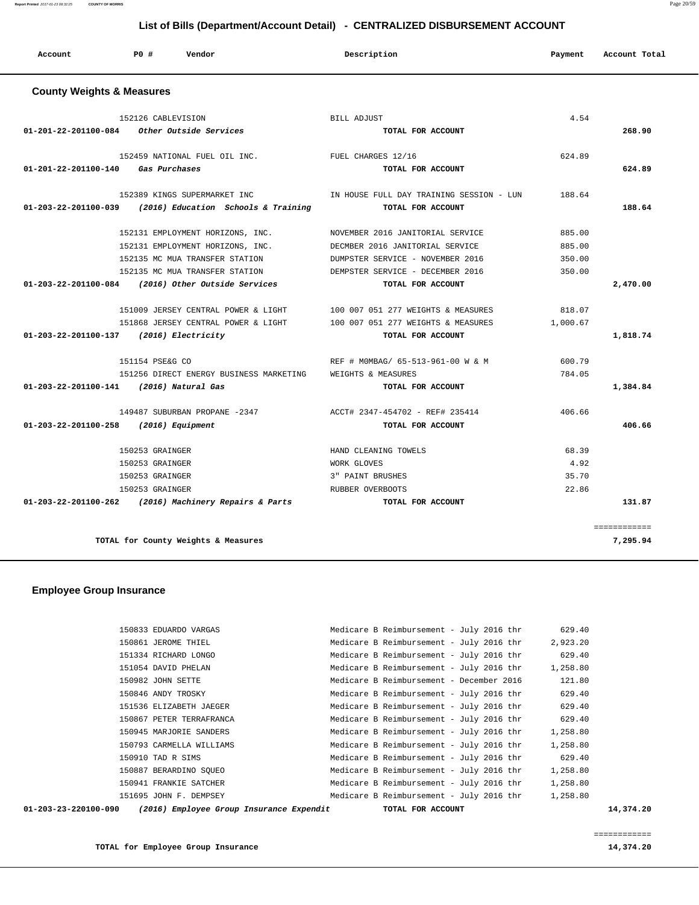## List of Bills (Department/Account Detail) - CENTRALIZED DISBURSEMENT ACCOUNT

| Account | PO # | Vendor | Description | Payment | Account Total |
|---|---|---|---|---|---|

### County Weights & Measures

| Account | PO # | Vendor | Description | Payment | Account Total |
|---|---|---|---|---|---|
| | 152126 | CABLEVISION | BILL ADJUST | 4.54 | |
| **01-201-22-201100-084** | | ***Other Outside Services*** | **TOTAL FOR ACCOUNT** | | **268.90** |
| | 152459 | NATIONAL FUEL OIL INC. | FUEL CHARGES 12/16 | 624.89 | |
| **01-201-22-201100-140** | | ***Gas Purchases*** | **TOTAL FOR ACCOUNT** | | **624.89** |
| | 152389 | KINGS SUPERMARKET INC | IN HOUSE FULL DAY TRAINING SESSION - LUN | 188.64 | |
| **01-203-22-201100-039** | | ***(2016) Education Schools & Training*** | **TOTAL FOR ACCOUNT** | | **188.64** |
| | 152131 | EMPLOYMENT HORIZONS, INC. | NOVEMBER 2016 JANITORIAL SERVICE | 885.00 | |
| | 152131 | EMPLOYMENT HORIZONS, INC. | DECMBER 2016 JANITORIAL SERVICE | 885.00 | |
| | 152135 | MC MUA TRANSFER STATION | DUMPSTER SERVICE - NOVEMBER 2016 | 350.00 | |
| | 152135 | MC MUA TRANSFER STATION | DEMPSTER SERVICE - DECEMBER 2016 | 350.00 | |
| **01-203-22-201100-084** | | ***(2016) Other Outside Services*** | **TOTAL FOR ACCOUNT** | | **2,470.00** |
| | 151009 | JERSEY CENTRAL POWER & LIGHT | 100 007 051 277 WEIGHTS & MEASURES | 818.07 | |
| | 151868 | JERSEY CENTRAL POWER & LIGHT | 100 007 051 277 WEIGHTS & MEASURES | 1,000.67 | |
| **01-203-22-201100-137** | | ***(2016) Electricity*** | **TOTAL FOR ACCOUNT** | | **1,818.74** |
| | 151154 | PSE&G CO | REF # M0MBAG/ 65-513-961-00 W & M | 600.79 | |
| | 151256 | DIRECT ENERGY BUSINESS MARKETING | WEIGHTS & MEASURES | 784.05 | |
| **01-203-22-201100-141** | | ***(2016) Natural Gas*** | **TOTAL FOR ACCOUNT** | | **1,384.84** |
| | 149487 | SUBURBAN PROPANE -2347 | ACCT# 2347-454702 - REF# 235414 | 406.66 | |
| **01-203-22-201100-258** | | ***(2016) Equipment*** | **TOTAL FOR ACCOUNT** | | **406.66** |
| | 150253 | GRAINGER | HAND CLEANING TOWELS | 68.39 | |
| | 150253 | GRAINGER | WORK GLOVES | 4.92 | |
| | 150253 | GRAINGER | 3" PAINT BRUSHES | 35.70 | |
| | 150253 | GRAINGER | RUBBER OVERBOOTS | 22.86 | |
| **01-203-22-201100-262** | | ***(2016) Machinery Repairs & Parts*** | **TOTAL FOR ACCOUNT** | | **131.87** |
| | | | | | ============ |
| | | **TOTAL for County Weights & Measures** | | | **7,295.94** |

### Employee Group Insurance

| Account | PO # | Vendor | Description | Payment | Account Total |
|---|---|---|---|---|---|
| | 150833 | EDUARDO VARGAS | Medicare B Reimbursement - July 2016 thr | 629.40 | |
| | 150861 | JEROME THIEL | Medicare B Reimbursement - July 2016 thr | 2,923.20 | |
| | 151334 | RICHARD LONGO | Medicare B Reimbursement - July 2016 thr | 629.40 | |
| | 151054 | DAVID PHELAN | Medicare B Reimbursement - July 2016 thr | 1,258.80 | |
| | 150982 | JOHN SETTE | Medicare B Reimbursement - December 2016 | 121.80 | |
| | 150846 | ANDY TROSKY | Medicare B Reimbursement - July 2016 thr | 629.40 | |
| | 151536 | ELIZABETH JAEGER | Medicare B Reimbursement - July 2016 thr | 629.40 | |
| | 150867 | PETER TERRAFRANCA | Medicare B Reimbursement - July 2016 thr | 629.40 | |
| | 150945 | MARJORIE SANDERS | Medicare B Reimbursement - July 2016 thr | 1,258.80 | |
| | 150793 | CARMELLA WILLIAMS | Medicare B Reimbursement - July 2016 thr | 1,258.80 | |
| | 150910 | TAD R SIMS | Medicare B Reimbursement - July 2016 thr | 629.40 | |
| | 150887 | BERARDINO SQUEO | Medicare B Reimbursement - July 2016 thr | 1,258.80 | |
| | 150941 | FRANKIE SATCHER | Medicare B Reimbursement - July 2016 thr | 1,258.80 | |
| | 151695 | JOHN F. DEMPSEY | Medicare B Reimbursement - July 2016 thr | 1,258.80 | |
| **01-203-23-220100-090** | | ***(2016) Employee Group Insurance Expendit*** | **TOTAL FOR ACCOUNT** | | **14,374.20** |
| | | | | | ============ |
| | | **TOTAL for Employee Group Insurance** | | | **14,374.20** |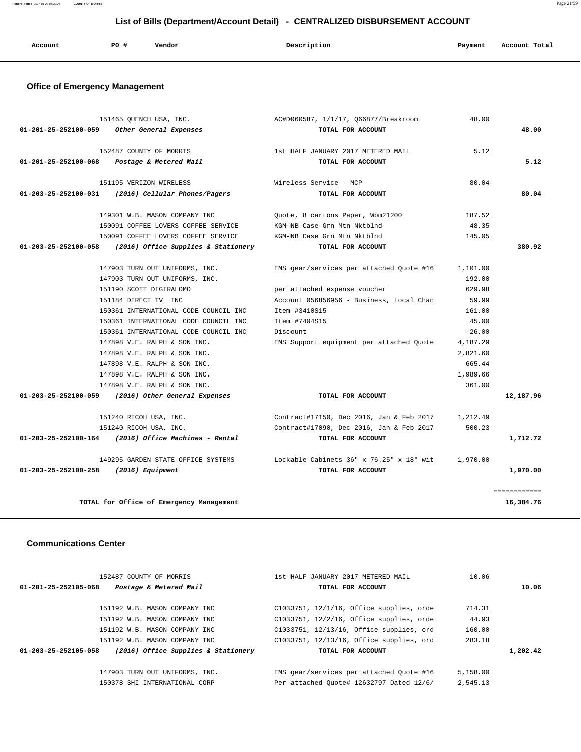## List of Bills (Department/Account Detail) - CENTRALIZED DISBURSEMENT ACCOUNT

| Account | PO # | Vendor | Description | Payment | Account Total |
|---|---|---|---|---|---|

### Office of Emergency Management

| Account | PO # | Vendor | Description | Payment | Account Total |
|---|---|---|---|---|---|
| | 151465 | QUENCH USA, INC. | AC#D060587, 1/1/17, Q66877/Breakroom | 48.00 | |
| 01-201-25-252100-059 | | *Other General Expenses* | TOTAL FOR ACCOUNT | | 48.00 |
| | 152487 | COUNTY OF MORRIS | 1st HALF JANUARY 2017 METERED MAIL | 5.12 | |
| 01-201-25-252100-068 | | *Postage & Metered Mail* | TOTAL FOR ACCOUNT | | 5.12 |
| | 151195 | VERIZON WIRELESS | Wireless Service - MCP | 80.04 | |
| 01-203-25-252100-031 | | *(2016) Cellular Phones/Pagers* | TOTAL FOR ACCOUNT | | 80.04 |
| | 149301 | W.B. MASON COMPANY INC | Quote, 8 cartons Paper, Wbm21200 | 187.52 | |
| | 150091 | COFFEE LOVERS COFFEE SERVICE | KGM-NB Case Grn Mtn Nktblnd | 48.35 | |
| | 150091 | COFFEE LOVERS COFFEE SERVICE | KGM-NB Case Grn Mtn Nktblnd | 145.05 | |
| 01-203-25-252100-058 | | *(2016) Office Supplies & Stationery* | TOTAL FOR ACCOUNT | | 380.92 |
| | 147903 | TURN OUT UNIFORMS, INC. | EMS gear/services per attached Quote #16 | 1,101.00 | |
| | 147903 | TURN OUT UNIFORMS, INC. | | 192.00 | |
| | 151190 | SCOTT DIGIRALOMO | per attached expense voucher | 629.98 | |
| | 151184 | DIRECT TV INC | Account 056856956 - Business, Local Chan | 59.99 | |
| | 150361 | INTERNATIONAL CODE COUNCIL INC | Item #3410S15 | 161.00 | |
| | 150361 | INTERNATIONAL CODE COUNCIL INC | Item #7404S15 | 45.00 | |
| | 150361 | INTERNATIONAL CODE COUNCIL INC | Discount | -26.00 | |
| | 147898 | V.E. RALPH & SON INC. | EMS Support equipment per attached Quote | 4,187.29 | |
| | 147898 | V.E. RALPH & SON INC. | | 2,821.60 | |
| | 147898 | V.E. RALPH & SON INC. | | 665.44 | |
| | 147898 | V.E. RALPH & SON INC. | | 1,989.66 | |
| | 147898 | V.E. RALPH & SON INC. | | 361.00 | |
| 01-203-25-252100-059 | | *(2016) Other General Expenses* | TOTAL FOR ACCOUNT | | 12,187.96 |
| | 151240 | RICOH USA, INC. | Contract#17150, Dec 2016, Jan & Feb 2017 | 1,212.49 | |
| | 151240 | RICOH USA, INC. | Contract#17090, Dec 2016, Jan & Feb 2017 | 500.23 | |
| 01-203-25-252100-164 | | *(2016) Office Machines - Rental* | TOTAL FOR ACCOUNT | | 1,712.72 |
| | 149295 | GARDEN STATE OFFICE SYSTEMS | Lockable Cabinets 36" x 76.25" x 18" wit | 1,970.00 | |
| 01-203-25-252100-258 | | *(2016) Equipment* | TOTAL FOR ACCOUNT | | 1,970.00 |
| | | | | | ============ |
| | | TOTAL for Office of Emergency Management | | | 16,384.76 |

### Communications Center

| Account | PO # | Vendor | Description | Payment | Account Total |
|---|---|---|---|---|---|
| | 152487 | COUNTY OF MORRIS | 1st HALF JANUARY 2017 METERED MAIL | 10.06 | |
| 01-201-25-252105-068 | | *Postage & Metered Mail* | TOTAL FOR ACCOUNT | | 10.06 |
| | 151192 | W.B. MASON COMPANY INC | C1033751, 12/1/16, Office supplies, orde | 714.31 | |
| | 151192 | W.B. MASON COMPANY INC | C1033751, 12/2/16, Office supplies, orde | 44.93 | |
| | 151192 | W.B. MASON COMPANY INC | C1033751, 12/13/16, Office supplies, ord | 160.00 | |
| | 151192 | W.B. MASON COMPANY INC | C1033751, 12/13/16, Office supplies, ord | 283.18 | |
| 01-203-25-252105-058 | | *(2016) Office Supplies & Stationery* | TOTAL FOR ACCOUNT | | 1,202.42 |
| | 147903 | TURN OUT UNIFORMS, INC. | EMS gear/services per attached Quote #16 | 5,158.00 | |
| | 150378 | SHI INTERNATIONAL CORP | Per attached Quote# 12632797 Dated 12/6/ | 2,545.13 | |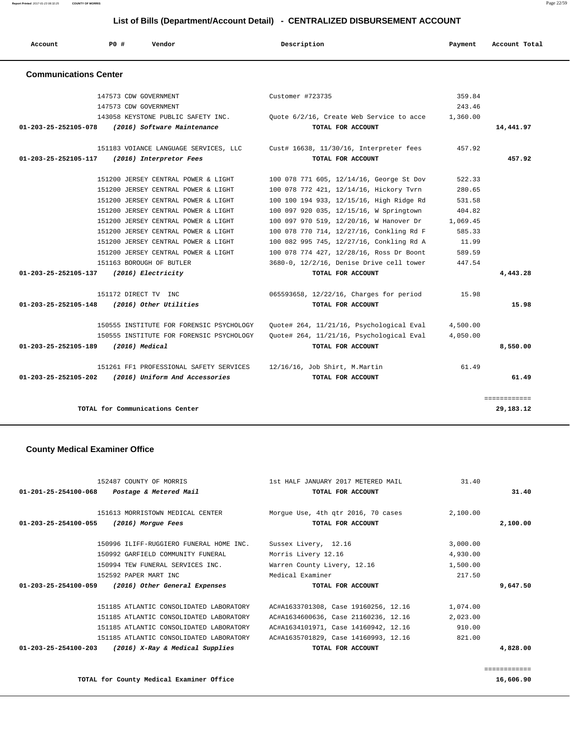## List of Bills (Department/Account Detail) - CENTRALIZED DISBURSEMENT ACCOUNT

| Account | PO # | Vendor | Description | Payment | Account Total |
|---|---|---|---|---|---|

### Communications Center

| Account | PO # | Vendor | Description | Payment | Account Total |
|---|---|---|---|---|---|
| | 147573 | CDW GOVERNMENT | Customer #723735 | 359.84 | |
| | 147573 | CDW GOVERNMENT | | 243.46 | |
| | 143058 | KEYSTONE PUBLIC SAFETY INC. | Quote 6/2/16, Create Web Service to acce | 1,360.00 | |
| **01-203-25-252105-078** | | ***(2016) Software Maintenance*** | **TOTAL FOR ACCOUNT** | | **14,441.97** |
| | 151183 | VOIANCE LANGUAGE SERVICES, LLC | Cust# 16638, 11/30/16, Interpreter fees | 457.92 | |
| **01-203-25-252105-117** | | ***(2016) Interpretor Fees*** | **TOTAL FOR ACCOUNT** | | **457.92** |
| | 151200 | JERSEY CENTRAL POWER & LIGHT | 100 078 771 605, 12/14/16, George St Dov | 522.33 | |
| | 151200 | JERSEY CENTRAL POWER & LIGHT | 100 078 772 421, 12/14/16, Hickory Tvrn | 280.65 | |
| | 151200 | JERSEY CENTRAL POWER & LIGHT | 100 100 194 933, 12/15/16, High Ridge Rd | 531.58 | |
| | 151200 | JERSEY CENTRAL POWER & LIGHT | 100 097 920 035, 12/15/16, W Springtown | 404.82 | |
| | 151200 | JERSEY CENTRAL POWER & LIGHT | 100 097 970 519, 12/20/16, W Hanover Dr | 1,069.45 | |
| | 151200 | JERSEY CENTRAL POWER & LIGHT | 100 078 770 714, 12/27/16, Conkling Rd F | 585.33 | |
| | 151200 | JERSEY CENTRAL POWER & LIGHT | 100 082 995 745, 12/27/16, Conkling Rd A | 11.99 | |
| | 151200 | JERSEY CENTRAL POWER & LIGHT | 100 078 774 427, 12/28/16, Ross Dr Boont | 589.59 | |
| | 151163 | BOROUGH OF BUTLER | 3680-0, 12/2/16, Denise Drive cell tower | 447.54 | |
| **01-203-25-252105-137** | | ***(2016) Electricity*** | **TOTAL FOR ACCOUNT** | | **4,443.28** |
| | 151172 | DIRECT TV INC | 065593658, 12/22/16, Charges for period | 15.98 | |
| **01-203-25-252105-148** | | ***(2016) Other Utilities*** | **TOTAL FOR ACCOUNT** | | **15.98** |
| | 150555 | INSTITUTE FOR FORENSIC PSYCHOLOGY | Quote# 264, 11/21/16, Psychological Eval | 4,500.00 | |
| | 150555 | INSTITUTE FOR FORENSIC PSYCHOLOGY | Quote# 264, 11/21/16, Psychological Eval | 4,050.00 | |
| **01-203-25-252105-189** | | ***(2016) Medical*** | **TOTAL FOR ACCOUNT** | | **8,550.00** |
| | 151261 | FF1 PROFESSIONAL SAFETY SERVICES | 12/16/16, Job Shirt, M.Martin | 61.49 | |
| **01-203-25-252105-202** | | ***(2016) Uniform And Accessories*** | **TOTAL FOR ACCOUNT** | | **61.49** |
| | | | | | ============ |
| | | **TOTAL for Communications Center** | | | **29,183.12** |

### County Medical Examiner Office

| Account | PO # | Vendor | Description | Payment | Account Total |
|---|---|---|---|---|---|
| | 152487 | COUNTY OF MORRIS | 1st HALF JANUARY 2017 METERED MAIL | 31.40 | |
| **01-201-25-254100-068** | | ***Postage & Metered Mail*** | **TOTAL FOR ACCOUNT** | | **31.40** |
| | 151613 | MORRISTOWN MEDICAL CENTER | Morgue Use, 4th qtr 2016, 70 cases | 2,100.00 | |
| **01-203-25-254100-055** | | ***(2016) Morgue Fees*** | **TOTAL FOR ACCOUNT** | | **2,100.00** |
| | 150996 | ILIFF-RUGGIERO FUNERAL HOME INC. | Sussex Livery, 12.16 | 3,000.00 | |
| | 150992 | GARFIELD COMMUNITY FUNERAL | Morris Livery 12.16 | 4,930.00 | |
| | 150994 | TEW FUNERAL SERVICES INC. | Warren County Livery, 12.16 | 1,500.00 | |
| | 152592 | PAPER MART INC | Medical Examiner | 217.50 | |
| **01-203-25-254100-059** | | ***(2016) Other General Expenses*** | **TOTAL FOR ACCOUNT** | | **9,647.50** |
| | 151185 | ATLANTIC CONSOLIDATED LABORATORY | AC#A1633701308, Case 19160256, 12.16 | 1,074.00 | |
| | 151185 | ATLANTIC CONSOLIDATED LABORATORY | AC#A1634600636, Case 21160236, 12.16 | 2,023.00 | |
| | 151185 | ATLANTIC CONSOLIDATED LABORATORY | AC#A1634101971, Case 14160942, 12.16 | 910.00 | |
| | 151185 | ATLANTIC CONSOLIDATED LABORATORY | AC#A1635701829, Case 14160993, 12.16 | 821.00 | |
| **01-203-25-254100-203** | | ***(2016) X-Ray & Medical Supplies*** | **TOTAL FOR ACCOUNT** | | **4,828.00** |
| | | | | | ============ |
| | | **TOTAL for County Medical Examiner Office** | | | **16,606.90** |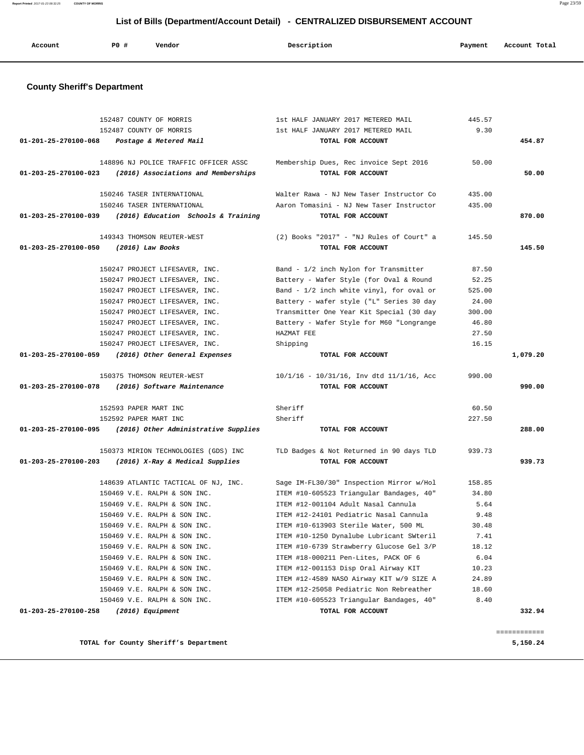# List of Bills (Department/Account Detail) - CENTRALIZED DISBURSEMENT ACCOUNT

| Account | PO # | Vendor | Description | Payment | Account Total |
|---|---|---|---|---|---|

## County Sheriff's Department

| Account | PO # | Vendor | Description | Payment | Account Total |
|---|---|---|---|---|---|
| | 152487 | COUNTY OF MORRIS | 1st HALF JANUARY 2017 METERED MAIL | 445.57 | |
| | 152487 | COUNTY OF MORRIS | 1st HALF JANUARY 2017 METERED MAIL | 9.30 | |
| **01-201-25-270100-068** | | ***Postage & Metered Mail*** | **TOTAL FOR ACCOUNT** | | **454.87** |
| | 148896 | NJ POLICE TRAFFIC OFFICER ASSC | Membership Dues, Rec invoice Sept 2016 | 50.00 | |
| **01-203-25-270100-023** | | ***(2016) Associations and Memberships*** | **TOTAL FOR ACCOUNT** | | **50.00** |
| | 150246 | TASER INTERNATIONAL | Walter Rawa - NJ New Taser Instructor Co | 435.00 | |
| | 150246 | TASER INTERNATIONAL | Aaron Tomasini - NJ New Taser Instructor | 435.00 | |
| **01-203-25-270100-039** | | ***(2016) Education Schools & Training*** | **TOTAL FOR ACCOUNT** | | **870.00** |
| | 149343 | THOMSON REUTER-WEST | (2) Books "2017" - "NJ Rules of Court" a | 145.50 | |
| **01-203-25-270100-050** | | ***(2016) Law Books*** | **TOTAL FOR ACCOUNT** | | **145.50** |
| | 150247 | PROJECT LIFESAVER, INC. | Band - 1/2 inch Nylon for Transmitter | 87.50 | |
| | 150247 | PROJECT LIFESAVER, INC. | Battery - Wafer Style (for Oval & Round | 52.25 | |
| | 150247 | PROJECT LIFESAVER, INC. | Band - 1/2 inch white vinyl, for oval or | 525.00 | |
| | 150247 | PROJECT LIFESAVER, INC. | Battery - wafer style ("L" Series 30 day | 24.00 | |
| | 150247 | PROJECT LIFESAVER, INC. | Transmitter One Year Kit Special (30 day | 300.00 | |
| | 150247 | PROJECT LIFESAVER, INC. | Battery - Wafer Style for M60 "Longrange | 46.80 | |
| | 150247 | PROJECT LIFESAVER, INC. | HAZMAT FEE | 27.50 | |
| | 150247 | PROJECT LIFESAVER, INC. | Shipping | 16.15 | |
| **01-203-25-270100-059** | | ***(2016) Other General Expenses*** | **TOTAL FOR ACCOUNT** | | **1,079.20** |
| | 150375 | THOMSON REUTER-WEST | 10/1/16 - 10/31/16, Inv dtd 11/1/16, Acc | 990.00 | |
| **01-203-25-270100-078** | | ***(2016) Software Maintenance*** | **TOTAL FOR ACCOUNT** | | **990.00** |
| | 152593 | PAPER MART INC | Sheriff | 60.50 | |
| | 152592 | PAPER MART INC | Sheriff | 227.50 | |
| **01-203-25-270100-095** | | ***(2016) Other Administrative Supplies*** | **TOTAL FOR ACCOUNT** | | **288.00** |
| | 150373 | MIRION TECHNOLOGIES (GDS) INC | TLD Badges & Not Returned in 90 days TLD | 939.73 | |
| **01-203-25-270100-203** | | ***(2016) X-Ray & Medical Supplies*** | **TOTAL FOR ACCOUNT** | | **939.73** |
| | 148639 | ATLANTIC TACTICAL OF NJ, INC. | Sage IM-FL30/30" Inspection Mirror w/Hol | 158.85 | |
| | 150469 | V.E. RALPH & SON INC. | ITEM #10-605523 Triangular Bandages, 40" | 34.80 | |
| | 150469 | V.E. RALPH & SON INC. | ITEM #12-001104 Adult Nasal Cannula | 5.64 | |
| | 150469 | V.E. RALPH & SON INC. | ITEM #12-24101 Pediatric Nasal Cannula | 9.48 | |
| | 150469 | V.E. RALPH & SON INC. | ITEM #10-613903 Sterile Water, 500 ML | 30.48 | |
| | 150469 | V.E. RALPH & SON INC. | ITEM #10-1250 Dynalube Lubricant SWteril | 7.41 | |
| | 150469 | V.E. RALPH & SON INC. | ITEM #10-6739 Strawberry Glucose Gel 3/P | 18.12 | |
| | 150469 | V.E. RALPH & SON INC. | ITEM #18-000211 Pen-Lites, PACK OF 6 | 6.04 | |
| | 150469 | V.E. RALPH & SON INC. | ITEM #12-001153 Disp Oral Airway KIT | 10.23 | |
| | 150469 | V.E. RALPH & SON INC. | ITEM #12-4589 NASO Airway KIT w/9 SIZE A | 24.89 | |
| | 150469 | V.E. RALPH & SON INC. | ITEM #12-25058 Pediatric Non Rebreather | 18.60 | |
| | 150469 | V.E. RALPH & SON INC. | ITEM #10-605523 Triangular Bandages, 40" | 8.40 | |
| **01-203-25-270100-258** | | ***(2016) Equipment*** | **TOTAL FOR ACCOUNT** | | **332.94** |

**TOTAL for County Sheriff's Department** **5,150.24**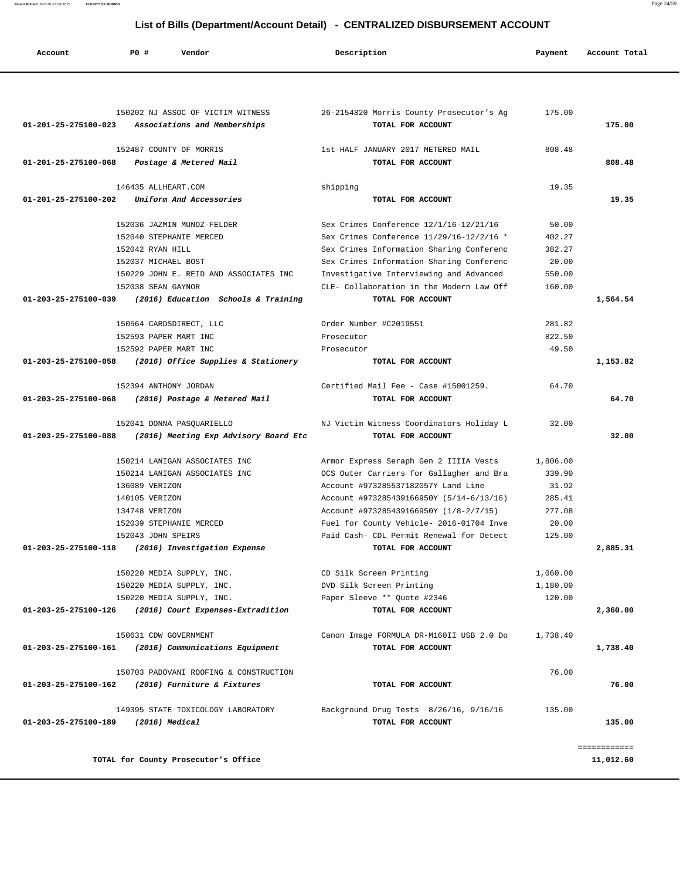# List of Bills (Department/Account Detail) - CENTRALIZED DISBURSEMENT ACCOUNT

| Account | PO # | Vendor | Description | Payment | Account Total |
|---|---|---|---|---|---|
| | 150202 | NJ ASSOC OF VICTIM WITNESS | 26-2154820 Morris County Prosecutor's Ag | 175.00 | |
| 01-201-25-275100-023 | | *Associations and Memberships* | TOTAL FOR ACCOUNT | | 175.00 |
| | 152487 | COUNTY OF MORRIS | 1st HALF JANUARY 2017 METERED MAIL | 808.48 | |
| 01-201-25-275100-068 | | *Postage & Metered Mail* | TOTAL FOR ACCOUNT | | 808.48 |
| | 146435 | ALLHEART.COM | shipping | 19.35 | |
| 01-201-25-275100-202 | | *Uniform And Accessories* | TOTAL FOR ACCOUNT | | 19.35 |
| | 152036 | JAZMIN MUNOZ-FELDER | Sex Crimes Conference 12/1/16-12/21/16 | 50.00 | |
| | 152040 | STEPHANIE MERCED | Sex Crimes Conference 11/29/16-12/2/16 * | 402.27 | |
| | 152042 | RYAN HILL | Sex Crimes Information Sharing Conferenc | 382.27 | |
| | 152037 | MICHAEL BOST | Sex Crimes Information Sharing Conferenc | 20.00 | |
| | 150229 | JOHN E. REID AND ASSOCIATES INC | Investigative Interviewing and Advanced | 550.00 | |
| | 152038 | SEAN GAYNOR | CLE- Collaboration in the Modern Law Off | 160.00 | |
| 01-203-25-275100-039 | | *(2016) Education Schools & Training* | TOTAL FOR ACCOUNT | | 1,564.54 |
| | 150564 | CARDSDIRECT, LLC | Order Number #C2019551 | 281.82 | |
| | 152593 | PAPER MART INC | Prosecutor | 822.50 | |
| | 152592 | PAPER MART INC | Prosecutor | 49.50 | |
| 01-203-25-275100-058 | | *(2016) Office Supplies & Stationery* | TOTAL FOR ACCOUNT | | 1,153.82 |
| | 152394 | ANTHONY JORDAN | Certified Mail Fee - Case #15001259. | 64.70 | |
| 01-203-25-275100-068 | | *(2016) Postage & Metered Mail* | TOTAL FOR ACCOUNT | | 64.70 |
| | 152041 | DONNA PASQUARIELLO | NJ Victim Witness Coordinators Holiday L | 32.00 | |
| 01-203-25-275100-088 | | *(2016) Meeting Exp Advisory Board Etc* | TOTAL FOR ACCOUNT | | 32.00 |
| | 150214 | LANIGAN ASSOCIATES INC | Armor Express Seraph Gen 2 IIIIA Vests | 1,806.00 | |
| | 150214 | LANIGAN ASSOCIATES INC | OCS Outer Carriers for Gallagher and Bra | 339.90 | |
| | 136089 | VERIZON | Account #973285537182057Y Land Line | 31.92 | |
| | 140105 | VERIZON | Account #973285439166950Y (5/14-6/13/16) | 285.41 | |
| | 134748 | VERIZON | Account #973285439166950Y (1/8-2/7/15) | 277.08 | |
| | 152039 | STEPHANIE MERCED | Fuel for County Vehicle- 2016-01704 Inve | 20.00 | |
| | 152043 | JOHN SPEIRS | Paid Cash- CDL Permit Renewal for Detect | 125.00 | |
| 01-203-25-275100-118 | | *(2016) Investigation Expense* | TOTAL FOR ACCOUNT | | 2,885.31 |
| | 150220 | MEDIA SUPPLY, INC. | CD Silk Screen Printing | 1,060.00 | |
| | 150220 | MEDIA SUPPLY, INC. | DVD Silk Screen Printing | 1,180.00 | |
| | 150220 | MEDIA SUPPLY, INC. | Paper Sleeve ** Quote #2346 | 120.00 | |
| 01-203-25-275100-126 | | *(2016) Court Expenses-Extradition* | TOTAL FOR ACCOUNT | | 2,360.00 |
| | 150631 | CDW GOVERNMENT | Canon Image FORMULA DR-M160II USB 2.0 Do | 1,738.40 | |
| 01-203-25-275100-161 | | *(2016) Communications Equipment* | TOTAL FOR ACCOUNT | | 1,738.40 |
| | 150703 | PADOVANI ROOFING & CONSTRUCTION | | 76.00 | |
| 01-203-25-275100-162 | | *(2016) Furniture & Fixtures* | TOTAL FOR ACCOUNT | | 76.00 |
| | 149395 | STATE TOXICOLOGY LABORATORY | Background Drug Tests 8/26/16, 9/16/16 | 135.00 | |
| 01-203-25-275100-189 | | *(2016) Medical* | TOTAL FOR ACCOUNT | | 135.00 |
| | | TOTAL for County Prosecutor's Office | | | 11,012.60 |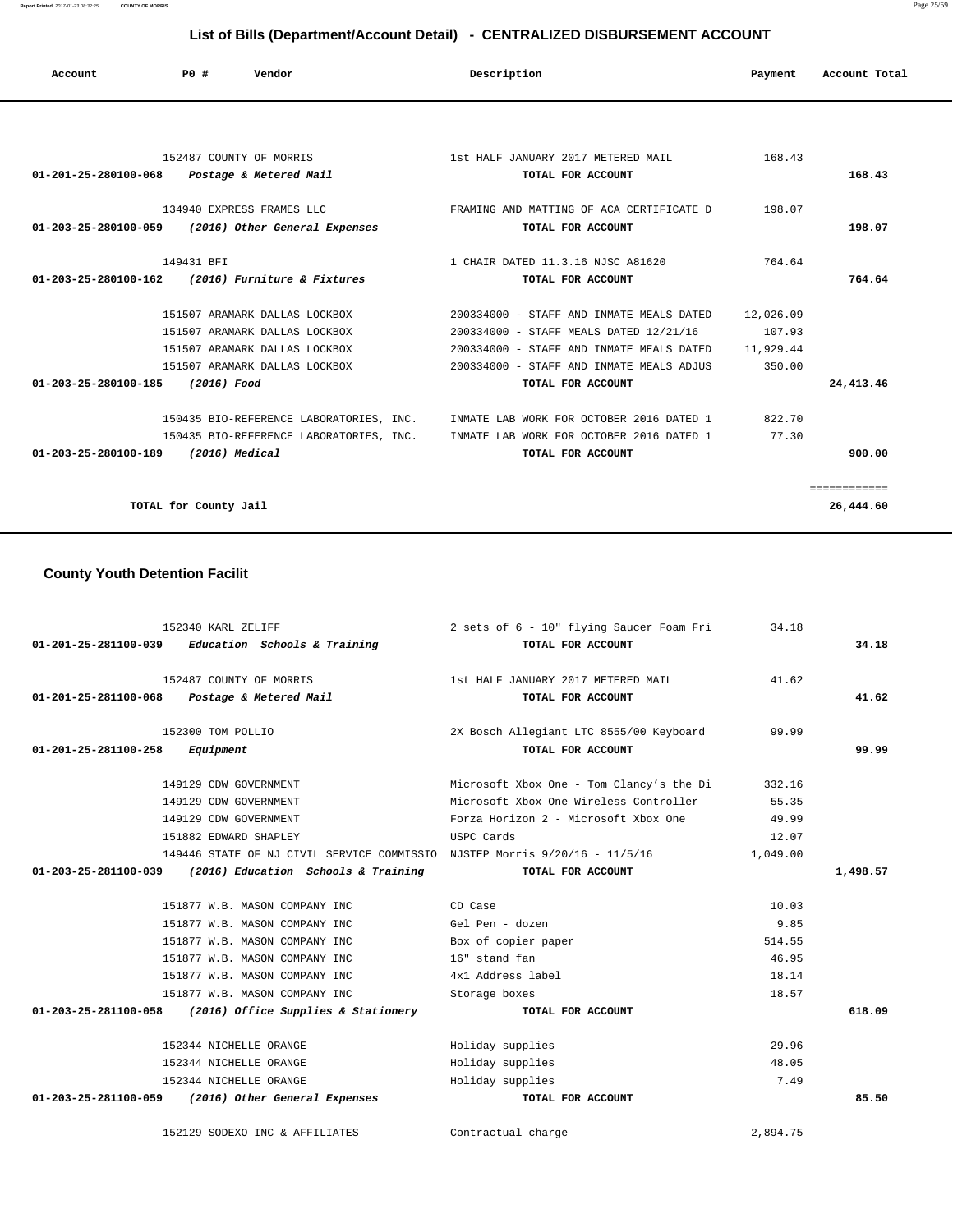## List of Bills (Department/Account Detail) - CENTRALIZED DISBURSEMENT ACCOUNT

| Account | PO # | Vendor | Description | Payment | Account Total |
|---|---|---|---|---|---|
| | 152487 | COUNTY OF MORRIS | 1st HALF JANUARY 2017 METERED MAIL | 168.43 | |
| 01-201-25-280100-068 | | *Postage & Metered Mail* | TOTAL FOR ACCOUNT | | 168.43 |
| | 134940 | EXPRESS FRAMES LLC | FRAMING AND MATTING OF ACA CERTIFICATE D | 198.07 | |
| 01-203-25-280100-059 | | *(2016) Other General Expenses* | TOTAL FOR ACCOUNT | | 198.07 |
| | 149431 | BFI | 1 CHAIR DATED 11.3.16 NJSC A81620 | 764.64 | |
| 01-203-25-280100-162 | | *(2016) Furniture & Fixtures* | TOTAL FOR ACCOUNT | | 764.64 |
| | 151507 | ARAMARK DALLAS LOCKBOX | 200334000 - STAFF AND INMATE MEALS DATED | 12,026.09 | |
| | 151507 | ARAMARK DALLAS LOCKBOX | 200334000 - STAFF MEALS DATED 12/21/16 | 107.93 | |
| | 151507 | ARAMARK DALLAS LOCKBOX | 200334000 - STAFF AND INMATE MEALS DATED | 11,929.44 | |
| | 151507 | ARAMARK DALLAS LOCKBOX | 200334000 - STAFF AND INMATE MEALS ADJUS | 350.00 | |
| 01-203-25-280100-185 | | *(2016) Food* | TOTAL FOR ACCOUNT | | 24,413.46 |
| | 150435 | BIO-REFERENCE LABORATORIES, INC. | INMATE LAB WORK FOR OCTOBER 2016 DATED 1 | 822.70 | |
| | 150435 | BIO-REFERENCE LABORATORIES, INC. | INMATE LAB WORK FOR OCTOBER 2016 DATED 1 | 77.30 | |
| 01-203-25-280100-189 | | *(2016) Medical* | TOTAL FOR ACCOUNT | | 900.00 |
| | | | | | ============ |
| | | TOTAL for County Jail | | | 26,444.60 |

### County Youth Detention Facilit

| Account | PO # | Vendor | Description | Payment | Account Total |
|---|---|---|---|---|---|
| | 152340 | KARL ZELIFF | 2 sets of 6 - 10" flying Saucer Foam Fri | 34.18 | |
| 01-201-25-281100-039 | | *Education Schools & Training* | TOTAL FOR ACCOUNT | | 34.18 |
| | 152487 | COUNTY OF MORRIS | 1st HALF JANUARY 2017 METERED MAIL | 41.62 | |
| 01-201-25-281100-068 | | *Postage & Metered Mail* | TOTAL FOR ACCOUNT | | 41.62 |
| | 152300 | TOM POLLIO | 2X Bosch Allegiant LTC 8555/00 Keyboard | 99.99 | |
| 01-201-25-281100-258 | | *Equipment* | TOTAL FOR ACCOUNT | | 99.99 |
| | 149129 | CDW GOVERNMENT | Microsoft Xbox One - Tom Clancy's the Di | 332.16 | |
| | 149129 | CDW GOVERNMENT | Microsoft Xbox One Wireless Controller | 55.35 | |
| | 149129 | CDW GOVERNMENT | Forza Horizon 2 - Microsoft Xbox One | 49.99 | |
| | 151882 | EDWARD SHAPLEY | USPC Cards | 12.07 | |
| | 149446 | STATE OF NJ CIVIL SERVICE COMMISSIO | NJSTEP Morris 9/20/16 - 11/5/16 | 1,049.00 | |
| 01-203-25-281100-039 | | *(2016) Education Schools & Training* | TOTAL FOR ACCOUNT | | 1,498.57 |
| | 151877 | W.B. MASON COMPANY INC | CD Case | 10.03 | |
| | 151877 | W.B. MASON COMPANY INC | Gel Pen - dozen | 9.85 | |
| | 151877 | W.B. MASON COMPANY INC | Box of copier paper | 514.55 | |
| | 151877 | W.B. MASON COMPANY INC | 16" stand fan | 46.95 | |
| | 151877 | W.B. MASON COMPANY INC | 4x1 Address label | 18.14 | |
| | 151877 | W.B. MASON COMPANY INC | Storage boxes | 18.57 | |
| 01-203-25-281100-058 | | *(2016) Office Supplies & Stationery* | TOTAL FOR ACCOUNT | | 618.09 |
| | 152344 | NICHELLE ORANGE | Holiday supplies | 29.96 | |
| | 152344 | NICHELLE ORANGE | Holiday supplies | 48.05 | |
| | 152344 | NICHELLE ORANGE | Holiday supplies | 7.49 | |
| 01-203-25-281100-059 | | *(2016) Other General Expenses* | TOTAL FOR ACCOUNT | | 85.50 |
| | 152129 | SODEXO INC & AFFILIATES | Contractual charge | 2,894.75 | |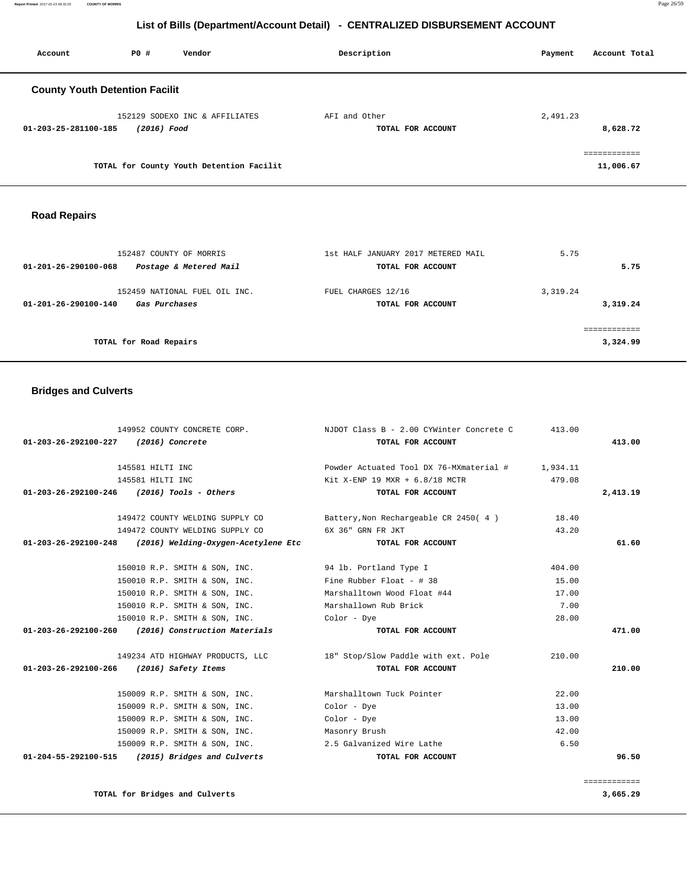## List of Bills (Department/Account Detail) - CENTRALIZED DISBURSEMENT ACCOUNT

| Account | PO # | Vendor | Description | Payment | Account Total |
|---|---|---|---|---|---|

### County Youth Detention Facilit

| Account | PO # | Vendor | Description | Payment | Account Total |
|---|---|---|---|---|---|
| | 152129 | SODEXO INC & AFFILIATES | AFI and Other | 2,491.23 | |
| 01-203-25-281100-185 | | *(2016) Food* | TOTAL FOR ACCOUNT | | 8,628.72 |
| | | | | | ============ |
| | | TOTAL for County Youth Detention Facilit | | | 11,006.67 |

### Road Repairs

| Account | PO # | Vendor | Description | Payment | Account Total |
|---|---|---|---|---|---|
| | 152487 | COUNTY OF MORRIS | 1st HALF JANUARY 2017 METERED MAIL | 5.75 | |
| 01-201-26-290100-068 | | *Postage & Metered Mail* | TOTAL FOR ACCOUNT | | 5.75 |
| | 152459 | NATIONAL FUEL OIL INC. | FUEL CHARGES 12/16 | 3,319.24 | |
| 01-201-26-290100-140 | | *Gas Purchases* | TOTAL FOR ACCOUNT | | 3,319.24 |
| | | | | | ============ |
| | | TOTAL for Road Repairs | | | 3,324.99 |

### Bridges and Culverts

| Account | PO # | Vendor | Description | Payment | Account Total |
|---|---|---|---|---|---|
| | 149952 | COUNTY CONCRETE CORP. | NJDOT Class B - 2.00 CYWinter Concrete C | 413.00 | |
| 01-203-26-292100-227 | | *(2016) Concrete* | TOTAL FOR ACCOUNT | | 413.00 |
| | 145581 | HILTI INC | Powder Actuated Tool DX 76-MXmaterial # | 1,934.11 | |
| | 145581 | HILTI INC | Kit X-ENP 19 MXR + 6.8/18 MCTR | 479.08 | |
| 01-203-26-292100-246 | | *(2016) Tools - Others* | TOTAL FOR ACCOUNT | | 2,413.19 |
| | 149472 | COUNTY WELDING SUPPLY CO | Battery,Non Rechargeable CR 2450( 4 ) | 18.40 | |
| | 149472 | COUNTY WELDING SUPPLY CO | 6X 36" GRN FR JKT | 43.20 | |
| 01-203-26-292100-248 | | *(2016) Welding-Oxygen-Acetylene Etc* | TOTAL FOR ACCOUNT | | 61.60 |
| | 150010 | R.P. SMITH & SON, INC. | 94 lb. Portland Type I | 404.00 | |
| | 150010 | R.P. SMITH & SON, INC. | Fine Rubber Float - # 38 | 15.00 | |
| | 150010 | R.P. SMITH & SON, INC. | Marshalltown Wood Float #44 | 17.00 | |
| | 150010 | R.P. SMITH & SON, INC. | Marshallown Rub Brick | 7.00 | |
| | 150010 | R.P. SMITH & SON, INC. | Color - Dye | 28.00 | |
| 01-203-26-292100-260 | | *(2016) Construction Materials* | TOTAL FOR ACCOUNT | | 471.00 |
| | 149234 | ATD HIGHWAY PRODUCTS, LLC | 18" Stop/Slow Paddle with ext. Pole | 210.00 | |
| 01-203-26-292100-266 | | *(2016) Safety Items* | TOTAL FOR ACCOUNT | | 210.00 |
| | 150009 | R.P. SMITH & SON, INC. | Marshalltown Tuck Pointer | 22.00 | |
| | 150009 | R.P. SMITH & SON, INC. | Color - Dye | 13.00 | |
| | 150009 | R.P. SMITH & SON, INC. | Color - Dye | 13.00 | |
| | 150009 | R.P. SMITH & SON, INC. | Masonry Brush | 42.00 | |
| | 150009 | R.P. SMITH & SON, INC. | 2.5 Galvanized Wire Lathe | 6.50 | |
| 01-204-55-292100-515 | | *(2015) Bridges and Culverts* | TOTAL FOR ACCOUNT | | 96.50 |
| | | | | | ============ |
| | | TOTAL for Bridges and Culverts | | | 3,665.29 |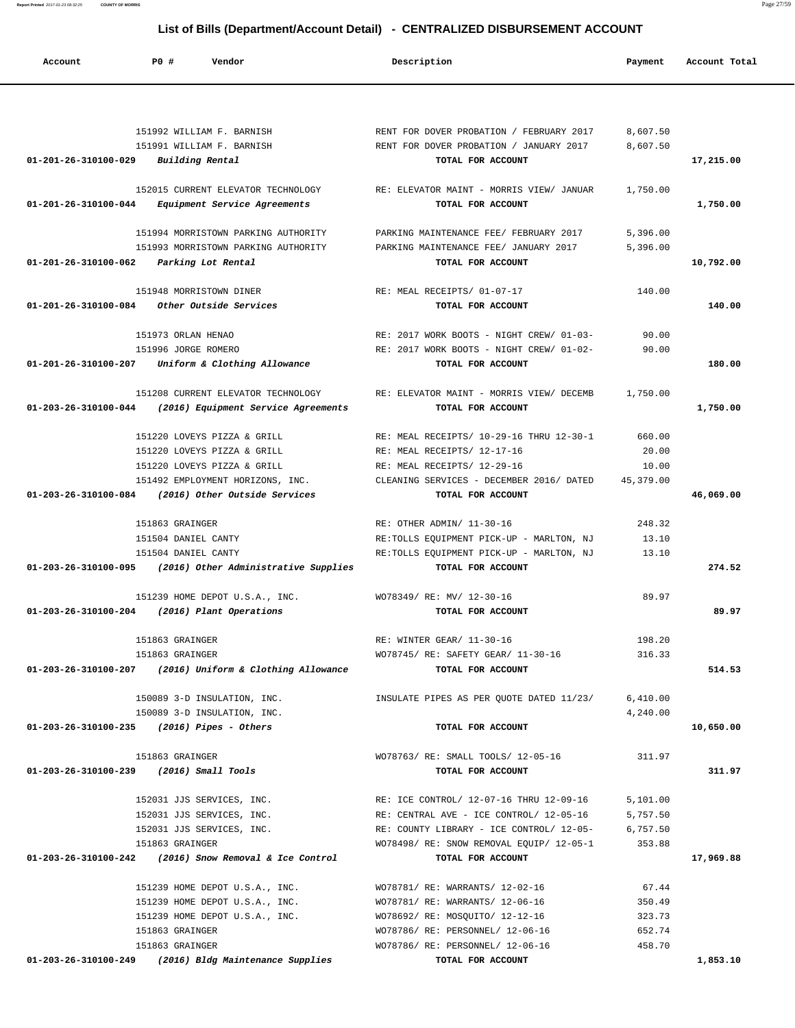## List of Bills (Department/Account Detail) - CENTRALIZED DISBURSEMENT ACCOUNT

| Account | PO # | Vendor | Description | Payment | Account Total |
|---|---|---|---|---|---|
| | 151992 | WILLIAM F. BARNISH | RENT FOR DOVER PROBATION / FEBRUARY 2017 | 8,607.50 | |
| | 151991 | WILLIAM F. BARNISH | RENT FOR DOVER PROBATION / JANUARY 2017 | 8,607.50 | |
| 01-201-26-310100-029 | | *Building Rental* | TOTAL FOR ACCOUNT | | 17,215.00 |
| | 152015 | CURRENT ELEVATOR TECHNOLOGY | RE: ELEVATOR MAINT - MORRIS VIEW/ JANUAR | 1,750.00 | |
| 01-201-26-310100-044 | | *Equipment Service Agreements* | TOTAL FOR ACCOUNT | | 1,750.00 |
| | 151994 | MORRISTOWN PARKING AUTHORITY | PARKING MAINTENANCE FEE/ FEBRUARY 2017 | 5,396.00 | |
| | 151993 | MORRISTOWN PARKING AUTHORITY | PARKING MAINTENANCE FEE/ JANUARY 2017 | 5,396.00 | |
| 01-201-26-310100-062 | | *Parking Lot Rental* | TOTAL FOR ACCOUNT | | 10,792.00 |
| | 151948 | MORRISTOWN DINER | RE: MEAL RECEIPTS/ 01-07-17 | 140.00 | |
| 01-201-26-310100-084 | | *Other Outside Services* | TOTAL FOR ACCOUNT | | 140.00 |
| | 151973 | ORLAN HENAO | RE: 2017 WORK BOOTS - NIGHT CREW/ 01-03- | 90.00 | |
| | 151996 | JORGE ROMERO | RE: 2017 WORK BOOTS - NIGHT CREW/ 01-02- | 90.00 | |
| 01-201-26-310100-207 | | *Uniform & Clothing Allowance* | TOTAL FOR ACCOUNT | | 180.00 |
| | 151208 | CURRENT ELEVATOR TECHNOLOGY | RE: ELEVATOR MAINT - MORRIS VIEW/ DECEMB | 1,750.00 | |
| 01-203-26-310100-044 | | *(2016) Equipment Service Agreements* | TOTAL FOR ACCOUNT | | 1,750.00 |
| | 151220 | LOVEYS PIZZA & GRILL | RE: MEAL RECEIPTS/ 10-29-16 THRU 12-30-1 | 660.00 | |
| | 151220 | LOVEYS PIZZA & GRILL | RE: MEAL RECEIPTS/ 12-17-16 | 20.00 | |
| | 151220 | LOVEYS PIZZA & GRILL | RE: MEAL RECEIPTS/ 12-29-16 | 10.00 | |
| | 151492 | EMPLOYMENT HORIZONS, INC. | CLEANING SERVICES - DECEMBER 2016/ DATED | 45,379.00 | |
| 01-203-26-310100-084 | | *(2016) Other Outside Services* | TOTAL FOR ACCOUNT | | 46,069.00 |
| | 151863 | GRAINGER | RE: OTHER ADMIN/ 11-30-16 | 248.32 | |
| | 151504 | DANIEL CANTY | RE:TOLLS EQUIPMENT PICK-UP - MARLTON, NJ | 13.10 | |
| | 151504 | DANIEL CANTY | RE:TOLLS EQUIPMENT PICK-UP - MARLTON, NJ | 13.10 | |
| 01-203-26-310100-095 | | *(2016) Other Administrative Supplies* | TOTAL FOR ACCOUNT | | 274.52 |
| | 151239 | HOME DEPOT U.S.A., INC. | WO78349/ RE: MV/ 12-30-16 | 89.97 | |
| 01-203-26-310100-204 | | *(2016) Plant Operations* | TOTAL FOR ACCOUNT | | 89.97 |
| | 151863 | GRAINGER | RE: WINTER GEAR/ 11-30-16 | 198.20 | |
| | 151863 | GRAINGER | WO78745/ RE: SAFETY GEAR/ 11-30-16 | 316.33 | |
| 01-203-26-310100-207 | | *(2016) Uniform & Clothing Allowance* | TOTAL FOR ACCOUNT | | 514.53 |
| | 150089 | 3-D INSULATION, INC. | INSULATE PIPES AS PER QUOTE DATED 11/23/ | 6,410.00 | |
| | 150089 | 3-D INSULATION, INC. | | 4,240.00 | |
| 01-203-26-310100-235 | | *(2016) Pipes - Others* | TOTAL FOR ACCOUNT | | 10,650.00 |
| | 151863 | GRAINGER | WO78763/ RE: SMALL TOOLS/ 12-05-16 | 311.97 | |
| 01-203-26-310100-239 | | *(2016) Small Tools* | TOTAL FOR ACCOUNT | | 311.97 |
| | 152031 | JJS SERVICES, INC. | RE: ICE CONTROL/ 12-07-16 THRU 12-09-16 | 5,101.00 | |
| | 152031 | JJS SERVICES, INC. | RE: CENTRAL AVE - ICE CONTROL/ 12-05-16 | 5,757.50 | |
| | 152031 | JJS SERVICES, INC. | RE: COUNTY LIBRARY - ICE CONTROL/ 12-05- | 6,757.50 | |
| | 151863 | GRAINGER | WO78498/ RE: SNOW REMOVAL EQUIP/ 12-05-1 | 353.88 | |
| 01-203-26-310100-242 | | *(2016) Snow Removal & Ice Control* | TOTAL FOR ACCOUNT | | 17,969.88 |
| | 151239 | HOME DEPOT U.S.A., INC. | WO78781/ RE: WARRANTS/ 12-02-16 | 67.44 | |
| | 151239 | HOME DEPOT U.S.A., INC. | WO78781/ RE: WARRANTS/ 12-06-16 | 350.49 | |
| | 151239 | HOME DEPOT U.S.A., INC. | WO78692/ RE: MOSQUITO/ 12-12-16 | 323.73 | |
| | 151863 | GRAINGER | WO78786/ RE: PERSONNEL/ 12-06-16 | 652.74 | |
| | 151863 | GRAINGER | WO78786/ RE: PERSONNEL/ 12-06-16 | 458.70 | |
| 01-203-26-310100-249 | | *(2016) Bldg Maintenance Supplies* | TOTAL FOR ACCOUNT | | 1,853.10 |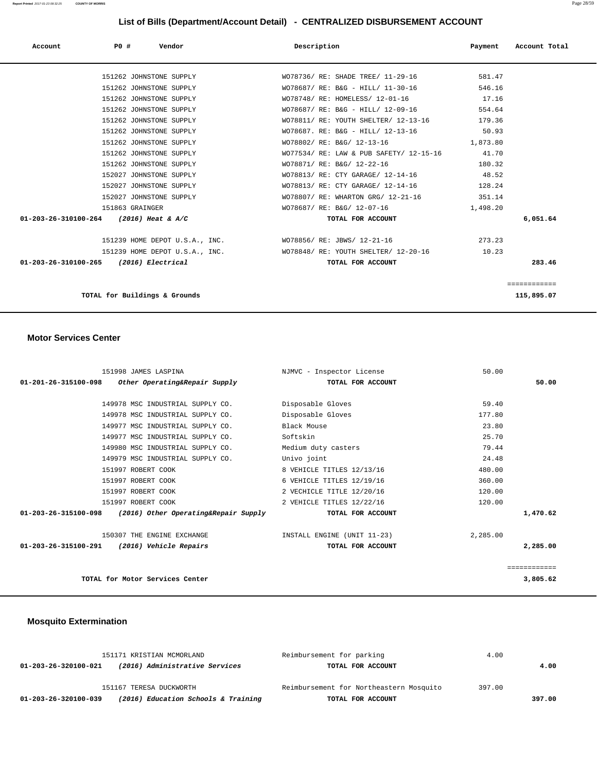## List of Bills (Department/Account Detail) - CENTRALIZED DISBURSEMENT ACCOUNT

| Account | PO # | Vendor | Description | Payment | Account Total |
|---|---|---|---|---|---|
| | 151262 | JOHNSTONE SUPPLY | WO78736/ RE: SHADE TREE/ 11-29-16 | 581.47 | |
| | 151262 | JOHNSTONE SUPPLY | WO78687/ RE: B&G - HILL/ 11-30-16 | 546.16 | |
| | 151262 | JOHNSTONE SUPPLY | WO78748/ RE: HOMELESS/ 12-01-16 | 17.16 | |
| | 151262 | JOHNSTONE SUPPLY | WO78687/ RE: B&G - HILL/ 12-09-16 | 554.64 | |
| | 151262 | JOHNSTONE SUPPLY | WO78811/ RE: YOUTH SHELTER/ 12-13-16 | 179.36 | |
| | 151262 | JOHNSTONE SUPPLY | WO78687. RE: B&G - HILL/ 12-13-16 | 50.93 | |
| | 151262 | JOHNSTONE SUPPLY | WO78802/ RE: B&G/ 12-13-16 | 1,873.80 | |
| | 151262 | JOHNSTONE SUPPLY | WO77534/ RE: LAW & PUB SAFETY/ 12-15-16 | 41.70 | |
| | 151262 | JOHNSTONE SUPPLY | WO78871/ RE: B&G/ 12-22-16 | 180.32 | |
| | 152027 | JOHNSTONE SUPPLY | WO78813/ RE: CTY GARAGE/ 12-14-16 | 48.52 | |
| | 152027 | JOHNSTONE SUPPLY | WO78813/ RE: CTY GARAGE/ 12-14-16 | 128.24 | |
| | 152027 | JOHNSTONE SUPPLY | WO78807/ RE: WHARTON GRG/ 12-21-16 | 351.14 | |
| | 151863 | GRAINGER | WO78687/ RE: B&G/ 12-07-16 | 1,498.20 | |
| **01-203-26-310100-264** | | *(2016) Heat & A/C* | **TOTAL FOR ACCOUNT** | | **6,051.64** |
| | 151239 | HOME DEPOT U.S.A., INC. | WO78856/ RE: JBWS/ 12-21-16 | 273.23 | |
| | 151239 | HOME DEPOT U.S.A., INC. | WO78848/ RE: YOUTH SHELTER/ 12-20-16 | 10.23 | |
| **01-203-26-310100-265** | | *(2016) Electrical* | **TOTAL FOR ACCOUNT** | | **283.46** |
| | | | | | ============ |
| | | **TOTAL for Buildings & Grounds** | | | **115,895.07** |

### Motor Services Center

| Account | PO # | Vendor | Description | Payment | Account Total |
|---|---|---|---|---|---|
| | 151998 | JAMES LASPINA | NJMVC - Inspector License | 50.00 | |
| **01-201-26-315100-098** | | *Other Operating&Repair Supply* | **TOTAL FOR ACCOUNT** | | **50.00** |
| | 149978 | MSC INDUSTRIAL SUPPLY CO. | Disposable Gloves | 59.40 | |
| | 149978 | MSC INDUSTRIAL SUPPLY CO. | Disposable Gloves | 177.80 | |
| | 149977 | MSC INDUSTRIAL SUPPLY CO. | Black Mouse | 23.80 | |
| | 149977 | MSC INDUSTRIAL SUPPLY CO. | Softskin | 25.70 | |
| | 149980 | MSC INDUSTRIAL SUPPLY CO. | Medium duty casters | 79.44 | |
| | 149979 | MSC INDUSTRIAL SUPPLY CO. | Univo joint | 24.48 | |
| | 151997 | ROBERT COOK | 8 VEHICLE TITLES 12/13/16 | 480.00 | |
| | 151997 | ROBERT COOK | 6 VEHICLE TITLES 12/19/16 | 360.00 | |
| | 151997 | ROBERT COOK | 2 VECHICLE TITLE 12/20/16 | 120.00 | |
| | 151997 | ROBERT COOK | 2 VEHICLE TITLES 12/22/16 | 120.00 | |
| **01-203-26-315100-098** | | *(2016) Other Operating&Repair Supply* | **TOTAL FOR ACCOUNT** | | **1,470.62** |
| | 150307 | THE ENGINE EXCHANGE | INSTALL ENGINE (UNIT 11-23) | 2,285.00 | |
| **01-203-26-315100-291** | | *(2016) Vehicle Repairs* | **TOTAL FOR ACCOUNT** | | **2,285.00** |
| | | | | | ============ |
| | | **TOTAL for Motor Services Center** | | | **3,805.62** |

### Mosquito Extermination

| Account | PO # | Vendor | Description | Payment | Account Total |
|---|---|---|---|---|---|
| | 151171 | KRISTIAN MCMORLAND | Reimbursement for parking | 4.00 | |
| **01-203-26-320100-021** | | *(2016) Administrative Services* | **TOTAL FOR ACCOUNT** | | **4.00** |
| | 151167 | TERESA DUCKWORTH | Reimbursement for Northeastern Mosquito | 397.00 | |
| **01-203-26-320100-039** | | *(2016) Education Schools & Training* | **TOTAL FOR ACCOUNT** | | **397.00** |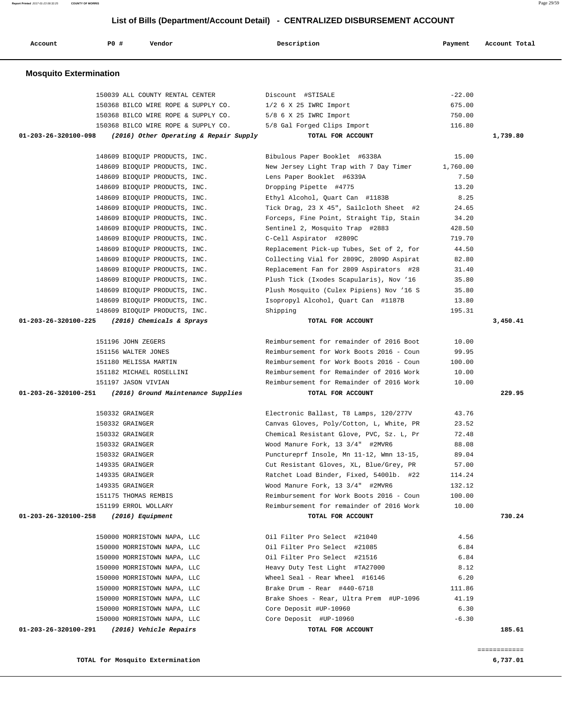## List of Bills (Department/Account Detail) - CENTRALIZED DISBURSEMENT ACCOUNT

| Account | PO # | Vendor | Description | Payment | Account Total |
|---|---|---|---|---|---|

### Mosquito Extermination

| Account | PO # | Vendor | Description | Payment | Account Total |
|---|---|---|---|---|---|
| | 150039 | ALL COUNTY RENTAL CENTER | Discount #STISALE | -22.00 | |
| | 150368 | BILCO WIRE ROPE & SUPPLY CO. | 1/2 6 X 25 IWRC Import | 675.00 | |
| | 150368 | BILCO WIRE ROPE & SUPPLY CO. | 5/8 6 X 25 IWRC Import | 750.00 | |
| | 150368 | BILCO WIRE ROPE & SUPPLY CO. | 5/8 Gal Forged Clips Import | 116.80 | |
| **01-203-26-320100-098** | | ***(2016) Other Operating & Repair Supply*** | **TOTAL FOR ACCOUNT** | | **1,739.80** |
| | 148609 | BIOQUIP PRODUCTS, INC. | Bibulous Paper Booklet #6338A | 15.00 | |
| | 148609 | BIOQUIP PRODUCTS, INC. | New Jersey Light Trap with 7 Day Timer | 1,760.00 | |
| | 148609 | BIOQUIP PRODUCTS, INC. | Lens Paper Booklet #6339A | 7.50 | |
| | 148609 | BIOQUIP PRODUCTS, INC. | Dropping Pipette #4775 | 13.20 | |
| | 148609 | BIOQUIP PRODUCTS, INC. | Ethyl Alcohol, Quart Can #1183B | 8.25 | |
| | 148609 | BIOQUIP PRODUCTS, INC. | Tick Drag, 23 X 45", Sailcloth Sheet #2 | 24.65 | |
| | 148609 | BIOQUIP PRODUCTS, INC. | Forceps, Fine Point, Straight Tip, Stain | 34.20 | |
| | 148609 | BIOQUIP PRODUCTS, INC. | Sentinel 2, Mosquito Trap #2883 | 428.50 | |
| | 148609 | BIOQUIP PRODUCTS, INC. | C-Cell Aspirator #2809C | 719.70 | |
| | 148609 | BIOQUIP PRODUCTS, INC. | Replacement Pick-up Tubes, Set of 2, for | 44.50 | |
| | 148609 | BIOQUIP PRODUCTS, INC. | Collecting Vial for 2809C, 2809D Aspirat | 82.80 | |
| | 148609 | BIOQUIP PRODUCTS, INC. | Replacement Fan for 2809 Aspirators #28 | 31.40 | |
| | 148609 | BIOQUIP PRODUCTS, INC. | Plush Tick (Ixodes Scapularis), Nov '16 | 35.80 | |
| | 148609 | BIOQUIP PRODUCTS, INC. | Plush Mosquito (Culex Pipiens) Nov '16 S | 35.80 | |
| | 148609 | BIOQUIP PRODUCTS, INC. | Isopropyl Alcohol, Quart Can #1187B | 13.80 | |
| | 148609 | BIOQUIP PRODUCTS, INC. | Shipping | 195.31 | |
| **01-203-26-320100-225** | | ***(2016) Chemicals & Sprays*** | **TOTAL FOR ACCOUNT** | | **3,450.41** |
| | 151196 | JOHN ZEGERS | Reimbursement for remainder of 2016 Boot | 10.00 | |
| | 151156 | WALTER JONES | Reimbursement for Work Boots 2016 - Coun | 99.95 | |
| | 151180 | MELISSA MARTIN | Reimbursement for Work Boots 2016 - Coun | 100.00 | |
| | 151182 | MICHAEL ROSELLINI | Reimbursement for Remainder of 2016 Work | 10.00 | |
| | 151197 | JASON VIVIAN | Reimbursement for Remainder of 2016 Work | 10.00 | |
| **01-203-26-320100-251** | | ***(2016) Ground Maintenance Supplies*** | **TOTAL FOR ACCOUNT** | | **229.95** |
| | 150332 | GRAINGER | Electronic Ballast, T8 Lamps, 120/277V | 43.76 | |
| | 150332 | GRAINGER | Canvas Gloves, Poly/Cotton, L, White, PR | 23.52 | |
| | 150332 | GRAINGER | Chemical Resistant Glove, PVC, Sz. L, Pr | 72.48 | |
| | 150332 | GRAINGER | Wood Manure Fork, 13 3/4" #2MVR6 | 88.08 | |
| | 150332 | GRAINGER | Punctureprf Insole, Mn 11-12, Wmn 13-15, | 89.04 | |
| | 149335 | GRAINGER | Cut Resistant Gloves, XL, Blue/Grey, PR | 57.00 | |
| | 149335 | GRAINGER | Ratchet Load Binder, Fixed, 5400lb. #22 | 114.24 | |
| | 149335 | GRAINGER | Wood Manure Fork, 13 3/4" #2MVR6 | 132.12 | |
| | 151175 | THOMAS REMBIS | Reimbursement for Work Boots 2016 - Coun | 100.00 | |
| | 151199 | ERROL WOLLARY | Reimbursement for remainder of 2016 Work | 10.00 | |
| **01-203-26-320100-258** | | ***(2016) Equipment*** | **TOTAL FOR ACCOUNT** | | **730.24** |
| | 150000 | MORRISTOWN NAPA, LLC | Oil Filter Pro Select #21040 | 4.56 | |
| | 150000 | MORRISTOWN NAPA, LLC | Oil Filter Pro Select #21085 | 6.84 | |
| | 150000 | MORRISTOWN NAPA, LLC | Oil Filter Pro Select #21516 | 6.84 | |
| | 150000 | MORRISTOWN NAPA, LLC | Heavy Duty Test Light #TA27000 | 8.12 | |
| | 150000 | MORRISTOWN NAPA, LLC | Wheel Seal - Rear Wheel #16146 | 6.20 | |
| | 150000 | MORRISTOWN NAPA, LLC | Brake Drum - Rear #440-6718 | 111.86 | |
| | 150000 | MORRISTOWN NAPA, LLC | Brake Shoes - Rear, Ultra Prem #UP-1096 | 41.19 | |
| | 150000 | MORRISTOWN NAPA, LLC | Core Deposit #UP-10960 | 6.30 | |
| | 150000 | MORRISTOWN NAPA, LLC | Core Deposit #UP-10960 | -6.30 | |
| **01-203-26-320100-291** | | ***(2016) Vehicle Repairs*** | **TOTAL FOR ACCOUNT** | | **185.61** |

**TOTAL for Mosquito Extermination** **6,737.01**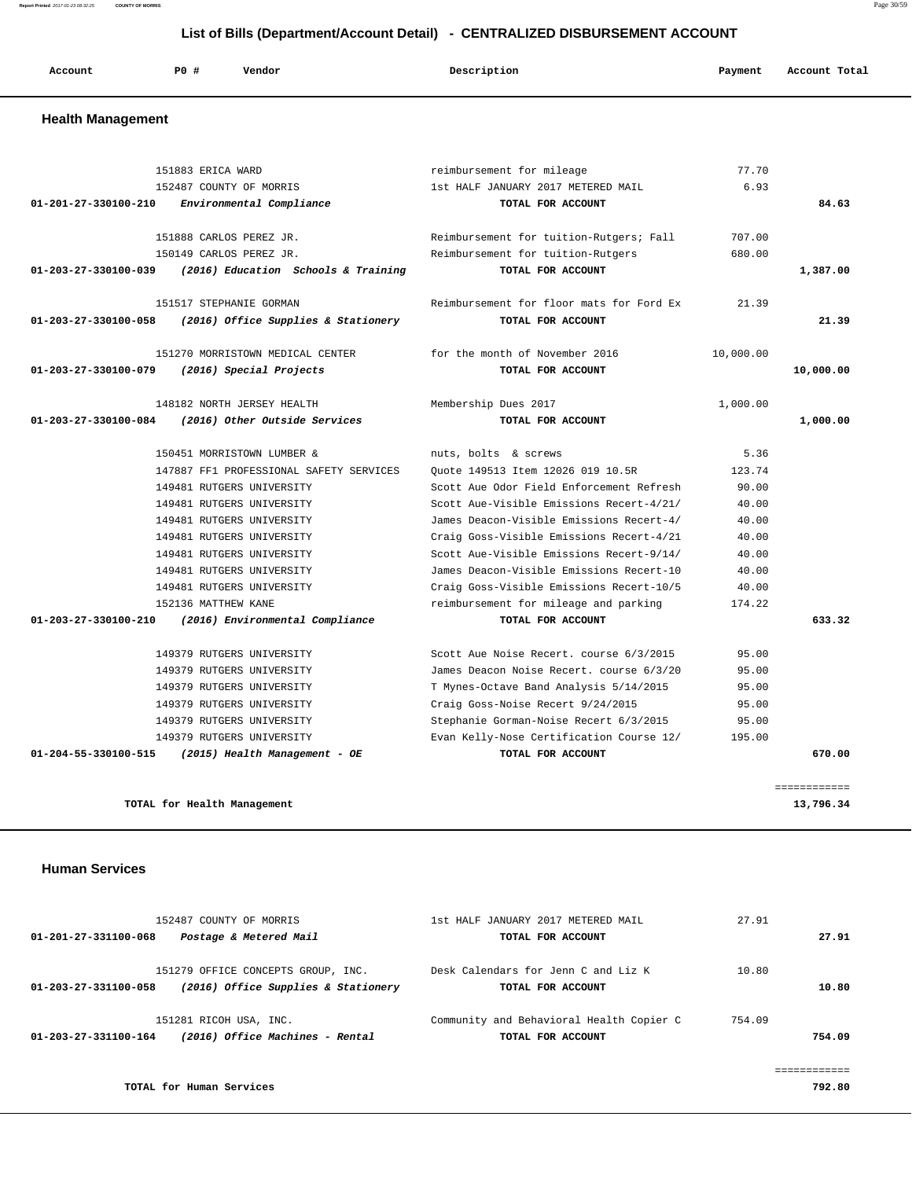# List of Bills (Department/Account Detail) - CENTRALIZED DISBURSEMENT ACCOUNT

| Account | PO # | Vendor | Description | Payment | Account Total |
|---|---|---|---|---|---|

## Health Management

| Account | PO # | Vendor | Description | Payment | Account Total |
|---|---|---|---|---|---|
| | 151883 | ERICA WARD | reimbursement for mileage | 77.70 | |
| | 152487 | COUNTY OF MORRIS | 1st HALF JANUARY 2017 METERED MAIL | 6.93 | |
| **01-201-27-330100-210** | | *Environmental Compliance* | **TOTAL FOR ACCOUNT** | | **84.63** |
| | 151888 | CARLOS PEREZ JR. | Reimbursement for tuition-Rutgers; Fall | 707.00 | |
| | 150149 | CARLOS PEREZ JR. | Reimbursement for tuition-Rutgers | 680.00 | |
| **01-203-27-330100-039** | | *(2016) Education Schools & Training* | **TOTAL FOR ACCOUNT** | | **1,387.00** |
| | 151517 | STEPHANIE GORMAN | Reimbursement for floor mats for Ford Ex | 21.39 | |
| **01-203-27-330100-058** | | *(2016) Office Supplies & Stationery* | **TOTAL FOR ACCOUNT** | | **21.39** |
| | 151270 | MORRISTOWN MEDICAL CENTER | for the month of November 2016 | 10,000.00 | |
| **01-203-27-330100-079** | | *(2016) Special Projects* | **TOTAL FOR ACCOUNT** | | **10,000.00** |
| | 148182 | NORTH JERSEY HEALTH | Membership Dues 2017 | 1,000.00 | |
| **01-203-27-330100-084** | | *(2016) Other Outside Services* | **TOTAL FOR ACCOUNT** | | **1,000.00** |
| | 150451 | MORRISTOWN LUMBER & | nuts, bolts & screws | 5.36 | |
| | 147887 | FF1 PROFESSIONAL SAFETY SERVICES | Quote 149513 Item 12026 019 10.5R | 123.74 | |
| | 149481 | RUTGERS UNIVERSITY | Scott Aue Odor Field Enforcement Refresh | 90.00 | |
| | 149481 | RUTGERS UNIVERSITY | Scott Aue-Visible Emissions Recert-4/21/ | 40.00 | |
| | 149481 | RUTGERS UNIVERSITY | James Deacon-Visible Emissions Recert-4/ | 40.00 | |
| | 149481 | RUTGERS UNIVERSITY | Craig Goss-Visible Emissions Recert-4/21 | 40.00 | |
| | 149481 | RUTGERS UNIVERSITY | Scott Aue-Visible Emissions Recert-9/14/ | 40.00 | |
| | 149481 | RUTGERS UNIVERSITY | James Deacon-Visible Emissions Recert-10 | 40.00 | |
| | 149481 | RUTGERS UNIVERSITY | Craig Goss-Visible Emissions Recert-10/5 | 40.00 | |
| | 152136 | MATTHEW KANE | reimbursement for mileage and parking | 174.22 | |
| **01-203-27-330100-210** | | *(2016) Environmental Compliance* | **TOTAL FOR ACCOUNT** | | **633.32** |
| | 149379 | RUTGERS UNIVERSITY | Scott Aue Noise Recert. course 6/3/2015 | 95.00 | |
| | 149379 | RUTGERS UNIVERSITY | James Deacon Noise Recert. course 6/3/20 | 95.00 | |
| | 149379 | RUTGERS UNIVERSITY | T Mynes-Octave Band Analysis 5/14/2015 | 95.00 | |
| | 149379 | RUTGERS UNIVERSITY | Craig Goss-Noise Recert 9/24/2015 | 95.00 | |
| | 149379 | RUTGERS UNIVERSITY | Stephanie Gorman-Noise Recert 6/3/2015 | 95.00 | |
| | 149379 | RUTGERS UNIVERSITY | Evan Kelly-Nose Certification Course 12/ | 195.00 | |
| **01-204-55-330100-515** | | *(2015) Health Management - OE* | **TOTAL FOR ACCOUNT** | | **670.00** |
| | | | | | ============ |
| | | **TOTAL for Health Management** | | | **13,796.34** |

## Human Services

| Account | PO # | Vendor | Description | Payment | Account Total |
|---|---|---|---|---|---|
| | 152487 | COUNTY OF MORRIS | 1st HALF JANUARY 2017 METERED MAIL | 27.91 | |
| **01-201-27-331100-068** | | *Postage & Metered Mail* | **TOTAL FOR ACCOUNT** | | **27.91** |
| | 151279 | OFFICE CONCEPTS GROUP, INC. | Desk Calendars for Jenn C and Liz K | 10.80 | |
| **01-203-27-331100-058** | | *(2016) Office Supplies & Stationery* | **TOTAL FOR ACCOUNT** | | **10.80** |
| | 151281 | RICOH USA, INC. | Community and Behavioral Health Copier C | 754.09 | |
| **01-203-27-331100-164** | | *(2016) Office Machines - Rental* | **TOTAL FOR ACCOUNT** | | **754.09** |
| | | | | | ============ |
| | | **TOTAL for Human Services** | | | **792.80** |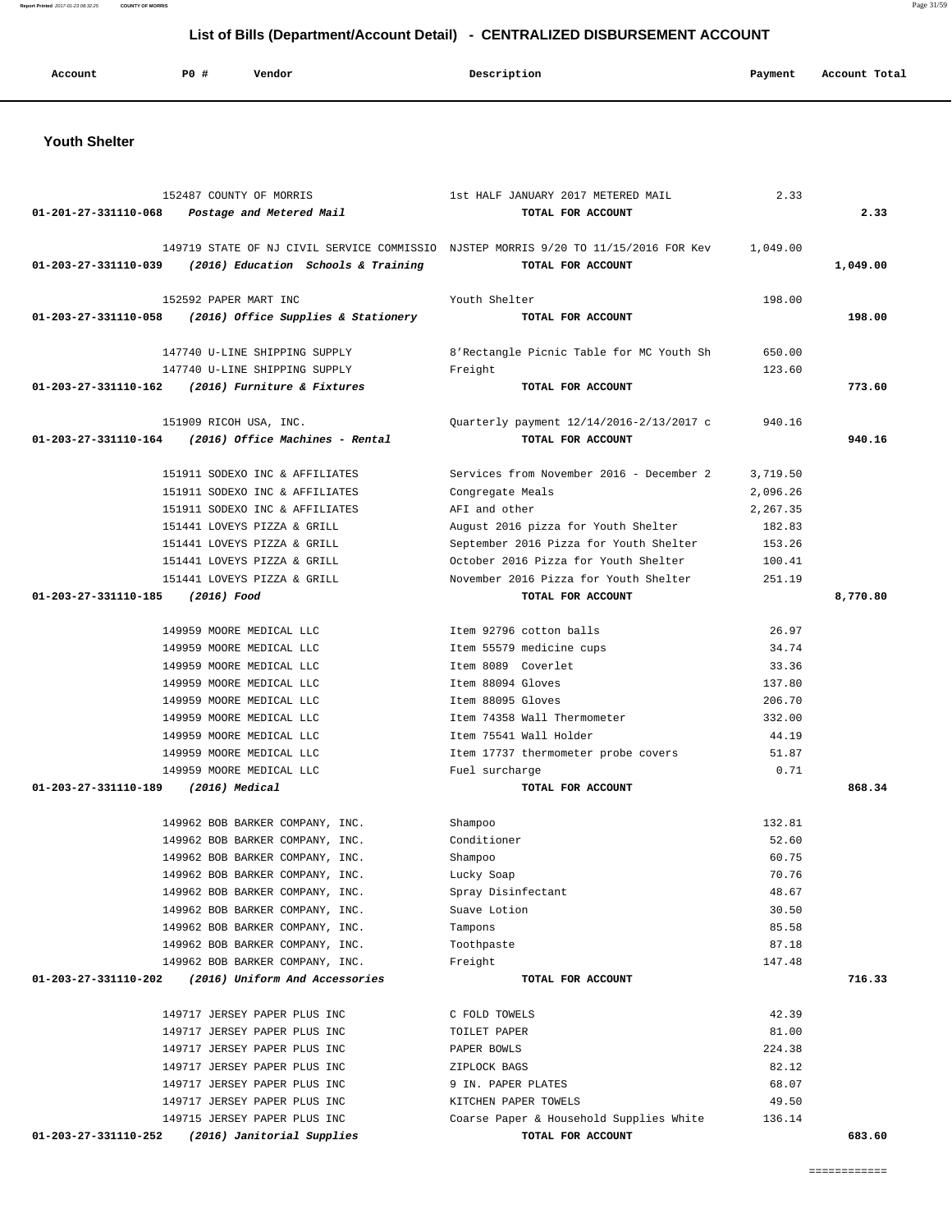## List of Bills (Department/Account Detail) - CENTRALIZED DISBURSEMENT ACCOUNT

| Account | PO # | Vendor | Description | Payment | Account Total |
|---|---|---|---|---|---|

### Youth Shelter

| Account | PO # | Vendor | Description | Payment | Account Total |
|---|---|---|---|---|---|
| | 152487 | COUNTY OF MORRIS | 1st HALF JANUARY 2017 METERED MAIL | 2.33 | |
| **01-201-27-331110-068** | | *Postage and Metered Mail* | **TOTAL FOR ACCOUNT** | | **2.33** |
| | 149719 | STATE OF NJ CIVIL SERVICE COMMISSIO | NJSTEP MORRIS 9/20 TO 11/15/2016 FOR Kev | 1,049.00 | |
| **01-203-27-331110-039** | | *(2016) Education Schools & Training* | **TOTAL FOR ACCOUNT** | | **1,049.00** |
| | 152592 | PAPER MART INC | Youth Shelter | 198.00 | |
| **01-203-27-331110-058** | | *(2016) Office Supplies & Stationery* | **TOTAL FOR ACCOUNT** | | **198.00** |
| | 147740 | U-LINE SHIPPING SUPPLY | 8'Rectangle Picnic Table for MC Youth Sh | 650.00 | |
| | 147740 | U-LINE SHIPPING SUPPLY | Freight | 123.60 | |
| **01-203-27-331110-162** | | *(2016) Furniture & Fixtures* | **TOTAL FOR ACCOUNT** | | **773.60** |
| | 151909 | RICOH USA, INC. | Quarterly payment 12/14/2016-2/13/2017 c | 940.16 | |
| **01-203-27-331110-164** | | *(2016) Office Machines - Rental* | **TOTAL FOR ACCOUNT** | | **940.16** |
| | 151911 | SODEXO INC & AFFILIATES | Services from November 2016 - December 2 | 3,719.50 | |
| | 151911 | SODEXO INC & AFFILIATES | Congregate Meals | 2,096.26 | |
| | 151911 | SODEXO INC & AFFILIATES | AFI and other | 2,267.35 | |
| | 151441 | LOVEYS PIZZA & GRILL | August 2016 pizza for Youth Shelter | 182.83 | |
| | 151441 | LOVEYS PIZZA & GRILL | September 2016 Pizza for Youth Shelter | 153.26 | |
| | 151441 | LOVEYS PIZZA & GRILL | October 2016 Pizza for Youth Shelter | 100.41 | |
| | 151441 | LOVEYS PIZZA & GRILL | November 2016 Pizza for Youth Shelter | 251.19 | |
| **01-203-27-331110-185** | | *(2016) Food* | **TOTAL FOR ACCOUNT** | | **8,770.80** |
| | 149959 | MOORE MEDICAL LLC | Item 92796 cotton balls | 26.97 | |
| | 149959 | MOORE MEDICAL LLC | Item 55579 medicine cups | 34.74 | |
| | 149959 | MOORE MEDICAL LLC | Item 8089 Coverlet | 33.36 | |
| | 149959 | MOORE MEDICAL LLC | Item 88094 Gloves | 137.80 | |
| | 149959 | MOORE MEDICAL LLC | Item 88095 Gloves | 206.70 | |
| | 149959 | MOORE MEDICAL LLC | Item 74358 Wall Thermometer | 332.00 | |
| | 149959 | MOORE MEDICAL LLC | Item 75541 Wall Holder | 44.19 | |
| | 149959 | MOORE MEDICAL LLC | Item 17737 thermometer probe covers | 51.87 | |
| | 149959 | MOORE MEDICAL LLC | Fuel surcharge | 0.71 | |
| **01-203-27-331110-189** | | *(2016) Medical* | **TOTAL FOR ACCOUNT** | | **868.34** |
| | 149962 | BOB BARKER COMPANY, INC. | Shampoo | 132.81 | |
| | 149962 | BOB BARKER COMPANY, INC. | Conditioner | 52.60 | |
| | 149962 | BOB BARKER COMPANY, INC. | Shampoo | 60.75 | |
| | 149962 | BOB BARKER COMPANY, INC. | Lucky Soap | 70.76 | |
| | 149962 | BOB BARKER COMPANY, INC. | Spray Disinfectant | 48.67 | |
| | 149962 | BOB BARKER COMPANY, INC. | Suave Lotion | 30.50 | |
| | 149962 | BOB BARKER COMPANY, INC. | Tampons | 85.58 | |
| | 149962 | BOB BARKER COMPANY, INC. | Toothpaste | 87.18 | |
| | 149962 | BOB BARKER COMPANY, INC. | Freight | 147.48 | |
| **01-203-27-331110-202** | | *(2016) Uniform And Accessories* | **TOTAL FOR ACCOUNT** | | **716.33** |
| | 149717 | JERSEY PAPER PLUS INC | C FOLD TOWELS | 42.39 | |
| | 149717 | JERSEY PAPER PLUS INC | TOILET PAPER | 81.00 | |
| | 149717 | JERSEY PAPER PLUS INC | PAPER BOWLS | 224.38 | |
| | 149717 | JERSEY PAPER PLUS INC | ZIPLOCK BAGS | 82.12 | |
| | 149717 | JERSEY PAPER PLUS INC | 9 IN. PAPER PLATES | 68.07 | |
| | 149717 | JERSEY PAPER PLUS INC | KITCHEN PAPER TOWELS | 49.50 | |
| | 149715 | JERSEY PAPER PLUS INC | Coarse Paper & Household Supplies White | 136.14 | |
| **01-203-27-331110-252** | | *(2016) Janitorial Supplies* | **TOTAL FOR ACCOUNT** | | **683.60** |

============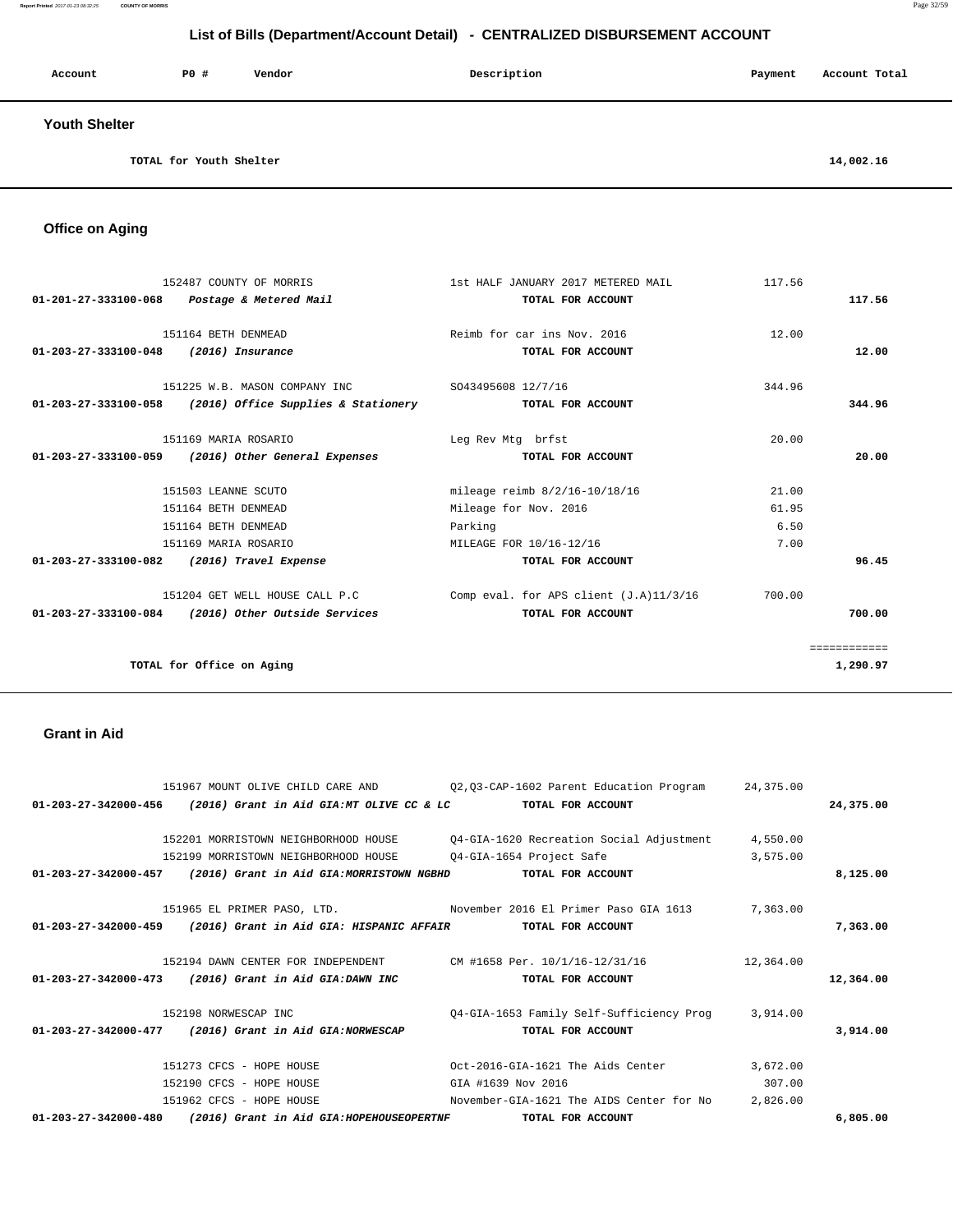## List of Bills (Department/Account Detail) - CENTRALIZED DISBURSEMENT ACCOUNT

| Account | PO # | Vendor | Description | Payment | Account Total |
|---|---|---|---|---|---|

### Youth Shelter

| | | | | | |
|---|---|---|---|---|---|
| TOTAL for Youth Shelter | | | | | 14,002.16 |

### Office on Aging

| Account | PO # | Vendor | Description | Payment | Account Total |
|---|---|---|---|---|---|
| | 152487 | COUNTY OF MORRIS | 1st HALF JANUARY 2017 METERED MAIL | 117.56 | |
| 01-201-27-333100-068 | *Postage & Metered Mail* | | TOTAL FOR ACCOUNT | | 117.56 |
| | 151164 | BETH DENMEAD | Reimb for car ins Nov. 2016 | 12.00 | |
| 01-203-27-333100-048 | *(2016) Insurance* | | TOTAL FOR ACCOUNT | | 12.00 |
| | 151225 | W.B. MASON COMPANY INC | SO43495608 12/7/16 | 344.96 | |
| 01-203-27-333100-058 | *(2016) Office Supplies & Stationery* | | TOTAL FOR ACCOUNT | | 344.96 |
| | 151169 | MARIA ROSARIO | Leg Rev Mtg brfst | 20.00 | |
| 01-203-27-333100-059 | *(2016) Other General Expenses* | | TOTAL FOR ACCOUNT | | 20.00 |
| | 151503 | LEANNE SCUTO | mileage reimb 8/2/16-10/18/16 | 21.00 | |
| | 151164 | BETH DENMEAD | Mileage for Nov. 2016 | 61.95 | |
| | 151164 | BETH DENMEAD | Parking | 6.50 | |
| | 151169 | MARIA ROSARIO | MILEAGE FOR 10/16-12/16 | 7.00 | |
| 01-203-27-333100-082 | *(2016) Travel Expense* | | TOTAL FOR ACCOUNT | | 96.45 |
| | 151204 | GET WELL HOUSE CALL P.C | Comp eval. for APS client (J.A)11/3/16 | 700.00 | |
| 01-203-27-333100-084 | *(2016) Other Outside Services* | | TOTAL FOR ACCOUNT | | 700.00 |
| | | | | | ============ |
| TOTAL for Office on Aging | | | | | 1,290.97 |

### Grant in Aid

| Account | PO # | Vendor | Description | Payment | Account Total |
|---|---|---|---|---|---|
| | 151967 | MOUNT OLIVE CHILD CARE AND | Q2,Q3-CAP-1602 Parent Education Program | 24,375.00 | |
| 01-203-27-342000-456 | *(2016) Grant in Aid GIA:MT OLIVE CC & LC* | | TOTAL FOR ACCOUNT | | 24,375.00 |
| | 152201 | MORRISTOWN NEIGHBORHOOD HOUSE | Q4-GIA-1620 Recreation Social Adjustment | 4,550.00 | |
| | 152199 | MORRISTOWN NEIGHBORHOOD HOUSE | Q4-GIA-1654 Project Safe | 3,575.00 | |
| 01-203-27-342000-457 | *(2016) Grant in Aid GIA:MORRISTOWN NGBHD* | | TOTAL FOR ACCOUNT | | 8,125.00 |
| | 151965 | EL PRIMER PASO, LTD. | November 2016 El Primer Paso GIA 1613 | 7,363.00 | |
| 01-203-27-342000-459 | *(2016) Grant in Aid GIA: HISPANIC AFFAIR* | | TOTAL FOR ACCOUNT | | 7,363.00 |
| | 152194 | DAWN CENTER FOR INDEPENDENT | CM #1658 Per. 10/1/16-12/31/16 | 12,364.00 | |
| 01-203-27-342000-473 | *(2016) Grant in Aid GIA:DAWN INC* | | TOTAL FOR ACCOUNT | | 12,364.00 |
| | 152198 | NORWESCAP INC | Q4-GIA-1653 Family Self-Sufficiency Prog | 3,914.00 | |
| 01-203-27-342000-477 | *(2016) Grant in Aid GIA:NORWESCAP* | | TOTAL FOR ACCOUNT | | 3,914.00 |
| | 151273 | CFCS - HOPE HOUSE | Oct-2016-GIA-1621 The Aids Center | 3,672.00 | |
| | 152190 | CFCS - HOPE HOUSE | GIA #1639 Nov 2016 | 307.00 | |
| | 151962 | CFCS - HOPE HOUSE | November-GIA-1621 The AIDS Center for No | 2,826.00 | |
| 01-203-27-342000-480 | *(2016) Grant in Aid GIA:HOPEHOUSEOPERTNF* | | TOTAL FOR ACCOUNT | | 6,805.00 |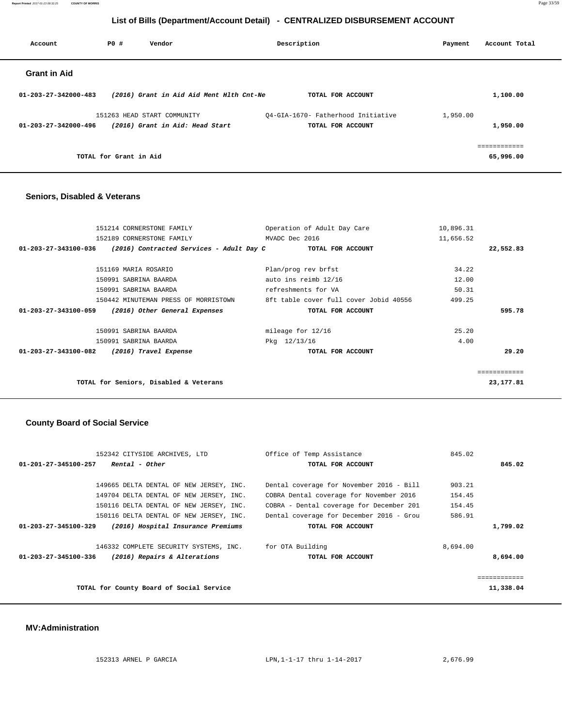## List of Bills (Department/Account Detail) - CENTRALIZED DISBURSEMENT ACCOUNT

| Account | PO # | Vendor | Description | Payment | Account Total |
|---|---|---|---|---|---|

### Grant in Aid

| Account | PO # | Vendor | Description | Payment | Account Total |
|---|---|---|---|---|---|
| **01-203-27-342000-483** | | ***(2016) Grant in Aid Aid Ment Hlth Cnt-Ne*** | **TOTAL FOR ACCOUNT** | | **1,100.00** |
| | 151263 | HEAD START COMMUNITY | Q4-GIA-1670- Fatherhood Initiative | 1,950.00 | |
| **01-203-27-342000-496** | | ***(2016) Grant in Aid: Head Start*** | **TOTAL FOR ACCOUNT** | | **1,950.00** |
| | | | | | ============ |
| | | **TOTAL for Grant in Aid** | | | **65,996.00** |

### Seniors, Disabled & Veterans

| Account | PO # | Vendor | Description | Payment | Account Total |
|---|---|---|---|---|---|
| | 151214 | CORNERSTONE FAMILY | Operation of Adult Day Care | 10,896.31 | |
| | 152189 | CORNERSTONE FAMILY | MVADC Dec 2016 | 11,656.52 | |
| **01-203-27-343100-036** | | ***(2016) Contracted Services - Adult Day C*** | **TOTAL FOR ACCOUNT** | | **22,552.83** |
| | 151169 | MARIA ROSARIO | Plan/prog rev brfst | 34.22 | |
| | 150991 | SABRINA BAARDA | auto ins reimb 12/16 | 12.00 | |
| | 150991 | SABRINA BAARDA | refreshments for VA | 50.31 | |
| | 150442 | MINUTEMAN PRESS OF MORRISTOWN | 8ft table cover full cover Jobid 40556 | 499.25 | |
| **01-203-27-343100-059** | | ***(2016) Other General Expenses*** | **TOTAL FOR ACCOUNT** | | **595.78** |
| | 150991 | SABRINA BAARDA | mileage for 12/16 | 25.20 | |
| | 150991 | SABRINA BAARDA | Pkg 12/13/16 | 4.00 | |
| **01-203-27-343100-082** | | ***(2016) Travel Expense*** | **TOTAL FOR ACCOUNT** | | **29.20** |
| | | | | | ============ |
| | | **TOTAL for Seniors, Disabled & Veterans** | | | **23,177.81** |

### County Board of Social Service

| Account | PO # | Vendor | Description | Payment | Account Total |
|---|---|---|---|---|---|
| | 152342 | CITYSIDE ARCHIVES, LTD | Office of Temp Assistance | 845.02 | |
| **01-201-27-345100-257** | | ***Rental - Other*** | **TOTAL FOR ACCOUNT** | | **845.02** |
| | 149665 | DELTA DENTAL OF NEW JERSEY, INC. | Dental coverage for November 2016 - Bill | 903.21 | |
| | 149704 | DELTA DENTAL OF NEW JERSEY, INC. | COBRA Dental coverage for November 2016 | 154.45 | |
| | 150116 | DELTA DENTAL OF NEW JERSEY, INC. | COBRA - Dental coverage for December 201 | 154.45 | |
| | 150116 | DELTA DENTAL OF NEW JERSEY, INC. | Dental coverage for December 2016 - Grou | 586.91 | |
| **01-203-27-345100-329** | | ***(2016) Hospital Insurance Premiums*** | **TOTAL FOR ACCOUNT** | | **1,799.02** |
| | 146332 | COMPLETE SECURITY SYSTEMS, INC. | for OTA Building | 8,694.00 | |
| **01-203-27-345100-336** | | ***(2016) Repairs & Alterations*** | **TOTAL FOR ACCOUNT** | | **8,694.00** |
| | | | | | ============ |
| | | **TOTAL for County Board of Social Service** | | | **11,338.04** |

### MV:Administration

| Account | PO # | Vendor | Description | Payment | Account Total |
|---|---|---|---|---|---|
| | 152313 | ARNEL P GARCIA | LPN,1-1-17 thru 1-14-2017 | 2,676.99 | |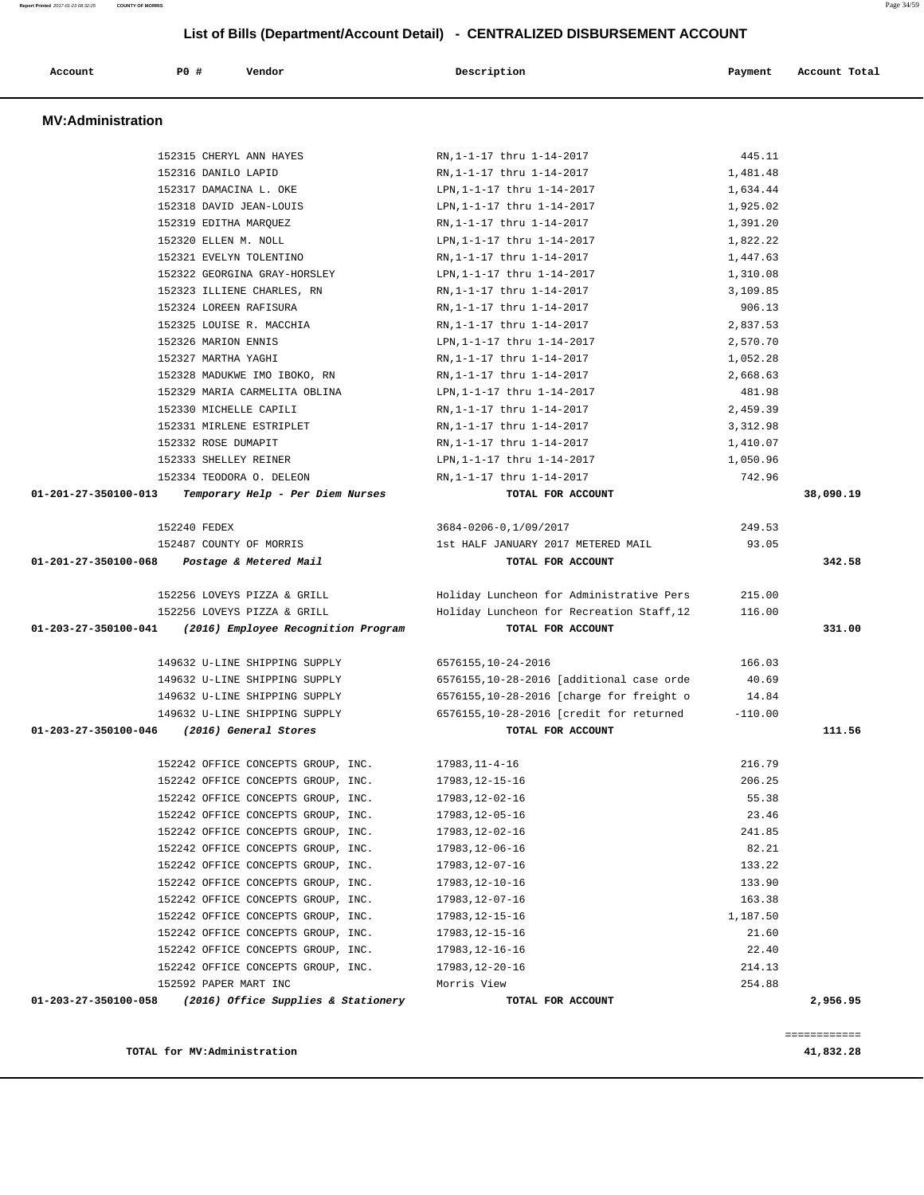## List of Bills (Department/Account Detail) - CENTRALIZED DISBURSEMENT ACCOUNT

| Account | PO # | Vendor | Description | Payment | Account Total |
|---|---|---|---|---|---|

### MV:Administration

| Account | PO # | Vendor | Description | Payment | Account Total |
|---|---|---|---|---|---|
| | 152315 | CHERYL ANN HAYES | RN,1-1-17 thru 1-14-2017 | 445.11 | |
| | 152316 | DANILO LAPID | RN,1-1-17 thru 1-14-2017 | 1,481.48 | |
| | 152317 | DAMACINA L. OKE | LPN,1-1-17 thru 1-14-2017 | 1,634.44 | |
| | 152318 | DAVID JEAN-LOUIS | LPN,1-1-17 thru 1-14-2017 | 1,925.02 | |
| | 152319 | EDITHA MARQUEZ | RN,1-1-17 thru 1-14-2017 | 1,391.20 | |
| | 152320 | ELLEN M. NOLL | LPN,1-1-17 thru 1-14-2017 | 1,822.22 | |
| | 152321 | EVELYN TOLENTINO | RN,1-1-17 thru 1-14-2017 | 1,447.63 | |
| | 152322 | GEORGINA GRAY-HORSLEY | LPN,1-1-17 thru 1-14-2017 | 1,310.08 | |
| | 152323 | ILLIENE CHARLES, RN | RN,1-1-17 thru 1-14-2017 | 3,109.85 | |
| | 152324 | LOREEN RAFISURA | RN,1-1-17 thru 1-14-2017 | 906.13 | |
| | 152325 | LOUISE R. MACCHIA | RN,1-1-17 thru 1-14-2017 | 2,837.53 | |
| | 152326 | MARION ENNIS | LPN,1-1-17 thru 1-14-2017 | 2,570.70 | |
| | 152327 | MARTHA YAGHI | RN,1-1-17 thru 1-14-2017 | 1,052.28 | |
| | 152328 | MADUKWE IMO IBOKO, RN | RN,1-1-17 thru 1-14-2017 | 2,668.63 | |
| | 152329 | MARIA CARMELITA OBLINA | LPN,1-1-17 thru 1-14-2017 | 481.98 | |
| | 152330 | MICHELLE CAPILI | RN,1-1-17 thru 1-14-2017 | 2,459.39 | |
| | 152331 | MIRLENE ESTRIPLET | RN,1-1-17 thru 1-14-2017 | 3,312.98 | |
| | 152332 | ROSE DUMAPIT | RN,1-1-17 thru 1-14-2017 | 1,410.07 | |
| | 152333 | SHELLEY REINER | LPN,1-1-17 thru 1-14-2017 | 1,050.96 | |
| | 152334 | TEODORA O. DELEON | RN,1-1-17 thru 1-14-2017 | 742.96 | |
| **01-201-27-350100-013** | | ***Temporary Help - Per Diem Nurses*** | **TOTAL FOR ACCOUNT** | | **38,090.19** |
| | 152240 | FEDEX | 3684-0206-0,1/09/2017 | 249.53 | |
| | 152487 | COUNTY OF MORRIS | 1st HALF JANUARY 2017 METERED MAIL | 93.05 | |
| **01-201-27-350100-068** | | ***Postage & Metered Mail*** | **TOTAL FOR ACCOUNT** | | **342.58** |
| | 152256 | LOVEYS PIZZA & GRILL | Holiday Luncheon for Administrative Pers | 215.00 | |
| | 152256 | LOVEYS PIZZA & GRILL | Holiday Luncheon for Recreation Staff,12 | 116.00 | |
| **01-203-27-350100-041** | | ***(2016) Employee Recognition Program*** | **TOTAL FOR ACCOUNT** | | **331.00** |
| | 149632 | U-LINE SHIPPING SUPPLY | 6576155,10-24-2016 | 166.03 | |
| | 149632 | U-LINE SHIPPING SUPPLY | 6576155,10-28-2016 [additional case orde | 40.69 | |
| | 149632 | U-LINE SHIPPING SUPPLY | 6576155,10-28-2016 [charge for freight o | 14.84 | |
| | 149632 | U-LINE SHIPPING SUPPLY | 6576155,10-28-2016 [credit for returned | -110.00 | |
| **01-203-27-350100-046** | | ***(2016) General Stores*** | **TOTAL FOR ACCOUNT** | | **111.56** |
| | 152242 | OFFICE CONCEPTS GROUP, INC. | 17983,11-4-16 | 216.79 | |
| | 152242 | OFFICE CONCEPTS GROUP, INC. | 17983,12-15-16 | 206.25 | |
| | 152242 | OFFICE CONCEPTS GROUP, INC. | 17983,12-02-16 | 55.38 | |
| | 152242 | OFFICE CONCEPTS GROUP, INC. | 17983,12-05-16 | 23.46 | |
| | 152242 | OFFICE CONCEPTS GROUP, INC. | 17983,12-02-16 | 241.85 | |
| | 152242 | OFFICE CONCEPTS GROUP, INC. | 17983,12-06-16 | 82.21 | |
| | 152242 | OFFICE CONCEPTS GROUP, INC. | 17983,12-07-16 | 133.22 | |
| | 152242 | OFFICE CONCEPTS GROUP, INC. | 17983,12-10-16 | 133.90 | |
| | 152242 | OFFICE CONCEPTS GROUP, INC. | 17983,12-07-16 | 163.38 | |
| | 152242 | OFFICE CONCEPTS GROUP, INC. | 17983,12-15-16 | 1,187.50 | |
| | 152242 | OFFICE CONCEPTS GROUP, INC. | 17983,12-15-16 | 21.60 | |
| | 152242 | OFFICE CONCEPTS GROUP, INC. | 17983,12-16-16 | 22.40 | |
| | 152242 | OFFICE CONCEPTS GROUP, INC. | 17983,12-20-16 | 214.13 | |
| | 152592 | PAPER MART INC | Morris View | 254.88 | |
| **01-203-27-350100-058** | | ***(2016) Office Supplies & Stationery*** | **TOTAL FOR ACCOUNT** | | **2,956.95** |

**TOTAL for MV:Administration** — **41,832.28**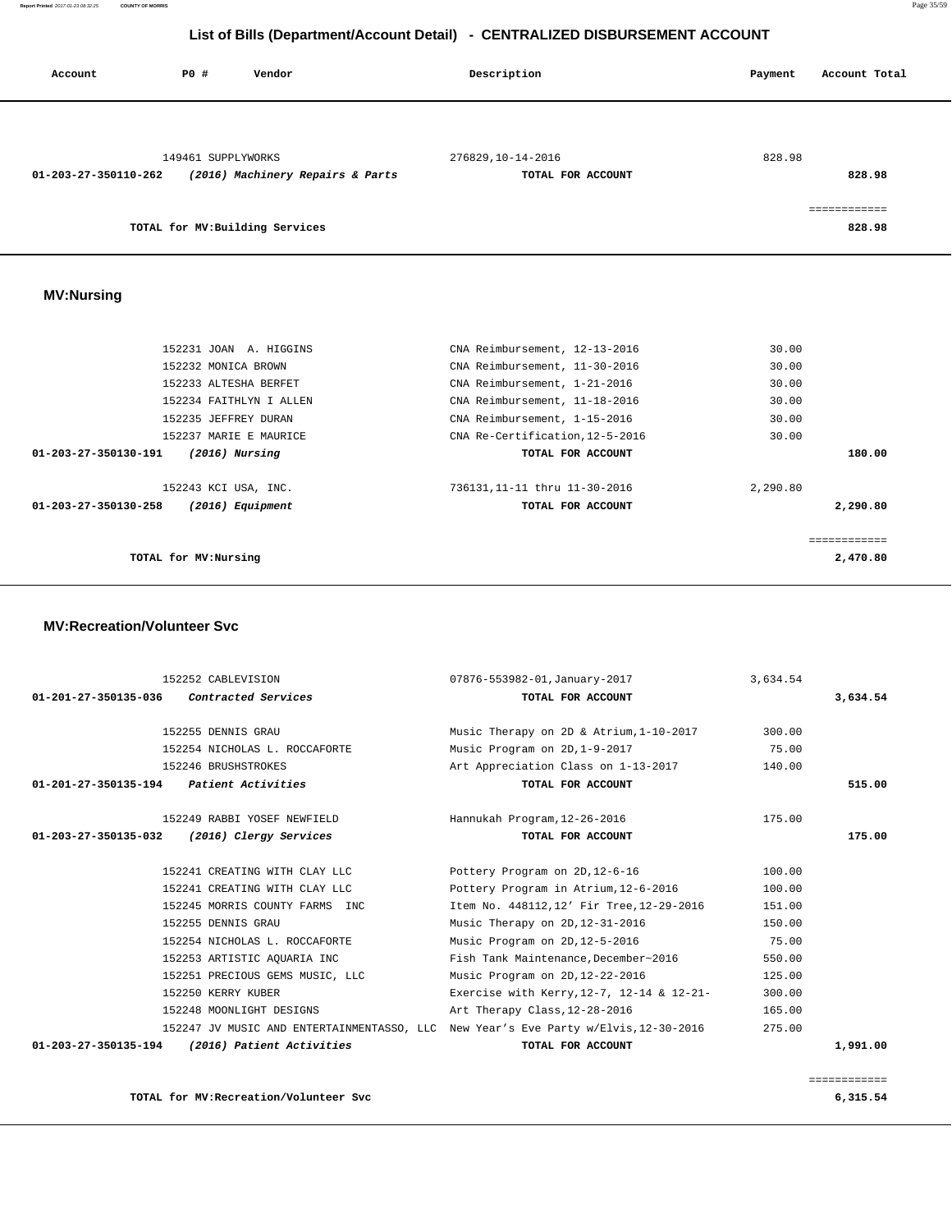## List of Bills (Department/Account Detail) - CENTRALIZED DISBURSEMENT ACCOUNT

| Account | PO # | Vendor | Description | Payment | Account Total |
|---|---|---|---|---|---|
| | 149461 | SUPPLYWORKS | 276829,10-14-2016 | 828.98 | |
| 01-203-27-350110-262 | | *(2016) Machinery Repairs & Parts* | **TOTAL FOR ACCOUNT** | | **828.98** |
| | | | | | ============ |
| | | **TOTAL for MV:Building Services** | | | **828.98** |

### MV:Nursing

| Account | PO # | Vendor | Description | Payment | Account Total |
|---|---|---|---|---|---|
| | 152231 | JOAN A. HIGGINS | CNA Reimbursement, 12-13-2016 | 30.00 | |
| | 152232 | MONICA BROWN | CNA Reimbursement, 11-30-2016 | 30.00 | |
| | 152233 | ALTESHA BERFET | CNA Reimbursement, 1-21-2016 | 30.00 | |
| | 152234 | FAITHLYN I ALLEN | CNA Reimbursement, 11-18-2016 | 30.00 | |
| | 152235 | JEFFREY DURAN | CNA Reimbursement, 1-15-2016 | 30.00 | |
| | 152237 | MARIE E MAURICE | CNA Re-Certification,12-5-2016 | 30.00 | |
| 01-203-27-350130-191 | | *(2016) Nursing* | **TOTAL FOR ACCOUNT** | | **180.00** |
| | 152243 | KCI USA, INC. | 736131,11-11 thru 11-30-2016 | 2,290.80 | |
| 01-203-27-350130-258 | | *(2016) Equipment* | **TOTAL FOR ACCOUNT** | | **2,290.80** |
| | | | | | ============ |
| | | **TOTAL for MV:Nursing** | | | **2,470.80** |

### MV:Recreation/Volunteer Svc

| Account | PO # | Vendor | Description | Payment | Account Total |
|---|---|---|---|---|---|
| | 152252 | CABLEVISION | 07876-553982-01,January-2017 | 3,634.54 | |
| 01-201-27-350135-036 | | *Contracted Services* | **TOTAL FOR ACCOUNT** | | **3,634.54** |
| | 152255 | DENNIS GRAU | Music Therapy on 2D & Atrium,1-10-2017 | 300.00 | |
| | 152254 | NICHOLAS L. ROCCAFORTE | Music Program on 2D,1-9-2017 | 75.00 | |
| | 152246 | BRUSHSTROKES | Art Appreciation Class on 1-13-2017 | 140.00 | |
| 01-201-27-350135-194 | | *Patient Activities* | **TOTAL FOR ACCOUNT** | | **515.00** |
| | 152249 | RABBI YOSEF NEWFIELD | Hannukah Program,12-26-2016 | 175.00 | |
| 01-203-27-350135-032 | | *(2016) Clergy Services* | **TOTAL FOR ACCOUNT** | | **175.00** |
| | 152241 | CREATING WITH CLAY LLC | Pottery Program on 2D,12-6-16 | 100.00 | |
| | 152241 | CREATING WITH CLAY LLC | Pottery Program in Atrium,12-6-2016 | 100.00 | |
| | 152245 | MORRIS COUNTY FARMS INC | Item No. 448112,12' Fir Tree,12-29-2016 | 151.00 | |
| | 152255 | DENNIS GRAU | Music Therapy on 2D,12-31-2016 | 150.00 | |
| | 152254 | NICHOLAS L. ROCCAFORTE | Music Program on 2D,12-5-2016 | 75.00 | |
| | 152253 | ARTISTIC AQUARIA INC | Fish Tank Maintenance,December~2016 | 550.00 | |
| | 152251 | PRECIOUS GEMS MUSIC, LLC | Music Program on 2D,12-22-2016 | 125.00 | |
| | 152250 | KERRY KUBER | Exercise with Kerry,12-7, 12-14 & 12-21- | 300.00 | |
| | 152248 | MOONLIGHT DESIGNS | Art Therapy Class,12-28-2016 | 165.00 | |
| | 152247 | JV MUSIC AND ENTERTAINMENTASSO, LLC | New Year's Eve Party w/Elvis,12-30-2016 | 275.00 | |
| 01-203-27-350135-194 | | *(2016) Patient Activities* | **TOTAL FOR ACCOUNT** | | **1,991.00** |
| | | | | | ============ |
| | | **TOTAL for MV:Recreation/Volunteer Svc** | | | **6,315.54** |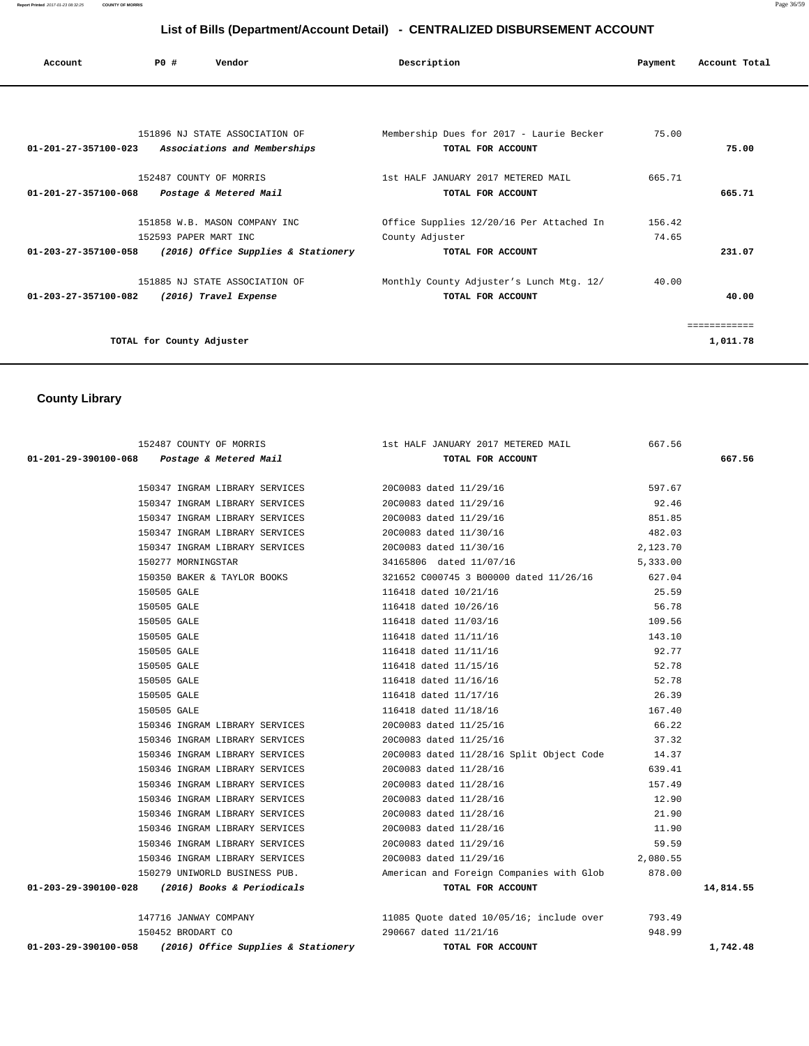## List of Bills (Department/Account Detail) - CENTRALIZED DISBURSEMENT ACCOUNT

| Account | PO # | Vendor | Description | Payment | Account Total |
|---|---|---|---|---|---|
| | 151896 | NJ STATE ASSOCIATION OF | Membership Dues for 2017 - Laurie Becker | 75.00 | |
| **01-201-27-357100-023** | | ***Associations and Memberships*** | **TOTAL FOR ACCOUNT** | | **75.00** |
| | 152487 | COUNTY OF MORRIS | 1st HALF JANUARY 2017 METERED MAIL | 665.71 | |
| **01-201-27-357100-068** | | ***Postage & Metered Mail*** | **TOTAL FOR ACCOUNT** | | **665.71** |
| | 151858 | W.B. MASON COMPANY INC | Office Supplies 12/20/16 Per Attached In | 156.42 | |
| | 152593 | PAPER MART INC | County Adjuster | 74.65 | |
| **01-203-27-357100-058** | | ***(2016) Office Supplies & Stationery*** | **TOTAL FOR ACCOUNT** | | **231.07** |
| | 151885 | NJ STATE ASSOCIATION OF | Monthly County Adjuster's Lunch Mtg. 12/ | 40.00 | |
| **01-203-27-357100-082** | | ***(2016) Travel Expense*** | **TOTAL FOR ACCOUNT** | | **40.00** |
| | | | | | ============ |
| | | **TOTAL for County Adjuster** | | | **1,011.78** |

## County Library

| Account | PO # | Vendor | Description | Payment | Account Total |
|---|---|---|---|---|---|
| | 152487 | COUNTY OF MORRIS | 1st HALF JANUARY 2017 METERED MAIL | 667.56 | |
| **01-201-29-390100-068** | | ***Postage & Metered Mail*** | **TOTAL FOR ACCOUNT** | | **667.56** |
| | 150347 | INGRAM LIBRARY SERVICES | 20C0083 dated 11/29/16 | 597.67 | |
| | 150347 | INGRAM LIBRARY SERVICES | 20C0083 dated 11/29/16 | 92.46 | |
| | 150347 | INGRAM LIBRARY SERVICES | 20C0083 dated 11/29/16 | 851.85 | |
| | 150347 | INGRAM LIBRARY SERVICES | 20C0083 dated 11/30/16 | 482.03 | |
| | 150347 | INGRAM LIBRARY SERVICES | 20C0083 dated 11/30/16 | 2,123.70 | |
| | 150277 | MORNINGSTAR | 34165806 dated 11/07/16 | 5,333.00 | |
| | 150350 | BAKER & TAYLOR BOOKS | 321652 C000745 3 B00000 dated 11/26/16 | 627.04 | |
| | 150505 | GALE | 116418 dated 10/21/16 | 25.59 | |
| | 150505 | GALE | 116418 dated 10/26/16 | 56.78 | |
| | 150505 | GALE | 116418 dated 11/03/16 | 109.56 | |
| | 150505 | GALE | 116418 dated 11/11/16 | 143.10 | |
| | 150505 | GALE | 116418 dated 11/11/16 | 92.77 | |
| | 150505 | GALE | 116418 dated 11/15/16 | 52.78 | |
| | 150505 | GALE | 116418 dated 11/16/16 | 52.78 | |
| | 150505 | GALE | 116418 dated 11/17/16 | 26.39 | |
| | 150505 | GALE | 116418 dated 11/18/16 | 167.40 | |
| | 150346 | INGRAM LIBRARY SERVICES | 20C0083 dated 11/25/16 | 66.22 | |
| | 150346 | INGRAM LIBRARY SERVICES | 20C0083 dated 11/25/16 | 37.32 | |
| | 150346 | INGRAM LIBRARY SERVICES | 20C0083 dated 11/28/16 Split Object Code | 14.37 | |
| | 150346 | INGRAM LIBRARY SERVICES | 20C0083 dated 11/28/16 | 639.41 | |
| | 150346 | INGRAM LIBRARY SERVICES | 20C0083 dated 11/28/16 | 157.49 | |
| | 150346 | INGRAM LIBRARY SERVICES | 20C0083 dated 11/28/16 | 12.90 | |
| | 150346 | INGRAM LIBRARY SERVICES | 20C0083 dated 11/28/16 | 21.90 | |
| | 150346 | INGRAM LIBRARY SERVICES | 20C0083 dated 11/28/16 | 11.90 | |
| | 150346 | INGRAM LIBRARY SERVICES | 20C0083 dated 11/29/16 | 59.59 | |
| | 150346 | INGRAM LIBRARY SERVICES | 20C0083 dated 11/29/16 | 2,080.55 | |
| | 150279 | UNIWORLD BUSINESS PUB. | American and Foreign Companies with Glob | 878.00 | |
| **01-203-29-390100-028** | | ***(2016) Books & Periodicals*** | **TOTAL FOR ACCOUNT** | | **14,814.55** |
| | 147716 | JANWAY COMPANY | 11085 Quote dated 10/05/16; include over | 793.49 | |
| | 150452 | BRODART CO | 290667 dated 11/21/16 | 948.99 | |
| **01-203-29-390100-058** | | ***(2016) Office Supplies & Stationery*** | **TOTAL FOR ACCOUNT** | | **1,742.48** |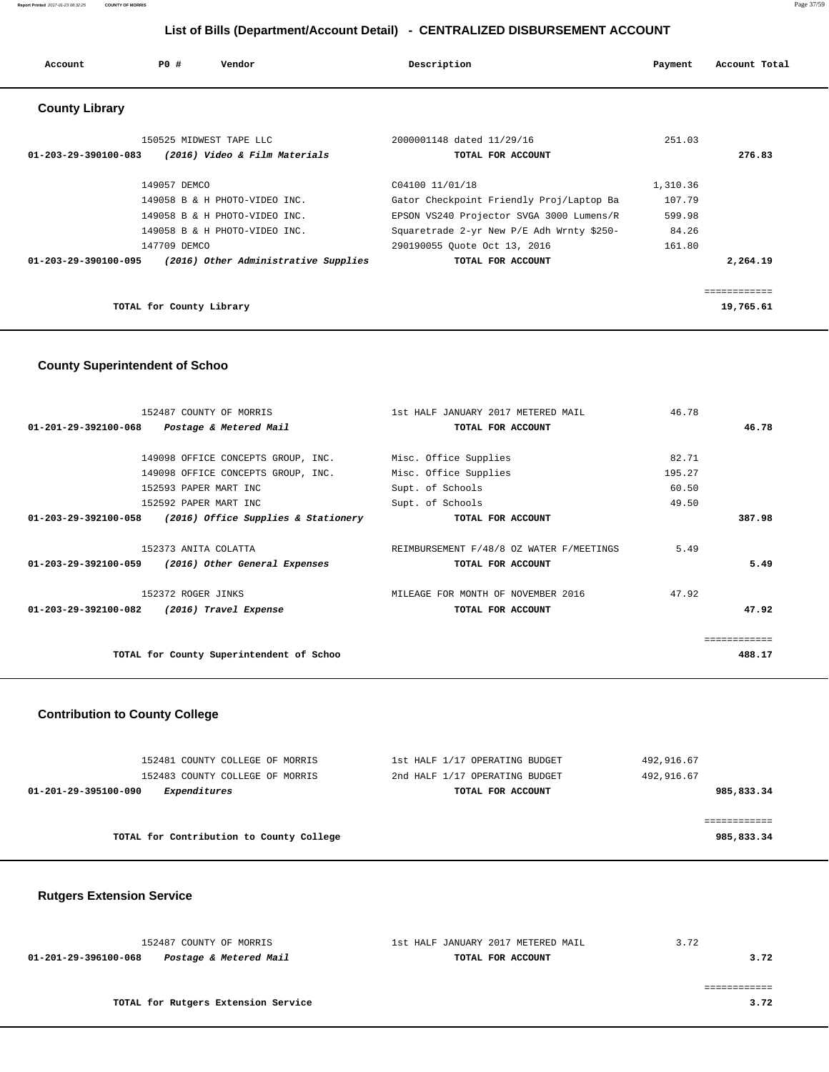## List of Bills (Department/Account Detail) - CENTRALIZED DISBURSEMENT ACCOUNT

| Account | PO # | Vendor | Description | Payment | Account Total |
|---|---|---|---|---|---|

### County Library

| Account | PO # | Vendor | Description | Payment | Account Total |
|---|---|---|---|---|---|
| | 150525 | MIDWEST TAPE LLC | 2000001148 dated 11/29/16 | 251.03 | |
| **01-203-29-390100-083** | | ***(2016) Video & Film Materials*** | **TOTAL FOR ACCOUNT** | | **276.83** |
| | 149057 | DEMCO | C04100 11/01/18 | 1,310.36 | |
| | 149058 | B & H PHOTO-VIDEO INC. | Gator Checkpoint Friendly Proj/Laptop Ba | 107.79 | |
| | 149058 | B & H PHOTO-VIDEO INC. | EPSON VS240 Projector SVGA 3000 Lumens/R | 599.98 | |
| | 149058 | B & H PHOTO-VIDEO INC. | Squaretrade 2-yr New P/E Adh Wrnty $250- | 84.26 | |
| | 147709 | DEMCO | 290190055 Quote Oct 13, 2016 | 161.80 | |
| **01-203-29-390100-095** | | ***(2016) Other Administrative Supplies*** | **TOTAL FOR ACCOUNT** | | **2,264.19** |
| | | **TOTAL for County Library** | | | **19,765.61** |

### County Superintendent of Schoo

| Account | PO # | Vendor | Description | Payment | Account Total |
|---|---|---|---|---|---|
| | 152487 | COUNTY OF MORRIS | 1st HALF JANUARY 2017 METERED MAIL | 46.78 | |
| **01-201-29-392100-068** | | ***Postage & Metered Mail*** | **TOTAL FOR ACCOUNT** | | **46.78** |
| | 149098 | OFFICE CONCEPTS GROUP, INC. | Misc. Office Supplies | 82.71 | |
| | 149098 | OFFICE CONCEPTS GROUP, INC. | Misc. Office Supplies | 195.27 | |
| | 152593 | PAPER MART INC | Supt. of Schools | 60.50 | |
| | 152592 | PAPER MART INC | Supt. of Schools | 49.50 | |
| **01-203-29-392100-058** | | ***(2016) Office Supplies & Stationery*** | **TOTAL FOR ACCOUNT** | | **387.98** |
| | 152373 | ANITA COLATTA | REIMBURSEMENT F/48/8 OZ WATER F/MEETINGS | 5.49 | |
| **01-203-29-392100-059** | | ***(2016) Other General Expenses*** | **TOTAL FOR ACCOUNT** | | **5.49** |
| | 152372 | ROGER JINKS | MILEAGE FOR MONTH OF NOVEMBER 2016 | 47.92 | |
| **01-203-29-392100-082** | | ***(2016) Travel Expense*** | **TOTAL FOR ACCOUNT** | | **47.92** |
| | | **TOTAL for County Superintendent of Schoo** | | | **488.17** |

### Contribution to County College

| Account | PO # | Vendor | Description | Payment | Account Total |
|---|---|---|---|---|---|
| | 152481 | COUNTY COLLEGE OF MORRIS | 1st HALF 1/17 OPERATING BUDGET | 492,916.67 | |
| | 152483 | COUNTY COLLEGE OF MORRIS | 2nd HALF 1/17 OPERATING BUDGET | 492,916.67 | |
| **01-201-29-395100-090** | | ***Expenditures*** | **TOTAL FOR ACCOUNT** | | **985,833.34** |
| | | **TOTAL for Contribution to County College** | | | **985,833.34** |

### Rutgers Extension Service

| Account | PO # | Vendor | Description | Payment | Account Total |
|---|---|---|---|---|---|
| | 152487 | COUNTY OF MORRIS | 1st HALF JANUARY 2017 METERED MAIL | 3.72 | |
| **01-201-29-396100-068** | | ***Postage & Metered Mail*** | **TOTAL FOR ACCOUNT** | | **3.72** |
| | | **TOTAL for Rutgers Extension Service** | | | **3.72** |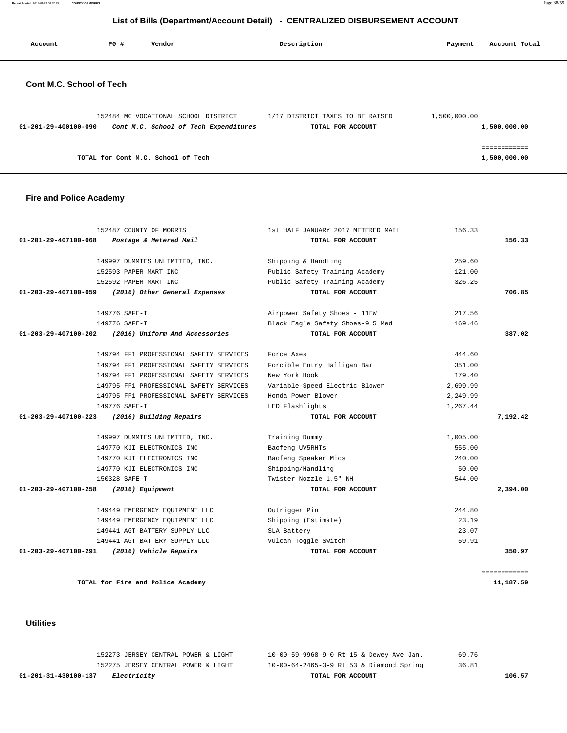## List of Bills (Department/Account Detail) - CENTRALIZED DISBURSEMENT ACCOUNT

| Account | PO # | Vendor | Description | Payment | Account Total |
|---|---|---|---|---|---|

### Cont M.C. School of Tech

| Account | PO # | Vendor | Description | Payment | Account Total |
|---|---|---|---|---|---|
| | 152484 | MC VOCATIONAL SCHOOL DISTRICT | 1/17 DISTRICT TAXES TO BE RAISED | 1,500,000.00 | |
| **01-201-29-400100-090** | | ***Cont M.C. School of Tech Expenditures*** | **TOTAL FOR ACCOUNT** | | **1,500,000.00** |
| | | | | | ============ |
| | | **TOTAL for Cont M.C. School of Tech** | | | **1,500,000.00** |

### Fire and Police Academy

| Account | PO # | Vendor | Description | Payment | Account Total |
|---|---|---|---|---|---|
| | 152487 | COUNTY OF MORRIS | 1st HALF JANUARY 2017 METERED MAIL | 156.33 | |
| **01-201-29-407100-068** | | ***Postage & Metered Mail*** | **TOTAL FOR ACCOUNT** | | **156.33** |
| | 149997 | DUMMIES UNLIMITED, INC. | Shipping & Handling | 259.60 | |
| | 152593 | PAPER MART INC | Public Safety Training Academy | 121.00 | |
| | 152592 | PAPER MART INC | Public Safety Training Academy | 326.25 | |
| **01-203-29-407100-059** | | ***(2016) Other General Expenses*** | **TOTAL FOR ACCOUNT** | | **706.85** |
| | 149776 | SAFE-T | Airpower Safety Shoes - 11EW | 217.56 | |
| | 149776 | SAFE-T | Black Eagle Safety Shoes-9.5 Med | 169.46 | |
| **01-203-29-407100-202** | | ***(2016) Uniform And Accessories*** | **TOTAL FOR ACCOUNT** | | **387.02** |
| | 149794 | FF1 PROFESSIONAL SAFETY SERVICES | Force Axes | 444.60 | |
| | 149794 | FF1 PROFESSIONAL SAFETY SERVICES | Forcible Entry Halligan Bar | 351.00 | |
| | 149794 | FF1 PROFESSIONAL SAFETY SERVICES | New York Hook | 179.40 | |
| | 149795 | FF1 PROFESSIONAL SAFETY SERVICES | Variable-Speed Electric Blower | 2,699.99 | |
| | 149795 | FF1 PROFESSIONAL SAFETY SERVICES | Honda Power Blower | 2,249.99 | |
| | 149776 | SAFE-T | LED Flashlights | 1,267.44 | |
| **01-203-29-407100-223** | | ***(2016) Building Repairs*** | **TOTAL FOR ACCOUNT** | | **7,192.42** |
| | 149997 | DUMMIES UNLIMITED, INC. | Training Dummy | 1,005.00 | |
| | 149770 | KJI ELECTRONICS INC | Baofeng UV5RHTs | 555.00 | |
| | 149770 | KJI ELECTRONICS INC | Baofeng Speaker Mics | 240.00 | |
| | 149770 | KJI ELECTRONICS INC | Shipping/Handling | 50.00 | |
| | 150328 | SAFE-T | Twister Nozzle 1.5" NH | 544.00 | |
| **01-203-29-407100-258** | | ***(2016) Equipment*** | **TOTAL FOR ACCOUNT** | | **2,394.00** |
| | 149449 | EMERGENCY EQUIPMENT LLC | Outrigger Pin | 244.80 | |
| | 149449 | EMERGENCY EQUIPMENT LLC | Shipping (Estimate) | 23.19 | |
| | 149441 | AGT BATTERY SUPPLY LLC | SLA Battery | 23.07 | |
| | 149441 | AGT BATTERY SUPPLY LLC | Vulcan Toggle Switch | 59.91 | |
| **01-203-29-407100-291** | | ***(2016) Vehicle Repairs*** | **TOTAL FOR ACCOUNT** | | **350.97** |
| | | | | | ============ |
| | | **TOTAL for Fire and Police Academy** | | | **11,187.59** |

### Utilities

| Account | PO # | Vendor | Description | Payment | Account Total |
|---|---|---|---|---|---|
| | 152273 | JERSEY CENTRAL POWER & LIGHT | 10-00-59-9968-9-0 Rt 15 & Dewey Ave Jan. | 69.76 | |
| | 152275 | JERSEY CENTRAL POWER & LIGHT | 10-00-64-2465-3-9 Rt 53 & Diamond Spring | 36.81 | |
| **01-201-31-430100-137** | | ***Electricity*** | **TOTAL FOR ACCOUNT** | | **106.57** |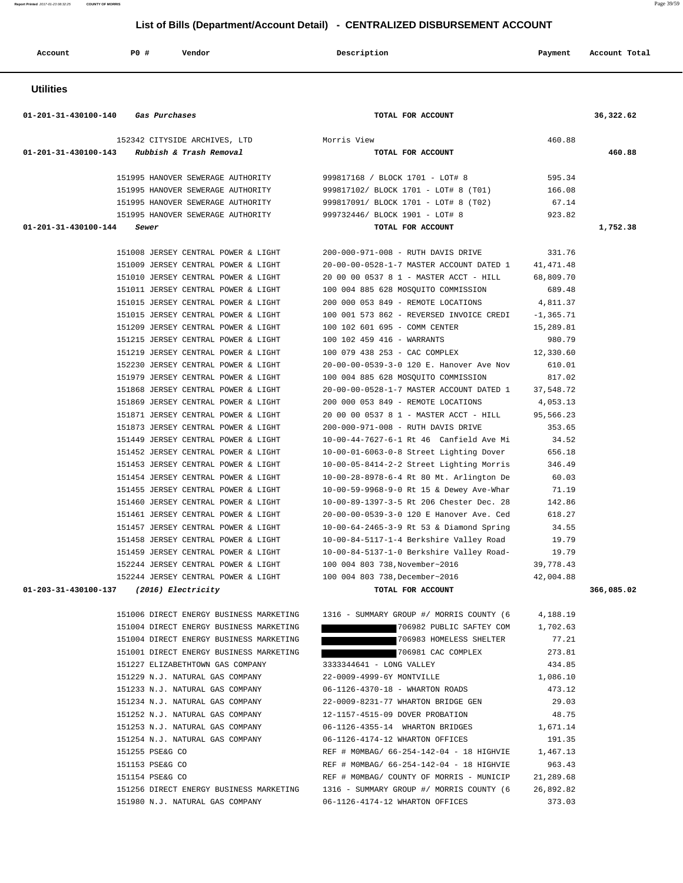## List of Bills (Department/Account Detail) - CENTRALIZED DISBURSEMENT ACCOUNT

| Account | PO # | Vendor | Description | Payment | Account Total |
|---|---|---|---|---|---|

### Utilities

| Account | PO # | Vendor | Description | Payment | Account Total |
|---|---|---|---|---|---|
| 01-201-31-430100-140 | | *Gas Purchases* | TOTAL FOR ACCOUNT | | 36,322.62 |
| | 152342 | CITYSIDE ARCHIVES, LTD | Morris View | 460.88 | |
| 01-201-31-430100-143 | | *Rubbish & Trash Removal* | TOTAL FOR ACCOUNT | | 460.88 |
| | 151995 | HANOVER SEWERAGE AUTHORITY | 999817168 / BLOCK 1701 - LOT# 8 | 595.34 | |
| | 151995 | HANOVER SEWERAGE AUTHORITY | 999817102/ BLOCK 1701 - LOT# 8 (T01) | 166.08 | |
| | 151995 | HANOVER SEWERAGE AUTHORITY | 999817091/ BLOCK 1701 - LOT# 8 (T02) | 67.14 | |
| | 151995 | HANOVER SEWERAGE AUTHORITY | 999732446/ BLOCK 1901 - LOT# 8 | 923.82 | |
| 01-201-31-430100-144 | | *Sewer* | TOTAL FOR ACCOUNT | | 1,752.38 |
| | 151008 | JERSEY CENTRAL POWER & LIGHT | 200-000-971-008 - RUTH DAVIS DRIVE | 331.76 | |
| | 151009 | JERSEY CENTRAL POWER & LIGHT | 20-00-00-0528-1-7 MASTER ACCOUNT DATED 1 | 41,471.48 | |
| | 151010 | JERSEY CENTRAL POWER & LIGHT | 20 00 00 0537 8 1 - MASTER ACCT - HILL | 68,809.70 | |
| | 151011 | JERSEY CENTRAL POWER & LIGHT | 100 004 885 628 MOSQUITO COMMISSION | 689.48 | |
| | 151015 | JERSEY CENTRAL POWER & LIGHT | 200 000 053 849 - REMOTE LOCATIONS | 4,811.37 | |
| | 151015 | JERSEY CENTRAL POWER & LIGHT | 100 001 573 862 - REVERSED INVOICE CREDI | -1,365.71 | |
| | 151209 | JERSEY CENTRAL POWER & LIGHT | 100 102 601 695 - COMM CENTER | 15,289.81 | |
| | 151215 | JERSEY CENTRAL POWER & LIGHT | 100 102 459 416 - WARRANTS | 980.79 | |
| | 151219 | JERSEY CENTRAL POWER & LIGHT | 100 079 438 253 - CAC COMPLEX | 12,330.60 | |
| | 152230 | JERSEY CENTRAL POWER & LIGHT | 20-00-00-0539-3-0 120 E. Hanover Ave Nov | 610.01 | |
| | 151979 | JERSEY CENTRAL POWER & LIGHT | 100 004 885 628 MOSQUITO COMMISSION | 817.02 | |
| | 151868 | JERSEY CENTRAL POWER & LIGHT | 20-00-00-0528-1-7 MASTER ACCOUNT DATED 1 | 37,548.72 | |
| | 151869 | JERSEY CENTRAL POWER & LIGHT | 200 000 053 849 - REMOTE LOCATIONS | 4,053.13 | |
| | 151871 | JERSEY CENTRAL POWER & LIGHT | 20 00 00 0537 8 1 - MASTER ACCT - HILL | 95,566.23 | |
| | 151873 | JERSEY CENTRAL POWER & LIGHT | 200-000-971-008 - RUTH DAVIS DRIVE | 353.65 | |
| | 151449 | JERSEY CENTRAL POWER & LIGHT | 10-00-44-7627-6-1 Rt 46 Canfield Ave Mi | 34.52 | |
| | 151452 | JERSEY CENTRAL POWER & LIGHT | 10-00-01-6063-0-8 Street Lighting Dover | 656.18 | |
| | 151453 | JERSEY CENTRAL POWER & LIGHT | 10-00-05-8414-2-2 Street Lighting Morris | 346.49 | |
| | 151454 | JERSEY CENTRAL POWER & LIGHT | 10-00-28-8978-6-4 Rt 80 Mt. Arlington De | 60.03 | |
| | 151455 | JERSEY CENTRAL POWER & LIGHT | 10-00-59-9968-9-0 Rt 15 & Dewey Ave-Whar | 71.19 | |
| | 151460 | JERSEY CENTRAL POWER & LIGHT | 10-00-89-1397-3-5 Rt 206 Chester Dec. 28 | 142.86 | |
| | 151461 | JERSEY CENTRAL POWER & LIGHT | 20-00-00-0539-3-0 120 E Hanover Ave. Ced | 618.27 | |
| | 151457 | JERSEY CENTRAL POWER & LIGHT | 10-00-64-2465-3-9 Rt 53 & Diamond Spring | 34.55 | |
| | 151458 | JERSEY CENTRAL POWER & LIGHT | 10-00-84-5117-1-4 Berkshire Valley Road | 19.79 | |
| | 151459 | JERSEY CENTRAL POWER & LIGHT | 10-00-84-5137-1-0 Berkshire Valley Road- | 19.79 | |
| | 152244 | JERSEY CENTRAL POWER & LIGHT | 100 004 803 738,November~2016 | 39,778.43 | |
| | 152244 | JERSEY CENTRAL POWER & LIGHT | 100 004 803 738,December~2016 | 42,004.88 | |
| 01-203-31-430100-137 | | *(2016) Electricity* | TOTAL FOR ACCOUNT | | 366,085.02 |
| | 151006 | DIRECT ENERGY BUSINESS MARKETING | 1316 - SUMMARY GROUP #/ MORRIS COUNTY (6 | 4,188.19 | |
| | 151004 | DIRECT ENERGY BUSINESS MARKETING | 706982 PUBLIC SAFTEY COM | 1,702.63 | |
| | 151004 | DIRECT ENERGY BUSINESS MARKETING | 706983 HOMELESS SHELTER | 77.21 | |
| | 151001 | DIRECT ENERGY BUSINESS MARKETING | 706981 CAC COMPLEX | 273.81 | |
| | 151227 | ELIZABETHTOWN GAS COMPANY | 3333344641 - LONG VALLEY | 434.85 | |
| | 151229 | N.J. NATURAL GAS COMPANY | 22-0009-4999-6Y MONTVILLE | 1,086.10 | |
| | 151233 | N.J. NATURAL GAS COMPANY | 06-1126-4370-18 - WHARTON ROADS | 473.12 | |
| | 151234 | N.J. NATURAL GAS COMPANY | 22-0009-8231-77 WHARTON BRIDGE GEN | 29.03 | |
| | 151252 | N.J. NATURAL GAS COMPANY | 12-1157-4515-09 DOVER PROBATION | 48.75 | |
| | 151253 | N.J. NATURAL GAS COMPANY | 06-1126-4355-14 WHARTON BRIDGES | 1,671.14 | |
| | 151254 | N.J. NATURAL GAS COMPANY | 06-1126-4174-12 WHARTON OFFICES | 191.35 | |
| | 151255 | PSE&G CO | REF # M0MBAG/ 66-254-142-04 - 18 HIGHVIE | 1,467.13 | |
| | 151153 | PSE&G CO | REF # M0MBAG/ 66-254-142-04 - 18 HIGHVIE | 963.43 | |
| | 151154 | PSE&G CO | REF # M0MBAG/ COUNTY OF MORRIS - MUNICIP | 21,289.68 | |
| | 151256 | DIRECT ENERGY BUSINESS MARKETING | 1316 - SUMMARY GROUP #/ MORRIS COUNTY (6 | 26,892.82 | |
| | 151980 | N.J. NATURAL GAS COMPANY | 06-1126-4174-12 WHARTON OFFICES | 373.03 | |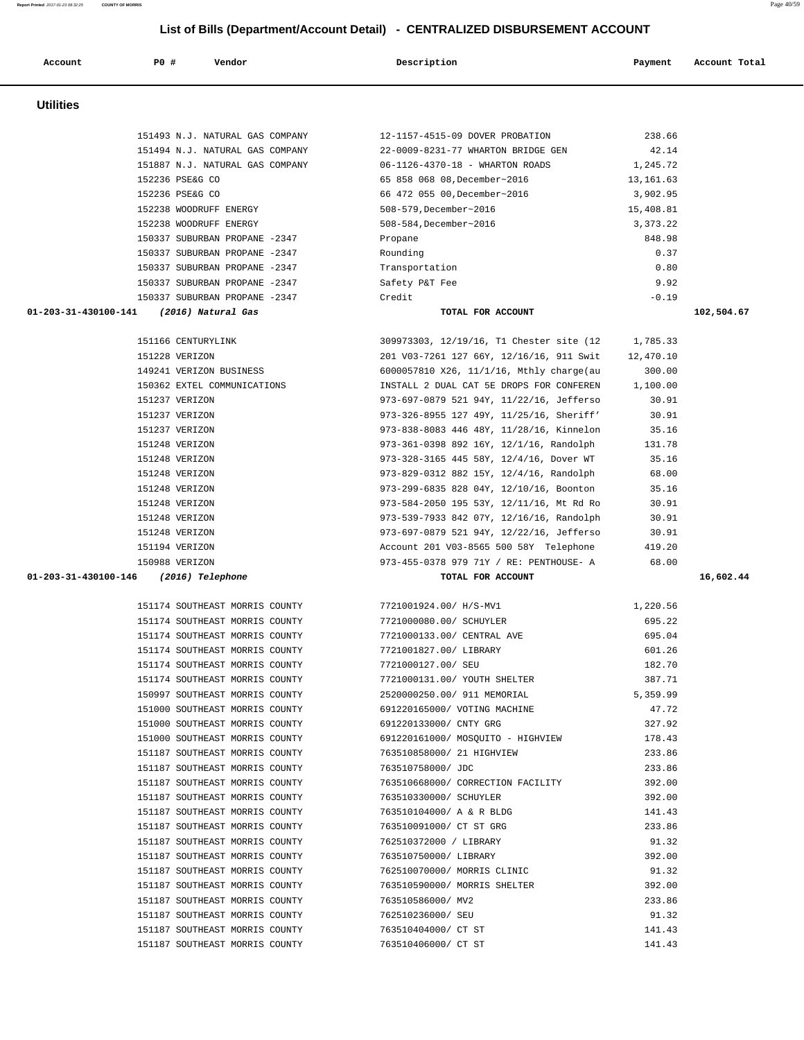## List of Bills (Department/Account Detail) - CENTRALIZED DISBURSEMENT ACCOUNT

| Account | PO # | Vendor | Description | Payment | Account Total |
|---|---|---|---|---|---|

### Utilities

| Account | PO # | Vendor | Description | Payment | Account Total |
|---|---|---|---|---|---|
| | 151493 | N.J. NATURAL GAS COMPANY | 12-1157-4515-09 DOVER PROBATION | 238.66 | |
| | 151494 | N.J. NATURAL GAS COMPANY | 22-0009-8231-77 WHARTON BRIDGE GEN | 42.14 | |
| | 151887 | N.J. NATURAL GAS COMPANY | 06-1126-4370-18 - WHARTON ROADS | 1,245.72 | |
| | 152236 | PSE&G CO | 65 858 068 08,December~2016 | 13,161.63 | |
| | 152236 | PSE&G CO | 66 472 055 00,December~2016 | 3,902.95 | |
| | 152238 | WOODRUFF ENERGY | 508-579,December~2016 | 15,408.81 | |
| | 152238 | WOODRUFF ENERGY | 508-584,December~2016 | 3,373.22 | |
| | 150337 | SUBURBAN PROPANE -2347 | Propane | 848.98 | |
| | 150337 | SUBURBAN PROPANE -2347 | Rounding | 0.37 | |
| | 150337 | SUBURBAN PROPANE -2347 | Transportation | 0.80 | |
| | 150337 | SUBURBAN PROPANE -2347 | Safety P&T Fee | 9.92 | |
| | 150337 | SUBURBAN PROPANE -2347 | Credit | -0.19 | |
| **01-203-31-430100-141** | | ***(2016) Natural Gas*** | **TOTAL FOR ACCOUNT** | | **102,504.67** |
| | 151166 | CENTURYLINK | 309973303, 12/19/16, T1 Chester site (12 | 1,785.33 | |
| | 151228 | VERIZON | 201 V03-7261 127 66Y, 12/16/16, 911 Swit | 12,470.10 | |
| | 149241 | VERIZON BUSINESS | 6000057810 X26, 11/1/16, Mthly charge(au | 300.00 | |
| | 150362 | EXTEL COMMUNICATIONS | INSTALL 2 DUAL CAT 5E DROPS FOR CONFEREN | 1,100.00 | |
| | 151237 | VERIZON | 973-697-0879 521 94Y, 11/22/16, Jefferso | 30.91 | |
| | 151237 | VERIZON | 973-326-8955 127 49Y, 11/25/16, Sheriff' | 30.91 | |
| | 151237 | VERIZON | 973-838-8083 446 48Y, 11/28/16, Kinnelon | 35.16 | |
| | 151248 | VERIZON | 973-361-0398 892 16Y, 12/1/16, Randolph | 131.78 | |
| | 151248 | VERIZON | 973-328-3165 445 58Y, 12/4/16, Dover WT | 35.16 | |
| | 151248 | VERIZON | 973-829-0312 882 15Y, 12/4/16, Randolph | 68.00 | |
| | 151248 | VERIZON | 973-299-6835 828 04Y, 12/10/16, Boonton | 35.16 | |
| | 151248 | VERIZON | 973-584-2050 195 53Y, 12/11/16, Mt Rd Ro | 30.91 | |
| | 151248 | VERIZON | 973-539-7933 842 07Y, 12/16/16, Randolph | 30.91 | |
| | 151248 | VERIZON | 973-697-0879 521 94Y, 12/22/16, Jefferso | 30.91 | |
| | 151194 | VERIZON | Account 201 V03-8565 500 58Y Telephone | 419.20 | |
| | 150988 | VERIZON | 973-455-0378 979 71Y / RE: PENTHOUSE- A | 68.00 | |
| **01-203-31-430100-146** | | ***(2016) Telephone*** | **TOTAL FOR ACCOUNT** | | **16,602.44** |
| | 151174 | SOUTHEAST MORRIS COUNTY | 7721001924.00/ H/S-MV1 | 1,220.56 | |
| | 151174 | SOUTHEAST MORRIS COUNTY | 7721000080.00/ SCHUYLER | 695.22 | |
| | 151174 | SOUTHEAST MORRIS COUNTY | 7721000133.00/ CENTRAL AVE | 695.04 | |
| | 151174 | SOUTHEAST MORRIS COUNTY | 7721001827.00/ LIBRARY | 601.26 | |
| | 151174 | SOUTHEAST MORRIS COUNTY | 7721000127.00/ SEU | 182.70 | |
| | 151174 | SOUTHEAST MORRIS COUNTY | 7721000131.00/ YOUTH SHELTER | 387.71 | |
| | 150997 | SOUTHEAST MORRIS COUNTY | 2520000250.00/ 911 MEMORIAL | 5,359.99 | |
| | 151000 | SOUTHEAST MORRIS COUNTY | 691220165000/ VOTING MACHINE | 47.72 | |
| | 151000 | SOUTHEAST MORRIS COUNTY | 691220133000/ CNTY GRG | 327.92 | |
| | 151000 | SOUTHEAST MORRIS COUNTY | 691220161000/ MOSQUITO - HIGHVIEW | 178.43 | |
| | 151187 | SOUTHEAST MORRIS COUNTY | 763510858000/ 21 HIGHVIEW | 233.86 | |
| | 151187 | SOUTHEAST MORRIS COUNTY | 763510758000/ JDC | 233.86 | |
| | 151187 | SOUTHEAST MORRIS COUNTY | 763510668000/ CORRECTION FACILITY | 392.00 | |
| | 151187 | SOUTHEAST MORRIS COUNTY | 763510330000/ SCHUYLER | 392.00 | |
| | 151187 | SOUTHEAST MORRIS COUNTY | 763510104000/ A & R BLDG | 141.43 | |
| | 151187 | SOUTHEAST MORRIS COUNTY | 763510091000/ CT ST GRG | 233.86 | |
| | 151187 | SOUTHEAST MORRIS COUNTY | 762510372000 / LIBRARY | 91.32 | |
| | 151187 | SOUTHEAST MORRIS COUNTY | 763510750000/ LIBRARY | 392.00 | |
| | 151187 | SOUTHEAST MORRIS COUNTY | 762510070000/ MORRIS CLINIC | 91.32 | |
| | 151187 | SOUTHEAST MORRIS COUNTY | 763510590000/ MORRIS SHELTER | 392.00 | |
| | 151187 | SOUTHEAST MORRIS COUNTY | 763510586000/ MV2 | 233.86 | |
| | 151187 | SOUTHEAST MORRIS COUNTY | 762510236000/ SEU | 91.32 | |
| | 151187 | SOUTHEAST MORRIS COUNTY | 763510404000/ CT ST | 141.43 | |
| | 151187 | SOUTHEAST MORRIS COUNTY | 763510406000/ CT ST | 141.43 | |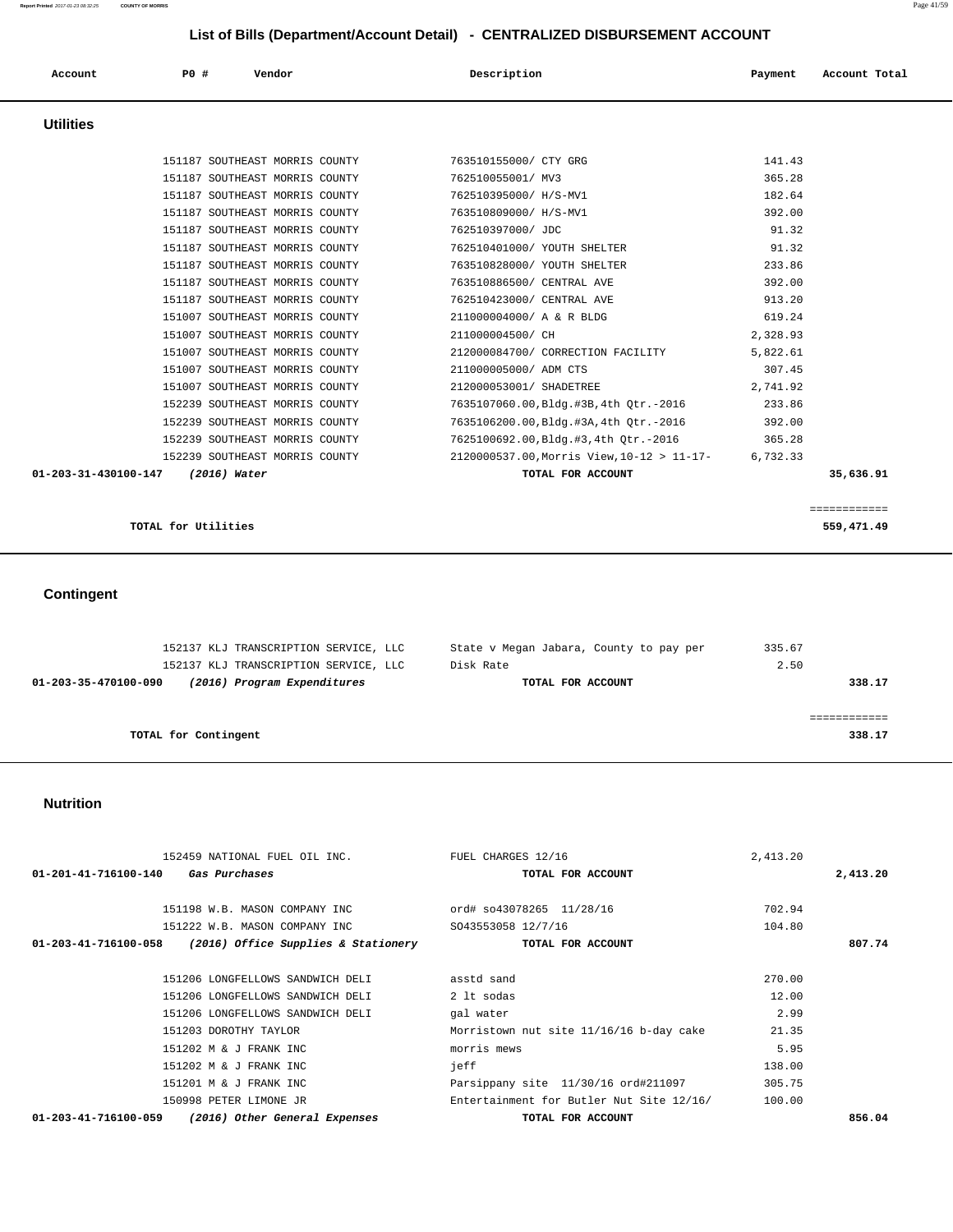# List of Bills (Department/Account Detail) - CENTRALIZED DISBURSEMENT ACCOUNT

| Account | PO # | Vendor | Description | Payment | Account Total |
|---|---|---|---|---|---|

## Utilities

| Account | PO # | Vendor | Description | Payment | Account Total |
|---|---|---|---|---|---|
| | 151187 | SOUTHEAST MORRIS COUNTY | 763510155000/ CTY GRG | 141.43 | |
| | 151187 | SOUTHEAST MORRIS COUNTY | 762510055001/ MV3 | 365.28 | |
| | 151187 | SOUTHEAST MORRIS COUNTY | 762510395000/ H/S-MV1 | 182.64 | |
| | 151187 | SOUTHEAST MORRIS COUNTY | 763510809000/ H/S-MV1 | 392.00 | |
| | 151187 | SOUTHEAST MORRIS COUNTY | 762510397000/ JDC | 91.32 | |
| | 151187 | SOUTHEAST MORRIS COUNTY | 762510401000/ YOUTH SHELTER | 91.32 | |
| | 151187 | SOUTHEAST MORRIS COUNTY | 763510828000/ YOUTH SHELTER | 233.86 | |
| | 151187 | SOUTHEAST MORRIS COUNTY | 763510886500/ CENTRAL AVE | 392.00 | |
| | 151187 | SOUTHEAST MORRIS COUNTY | 762510423000/ CENTRAL AVE | 913.20 | |
| | 151007 | SOUTHEAST MORRIS COUNTY | 211000004000/ A & R BLDG | 619.24 | |
| | 151007 | SOUTHEAST MORRIS COUNTY | 211000004500/ CH | 2,328.93 | |
| | 151007 | SOUTHEAST MORRIS COUNTY | 212000084700/ CORRECTION FACILITY | 5,822.61 | |
| | 151007 | SOUTHEAST MORRIS COUNTY | 211000005000/ ADM CTS | 307.45 | |
| | 151007 | SOUTHEAST MORRIS COUNTY | 212000053001/ SHADETREE | 2,741.92 | |
| | 152239 | SOUTHEAST MORRIS COUNTY | 7635107060.00,Bldg.#3B,4th Qtr.-2016 | 233.86 | |
| | 152239 | SOUTHEAST MORRIS COUNTY | 7635106200.00,Bldg.#3A,4th Qtr.-2016 | 392.00 | |
| | 152239 | SOUTHEAST MORRIS COUNTY | 7625100692.00,Bldg.#3,4th Qtr.-2016 | 365.28 | |
| | 152239 | SOUTHEAST MORRIS COUNTY | 2120000537.00,Morris View,10-12 > 11-17- | 6,732.33 | |
| **01-203-31-430100-147** | | ***(2016) Water*** | **TOTAL FOR ACCOUNT** | | **35,636.91** |
| | | | | | ============ |
| | | **TOTAL for Utilities** | | | **559,471.49** |

## Contingent

| Account | PO # | Vendor | Description | Payment | Account Total |
|---|---|---|---|---|---|
| | 152137 | KLJ TRANSCRIPTION SERVICE, LLC | State v Megan Jabara, County to pay per | 335.67 | |
| | 152137 | KLJ TRANSCRIPTION SERVICE, LLC | Disk Rate | 2.50 | |
| **01-203-35-470100-090** | | ***(2016) Program Expenditures*** | **TOTAL FOR ACCOUNT** | | **338.17** |
| | | | | | ============ |
| | | **TOTAL for Contingent** | | | **338.17** |

## Nutrition

| Account | PO # | Vendor | Description | Payment | Account Total |
|---|---|---|---|---|---|
| | 152459 | NATIONAL FUEL OIL INC. | FUEL CHARGES 12/16 | 2,413.20 | |
| **01-201-41-716100-140** | | ***Gas Purchases*** | **TOTAL FOR ACCOUNT** | | **2,413.20** |
| | 151198 | W.B. MASON COMPANY INC | ord# so43078265 11/28/16 | 702.94 | |
| | 151222 | W.B. MASON COMPANY INC | SO43553058 12/7/16 | 104.80 | |
| **01-203-41-716100-058** | | ***(2016) Office Supplies & Stationery*** | **TOTAL FOR ACCOUNT** | | **807.74** |
| | 151206 | LONGFELLOWS SANDWICH DELI | asstd sand | 270.00 | |
| | 151206 | LONGFELLOWS SANDWICH DELI | 2 lt sodas | 12.00 | |
| | 151206 | LONGFELLOWS SANDWICH DELI | gal water | 2.99 | |
| | 151203 | DOROTHY TAYLOR | Morristown nut site 11/16/16 b-day cake | 21.35 | |
| | 151202 | M & J FRANK INC | morris mews | 5.95 | |
| | 151202 | M & J FRANK INC | jeff | 138.00 | |
| | 151201 | M & J FRANK INC | Parsippany site 11/30/16 ord#211097 | 305.75 | |
| | 150998 | PETER LIMONE JR | Entertainment for Butler Nut Site 12/16/ | 100.00 | |
| **01-203-41-716100-059** | | ***(2016) Other General Expenses*** | **TOTAL FOR ACCOUNT** | | **856.04** |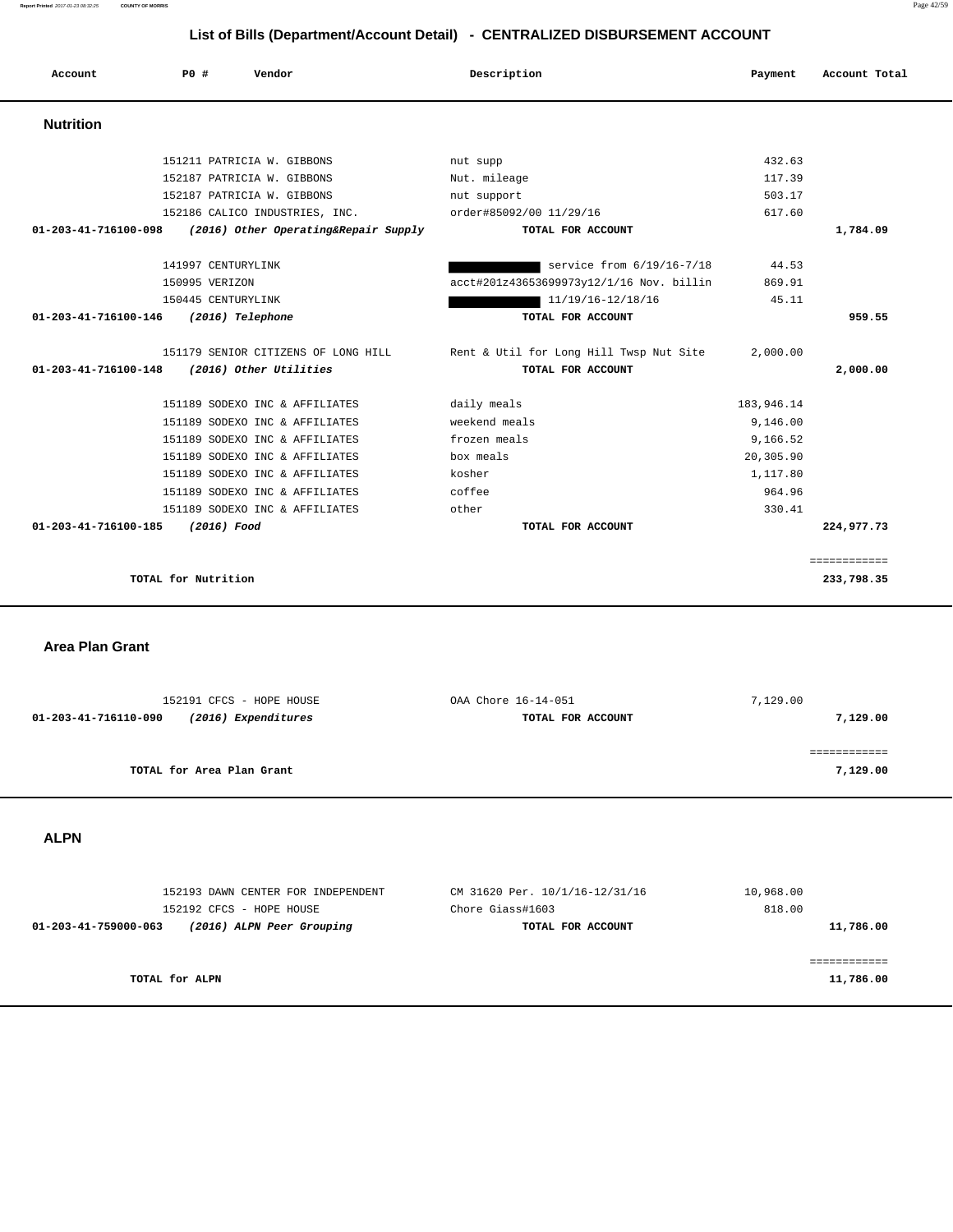# List of Bills (Department/Account Detail) - CENTRALIZED DISBURSEMENT ACCOUNT

| Account | PO # | Vendor | Description | Payment | Account Total |
|---|---|---|---|---|---|

## Nutrition

| Account | PO # | Vendor | Description | Payment | Account Total |
|---|---|---|---|---|---|
| | 151211 | PATRICIA W. GIBBONS | nut supp | 432.63 | |
| | 152187 | PATRICIA W. GIBBONS | Nut. mileage | 117.39 | |
| | 152187 | PATRICIA W. GIBBONS | nut support | 503.17 | |
| | 152186 | CALICO INDUSTRIES, INC. | order#85092/00 11/29/16 | 617.60 | |
| **01-203-41-716100-098** | | ***(2016) Other Operating&Repair Supply*** | **TOTAL FOR ACCOUNT** | | **1,784.09** |
| | 141997 | CENTURYLINK | [REDACTED] service from 6/19/16-7/18 | 44.53 | |
| | 150995 | VERIZON | acct#201z43653699973y12/1/16 Nov. billin | 869.91 | |
| | 150445 | CENTURYLINK | [REDACTED] 11/19/16-12/18/16 | 45.11 | |
| **01-203-41-716100-146** | | ***(2016) Telephone*** | **TOTAL FOR ACCOUNT** | | **959.55** |
| | 151179 | SENIOR CITIZENS OF LONG HILL | Rent & Util for Long Hill Twsp Nut Site | 2,000.00 | |
| **01-203-41-716100-148** | | ***(2016) Other Utilities*** | **TOTAL FOR ACCOUNT** | | **2,000.00** |
| | 151189 | SODEXO INC & AFFILIATES | daily meals | 183,946.14 | |
| | 151189 | SODEXO INC & AFFILIATES | weekend meals | 9,146.00 | |
| | 151189 | SODEXO INC & AFFILIATES | frozen meals | 9,166.52 | |
| | 151189 | SODEXO INC & AFFILIATES | box meals | 20,305.90 | |
| | 151189 | SODEXO INC & AFFILIATES | kosher | 1,117.80 | |
| | 151189 | SODEXO INC & AFFILIATES | coffee | 964.96 | |
| | 151189 | SODEXO INC & AFFILIATES | other | 330.41 | |
| **01-203-41-716100-185** | | ***(2016) Food*** | **TOTAL FOR ACCOUNT** | | **224,977.73** |
| | | **TOTAL for Nutrition** | | | **233,798.35** |

## Area Plan Grant

| Account | PO # | Vendor | Description | Payment | Account Total |
|---|---|---|---|---|---|
| | 152191 | CFCS - HOPE HOUSE | OAA Chore 16-14-051 | 7,129.00 | |
| **01-203-41-716110-090** | | ***(2016) Expenditures*** | **TOTAL FOR ACCOUNT** | | **7,129.00** |
| | | **TOTAL for Area Plan Grant** | | | **7,129.00** |

## ALPN

| Account | PO # | Vendor | Description | Payment | Account Total |
|---|---|---|---|---|---|
| | 152193 | DAWN CENTER FOR INDEPENDENT | CM 31620 Per. 10/1/16-12/31/16 | 10,968.00 | |
| | 152192 | CFCS - HOPE HOUSE | Chore Giass#1603 | 818.00 | |
| **01-203-41-759000-063** | | ***(2016) ALPN Peer Grouping*** | **TOTAL FOR ACCOUNT** | | **11,786.00** |
| | | **TOTAL for ALPN** | | | **11,786.00** |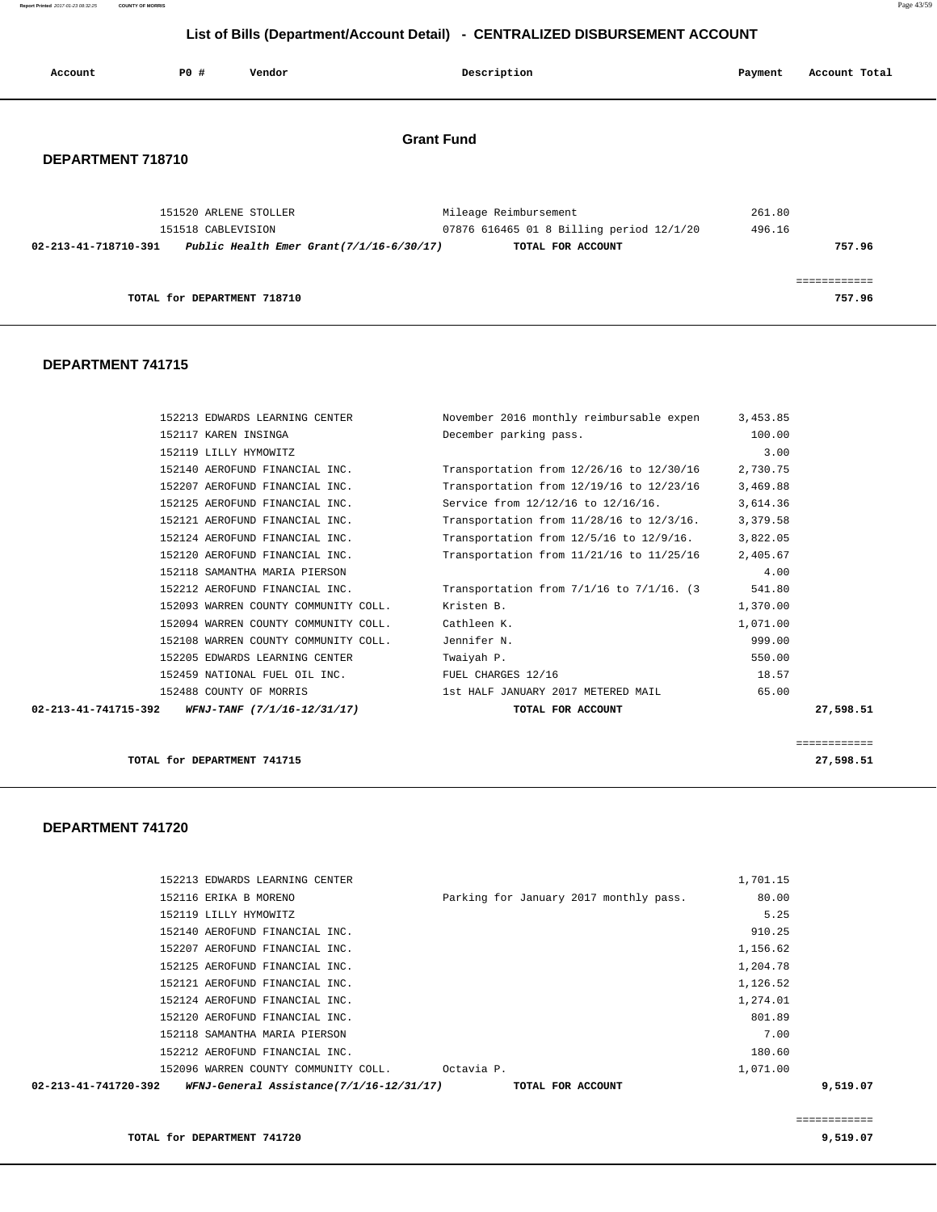## List of Bills (Department/Account Detail) - CENTRALIZED DISBURSEMENT ACCOUNT

| Account | PO # | Vendor | Description | Payment | Account Total |
|---|---|---|---|---|---|

### Grant Fund

### DEPARTMENT 718710

| Account | PO # | Vendor | Description | Payment | Account Total |
|---|---|---|---|---|---|
| | 151520 | ARLENE STOLLER | Mileage Reimbursement | 261.80 | |
| | 151518 | CABLEVISION | 07876 616465 01 8 Billing period 12/1/20 | 496.16 | |
| 02-213-41-718710-391 | | *Public Health Emer Grant(7/1/16-6/30/17)* | TOTAL FOR ACCOUNT | | 757.96 |

**TOTAL for DEPARTMENT 718710** — 757.96

### DEPARTMENT 741715

| Account | PO # | Vendor | Description | Payment | Account Total |
|---|---|---|---|---|---|
| | 152213 | EDWARDS LEARNING CENTER | November 2016 monthly reimbursable expen | 3,453.85 | |
| | 152117 | KAREN INSINGA | December parking pass. | 100.00 | |
| | 152119 | LILLY HYMOWITZ | | 3.00 | |
| | 152140 | AEROFUND FINANCIAL INC. | Transportation from 12/26/16 to 12/30/16 | 2,730.75 | |
| | 152207 | AEROFUND FINANCIAL INC. | Transportation from 12/19/16 to 12/23/16 | 3,469.88 | |
| | 152125 | AEROFUND FINANCIAL INC. | Service from 12/12/16 to 12/16/16. | 3,614.36 | |
| | 152121 | AEROFUND FINANCIAL INC. | Transportation from 11/28/16 to 12/3/16. | 3,379.58 | |
| | 152124 | AEROFUND FINANCIAL INC. | Transportation from 12/5/16 to 12/9/16. | 3,822.05 | |
| | 152120 | AEROFUND FINANCIAL INC. | Transportation from 11/21/16 to 11/25/16 | 2,405.67 | |
| | 152118 | SAMANTHA MARIA PIERSON | | 4.00 | |
| | 152212 | AEROFUND FINANCIAL INC. | Transportation from 7/1/16 to 7/1/16. (3 | 541.80 | |
| | 152093 | WARREN COUNTY COMMUNITY COLL. | Kristen B. | 1,370.00 | |
| | 152094 | WARREN COUNTY COMMUNITY COLL. | Cathleen K. | 1,071.00 | |
| | 152108 | WARREN COUNTY COMMUNITY COLL. | Jennifer N. | 999.00 | |
| | 152205 | EDWARDS LEARNING CENTER | Twaiyah P. | 550.00 | |
| | 152459 | NATIONAL FUEL OIL INC. | FUEL CHARGES 12/16 | 18.57 | |
| | 152488 | COUNTY OF MORRIS | 1st HALF JANUARY 2017 METERED MAIL | 65.00 | |
| 02-213-41-741715-392 | | *WFNJ-TANF (7/1/16-12/31/17)* | TOTAL FOR ACCOUNT | | 27,598.51 |

**TOTAL for DEPARTMENT 741715** — 27,598.51

### DEPARTMENT 741720

| Account | PO # | Vendor | Description | Payment | Account Total |
|---|---|---|---|---|---|
| | 152213 | EDWARDS LEARNING CENTER | | 1,701.15 | |
| | 152116 | ERIKA B MORENO | Parking for January 2017 monthly pass. | 80.00 | |
| | 152119 | LILLY HYMOWITZ | | 5.25 | |
| | 152140 | AEROFUND FINANCIAL INC. | | 910.25 | |
| | 152207 | AEROFUND FINANCIAL INC. | | 1,156.62 | |
| | 152125 | AEROFUND FINANCIAL INC. | | 1,204.78 | |
| | 152121 | AEROFUND FINANCIAL INC. | | 1,126.52 | |
| | 152124 | AEROFUND FINANCIAL INC. | | 1,274.01 | |
| | 152120 | AEROFUND FINANCIAL INC. | | 801.89 | |
| | 152118 | SAMANTHA MARIA PIERSON | | 7.00 | |
| | 152212 | AEROFUND FINANCIAL INC. | | 180.60 | |
| | 152096 | WARREN COUNTY COMMUNITY COLL. | Octavia P. | 1,071.00 | |
| 02-213-41-741720-392 | | *WFNJ-General Assistance(7/1/16-12/31/17)* | TOTAL FOR ACCOUNT | | 9,519.07 |

**TOTAL for DEPARTMENT 741720** — 9,519.07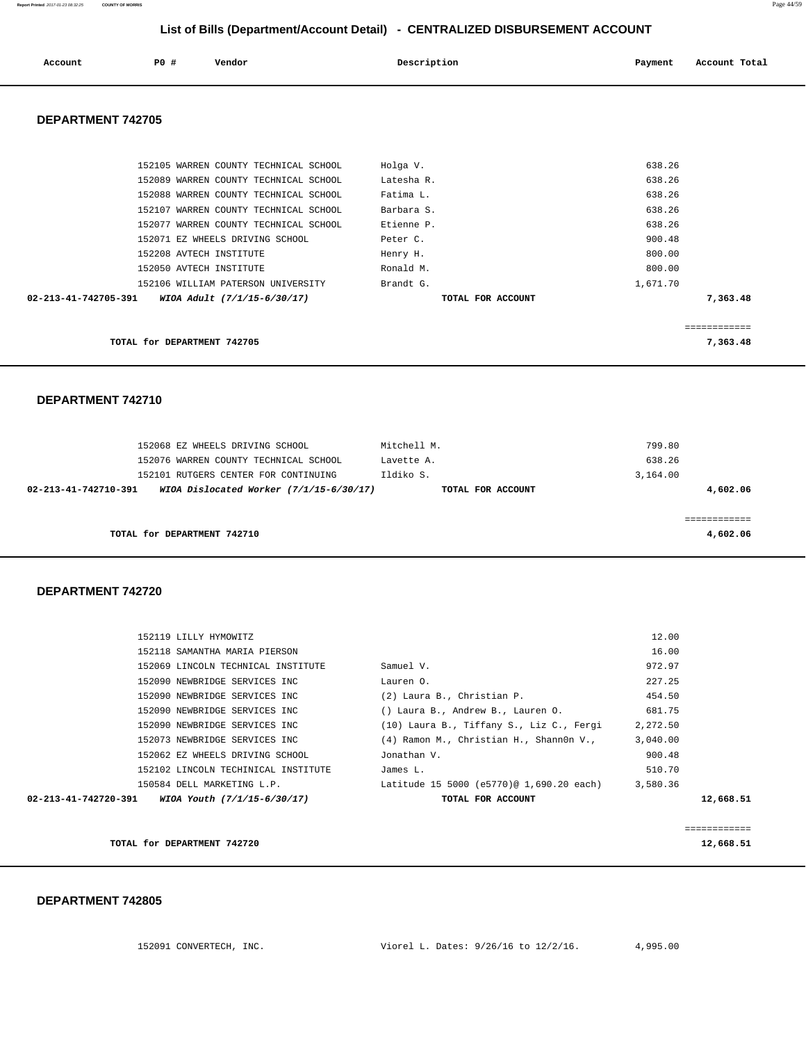## List of Bills (Department/Account Detail) - CENTRALIZED DISBURSEMENT ACCOUNT

| Account | PO # | Vendor | Description | Payment | Account Total |
|---|---|---|---|---|---|

### DEPARTMENT 742705

| Account | PO # | Vendor | Description | Payment | Account Total |
|---|---|---|---|---|---|
| | 152105 | WARREN COUNTY TECHNICAL SCHOOL | Holga V. | 638.26 | |
| | 152089 | WARREN COUNTY TECHNICAL SCHOOL | Latesha R. | 638.26 | |
| | 152088 | WARREN COUNTY TECHNICAL SCHOOL | Fatima L. | 638.26 | |
| | 152107 | WARREN COUNTY TECHNICAL SCHOOL | Barbara S. | 638.26 | |
| | 152077 | WARREN COUNTY TECHNICAL SCHOOL | Etienne P. | 638.26 | |
| | 152071 | EZ WHEELS DRIVING SCHOOL | Peter C. | 900.48 | |
| | 152208 | AVTECH INSTITUTE | Henry H. | 800.00 | |
| | 152050 | AVTECH INSTITUTE | Ronald M. | 800.00 | |
| | 152106 | WILLIAM PATERSON UNIVERSITY | Brandt G. | 1,671.70 | |
| **02-213-41-742705-391** | | ***WIOA Adult (7/1/15-6/30/17)*** | **TOTAL FOR ACCOUNT** | | **7,363.48** |

**TOTAL for DEPARTMENT 742705** — **7,363.48**

### DEPARTMENT 742710

| Account | PO # | Vendor | Description | Payment | Account Total |
|---|---|---|---|---|---|
| | 152068 | EZ WHEELS DRIVING SCHOOL | Mitchell M. | 799.80 | |
| | 152076 | WARREN COUNTY TECHNICAL SCHOOL | Lavette A. | 638.26 | |
| | 152101 | RUTGERS CENTER FOR CONTINUING | Ildiko S. | 3,164.00 | |
| **02-213-41-742710-391** | | ***WIOA Dislocated Worker (7/1/15-6/30/17)*** | **TOTAL FOR ACCOUNT** | | **4,602.06** |

**TOTAL for DEPARTMENT 742710** — **4,602.06**

### DEPARTMENT 742720

| Account | PO # | Vendor | Description | Payment | Account Total |
|---|---|---|---|---|---|
| | 152119 | LILLY HYMOWITZ | | 12.00 | |
| | 152118 | SAMANTHA MARIA PIERSON | | 16.00 | |
| | 152069 | LINCOLN TECHNICAL INSTITUTE | Samuel V. | 972.97 | |
| | 152090 | NEWBRIDGE SERVICES INC | Lauren O. | 227.25 | |
| | 152090 | NEWBRIDGE SERVICES INC | (2) Laura B., Christian P. | 454.50 | |
| | 152090 | NEWBRIDGE SERVICES INC | () Laura B., Andrew B., Lauren O. | 681.75 | |
| | 152090 | NEWBRIDGE SERVICES INC | (10) Laura B., Tiffany S., Liz C., Fergi | 2,272.50 | |
| | 152073 | NEWBRIDGE SERVICES INC | (4) Ramon M., Christian H., Shann0n V., | 3,040.00 | |
| | 152062 | EZ WHEELS DRIVING SCHOOL | Jonathan V. | 900.48 | |
| | 152102 | LINCOLN TECHINICAL INSTITUTE | James L. | 510.70 | |
| | 150584 | DELL MARKETING L.P. | Latitude 15 5000 (e5770)@ 1,690.20 each) | 3,580.36 | |
| **02-213-41-742720-391** | | ***WIOA Youth (7/1/15-6/30/17)*** | **TOTAL FOR ACCOUNT** | | **12,668.51** |

**TOTAL for DEPARTMENT 742720** — **12,668.51**

### DEPARTMENT 742805

| Account | PO # | Vendor | Description | Payment | Account Total |
|---|---|---|---|---|---|
| | 152091 | CONVERTECH, INC. | Viorel L. Dates: 9/26/16 to 12/2/16. | 4,995.00 | |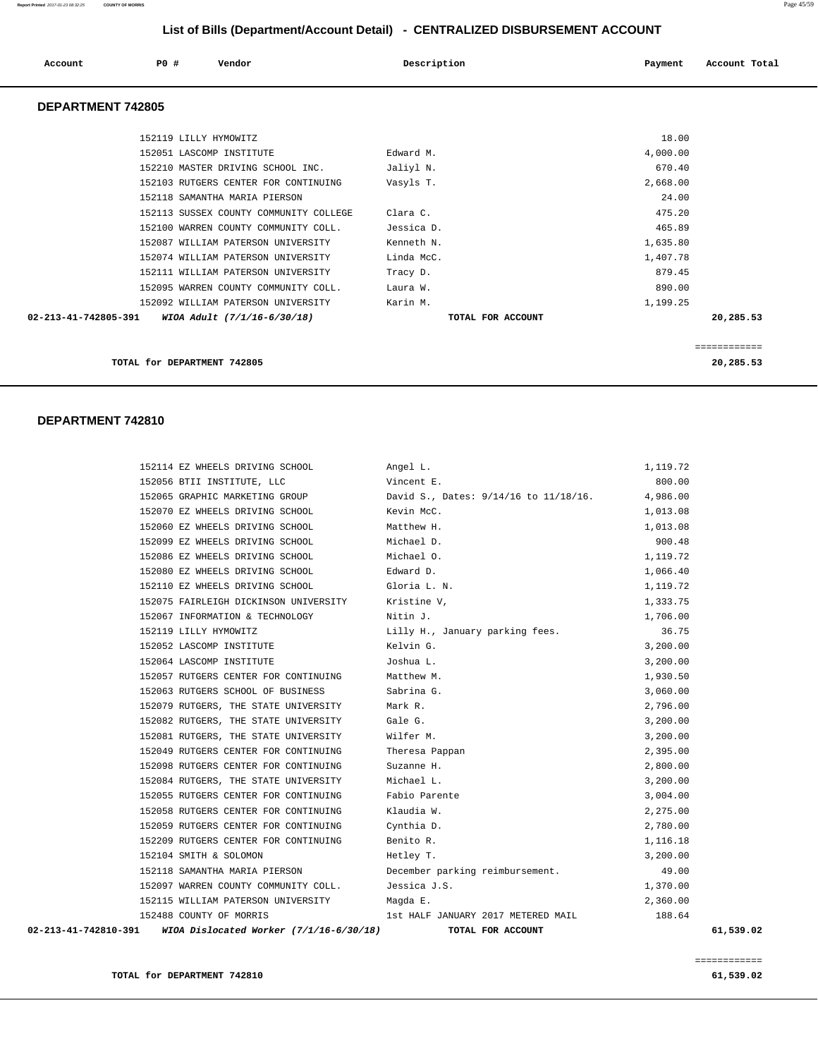# List of Bills (Department/Account Detail) - CENTRALIZED DISBURSEMENT ACCOUNT

| Account | PO # | Vendor | Description | Payment | Account Total |
|---|---|---|---|---|---|

## DEPARTMENT 742805

| Account | PO # | Vendor | Description | Payment | Account Total |
|---|---|---|---|---|---|
| | 152119 | LILLY HYMOWITZ | | 18.00 | |
| | 152051 | LASCOMP INSTITUTE | Edward M. | 4,000.00 | |
| | 152210 | MASTER DRIVING SCHOOL INC. | Jaliyl N. | 670.40 | |
| | 152103 | RUTGERS CENTER FOR CONTINUING | Vasyls T. | 2,668.00 | |
| | 152118 | SAMANTHA MARIA PIERSON | | 24.00 | |
| | 152113 | SUSSEX COUNTY COMMUNITY COLLEGE | Clara C. | 475.20 | |
| | 152100 | WARREN COUNTY COMMUNITY COLL. | Jessica D. | 465.89 | |
| | 152087 | WILLIAM PATERSON UNIVERSITY | Kenneth N. | 1,635.80 | |
| | 152074 | WILLIAM PATERSON UNIVERSITY | Linda McC. | 1,407.78 | |
| | 152111 | WILLIAM PATERSON UNIVERSITY | Tracy D. | 879.45 | |
| | 152095 | WARREN COUNTY COMMUNITY COLL. | Laura W. | 890.00 | |
| | 152092 | WILLIAM PATERSON UNIVERSITY | Karin M. | 1,199.25 | |
| 02-213-41-742805-391 | | *WIOA Adult (7/1/16-6/30/18)* | TOTAL FOR ACCOUNT | | 20,285.53 |

**TOTAL for DEPARTMENT 742805** 20,285.53

## DEPARTMENT 742810

| Account | PO # | Vendor | Description | Payment | Account Total |
|---|---|---|---|---|---|
| | 152114 | EZ WHEELS DRIVING SCHOOL | Angel L. | 1,119.72 | |
| | 152056 | BTII INSTITUTE, LLC | Vincent E. | 800.00 | |
| | 152065 | GRAPHIC MARKETING GROUP | David S., Dates: 9/14/16 to 11/18/16. | 4,986.00 | |
| | 152070 | EZ WHEELS DRIVING SCHOOL | Kevin McC. | 1,013.08 | |
| | 152060 | EZ WHEELS DRIVING SCHOOL | Matthew H. | 1,013.08 | |
| | 152099 | EZ WHEELS DRIVING SCHOOL | Michael D. | 900.48 | |
| | 152086 | EZ WHEELS DRIVING SCHOOL | Michael O. | 1,119.72 | |
| | 152080 | EZ WHEELS DRIVING SCHOOL | Edward D. | 1,066.40 | |
| | 152110 | EZ WHEELS DRIVING SCHOOL | Gloria L. N. | 1,119.72 | |
| | 152075 | FAIRLEIGH DICKINSON UNIVERSITY | Kristine V, | 1,333.75 | |
| | 152067 | INFORMATION & TECHNOLOGY | Nitin J. | 1,706.00 | |
| | 152119 | LILLY HYMOWITZ | Lilly H., January parking fees. | 36.75 | |
| | 152052 | LASCOMP INSTITUTE | Kelvin G. | 3,200.00 | |
| | 152064 | LASCOMP INSTITUTE | Joshua L. | 3,200.00 | |
| | 152057 | RUTGERS CENTER FOR CONTINUING | Matthew M. | 1,930.50 | |
| | 152063 | RUTGERS SCHOOL OF BUSINESS | Sabrina G. | 3,060.00 | |
| | 152079 | RUTGERS, THE STATE UNIVERSITY | Mark R. | 2,796.00 | |
| | 152082 | RUTGERS, THE STATE UNIVERSITY | Gale G. | 3,200.00 | |
| | 152081 | RUTGERS, THE STATE UNIVERSITY | Wilfer M. | 3,200.00 | |
| | 152049 | RUTGERS CENTER FOR CONTINUING | Theresa Pappan | 2,395.00 | |
| | 152098 | RUTGERS CENTER FOR CONTINUING | Suzanne H. | 2,800.00 | |
| | 152084 | RUTGERS, THE STATE UNIVERSITY | Michael L. | 3,200.00 | |
| | 152055 | RUTGERS CENTER FOR CONTINUING | Fabio Parente | 3,004.00 | |
| | 152058 | RUTGERS CENTER FOR CONTINUING | Klaudia W. | 2,275.00 | |
| | 152059 | RUTGERS CENTER FOR CONTINUING | Cynthia D. | 2,780.00 | |
| | 152209 | RUTGERS CENTER FOR CONTINUING | Benito R. | 1,116.18 | |
| | 152104 | SMITH & SOLOMON | Hetley T. | 3,200.00 | |
| | 152118 | SAMANTHA MARIA PIERSON | December parking reimbursement. | 49.00 | |
| | 152097 | WARREN COUNTY COMMUNITY COLL. | Jessica J.S. | 1,370.00 | |
| | 152115 | WILLIAM PATERSON UNIVERSITY | Magda E. | 2,360.00 | |
| | 152488 | COUNTY OF MORRIS | 1st HALF JANUARY 2017 METERED MAIL | 188.64 | |
| 02-213-41-742810-391 | | *WIOA Dislocated Worker (7/1/16-6/30/18)* | TOTAL FOR ACCOUNT | | 61,539.02 |

**TOTAL for DEPARTMENT 742810** 61,539.02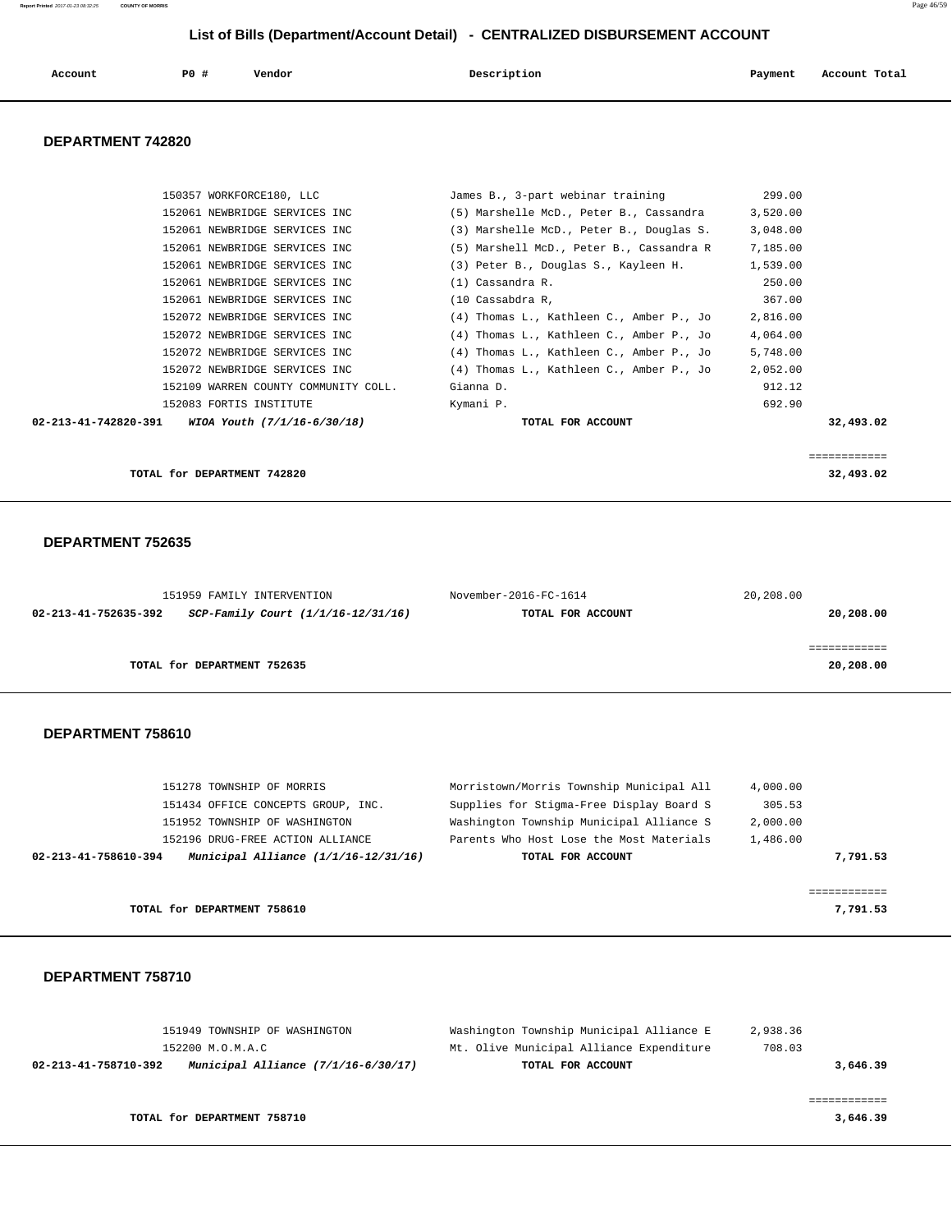## List of Bills (Department/Account Detail) - CENTRALIZED DISBURSEMENT ACCOUNT

| Account | PO # | Vendor | Description | Payment | Account Total |
|---|---|---|---|---|---|

### DEPARTMENT 742820

| Account | PO # | Vendor | Description | Payment | Account Total |
|---|---|---|---|---|---|
| | 150357 | WORKFORCE180, LLC | James B., 3-part webinar training | 299.00 | |
| | 152061 | NEWBRIDGE SERVICES INC | (5) Marshelle McD., Peter B., Cassandra | 3,520.00 | |
| | 152061 | NEWBRIDGE SERVICES INC | (3) Marshelle McD., Peter B., Douglas S. | 3,048.00 | |
| | 152061 | NEWBRIDGE SERVICES INC | (5) Marshell McD., Peter B., Cassandra R | 7,185.00 | |
| | 152061 | NEWBRIDGE SERVICES INC | (3) Peter B., Douglas S., Kayleen H. | 1,539.00 | |
| | 152061 | NEWBRIDGE SERVICES INC | (1) Cassandra R. | 250.00 | |
| | 152061 | NEWBRIDGE SERVICES INC | (10 Cassabdra R, | 367.00 | |
| | 152072 | NEWBRIDGE SERVICES INC | (4) Thomas L., Kathleen C., Amber P., Jo | 2,816.00 | |
| | 152072 | NEWBRIDGE SERVICES INC | (4) Thomas L., Kathleen C., Amber P., Jo | 4,064.00 | |
| | 152072 | NEWBRIDGE SERVICES INC | (4) Thomas L., Kathleen C., Amber P., Jo | 5,748.00 | |
| | 152072 | NEWBRIDGE SERVICES INC | (4) Thomas L., Kathleen C., Amber P., Jo | 2,052.00 | |
| | 152109 | WARREN COUNTY COMMUNITY COLL. | Gianna D. | 912.12 | |
| | 152083 | FORTIS INSTITUTE | Kymani P. | 692.90 | |
| **02-213-41-742820-391** | | ***WIOA Youth (7/1/16-6/30/18)*** | **TOTAL FOR ACCOUNT** | | **32,493.02** |
| | | | | | ============ |
| | | **TOTAL for DEPARTMENT 742820** | | | **32,493.02** |

### DEPARTMENT 752635

| Account | PO # | Vendor | Description | Payment | Account Total |
|---|---|---|---|---|---|
| | 151959 | FAMILY INTERVENTION | November-2016-FC-1614 | 20,208.00 | |
| **02-213-41-752635-392** | | ***SCP-Family Court (1/1/16-12/31/16)*** | **TOTAL FOR ACCOUNT** | | **20,208.00** |
| | | | | | ============ |
| | | **TOTAL for DEPARTMENT 752635** | | | **20,208.00** |

### DEPARTMENT 758610

| Account | PO # | Vendor | Description | Payment | Account Total |
|---|---|---|---|---|---|
| | 151278 | TOWNSHIP OF MORRIS | Morristown/Morris Township Municipal All | 4,000.00 | |
| | 151434 | OFFICE CONCEPTS GROUP, INC. | Supplies for Stigma-Free Display Board S | 305.53 | |
| | 151952 | TOWNSHIP OF WASHINGTON | Washington Township Municipal Alliance S | 2,000.00 | |
| | 152196 | DRUG-FREE ACTION ALLIANCE | Parents Who Host Lose the Most Materials | 1,486.00 | |
| **02-213-41-758610-394** | | ***Municipal Alliance (1/1/16-12/31/16)*** | **TOTAL FOR ACCOUNT** | | **7,791.53** |
| | | | | | ============ |
| | | **TOTAL for DEPARTMENT 758610** | | | **7,791.53** |

### DEPARTMENT 758710

| Account | PO # | Vendor | Description | Payment | Account Total |
|---|---|---|---|---|---|
| | 151949 | TOWNSHIP OF WASHINGTON | Washington Township Municipal Alliance E | 2,938.36 | |
| | 152200 | M.O.M.A.C | Mt. Olive Municipal Alliance Expenditure | 708.03 | |
| **02-213-41-758710-392** | | ***Municipal Alliance (7/1/16-6/30/17)*** | **TOTAL FOR ACCOUNT** | | **3,646.39** |
| | | | | | ============ |
| | | **TOTAL for DEPARTMENT 758710** | | | **3,646.39** |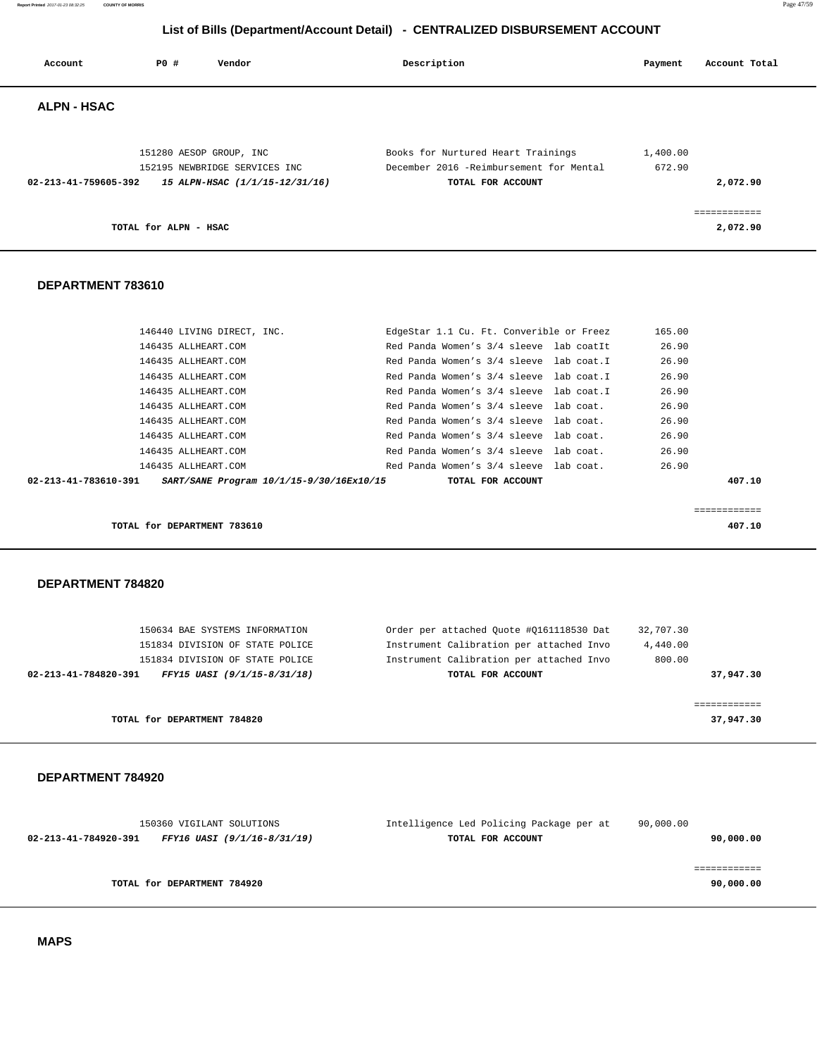# List of Bills (Department/Account Detail) - CENTRALIZED DISBURSEMENT ACCOUNT

| Account | PO # | Vendor | Description | Payment | Account Total |
|---|---|---|---|---|---|

## ALPN - HSAC

| Account | PO # | Vendor | Description | Payment | Account Total |
|---|---|---|---|---|---|
| | 151280 | AESOP GROUP, INC | Books for Nurtured Heart Trainings | 1,400.00 | |
| | 152195 | NEWBRIDGE SERVICES INC | December 2016 -Reimbursement for Mental | 672.90 | |
| **02-213-41-759605-392** | | ***15 ALPN-HSAC (1/1/15-12/31/16)*** | **TOTAL FOR ACCOUNT** | | **2,072.90** |
| | | | | | ============ |
| | **TOTAL for ALPN - HSAC** | | | | **2,072.90** |

## DEPARTMENT 783610

| Account | PO # | Vendor | Description | Payment | Account Total |
|---|---|---|---|---|---|
| | 146440 | LIVING DIRECT, INC. | EdgeStar 1.1 Cu. Ft. Converible or Freez | 165.00 | |
| | 146435 | ALLHEART.COM | Red Panda Women's 3/4 sleeve lab coatIt | 26.90 | |
| | 146435 | ALLHEART.COM | Red Panda Women's 3/4 sleeve lab coat.I | 26.90 | |
| | 146435 | ALLHEART.COM | Red Panda Women's 3/4 sleeve lab coat.I | 26.90 | |
| | 146435 | ALLHEART.COM | Red Panda Women's 3/4 sleeve lab coat.I | 26.90 | |
| | 146435 | ALLHEART.COM | Red Panda Women's 3/4 sleeve lab coat. | 26.90 | |
| | 146435 | ALLHEART.COM | Red Panda Women's 3/4 sleeve lab coat. | 26.90 | |
| | 146435 | ALLHEART.COM | Red Panda Women's 3/4 sleeve lab coat. | 26.90 | |
| | 146435 | ALLHEART.COM | Red Panda Women's 3/4 sleeve lab coat. | 26.90 | |
| | 146435 | ALLHEART.COM | Red Panda Women's 3/4 sleeve lab coat. | 26.90 | |
| **02-213-41-783610-391** | | ***SART/SANE Program 10/1/15-9/30/16Ex10/15*** | **TOTAL FOR ACCOUNT** | | **407.10** |
| | | | | | ============ |
| | **TOTAL for DEPARTMENT 783610** | | | | **407.10** |

## DEPARTMENT 784820

| Account | PO # | Vendor | Description | Payment | Account Total |
|---|---|---|---|---|---|
| | 150634 | BAE SYSTEMS INFORMATION | Order per attached Quote #Q161118530 Dat | 32,707.30 | |
| | 151834 | DIVISION OF STATE POLICE | Instrument Calibration per attached Invo | 4,440.00 | |
| | 151834 | DIVISION OF STATE POLICE | Instrument Calibration per attached Invo | 800.00 | |
| **02-213-41-784820-391** | | ***FFY15 UASI (9/1/15-8/31/18)*** | **TOTAL FOR ACCOUNT** | | **37,947.30** |
| | | | | | ============ |
| | **TOTAL for DEPARTMENT 784820** | | | | **37,947.30** |

## DEPARTMENT 784920

| Account | PO # | Vendor | Description | Payment | Account Total |
|---|---|---|---|---|---|
| | 150360 | VIGILANT SOLUTIONS | Intelligence Led Policing Package per at | 90,000.00 | |
| **02-213-41-784920-391** | | ***FFY16 UASI (9/1/16-8/31/19)*** | **TOTAL FOR ACCOUNT** | | **90,000.00** |
| | | | | | ============ |
| | **TOTAL for DEPARTMENT 784920** | | | | **90,000.00** |

## MAPS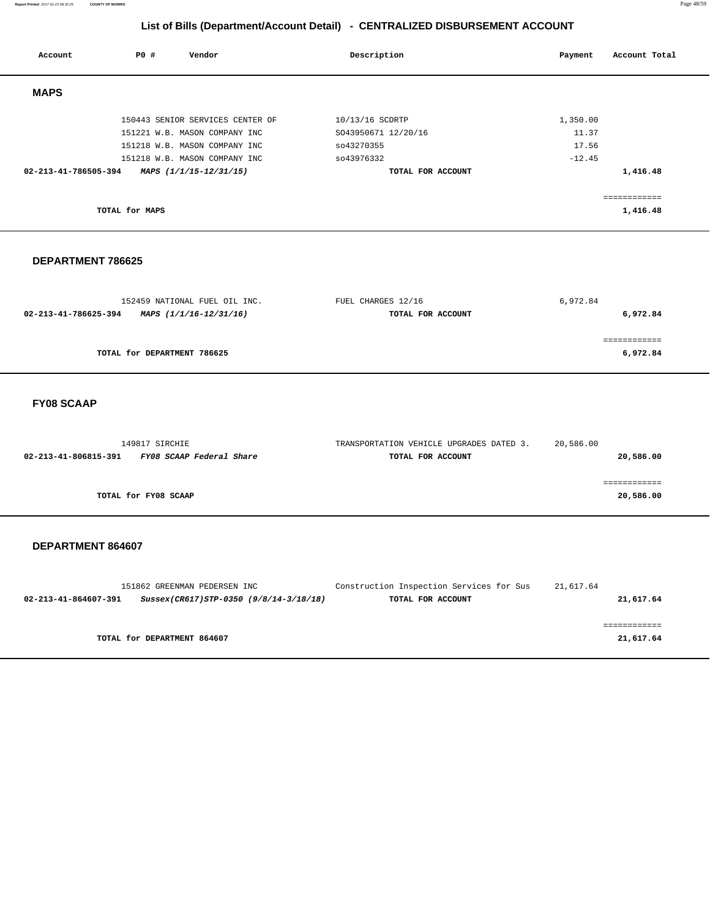# List of Bills (Department/Account Detail) - CENTRALIZED DISBURSEMENT ACCOUNT

| Account | PO # | Vendor | Description | Payment | Account Total |
|---|---|---|---|---|---|

## MAPS

| Account | PO # | Vendor | Description | Payment | Account Total |
|---|---|---|---|---|---|
| | 150443 | SENIOR SERVICES CENTER OF | 10/13/16 SCDRTP | 1,350.00 | |
| | 151221 | W.B. MASON COMPANY INC | SO43950671 12/20/16 | 11.37 | |
| | 151218 | W.B. MASON COMPANY INC | so43270355 | 17.56 | |
| | 151218 | W.B. MASON COMPANY INC | so43976332 | -12.45 | |
| **02-213-41-786505-394** | ***MAPS (1/1/15-12/31/15)*** | | **TOTAL FOR ACCOUNT** | | **1,416.48** |
| | | | | | ============ |
| | **TOTAL for MAPS** | | | | **1,416.48** |

## DEPARTMENT 786625

| Account | PO # | Vendor | Description | Payment | Account Total |
|---|---|---|---|---|---|
| | 152459 | NATIONAL FUEL OIL INC. | FUEL CHARGES 12/16 | 6,972.84 | |
| **02-213-41-786625-394** | ***MAPS (1/1/16-12/31/16)*** | | **TOTAL FOR ACCOUNT** | | **6,972.84** |
| | | | | | ============ |
| | **TOTAL for DEPARTMENT 786625** | | | | **6,972.84** |

## FY08 SCAAP

| Account | PO # | Vendor | Description | Payment | Account Total |
|---|---|---|---|---|---|
| | 149817 | SIRCHIE | TRANSPORTATION VEHICLE UPGRADES DATED 3. | 20,586.00 | |
| **02-213-41-806815-391** | ***FY08 SCAAP Federal Share*** | | **TOTAL FOR ACCOUNT** | | **20,586.00** |
| | | | | | ============ |
| | **TOTAL for FY08 SCAAP** | | | | **20,586.00** |

## DEPARTMENT 864607

| Account | PO # | Vendor | Description | Payment | Account Total |
|---|---|---|---|---|---|
| | 151862 | GREENMAN PEDERSEN INC | Construction Inspection Services for Sus | 21,617.64 | |
| **02-213-41-864607-391** | ***Sussex(CR617)STP-0350 (9/8/14-3/18/18)*** | | **TOTAL FOR ACCOUNT** | | **21,617.64** |
| | | | | | ============ |
| | **TOTAL for DEPARTMENT 864607** | | | | **21,617.64** |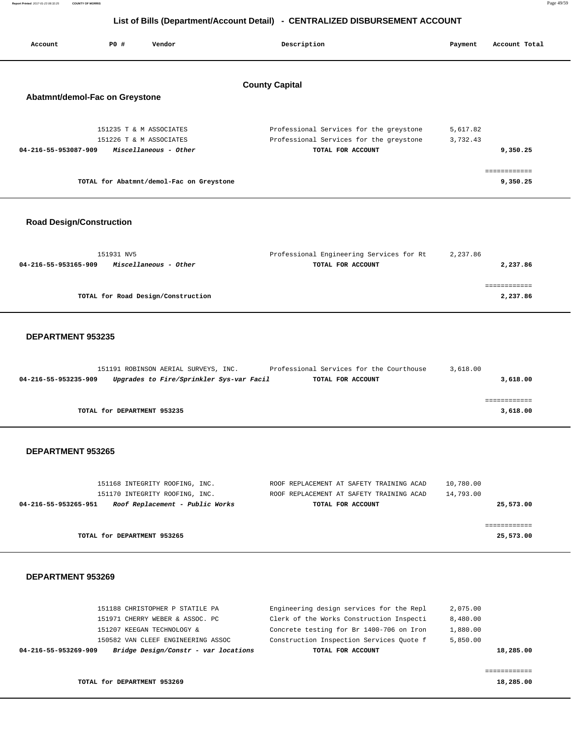# List of Bills (Department/Account Detail) - CENTRALIZED DISBURSEMENT ACCOUNT

| Account | PO # | Vendor | Description | Payment | Account Total |
|---|---|---|---|---|---|

## County Capital

### Abatmnt/demol-Fac on Greystone

| Account | PO # | Vendor | Description | Payment | Account Total |
|---|---|---|---|---|---|
| | 151235 | T & M ASSOCIATES | Professional Services for the greystone | 5,617.82 | |
| | 151226 | T & M ASSOCIATES | Professional Services for the greystone | 3,732.43 | |
| 04-216-55-953087-909 | | *Miscellaneous - Other* | TOTAL FOR ACCOUNT | | 9,350.25 |

TOTAL for Abatmnt/demol-Fac on Greystone: 9,350.25

### Road Design/Construction

| Account | PO # | Vendor | Description | Payment | Account Total |
|---|---|---|---|---|---|
| | 151931 | NV5 | Professional Engineering Services for Rt | 2,237.86 | |
| 04-216-55-953165-909 | | *Miscellaneous - Other* | TOTAL FOR ACCOUNT | | 2,237.86 |

TOTAL for Road Design/Construction: 2,237.86

### DEPARTMENT 953235

| Account | PO # | Vendor | Description | Payment | Account Total |
|---|---|---|---|---|---|
| | 151191 | ROBINSON AERIAL SURVEYS, INC. | Professional Services for the Courthouse | 3,618.00 | |
| 04-216-55-953235-909 | | *Upgrades to Fire/Sprinkler Sys-var Facil* | TOTAL FOR ACCOUNT | | 3,618.00 |

TOTAL for DEPARTMENT 953235: 3,618.00

### DEPARTMENT 953265

| Account | PO # | Vendor | Description | Payment | Account Total |
|---|---|---|---|---|---|
| | 151168 | INTEGRITY ROOFING, INC. | ROOF REPLACEMENT AT SAFETY TRAINING ACAD | 10,780.00 | |
| | 151170 | INTEGRITY ROOFING, INC. | ROOF REPLACEMENT AT SAFETY TRAINING ACAD | 14,793.00 | |
| 04-216-55-953265-951 | | *Roof Replacement - Public Works* | TOTAL FOR ACCOUNT | | 25,573.00 |

TOTAL for DEPARTMENT 953265: 25,573.00

### DEPARTMENT 953269

| Account | PO # | Vendor | Description | Payment | Account Total |
|---|---|---|---|---|---|
| | 151188 | CHRISTOPHER P STATILE PA | Engineering design services for the Repl | 2,075.00 | |
| | 151971 | CHERRY WEBER & ASSOC. PC | Clerk of the Works Construction Inspecti | 8,480.00 | |
| | 151207 | KEEGAN TECHNOLOGY & | Concrete testing for Br 1400-706 on Iron | 1,880.00 | |
| | 150582 | VAN CLEEF ENGINEERING ASSOC | Construction Inspection Services Quote f | 5,850.00 | |
| 04-216-55-953269-909 | | *Bridge Design/Constr - var locations* | TOTAL FOR ACCOUNT | | 18,285.00 |

TOTAL for DEPARTMENT 953269: 18,285.00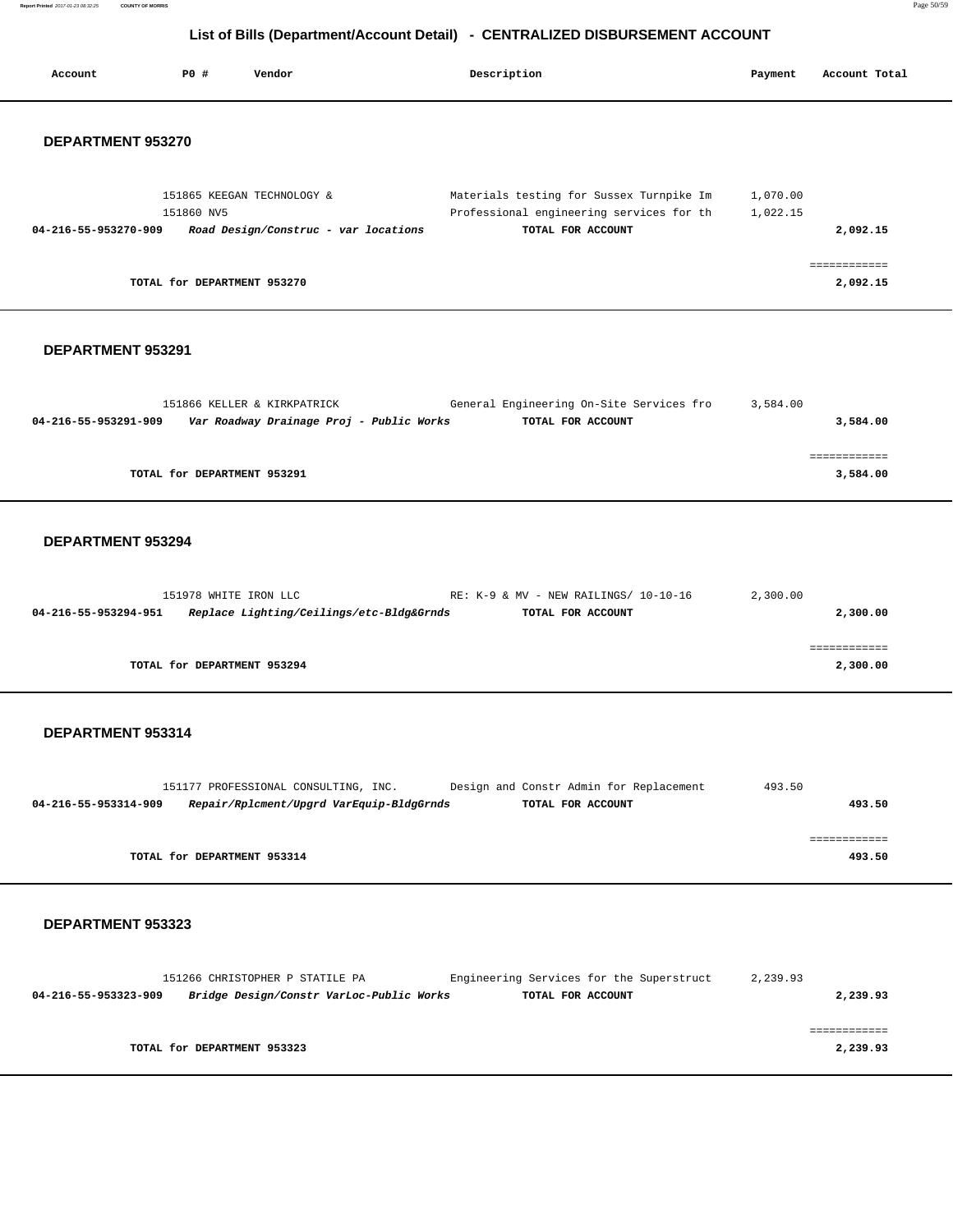## List of Bills (Department/Account Detail) - CENTRALIZED DISBURSEMENT ACCOUNT

| Account | PO # | Vendor | Description | Payment | Account Total |
|---|---|---|---|---|---|

### DEPARTMENT 953270

| Account | PO # | Vendor | Description | Payment | Account Total |
|---|---|---|---|---|---|
| | 151865 | KEEGAN TECHNOLOGY & | Materials testing for Sussex Turnpike Im | 1,070.00 | |
| | 151860 | NV5 | Professional engineering services for th | 1,022.15 | |
| **04-216-55-953270-909** | | ***Road Design/Construc - var locations*** | **TOTAL FOR ACCOUNT** | | **2,092.15** |

**TOTAL for DEPARTMENT 953270** — ============ **2,092.15**

### DEPARTMENT 953291

| Account | PO # | Vendor | Description | Payment | Account Total |
|---|---|---|---|---|---|
| | 151866 | KELLER & KIRKPATRICK | General Engineering On-Site Services fro | 3,584.00 | |
| **04-216-55-953291-909** | | ***Var Roadway Drainage Proj - Public Works*** | **TOTAL FOR ACCOUNT** | | **3,584.00** |

**TOTAL for DEPARTMENT 953291** — ============ **3,584.00**

### DEPARTMENT 953294

| Account | PO # | Vendor | Description | Payment | Account Total |
|---|---|---|---|---|---|
| | 151978 | WHITE IRON LLC | RE: K-9 & MV - NEW RAILINGS/ 10-10-16 | 2,300.00 | |
| **04-216-55-953294-951** | | ***Replace Lighting/Ceilings/etc-Bldg&Grnds*** | **TOTAL FOR ACCOUNT** | | **2,300.00** |

**TOTAL for DEPARTMENT 953294** — ============ **2,300.00**

### DEPARTMENT 953314

| Account | PO # | Vendor | Description | Payment | Account Total |
|---|---|---|---|---|---|
| | 151177 | PROFESSIONAL CONSULTING, INC. | Design and Constr Admin for Replacement | 493.50 | |
| **04-216-55-953314-909** | | ***Repair/Rplcment/Upgrd VarEquip-BldgGrnds*** | **TOTAL FOR ACCOUNT** | | **493.50** |

**TOTAL for DEPARTMENT 953314** — ============ **493.50**

### DEPARTMENT 953323

| Account | PO # | Vendor | Description | Payment | Account Total |
|---|---|---|---|---|---|
| | 151266 | CHRISTOPHER P STATILE PA | Engineering Services for the Superstruct | 2,239.93 | |
| **04-216-55-953323-909** | | ***Bridge Design/Constr VarLoc-Public Works*** | **TOTAL FOR ACCOUNT** | | **2,239.93** |

**TOTAL for DEPARTMENT 953323** — ============ **2,239.93**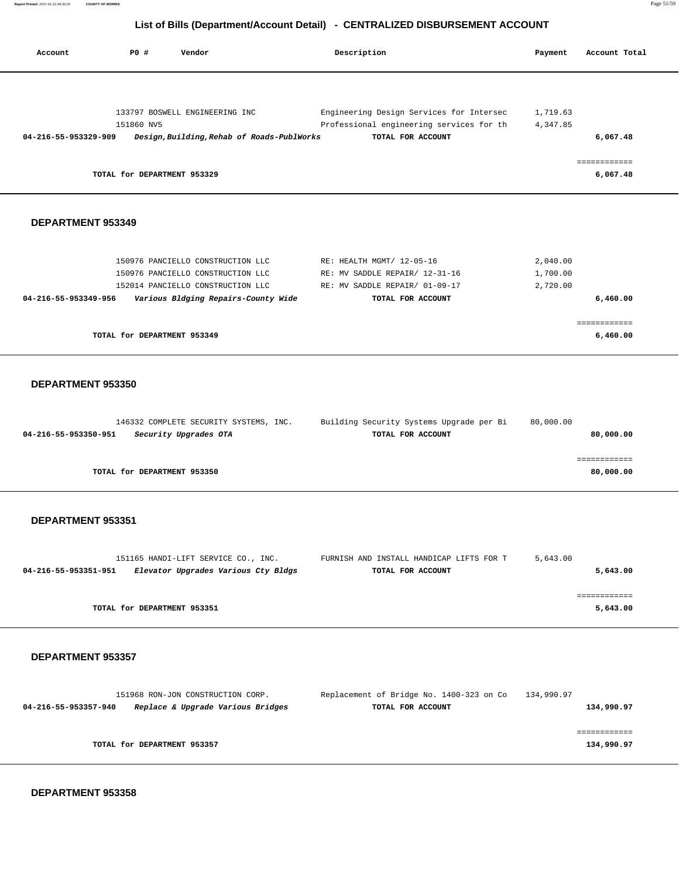## List of Bills (Department/Account Detail) - CENTRALIZED DISBURSEMENT ACCOUNT

| Account | PO # | Vendor | Description | Payment | Account Total |
|---|---|---|---|---|---|
| | 133797 | BOSWELL ENGINEERING INC | Engineering Design Services for Intersec | 1,719.63 | |
| | 151860 | NV5 | Professional engineering services for th | 4,347.85 | |
| **04-216-55-953329-909** | | ***Design,Building,Rehab of Roads-PublWorks*** | **TOTAL FOR ACCOUNT** | | **6,067.48** |
| | | | | | ============ |
| | **TOTAL for DEPARTMENT 953329** | | | | **6,067.48** |

### DEPARTMENT 953349

| Account | PO # | Vendor | Description | Payment | Account Total |
|---|---|---|---|---|---|
| | 150976 | PANCIELLO CONSTRUCTION LLC | RE: HEALTH MGMT/ 12-05-16 | 2,040.00 | |
| | 150976 | PANCIELLO CONSTRUCTION LLC | RE: MV SADDLE REPAIR/ 12-31-16 | 1,700.00 | |
| | 152014 | PANCIELLO CONSTRUCTION LLC | RE: MV SADDLE REPAIR/ 01-09-17 | 2,720.00 | |
| **04-216-55-953349-956** | | ***Various Bldging Repairs-County Wide*** | **TOTAL FOR ACCOUNT** | | **6,460.00** |
| | | | | | ============ |
| | **TOTAL for DEPARTMENT 953349** | | | | **6,460.00** |

### DEPARTMENT 953350

| Account | PO # | Vendor | Description | Payment | Account Total |
|---|---|---|---|---|---|
| | 146332 | COMPLETE SECURITY SYSTEMS, INC. | Building Security Systems Upgrade per Bi | 80,000.00 | |
| **04-216-55-953350-951** | | ***Security Upgrades OTA*** | **TOTAL FOR ACCOUNT** | | **80,000.00** |
| | | | | | ============ |
| | **TOTAL for DEPARTMENT 953350** | | | | **80,000.00** |

### DEPARTMENT 953351

| Account | PO # | Vendor | Description | Payment | Account Total |
|---|---|---|---|---|---|
| | 151165 | HANDI-LIFT SERVICE CO., INC. | FURNISH AND INSTALL HANDICAP LIFTS FOR T | 5,643.00 | |
| **04-216-55-953351-951** | | ***Elevator Upgrades Various Cty Bldgs*** | **TOTAL FOR ACCOUNT** | | **5,643.00** |
| | | | | | ============ |
| | **TOTAL for DEPARTMENT 953351** | | | | **5,643.00** |

### DEPARTMENT 953357

| Account | PO # | Vendor | Description | Payment | Account Total |
|---|---|---|---|---|---|
| | 151968 | RON-JON CONSTRUCTION CORP. | Replacement of Bridge No. 1400-323 on Co | 134,990.97 | |
| **04-216-55-953357-940** | | ***Replace & Upgrade Various Bridges*** | **TOTAL FOR ACCOUNT** | | **134,990.97** |
| | | | | | ============ |
| | **TOTAL for DEPARTMENT 953357** | | | | **134,990.97** |

### DEPARTMENT 953358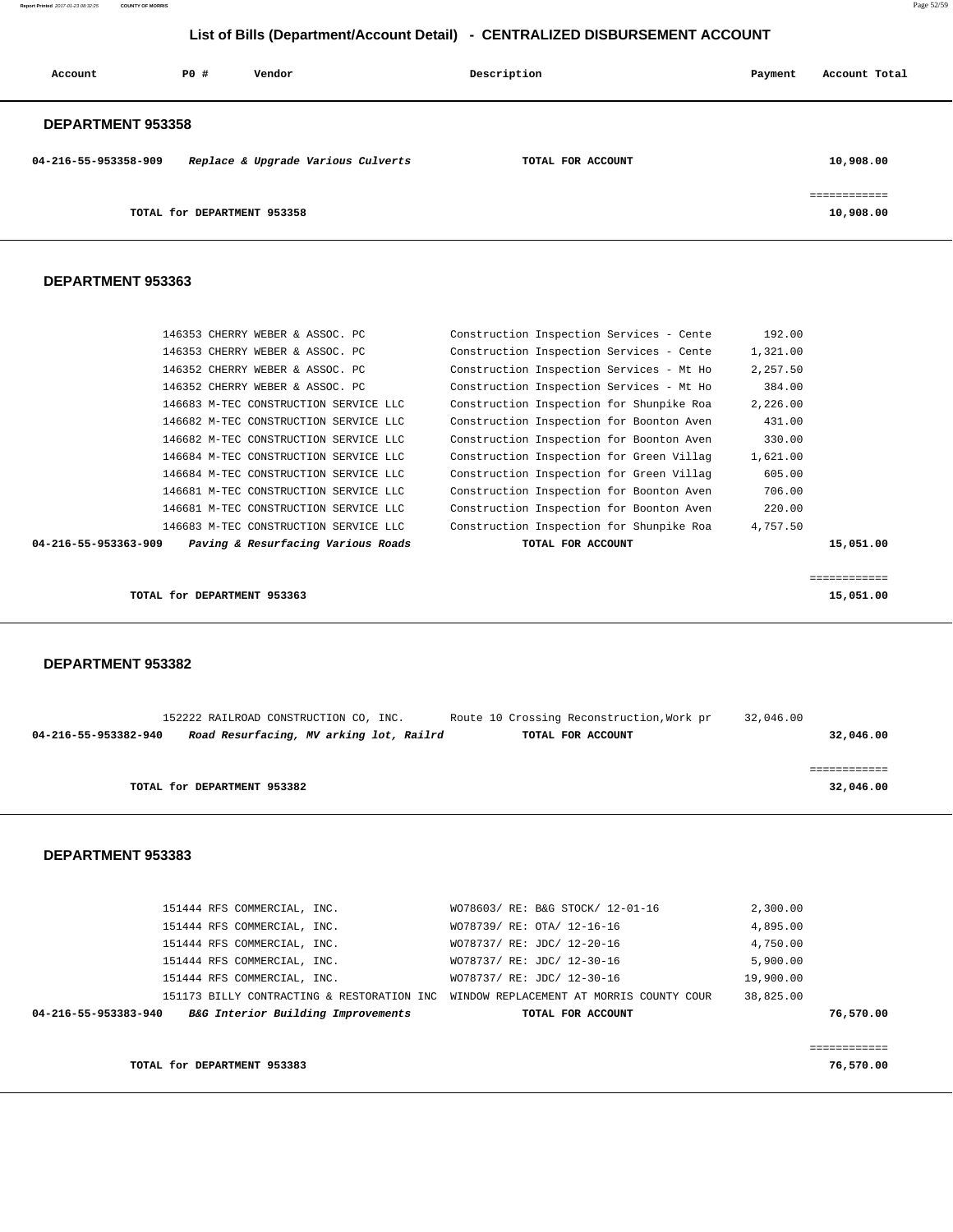## List of Bills (Department/Account Detail) - CENTRALIZED DISBURSEMENT ACCOUNT

| Account | PO # | Vendor | Description | Payment | Account Total |
|---|---|---|---|---|---|

### DEPARTMENT 953358

| Account | PO # | Vendor | Description | Payment | Account Total |
|---|---|---|---|---|---|
| 04-216-55-953358-909 | | *Replace & Upgrade Various Culverts* | TOTAL FOR ACCOUNT | | 10,908.00 |
| | | | | | ============ |
| | | **TOTAL for DEPARTMENT 953358** | | | 10,908.00 |

### DEPARTMENT 953363

| Account | PO # | Vendor | Description | Payment | Account Total |
|---|---|---|---|---|---|
| | 146353 | CHERRY WEBER & ASSOC. PC | Construction Inspection Services - Cente | 192.00 | |
| | 146353 | CHERRY WEBER & ASSOC. PC | Construction Inspection Services - Cente | 1,321.00 | |
| | 146352 | CHERRY WEBER & ASSOC. PC | Construction Inspection Services - Mt Ho | 2,257.50 | |
| | 146352 | CHERRY WEBER & ASSOC. PC | Construction Inspection Services - Mt Ho | 384.00 | |
| | 146683 | M-TEC CONSTRUCTION SERVICE LLC | Construction Inspection for Shunpike Roa | 2,226.00 | |
| | 146682 | M-TEC CONSTRUCTION SERVICE LLC | Construction Inspection for Boonton Aven | 431.00 | |
| | 146682 | M-TEC CONSTRUCTION SERVICE LLC | Construction Inspection for Boonton Aven | 330.00 | |
| | 146684 | M-TEC CONSTRUCTION SERVICE LLC | Construction Inspection for Green Villag | 1,621.00 | |
| | 146684 | M-TEC CONSTRUCTION SERVICE LLC | Construction Inspection for Green Villag | 605.00 | |
| | 146681 | M-TEC CONSTRUCTION SERVICE LLC | Construction Inspection for Boonton Aven | 706.00 | |
| | 146681 | M-TEC CONSTRUCTION SERVICE LLC | Construction Inspection for Boonton Aven | 220.00 | |
| | 146683 | M-TEC CONSTRUCTION SERVICE LLC | Construction Inspection for Shunpike Roa | 4,757.50 | |
| 04-216-55-953363-909 | | *Paving & Resurfacing Various Roads* | TOTAL FOR ACCOUNT | | 15,051.00 |
| | | | | | ============ |
| | | **TOTAL for DEPARTMENT 953363** | | | 15,051.00 |

### DEPARTMENT 953382

| Account | PO # | Vendor | Description | Payment | Account Total |
|---|---|---|---|---|---|
| | 152222 | RAILROAD CONSTRUCTION CO, INC. | Route 10 Crossing Reconstruction,Work pr | 32,046.00 | |
| 04-216-55-953382-940 | | *Road Resurfacing, MV arking lot, Railrd* | TOTAL FOR ACCOUNT | | 32,046.00 |
| | | | | | ============ |
| | | **TOTAL for DEPARTMENT 953382** | | | 32,046.00 |

### DEPARTMENT 953383

| Account | PO # | Vendor | Description | Payment | Account Total |
|---|---|---|---|---|---|
| | 151444 | RFS COMMERCIAL, INC. | WO78603/ RE: B&G STOCK/ 12-01-16 | 2,300.00 | |
| | 151444 | RFS COMMERCIAL, INC. | WO78739/ RE: OTA/ 12-16-16 | 4,895.00 | |
| | 151444 | RFS COMMERCIAL, INC. | WO78737/ RE: JDC/ 12-20-16 | 4,750.00 | |
| | 151444 | RFS COMMERCIAL, INC. | WO78737/ RE: JDC/ 12-30-16 | 5,900.00 | |
| | 151444 | RFS COMMERCIAL, INC. | WO78737/ RE: JDC/ 12-30-16 | 19,900.00 | |
| | 151173 | BILLY CONTRACTING & RESTORATION INC | WINDOW REPLACEMENT AT MORRIS COUNTY COUR | 38,825.00 | |
| 04-216-55-953383-940 | | *B&G Interior Building Improvements* | TOTAL FOR ACCOUNT | | 76,570.00 |
| | | | | | ============ |
| | | **TOTAL for DEPARTMENT 953383** | | | 76,570.00 |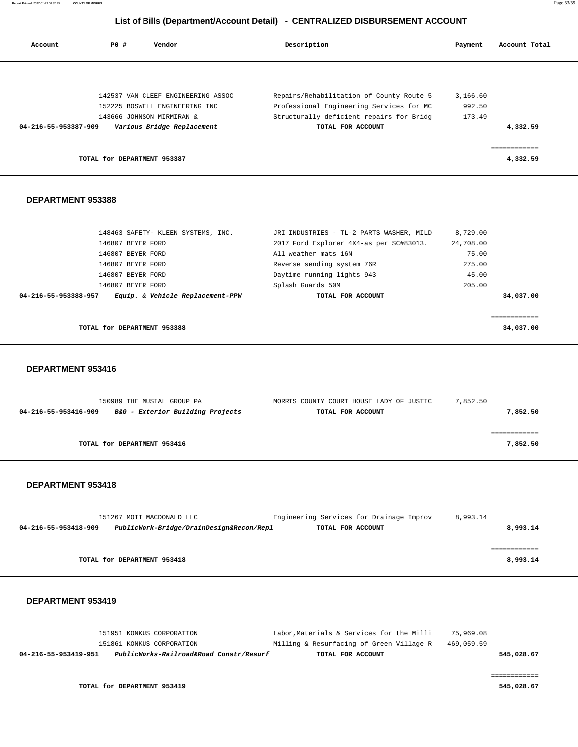## List of Bills (Department/Account Detail) - CENTRALIZED DISBURSEMENT ACCOUNT

| Account | PO # | Vendor | Description | Payment | Account Total |
|---|---|---|---|---|---|
| | 142537 | VAN CLEEF ENGINEERING ASSOC | Repairs/Rehabilitation of County Route 5 | 3,166.60 | |
| | 152225 | BOSWELL ENGINEERING INC | Professional Engineering Services for MC | 992.50 | |
| | 143666 | JOHNSON MIRMIRAN & | Structurally deficient repairs for Bridg | 173.49 | |
| **04-216-55-953387-909** | | ***Various Bridge Replacement*** | **TOTAL FOR ACCOUNT** | | **4,332.59** |
| | | | | | ============ |
| | | **TOTAL for DEPARTMENT 953387** | | | **4,332.59** |

### DEPARTMENT 953388

| Account | PO # | Vendor | Description | Payment | Account Total |
|---|---|---|---|---|---|
| | 148463 | SAFETY- KLEEN SYSTEMS, INC. | JRI INDUSTRIES - TL-2 PARTS WASHER, MILD | 8,729.00 | |
| | 146807 | BEYER FORD | 2017 Ford Explorer 4X4-as per SC#83013. | 24,708.00 | |
| | 146807 | BEYER FORD | All weather mats 16N | 75.00 | |
| | 146807 | BEYER FORD | Reverse sending system 76R | 275.00 | |
| | 146807 | BEYER FORD | Daytime running lights 943 | 45.00 | |
| | 146807 | BEYER FORD | Splash Guards 50M | 205.00 | |
| **04-216-55-953388-957** | | ***Equip. & Vehicle Replacement-PPW*** | **TOTAL FOR ACCOUNT** | | **34,037.00** |
| | | | | | ============ |
| | | **TOTAL for DEPARTMENT 953388** | | | **34,037.00** |

### DEPARTMENT 953416

| Account | PO # | Vendor | Description | Payment | Account Total |
|---|---|---|---|---|---|
| | 150989 | THE MUSIAL GROUP PA | MORRIS COUNTY COURT HOUSE LADY OF JUSTIC | 7,852.50 | |
| **04-216-55-953416-909** | | ***B&G - Exterior Building Projects*** | **TOTAL FOR ACCOUNT** | | **7,852.50** |
| | | | | | ============ |
| | | **TOTAL for DEPARTMENT 953416** | | | **7,852.50** |

### DEPARTMENT 953418

| Account | PO # | Vendor | Description | Payment | Account Total |
|---|---|---|---|---|---|
| | 151267 | MOTT MACDONALD LLC | Engineering Services for Drainage Improv | 8,993.14 | |
| **04-216-55-953418-909** | | ***PublicWork-Bridge/DrainDesign&Recon/Repl*** | **TOTAL FOR ACCOUNT** | | **8,993.14** |
| | | | | | ============ |
| | | **TOTAL for DEPARTMENT 953418** | | | **8,993.14** |

### DEPARTMENT 953419

| Account | PO # | Vendor | Description | Payment | Account Total |
|---|---|---|---|---|---|
| | 151951 | KONKUS CORPORATION | Labor,Materials & Services for the Milli | 75,969.08 | |
| | 151861 | KONKUS CORPORATION | Milling & Resurfacing of Green Village R | 469,059.59 | |
| **04-216-55-953419-951** | | ***PublicWorks-Railroad&Road Constr/Resurf*** | **TOTAL FOR ACCOUNT** | | **545,028.67** |
| | | | | | ============ |
| | | **TOTAL for DEPARTMENT 953419** | | | **545,028.67** |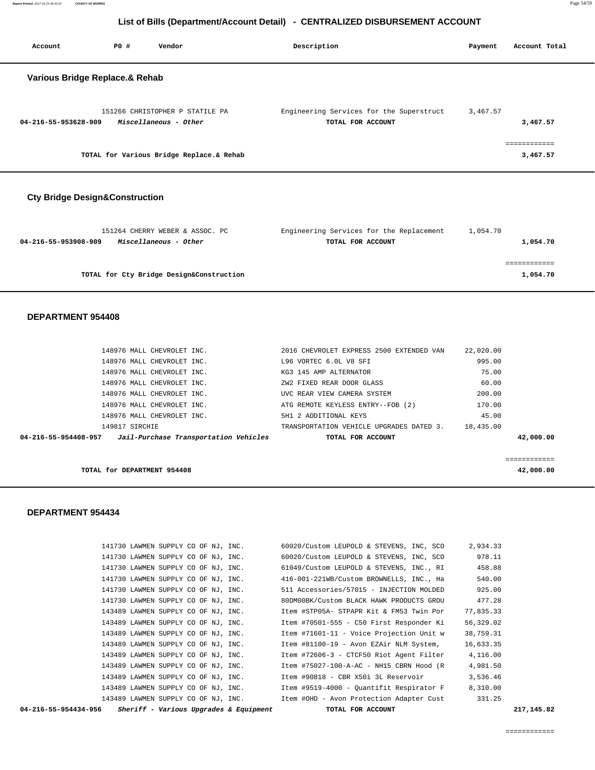## List of Bills (Department/Account Detail) - CENTRALIZED DISBURSEMENT ACCOUNT

| Account | PO # | Vendor | Description | Payment | Account Total |
|---|---|---|---|---|---|

### Various Bridge Replace.& Rehab

| Account | PO # | Vendor | Description | Payment | Account Total |
|---|---|---|---|---|---|
| | 151266 | CHRISTOPHER P STATILE PA | Engineering Services for the Superstruct | 3,467.57 | |
| 04-216-55-953628-909 | | *Miscellaneous - Other* | TOTAL FOR ACCOUNT | | 3,467.57 |
| | | | | | ============ |
| | | TOTAL for Various Bridge Replace.& Rehab | | | 3,467.57 |

### Cty Bridge Design&Construction

| Account | PO # | Vendor | Description | Payment | Account Total |
|---|---|---|---|---|---|
| | 151264 | CHERRY WEBER & ASSOC. PC | Engineering Services for the Replacement | 1,054.70 | |
| 04-216-55-953908-909 | | *Miscellaneous - Other* | TOTAL FOR ACCOUNT | | 1,054.70 |
| | | | | | ============ |
| | | TOTAL for Cty Bridge Design&Construction | | | 1,054.70 |

### DEPARTMENT 954408

| Account | PO # | Vendor | Description | Payment | Account Total |
|---|---|---|---|---|---|
| | 148976 | MALL CHEVROLET INC. | 2016 CHEVROLET EXPRESS 2500 EXTENDED VAN | 22,020.00 | |
| | 148976 | MALL CHEVROLET INC. | L96 VORTEC 6.0L V8 SFI | 995.00 | |
| | 148976 | MALL CHEVROLET INC. | KG3 145 AMP ALTERNATOR | 75.00 | |
| | 148976 | MALL CHEVROLET INC. | ZW2 FIXED REAR DOOR GLASS | 60.00 | |
| | 148976 | MALL CHEVROLET INC. | UVC REAR VIEW CAMERA SYSTEM | 200.00 | |
| | 148976 | MALL CHEVROLET INC. | ATG REMOTE KEYLESS ENTRY--FOB (2) | 170.00 | |
| | 148976 | MALL CHEVROLET INC. | 5H1 2 ADDITIONAL KEYS | 45.00 | |
| | 149817 | SIRCHIE | TRANSPORTATION VEHICLE UPGRADES DATED 3. | 18,435.00 | |
| 04-216-55-954408-957 | | *Jail-Purchase Transportation Vehicles* | TOTAL FOR ACCOUNT | | 42,000.00 |
| | | | | | ============ |
| | | TOTAL for DEPARTMENT 954408 | | | 42,000.00 |

### DEPARTMENT 954434

| Account | PO # | Vendor | Description | Payment | Account Total |
|---|---|---|---|---|---|
| | 141730 | LAWMEN SUPPLY CO OF NJ, INC. | 60020/Custom LEUPOLD & STEVENS, INC, SCO | 2,934.33 | |
| | 141730 | LAWMEN SUPPLY CO OF NJ, INC. | 60020/Custom LEUPOLD & STEVENS, INC, SCO | 978.11 | |
| | 141730 | LAWMEN SUPPLY CO OF NJ, INC. | 61049/Custom LEUPOLD & STEVENS, INC., RI | 458.88 | |
| | 141730 | LAWMEN SUPPLY CO OF NJ, INC. | 416-001-221WB/Custom BROWNELLS, INC., Ha | 540.00 | |
| | 141730 | LAWMEN SUPPLY CO OF NJ, INC. | 511 Accessories/57015 - INJECTION MOLDED | 925.00 | |
| | 141730 | LAWMEN SUPPLY CO OF NJ, INC. | 80DM00BK/Custom BLACK HAWK PRODUCTS GROU | 477.28 | |
| | 143489 | LAWMEN SUPPLY CO OF NJ, INC. | Item #STP05A- STPAPR Kit & FM53 Twin Por | 77,835.33 | |
| | 143489 | LAWMEN SUPPLY CO OF NJ, INC. | Item #70501-555 - C50 First Responder Ki | 56,329.02 | |
| | 143489 | LAWMEN SUPPLY CO OF NJ, INC. | Item #71601-11 - Voice Projection Unit w | 38,759.31 | |
| | 143489 | LAWMEN SUPPLY CO OF NJ, INC. | Item #81100-19 - Avon EZAir NLM System, | 16,633.35 | |
| | 143489 | LAWMEN SUPPLY CO OF NJ, INC. | Item #72606-3 - CTCF50 Riot Agent Filter | 4,116.00 | |
| | 143489 | LAWMEN SUPPLY CO OF NJ, INC. | Item #75027-100-A-AC - NH15 CBRN Hood (R | 4,981.50 | |
| | 143489 | LAWMEN SUPPLY CO OF NJ, INC. | Item #90818 - CBR X50i 3L Reservoir | 3,536.46 | |
| | 143489 | LAWMEN SUPPLY CO OF NJ, INC. | Item #9519-4000 - Quantifit Respirator F | 8,310.00 | |
| | 143489 | LAWMEN SUPPLY CO OF NJ, INC. | Item #OHD - Avon Protection Adapter Cust | 331.25 | |
| 04-216-55-954434-956 | | *Sheriff - Various Upgrades & Equipment* | TOTAL FOR ACCOUNT | | 217,145.82 |
| | | | | | ============ |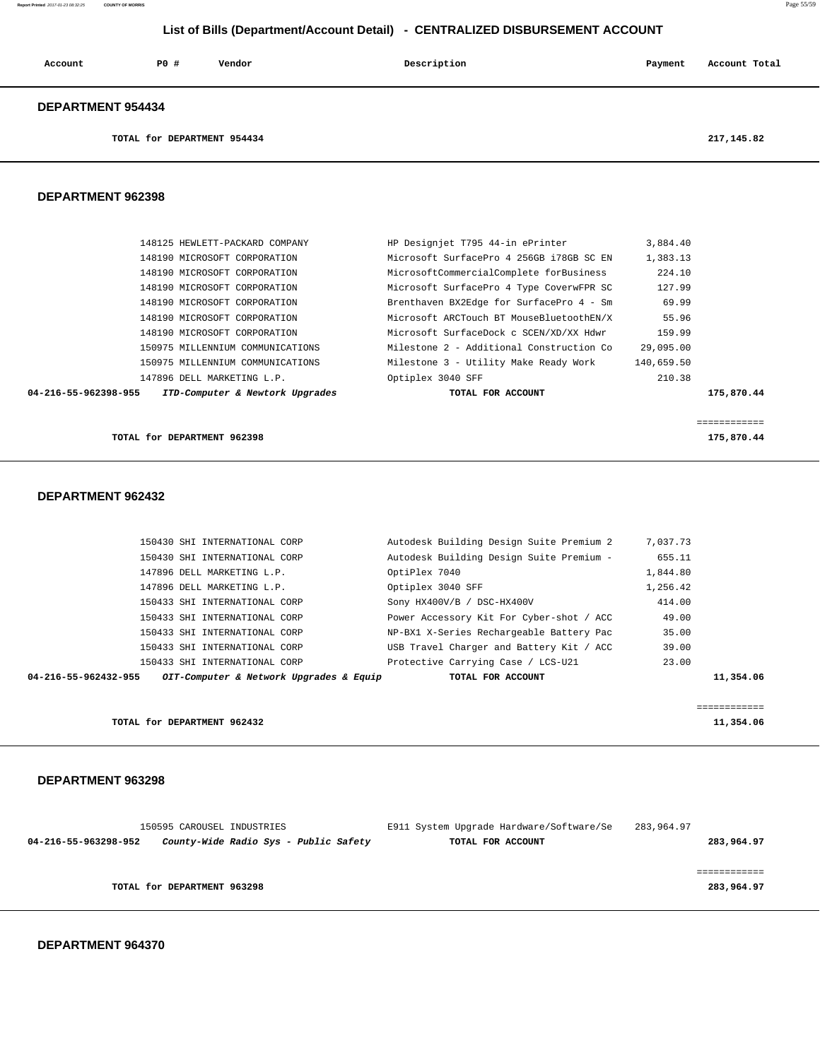## List of Bills (Department/Account Detail) - CENTRALIZED DISBURSEMENT ACCOUNT

| Account | PO # | Vendor | Description | Payment | Account Total |
|---|---|---|---|---|---|

### DEPARTMENT 954434

| | | | | | |
|---|---|---|---|---|---|
| **TOTAL for DEPARTMENT 954434** | | | | | **217,145.82** |

### DEPARTMENT 962398

| Account | PO # | Vendor | Description | Payment | Account Total |
|---|---|---|---|---|---|
| | 148125 | HEWLETT-PACKARD COMPANY | HP Designjet T795 44-in ePrinter | 3,884.40 | |
| | 148190 | MICROSOFT CORPORATION | Microsoft SurfacePro 4 256GB i78GB SC EN | 1,383.13 | |
| | 148190 | MICROSOFT CORPORATION | MicrosoftCommercialComplete forBusiness | 224.10 | |
| | 148190 | MICROSOFT CORPORATION | Microsoft SurfacePro 4 Type CoverwFPR SC | 127.99 | |
| | 148190 | MICROSOFT CORPORATION | Brenthaven BX2Edge for SurfacePro 4 - Sm | 69.99 | |
| | 148190 | MICROSOFT CORPORATION | Microsoft ARCTouch BT MouseBluetoothEN/X | 55.96 | |
| | 148190 | MICROSOFT CORPORATION | Microsoft SurfaceDock c SCEN/XD/XX Hdwr | 159.99 | |
| | 150975 | MILLENNIUM COMMUNICATIONS | Milestone 2 - Additional Construction Co | 29,095.00 | |
| | 150975 | MILLENNIUM COMMUNICATIONS | Milestone 3 - Utility Make Ready Work | 140,659.50 | |
| | 147896 | DELL MARKETING L.P. | Optiplex 3040 SFF | 210.38 | |
| **04-216-55-962398-955** | | ***ITD-Computer & Newtork Upgrades*** | **TOTAL FOR ACCOUNT** | | **175,870.44** |
| | | | | | ============ |
| **TOTAL for DEPARTMENT 962398** | | | | | **175,870.44** |

### DEPARTMENT 962432

| Account | PO # | Vendor | Description | Payment | Account Total |
|---|---|---|---|---|---|
| | 150430 | SHI INTERNATIONAL CORP | Autodesk Building Design Suite Premium 2 | 7,037.73 | |
| | 150430 | SHI INTERNATIONAL CORP | Autodesk Building Design Suite Premium - | 655.11 | |
| | 147896 | DELL MARKETING L.P. | OptiPlex 7040 | 1,844.80 | |
| | 147896 | DELL MARKETING L.P. | Optiplex 3040 SFF | 1,256.42 | |
| | 150433 | SHI INTERNATIONAL CORP | Sony HX400V/B / DSC-HX400V | 414.00 | |
| | 150433 | SHI INTERNATIONAL CORP | Power Accessory Kit For Cyber-shot / ACC | 49.00 | |
| | 150433 | SHI INTERNATIONAL CORP | NP-BX1 X-Series Rechargeable Battery Pac | 35.00 | |
| | 150433 | SHI INTERNATIONAL CORP | USB Travel Charger and Battery Kit / ACC | 39.00 | |
| | 150433 | SHI INTERNATIONAL CORP | Protective Carrying Case / LCS-U21 | 23.00 | |
| **04-216-55-962432-955** | | ***OIT-Computer & Network Upgrades & Equip*** | **TOTAL FOR ACCOUNT** | | **11,354.06** |
| | | | | | ============ |
| **TOTAL for DEPARTMENT 962432** | | | | | **11,354.06** |

### DEPARTMENT 963298

| Account | PO # | Vendor | Description | Payment | Account Total |
|---|---|---|---|---|---|
| | 150595 | CAROUSEL INDUSTRIES | E911 System Upgrade Hardware/Software/Se | 283,964.97 | |
| **04-216-55-963298-952** | | ***County-Wide Radio Sys - Public Safety*** | **TOTAL FOR ACCOUNT** | | **283,964.97** |
| | | | | | ============ |
| **TOTAL for DEPARTMENT 963298** | | | | | **283,964.97** |

### DEPARTMENT 964370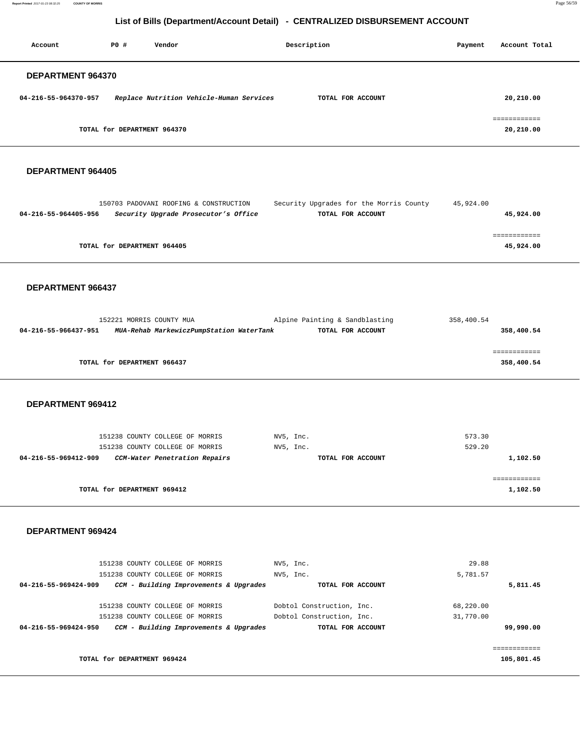## List of Bills (Department/Account Detail) - CENTRALIZED DISBURSEMENT ACCOUNT

| Account | PO # | Vendor | Description | Payment | Account Total |
|---|---|---|---|---|---|

### DEPARTMENT 964370

| Account | PO # | Vendor | Description | Payment | Account Total |
|---|---|---|---|---|---|
| **04-216-55-964370-957** | | ***Replace Nutrition Vehicle-Human Services*** | **TOTAL FOR ACCOUNT** | | **20,210.00** |
| | | | | | ============ |
| | **TOTAL for DEPARTMENT 964370** | | | | **20,210.00** |

### DEPARTMENT 964405

| Account | PO # | Vendor | Description | Payment | Account Total |
|---|---|---|---|---|---|
| | 150703 | PADOVANI ROOFING & CONSTRUCTION | Security Upgrades for the Morris County | 45,924.00 | |
| **04-216-55-964405-956** | | ***Security Upgrade Prosecutor's Office*** | **TOTAL FOR ACCOUNT** | | **45,924.00** |
| | | | | | ============ |
| | **TOTAL for DEPARTMENT 964405** | | | | **45,924.00** |

### DEPARTMENT 966437

| Account | PO # | Vendor | Description | Payment | Account Total |
|---|---|---|---|---|---|
| | 152221 | MORRIS COUNTY MUA | Alpine Painting & Sandblasting | 358,400.54 | |
| **04-216-55-966437-951** | | ***MUA-Rehab MarkewiczPumpStation WaterTank*** | **TOTAL FOR ACCOUNT** | | **358,400.54** |
| | | | | | ============ |
| | **TOTAL for DEPARTMENT 966437** | | | | **358,400.54** |

### DEPARTMENT 969412

| Account | PO # | Vendor | Description | Payment | Account Total |
|---|---|---|---|---|---|
| | 151238 | COUNTY COLLEGE OF MORRIS | NV5, Inc. | 573.30 | |
| | 151238 | COUNTY COLLEGE OF MORRIS | NV5, Inc. | 529.20 | |
| **04-216-55-969412-909** | | ***CCM-Water Penetration Repairs*** | **TOTAL FOR ACCOUNT** | | **1,102.50** |
| | | | | | ============ |
| | **TOTAL for DEPARTMENT 969412** | | | | **1,102.50** |

### DEPARTMENT 969424

| Account | PO # | Vendor | Description | Payment | Account Total |
|---|---|---|---|---|---|
| | 151238 | COUNTY COLLEGE OF MORRIS | NV5, Inc. | 29.88 | |
| | 151238 | COUNTY COLLEGE OF MORRIS | NV5, Inc. | 5,781.57 | |
| **04-216-55-969424-909** | | ***CCM - Building Improvements & Upgrades*** | **TOTAL FOR ACCOUNT** | | **5,811.45** |
| | 151238 | COUNTY COLLEGE OF MORRIS | Dobtol Construction, Inc. | 68,220.00 | |
| | 151238 | COUNTY COLLEGE OF MORRIS | Dobtol Construction, Inc. | 31,770.00 | |
| **04-216-55-969424-950** | | ***CCM - Building Improvements & Upgrades*** | **TOTAL FOR ACCOUNT** | | **99,990.00** |
| | | | | | ============ |
| | **TOTAL for DEPARTMENT 969424** | | | | **105,801.45** |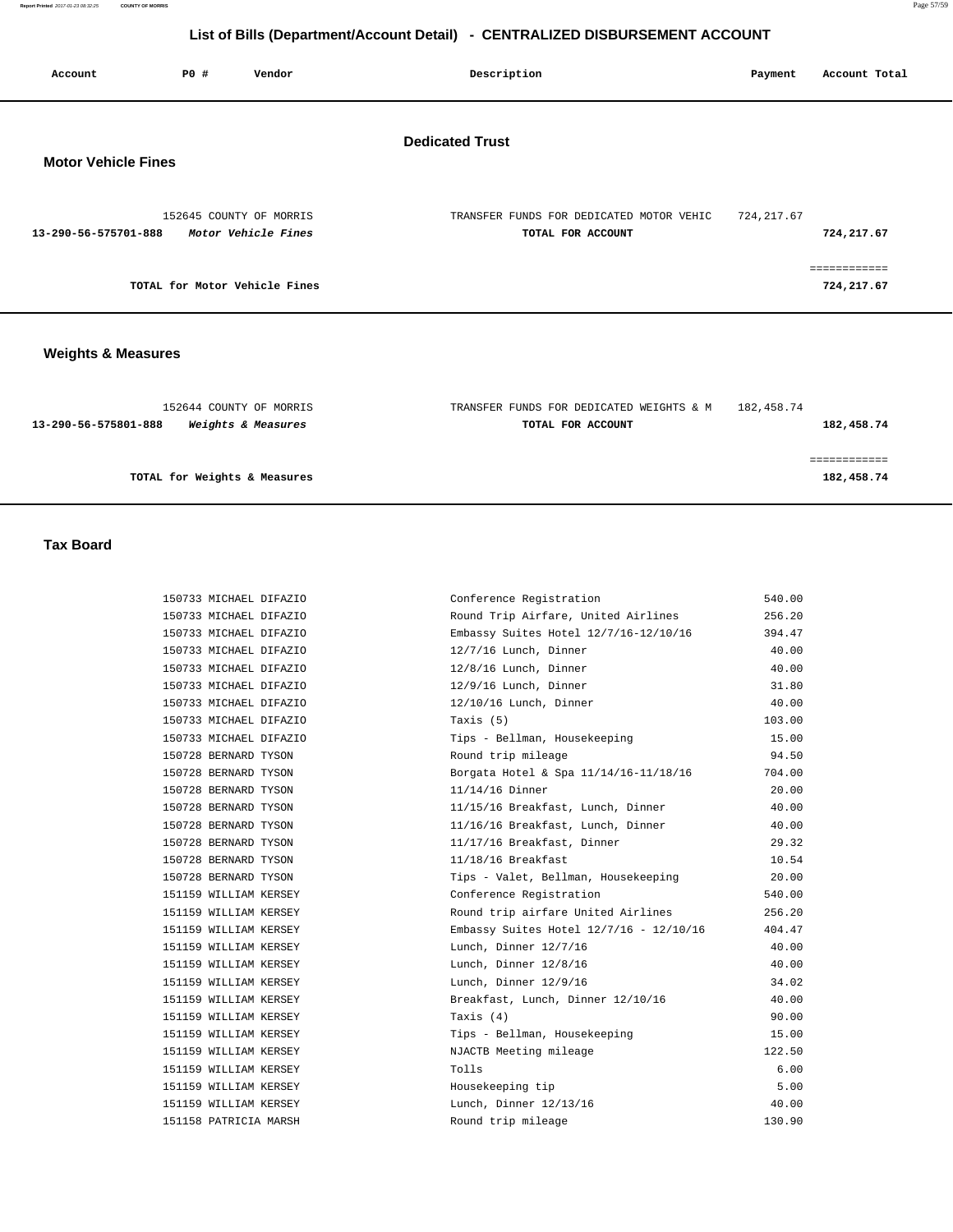# List of Bills (Department/Account Detail) - CENTRALIZED DISBURSEMENT ACCOUNT

| Account | PO # | Vendor | Description | Payment | Account Total |
|---|---|---|---|---|---|

## Dedicated Trust

### Motor Vehicle Fines

| Account | PO # | Vendor | Description | Payment | Account Total |
|---|---|---|---|---|---|
| | 152645 | COUNTY OF MORRIS | TRANSFER FUNDS FOR DEDICATED MOTOR VEHIC | 724,217.67 | |
| **13-290-56-575701-888** | | *Motor Vehicle Fines* | **TOTAL FOR ACCOUNT** | | **724,217.67** |
| | | | | | ============ |
| | | **TOTAL for Motor Vehicle Fines** | | | **724,217.67** |

### Weights & Measures

| Account | PO # | Vendor | Description | Payment | Account Total |
|---|---|---|---|---|---|
| | 152644 | COUNTY OF MORRIS | TRANSFER FUNDS FOR DEDICATED WEIGHTS & M | 182,458.74 | |
| **13-290-56-575801-888** | | *Weights & Measures* | **TOTAL FOR ACCOUNT** | | **182,458.74** |
| | | | | | ============ |
| | | **TOTAL for Weights & Measures** | | | **182,458.74** |

### Tax Board

| Account | PO # | Vendor | Description | Payment | Account Total |
|---|---|---|---|---|---|
| | 150733 | MICHAEL DIFAZIO | Conference Registration | 540.00 | |
| | 150733 | MICHAEL DIFAZIO | Round Trip Airfare, United Airlines | 256.20 | |
| | 150733 | MICHAEL DIFAZIO | Embassy Suites Hotel 12/7/16-12/10/16 | 394.47 | |
| | 150733 | MICHAEL DIFAZIO | 12/7/16 Lunch, Dinner | 40.00 | |
| | 150733 | MICHAEL DIFAZIO | 12/8/16 Lunch, Dinner | 40.00 | |
| | 150733 | MICHAEL DIFAZIO | 12/9/16 Lunch, Dinner | 31.80 | |
| | 150733 | MICHAEL DIFAZIO | 12/10/16 Lunch, Dinner | 40.00 | |
| | 150733 | MICHAEL DIFAZIO | Taxis (5) | 103.00 | |
| | 150733 | MICHAEL DIFAZIO | Tips - Bellman, Housekeeping | 15.00 | |
| | 150728 | BERNARD TYSON | Round trip mileage | 94.50 | |
| | 150728 | BERNARD TYSON | Borgata Hotel & Spa 11/14/16-11/18/16 | 704.00 | |
| | 150728 | BERNARD TYSON | 11/14/16 Dinner | 20.00 | |
| | 150728 | BERNARD TYSON | 11/15/16 Breakfast, Lunch, Dinner | 40.00 | |
| | 150728 | BERNARD TYSON | 11/16/16 Breakfast, Lunch, Dinner | 40.00 | |
| | 150728 | BERNARD TYSON | 11/17/16 Breakfast, Dinner | 29.32 | |
| | 150728 | BERNARD TYSON | 11/18/16 Breakfast | 10.54 | |
| | 150728 | BERNARD TYSON | Tips - Valet, Bellman, Housekeeping | 20.00 | |
| | 151159 | WILLIAM KERSEY | Conference Registration | 540.00 | |
| | 151159 | WILLIAM KERSEY | Round trip airfare United Airlines | 256.20 | |
| | 151159 | WILLIAM KERSEY | Embassy Suites Hotel 12/7/16 - 12/10/16 | 404.47 | |
| | 151159 | WILLIAM KERSEY | Lunch, Dinner 12/7/16 | 40.00 | |
| | 151159 | WILLIAM KERSEY | Lunch, Dinner 12/8/16 | 40.00 | |
| | 151159 | WILLIAM KERSEY | Lunch, Dinner 12/9/16 | 34.02 | |
| | 151159 | WILLIAM KERSEY | Breakfast, Lunch, Dinner 12/10/16 | 40.00 | |
| | 151159 | WILLIAM KERSEY | Taxis (4) | 90.00 | |
| | 151159 | WILLIAM KERSEY | Tips - Bellman, Housekeeping | 15.00 | |
| | 151159 | WILLIAM KERSEY | NJACTB Meeting mileage | 122.50 | |
| | 151159 | WILLIAM KERSEY | Tolls | 6.00 | |
| | 151159 | WILLIAM KERSEY | Housekeeping tip | 5.00 | |
| | 151159 | WILLIAM KERSEY | Lunch, Dinner 12/13/16 | 40.00 | |
| | 151158 | PATRICIA MARSH | Round trip mileage | 130.90 | |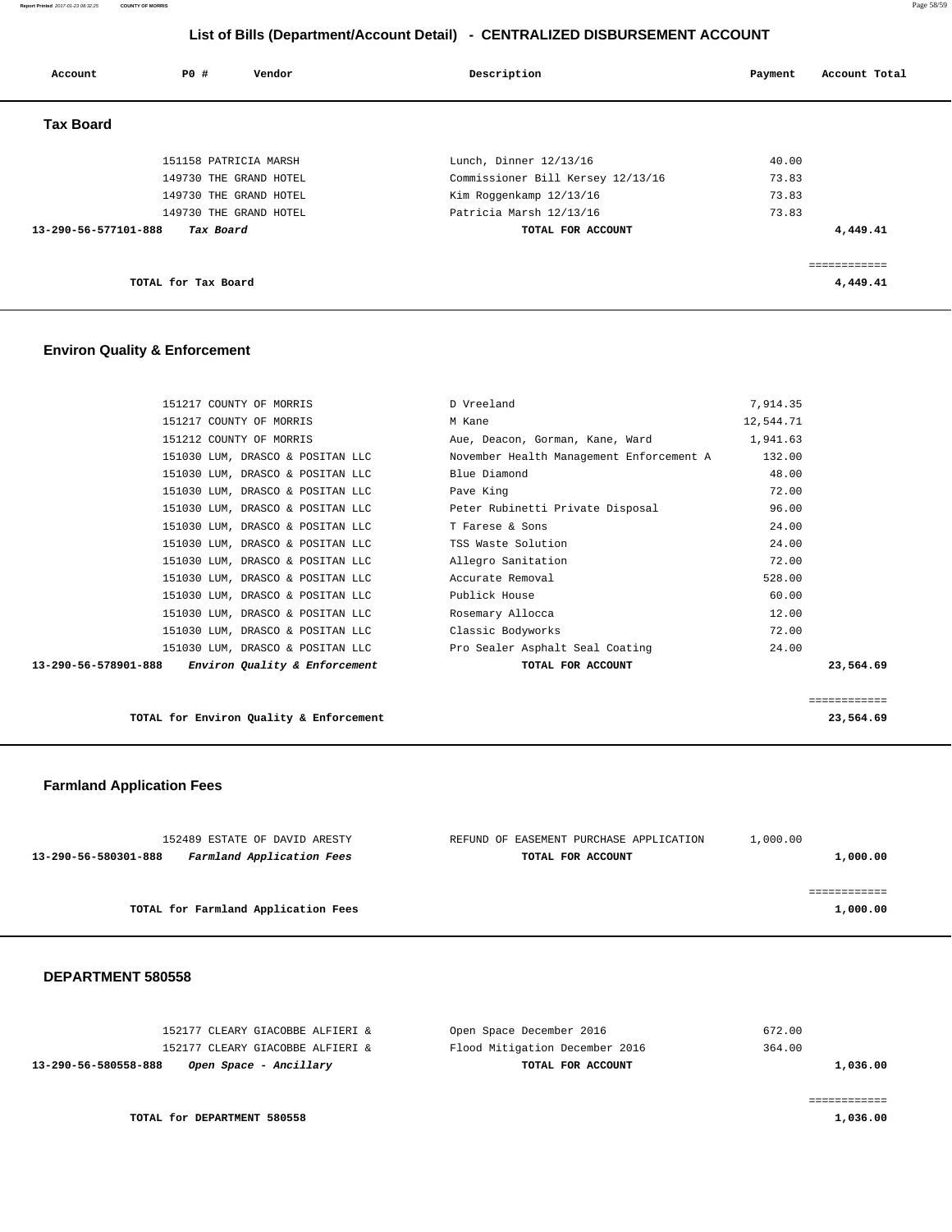## List of Bills (Department/Account Detail) - CENTRALIZED DISBURSEMENT ACCOUNT

| Account | PO # | Vendor | Description | Payment | Account Total |
|---|---|---|---|---|---|

### Tax Board

| Account | PO # | Vendor | Description | Payment | Account Total |
|---|---|---|---|---|---|
| | 151158 | PATRICIA MARSH | Lunch, Dinner 12/13/16 | 40.00 | |
| | 149730 | THE GRAND HOTEL | Commissioner Bill Kersey 12/13/16 | 73.83 | |
| | 149730 | THE GRAND HOTEL | Kim Roggenkamp 12/13/16 | 73.83 | |
| | 149730 | THE GRAND HOTEL | Patricia Marsh 12/13/16 | 73.83 | |
| **13-290-56-577101-888** | | ***Tax Board*** | **TOTAL FOR ACCOUNT** | | **4,449.41** |
| | | | | | ============ |
| | | **TOTAL for Tax Board** | | | **4,449.41** |

### Environ Quality & Enforcement

| Account | PO # | Vendor | Description | Payment | Account Total |
|---|---|---|---|---|---|
| | 151217 | COUNTY OF MORRIS | D Vreeland | 7,914.35 | |
| | 151217 | COUNTY OF MORRIS | M Kane | 12,544.71 | |
| | 151212 | COUNTY OF MORRIS | Aue, Deacon, Gorman, Kane, Ward | 1,941.63 | |
| | 151030 | LUM, DRASCO & POSITAN LLC | November Health Management Enforcement A | 132.00 | |
| | 151030 | LUM, DRASCO & POSITAN LLC | Blue Diamond | 48.00 | |
| | 151030 | LUM, DRASCO & POSITAN LLC | Pave King | 72.00 | |
| | 151030 | LUM, DRASCO & POSITAN LLC | Peter Rubinetti Private Disposal | 96.00 | |
| | 151030 | LUM, DRASCO & POSITAN LLC | T Farese & Sons | 24.00 | |
| | 151030 | LUM, DRASCO & POSITAN LLC | TSS Waste Solution | 24.00 | |
| | 151030 | LUM, DRASCO & POSITAN LLC | Allegro Sanitation | 72.00 | |
| | 151030 | LUM, DRASCO & POSITAN LLC | Accurate Removal | 528.00 | |
| | 151030 | LUM, DRASCO & POSITAN LLC | Publick House | 60.00 | |
| | 151030 | LUM, DRASCO & POSITAN LLC | Rosemary Allocca | 12.00 | |
| | 151030 | LUM, DRASCO & POSITAN LLC | Classic Bodyworks | 72.00 | |
| | 151030 | LUM, DRASCO & POSITAN LLC | Pro Sealer Asphalt Seal Coating | 24.00 | |
| **13-290-56-578901-888** | | ***Environ Quality & Enforcement*** | **TOTAL FOR ACCOUNT** | | **23,564.69** |
| | | | | | ============ |
| | | **TOTAL for Environ Quality & Enforcement** | | | **23,564.69** |

### Farmland Application Fees

| Account | PO # | Vendor | Description | Payment | Account Total |
|---|---|---|---|---|---|
| | 152489 | ESTATE OF DAVID ARESTY | REFUND OF EASEMENT PURCHASE APPLICATION | 1,000.00 | |
| **13-290-56-580301-888** | | ***Farmland Application Fees*** | **TOTAL FOR ACCOUNT** | | **1,000.00** |
| | | | | | ============ |
| | | **TOTAL for Farmland Application Fees** | | | **1,000.00** |

### DEPARTMENT 580558

| Account | PO # | Vendor | Description | Payment | Account Total |
|---|---|---|---|---|---|
| | 152177 | CLEARY GIACOBBE ALFIERI & | Open Space December 2016 | 672.00 | |
| | 152177 | CLEARY GIACOBBE ALFIERI & | Flood Mitigation December 2016 | 364.00 | |
| **13-290-56-580558-888** | | ***Open Space - Ancillary*** | **TOTAL FOR ACCOUNT** | | **1,036.00** |
| | | | | | ============ |
| | | **TOTAL for DEPARTMENT 580558** | | | **1,036.00** |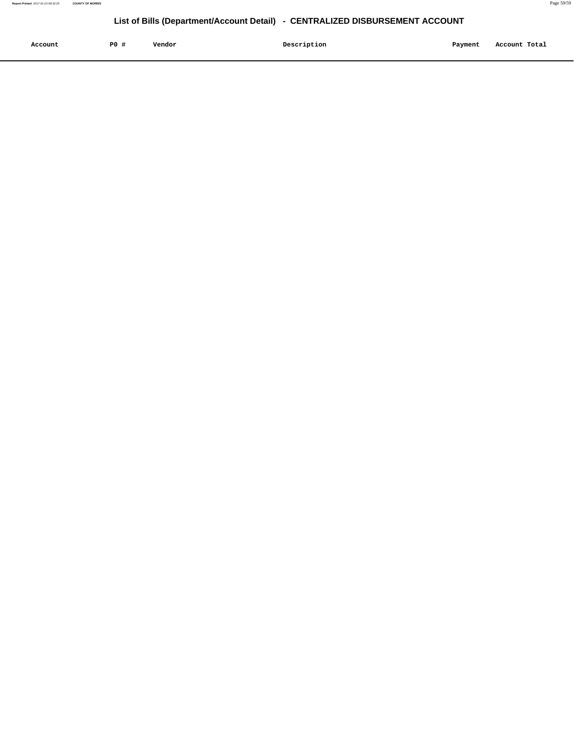# List of Bills (Department/Account Detail) - CENTRALIZED DISBURSEMENT ACCOUNT

| Account | PO # | Vendor | Description | Payment | Account Total |
|---|---|---|---|---|---|